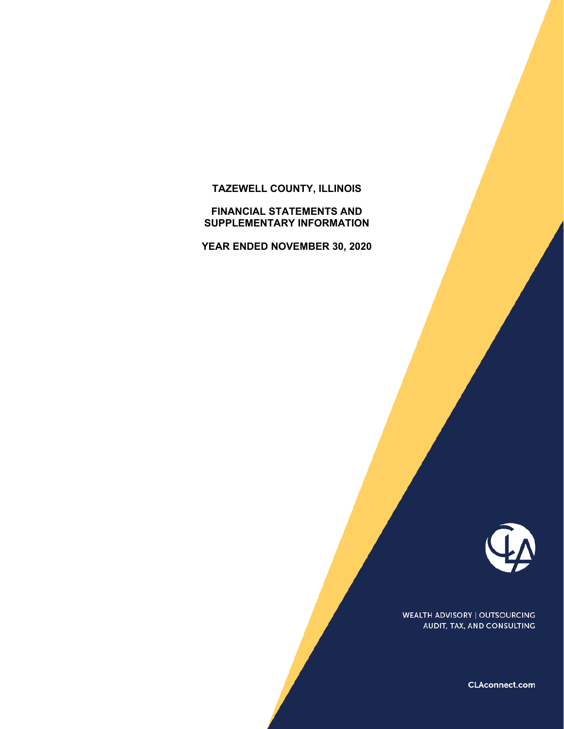# TAZEWELL COUNTY, ILLINOIS

## FINANCIAL STATEMENTS AND SUPPLEMENTARY INFORMATION

## YEAR ENDED NOVEMBER 30, 2020

WEALTH ADVISORY | OUTSOURCING
AUDIT, TAX, AND CONSULTING

CLAconnect.com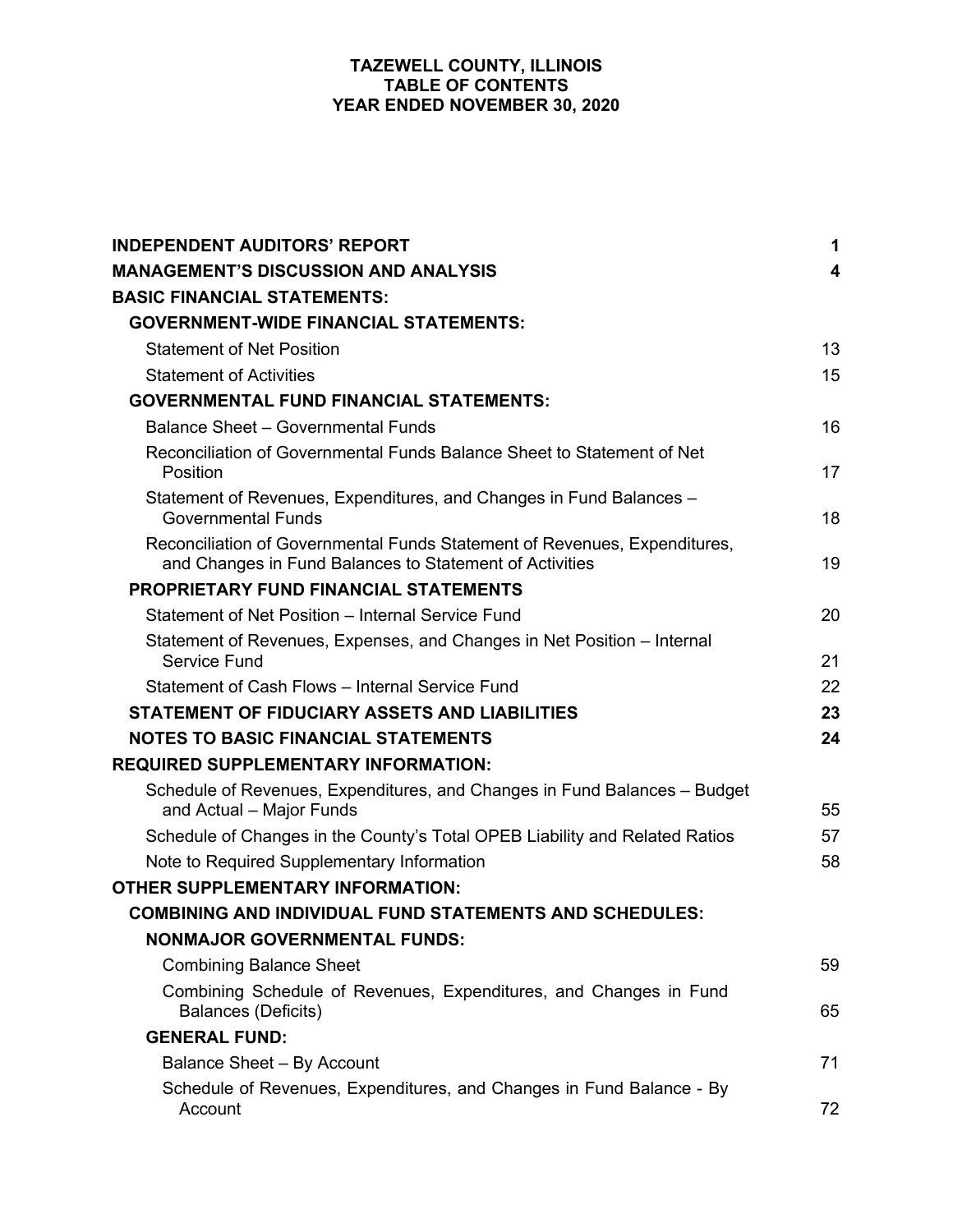# TAZEWELL COUNTY, ILLINOIS
## TABLE OF CONTENTS
## YEAR ENDED NOVEMBER 30, 2020

| | |
|---|---|
| **INDEPENDENT AUDITORS' REPORT** | **1** |
| **MANAGEMENT'S DISCUSSION AND ANALYSIS** | **4** |
| **BASIC FINANCIAL STATEMENTS:** | |
| **GOVERNMENT-WIDE FINANCIAL STATEMENTS:** | |
| Statement of Net Position | 13 |
| Statement of Activities | 15 |
| **GOVERNMENTAL FUND FINANCIAL STATEMENTS:** | |
| Balance Sheet – Governmental Funds | 16 |
| Reconciliation of Governmental Funds Balance Sheet to Statement of Net Position | 17 |
| Statement of Revenues, Expenditures, and Changes in Fund Balances – Governmental Funds | 18 |
| Reconciliation of Governmental Funds Statement of Revenues, Expenditures, and Changes in Fund Balances to Statement of Activities | 19 |
| **PROPRIETARY FUND FINANCIAL STATEMENTS** | |
| Statement of Net Position – Internal Service Fund | 20 |
| Statement of Revenues, Expenses, and Changes in Net Position – Internal Service Fund | 21 |
| Statement of Cash Flows – Internal Service Fund | 22 |
| **STATEMENT OF FIDUCIARY ASSETS AND LIABILITIES** | **23** |
| **NOTES TO BASIC FINANCIAL STATEMENTS** | **24** |
| **REQUIRED SUPPLEMENTARY INFORMATION:** | |
| Schedule of Revenues, Expenditures, and Changes in Fund Balances – Budget and Actual – Major Funds | 55 |
| Schedule of Changes in the County's Total OPEB Liability and Related Ratios | 57 |
| Note to Required Supplementary Information | 58 |
| **OTHER SUPPLEMENTARY INFORMATION:** | |
| **COMBINING AND INDIVIDUAL FUND STATEMENTS AND SCHEDULES:** | |
| **NONMAJOR GOVERNMENTAL FUNDS:** | |
| Combining Balance Sheet | 59 |
| Combining Schedule of Revenues, Expenditures, and Changes in Fund Balances (Deficits) | 65 |
| **GENERAL FUND:** | |
| Balance Sheet – By Account | 71 |
| Schedule of Revenues, Expenditures, and Changes in Fund Balance - By Account | 72 |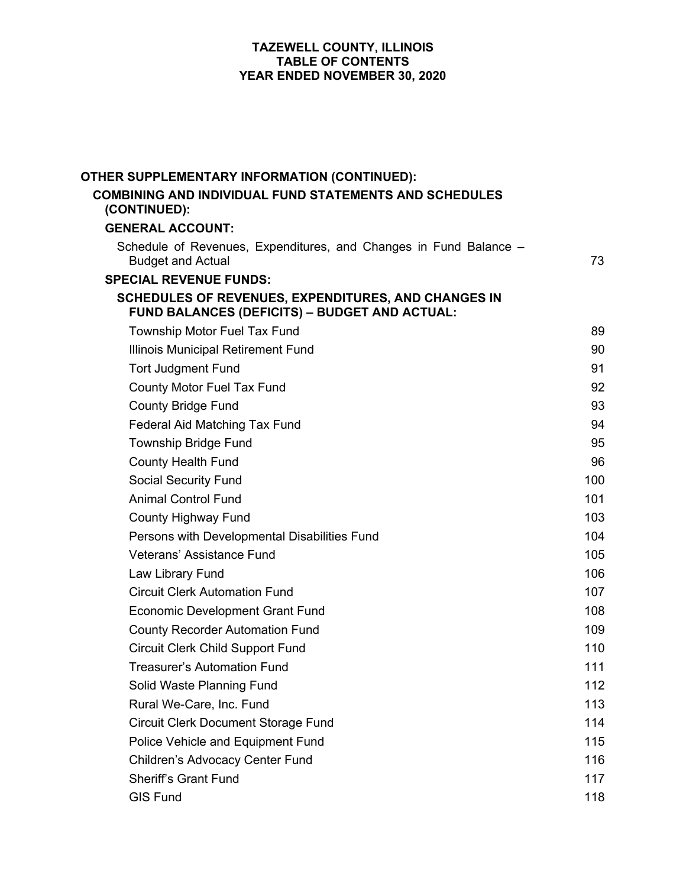# TAZEWELL COUNTY, ILLINOIS
## TABLE OF CONTENTS
## YEAR ENDED NOVEMBER 30, 2020

**OTHER SUPPLEMENTARY INFORMATION (CONTINUED):**

**COMBINING AND INDIVIDUAL FUND STATEMENTS AND SCHEDULES (CONTINUED):**

**GENERAL ACCOUNT:**

| | |
|---|---|
| Schedule of Revenues, Expenditures, and Changes in Fund Balance – Budget and Actual | 73 |

**SPECIAL REVENUE FUNDS:**

**SCHEDULES OF REVENUES, EXPENDITURES, AND CHANGES IN FUND BALANCES (DEFICITS) – BUDGET AND ACTUAL:**

| | |
|---|---|
| Township Motor Fuel Tax Fund | 89 |
| Illinois Municipal Retirement Fund | 90 |
| Tort Judgment Fund | 91 |
| County Motor Fuel Tax Fund | 92 |
| County Bridge Fund | 93 |
| Federal Aid Matching Tax Fund | 94 |
| Township Bridge Fund | 95 |
| County Health Fund | 96 |
| Social Security Fund | 100 |
| Animal Control Fund | 101 |
| County Highway Fund | 103 |
| Persons with Developmental Disabilities Fund | 104 |
| Veterans' Assistance Fund | 105 |
| Law Library Fund | 106 |
| Circuit Clerk Automation Fund | 107 |
| Economic Development Grant Fund | 108 |
| County Recorder Automation Fund | 109 |
| Circuit Clerk Child Support Fund | 110 |
| Treasurer's Automation Fund | 111 |
| Solid Waste Planning Fund | 112 |
| Rural We-Care, Inc. Fund | 113 |
| Circuit Clerk Document Storage Fund | 114 |
| Police Vehicle and Equipment Fund | 115 |
| Children's Advocacy Center Fund | 116 |
| Sheriff's Grant Fund | 117 |
| GIS Fund | 118 |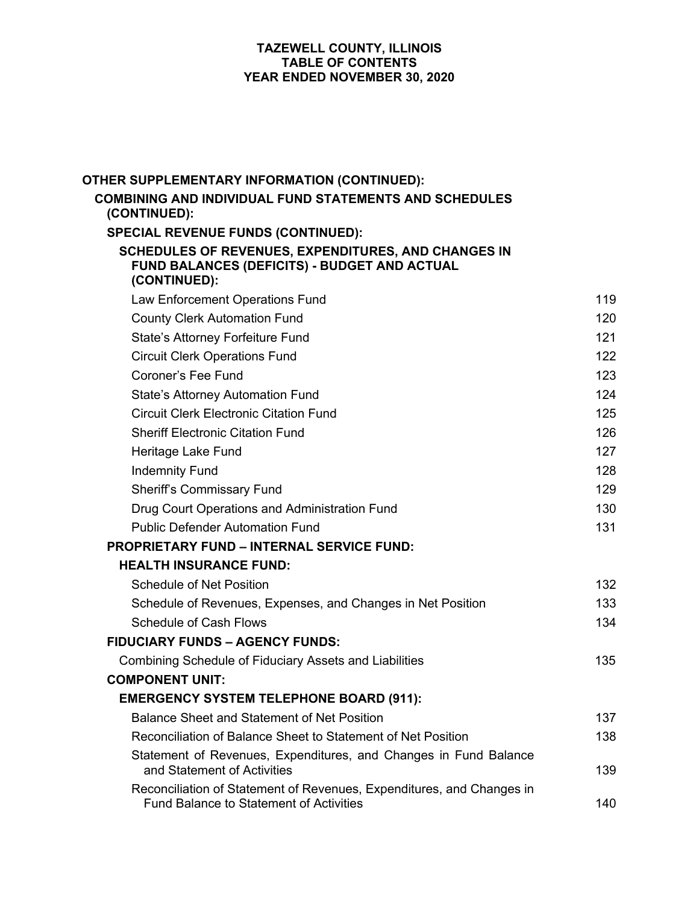**TAZEWELL COUNTY, ILLINOIS**
**TABLE OF CONTENTS**
**YEAR ENDED NOVEMBER 30, 2020**

| | |
|---|---|
| **OTHER SUPPLEMENTARY INFORMATION (CONTINUED):** | |
| **COMBINING AND INDIVIDUAL FUND STATEMENTS AND SCHEDULES (CONTINUED):** | |
| **SPECIAL REVENUE FUNDS (CONTINUED):** | |
| **SCHEDULES OF REVENUES, EXPENDITURES, AND CHANGES IN FUND BALANCES (DEFICITS) - BUDGET AND ACTUAL (CONTINUED):** | |
| Law Enforcement Operations Fund | 119 |
| County Clerk Automation Fund | 120 |
| State's Attorney Forfeiture Fund | 121 |
| Circuit Clerk Operations Fund | 122 |
| Coroner's Fee Fund | 123 |
| State's Attorney Automation Fund | 124 |
| Circuit Clerk Electronic Citation Fund | 125 |
| Sheriff Electronic Citation Fund | 126 |
| Heritage Lake Fund | 127 |
| Indemnity Fund | 128 |
| Sheriff's Commissary Fund | 129 |
| Drug Court Operations and Administration Fund | 130 |
| Public Defender Automation Fund | 131 |
| **PROPRIETARY FUND – INTERNAL SERVICE FUND:** | |
| **HEALTH INSURANCE FUND:** | |
| Schedule of Net Position | 132 |
| Schedule of Revenues, Expenses, and Changes in Net Position | 133 |
| Schedule of Cash Flows | 134 |
| **FIDUCIARY FUNDS – AGENCY FUNDS:** | |
| Combining Schedule of Fiduciary Assets and Liabilities | 135 |
| **COMPONENT UNIT:** | |
| **EMERGENCY SYSTEM TELEPHONE BOARD (911):** | |
| Balance Sheet and Statement of Net Position | 137 |
| Reconciliation of Balance Sheet to Statement of Net Position | 138 |
| Statement of Revenues, Expenditures, and Changes in Fund Balance and Statement of Activities | 139 |
| Reconciliation of Statement of Revenues, Expenditures, and Changes in Fund Balance to Statement of Activities | 140 |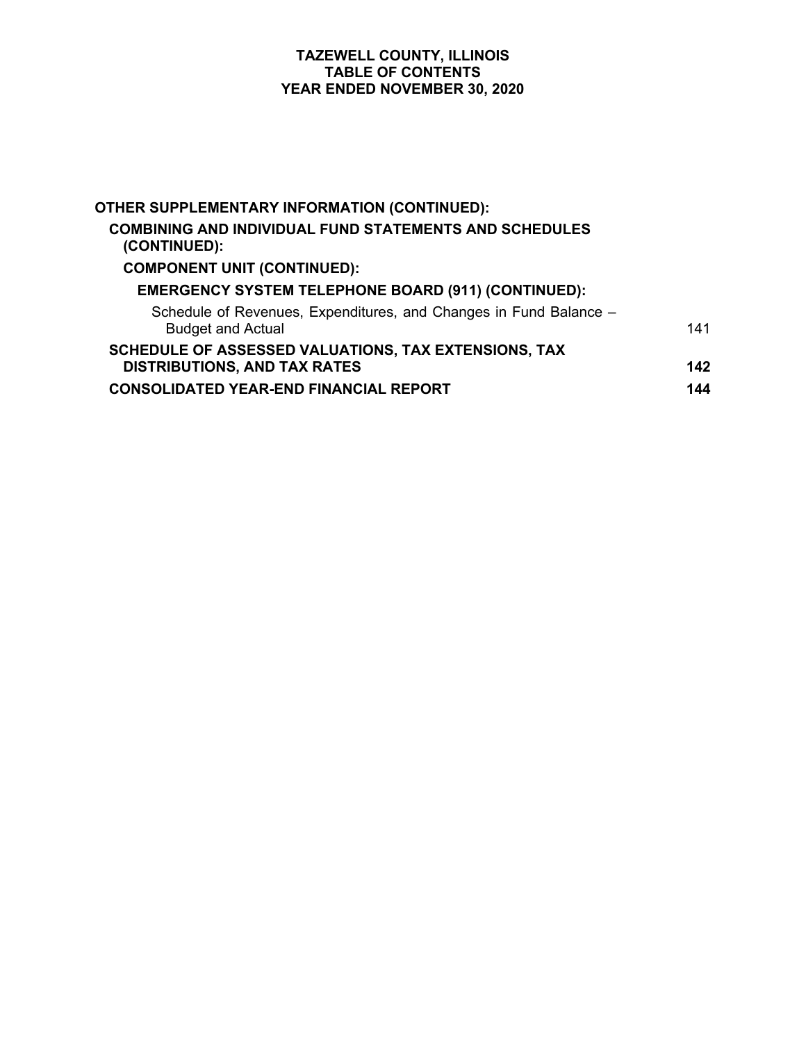**TAZEWELL COUNTY, ILLINOIS**
**TABLE OF CONTENTS**
**YEAR ENDED NOVEMBER 30, 2020**

| | |
|---|---|
| **OTHER SUPPLEMENTARY INFORMATION (CONTINUED):** | |
| **COMBINING AND INDIVIDUAL FUND STATEMENTS AND SCHEDULES (CONTINUED):** | |
| **COMPONENT UNIT (CONTINUED):** | |
| **EMERGENCY SYSTEM TELEPHONE BOARD (911) (CONTINUED):** | |
| Schedule of Revenues, Expenditures, and Changes in Fund Balance – Budget and Actual | 141 |
| **SCHEDULE OF ASSESSED VALUATIONS, TAX EXTENSIONS, TAX DISTRIBUTIONS, AND TAX RATES** | **142** |
| **CONSOLIDATED YEAR-END FINANCIAL REPORT** | **144** |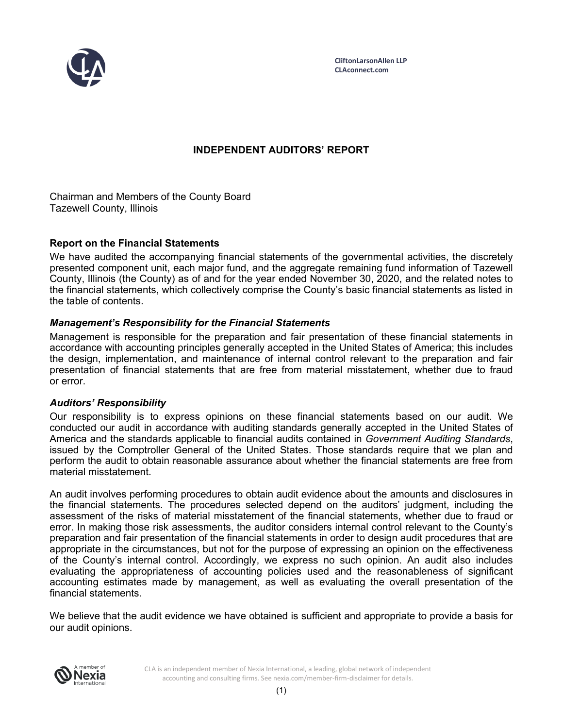CliftonLarsonAllen LLP
CLAconnect.com

# INDEPENDENT AUDITORS' REPORT

Chairman and Members of the County Board
Tazewell County, Illinois

## Report on the Financial Statements

We have audited the accompanying financial statements of the governmental activities, the discretely presented component unit, each major fund, and the aggregate remaining fund information of Tazewell County, Illinois (the County) as of and for the year ended November 30, 2020, and the related notes to the financial statements, which collectively comprise the County's basic financial statements as listed in the table of contents.

### *Management's Responsibility for the Financial Statements*

Management is responsible for the preparation and fair presentation of these financial statements in accordance with accounting principles generally accepted in the United States of America; this includes the design, implementation, and maintenance of internal control relevant to the preparation and fair presentation of financial statements that are free from material misstatement, whether due to fraud or error.

### *Auditors' Responsibility*

Our responsibility is to express opinions on these financial statements based on our audit. We conducted our audit in accordance with auditing standards generally accepted in the United States of America and the standards applicable to financial audits contained in *Government Auditing Standards*, issued by the Comptroller General of the United States. Those standards require that we plan and perform the audit to obtain reasonable assurance about whether the financial statements are free from material misstatement.

An audit involves performing procedures to obtain audit evidence about the amounts and disclosures in the financial statements. The procedures selected depend on the auditors' judgment, including the assessment of the risks of material misstatement of the financial statements, whether due to fraud or error. In making those risk assessments, the auditor considers internal control relevant to the County's preparation and fair presentation of the financial statements in order to design audit procedures that are appropriate in the circumstances, but not for the purpose of expressing an opinion on the effectiveness of the County's internal control. Accordingly, we express no such opinion. An audit also includes evaluating the appropriateness of accounting policies used and the reasonableness of significant accounting estimates made by management, as well as evaluating the overall presentation of the financial statements.

We believe that the audit evidence we have obtained is sufficient and appropriate to provide a basis for our audit opinions.

CLA is an independent member of Nexia International, a leading, global network of independent accounting and consulting firms. See nexia.com/member-firm-disclaimer for details.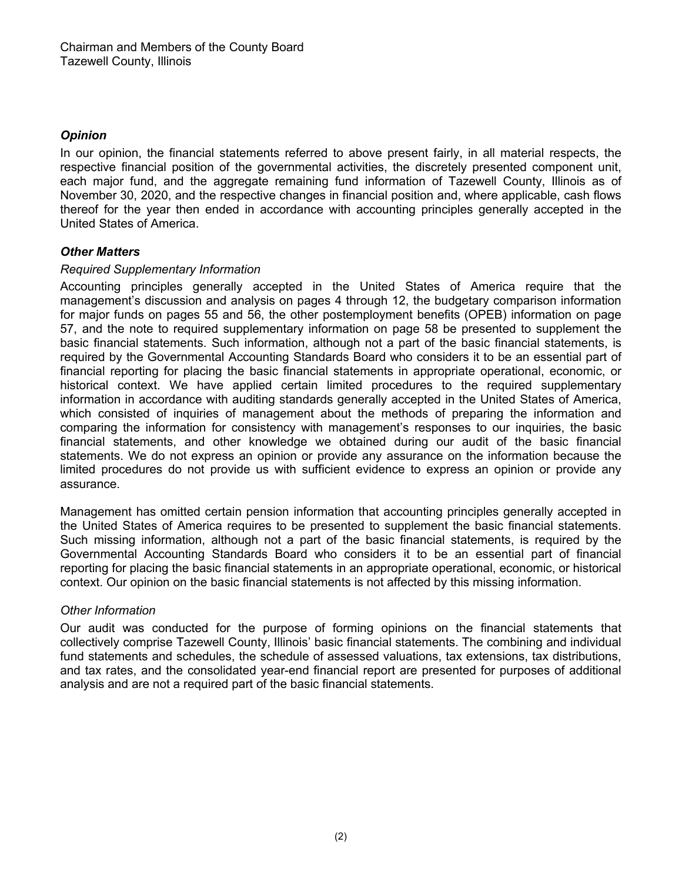Chairman and Members of the County Board
Tazewell County, Illinois

### *Opinion*

In our opinion, the financial statements referred to above present fairly, in all material respects, the respective financial position of the governmental activities, the discretely presented component unit, each major fund, and the aggregate remaining fund information of Tazewell County, Illinois as of November 30, 2020, and the respective changes in financial position and, where applicable, cash flows thereof for the year then ended in accordance with accounting principles generally accepted in the United States of America.

### *Other Matters*

*Required Supplementary Information*

Accounting principles generally accepted in the United States of America require that the management's discussion and analysis on pages 4 through 12, the budgetary comparison information for major funds on pages 55 and 56, the other postemployment benefits (OPEB) information on page 57, and the note to required supplementary information on page 58 be presented to supplement the basic financial statements. Such information, although not a part of the basic financial statements, is required by the Governmental Accounting Standards Board who considers it to be an essential part of financial reporting for placing the basic financial statements in appropriate operational, economic, or historical context. We have applied certain limited procedures to the required supplementary information in accordance with auditing standards generally accepted in the United States of America, which consisted of inquiries of management about the methods of preparing the information and comparing the information for consistency with management's responses to our inquiries, the basic financial statements, and other knowledge we obtained during our audit of the basic financial statements. We do not express an opinion or provide any assurance on the information because the limited procedures do not provide us with sufficient evidence to express an opinion or provide any assurance.

Management has omitted certain pension information that accounting principles generally accepted in the United States of America requires to be presented to supplement the basic financial statements. Such missing information, although not a part of the basic financial statements, is required by the Governmental Accounting Standards Board who considers it to be an essential part of financial reporting for placing the basic financial statements in an appropriate operational, economic, or historical context. Our opinion on the basic financial statements is not affected by this missing information.

*Other Information*

Our audit was conducted for the purpose of forming opinions on the financial statements that collectively comprise Tazewell County, Illinois' basic financial statements. The combining and individual fund statements and schedules, the schedule of assessed valuations, tax extensions, tax distributions, and tax rates, and the consolidated year-end financial report are presented for purposes of additional analysis and are not a required part of the basic financial statements.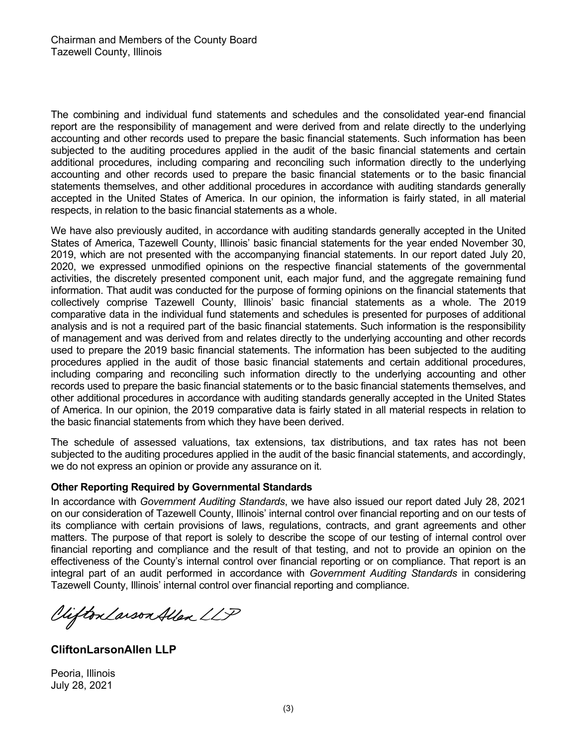Chairman and Members of the County Board
Tazewell County, Illinois

The combining and individual fund statements and schedules and the consolidated year-end financial report are the responsibility of management and were derived from and relate directly to the underlying accounting and other records used to prepare the basic financial statements. Such information has been subjected to the auditing procedures applied in the audit of the basic financial statements and certain additional procedures, including comparing and reconciling such information directly to the underlying accounting and other records used to prepare the basic financial statements or to the basic financial statements themselves, and other additional procedures in accordance with auditing standards generally accepted in the United States of America. In our opinion, the information is fairly stated, in all material respects, in relation to the basic financial statements as a whole.

We have also previously audited, in accordance with auditing standards generally accepted in the United States of America, Tazewell County, Illinois' basic financial statements for the year ended November 30, 2019, which are not presented with the accompanying financial statements. In our report dated July 20, 2020, we expressed unmodified opinions on the respective financial statements of the governmental activities, the discretely presented component unit, each major fund, and the aggregate remaining fund information. That audit was conducted for the purpose of forming opinions on the financial statements that collectively comprise Tazewell County, Illinois' basic financial statements as a whole. The 2019 comparative data in the individual fund statements and schedules is presented for purposes of additional analysis and is not a required part of the basic financial statements. Such information is the responsibility of management and was derived from and relates directly to the underlying accounting and other records used to prepare the 2019 basic financial statements. The information has been subjected to the auditing procedures applied in the audit of those basic financial statements and certain additional procedures, including comparing and reconciling such information directly to the underlying accounting and other records used to prepare the basic financial statements or to the basic financial statements themselves, and other additional procedures in accordance with auditing standards generally accepted in the United States of America. In our opinion, the 2019 comparative data is fairly stated in all material respects in relation to the basic financial statements from which they have been derived.

The schedule of assessed valuations, tax extensions, tax distributions, and tax rates has not been subjected to the auditing procedures applied in the audit of the basic financial statements, and accordingly, we do not express an opinion or provide any assurance on it.

**Other Reporting Required by Governmental Standards**

In accordance with *Government Auditing Standards*, we have also issued our report dated July 28, 2021 on our consideration of Tazewell County, Illinois' internal control over financial reporting and on our tests of its compliance with certain provisions of laws, regulations, contracts, and grant agreements and other matters. The purpose of that report is solely to describe the scope of our testing of internal control over financial reporting and compliance and the result of that testing, and not to provide an opinion on the effectiveness of the County's internal control over financial reporting or on compliance. That report is an integral part of an audit performed in accordance with *Government Auditing Standards* in considering Tazewell County, Illinois' internal control over financial reporting and compliance.

CliftonLarsonAllen LLP

**CliftonLarsonAllen LLP**

Peoria, Illinois
July 28, 2021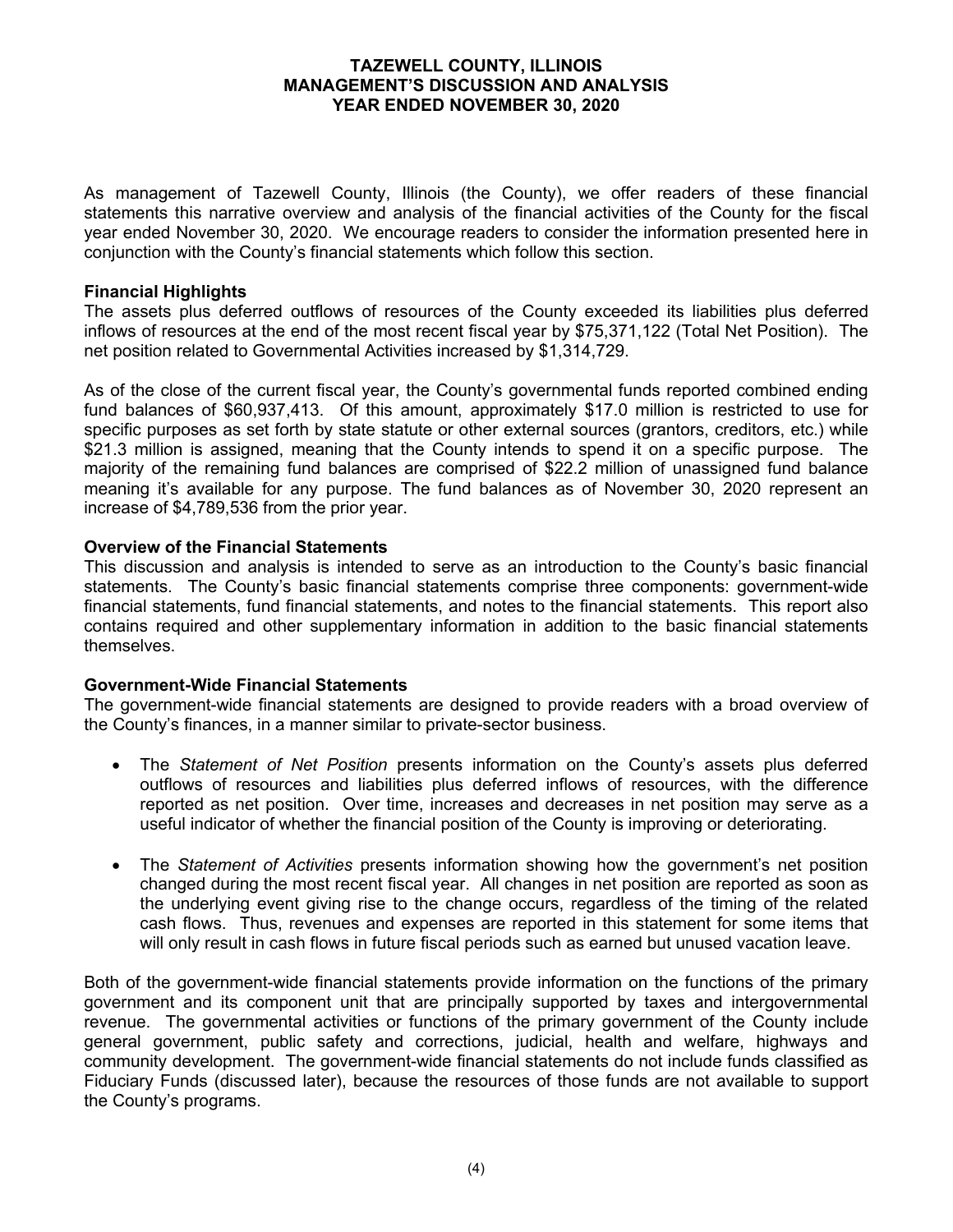# TAZEWELL COUNTY, ILLINOIS
## MANAGEMENT'S DISCUSSION AND ANALYSIS
## YEAR ENDED NOVEMBER 30, 2020

As management of Tazewell County, Illinois (the County), we offer readers of these financial statements this narrative overview and analysis of the financial activities of the County for the fiscal year ended November 30, 2020. We encourage readers to consider the information presented here in conjunction with the County's financial statements which follow this section.

**Financial Highlights**

The assets plus deferred outflows of resources of the County exceeded its liabilities plus deferred inflows of resources at the end of the most recent fiscal year by $75,371,122 (Total Net Position). The net position related to Governmental Activities increased by $1,314,729.

As of the close of the current fiscal year, the County's governmental funds reported combined ending fund balances of $60,937,413. Of this amount, approximately $17.0 million is restricted to use for specific purposes as set forth by state statute or other external sources (grantors, creditors, etc.) while $21.3 million is assigned, meaning that the County intends to spend it on a specific purpose. The majority of the remaining fund balances are comprised of $22.2 million of unassigned fund balance meaning it's available for any purpose. The fund balances as of November 30, 2020 represent an increase of $4,789,536 from the prior year.

**Overview of the Financial Statements**

This discussion and analysis is intended to serve as an introduction to the County's basic financial statements. The County's basic financial statements comprise three components: government-wide financial statements, fund financial statements, and notes to the financial statements. This report also contains required and other supplementary information in addition to the basic financial statements themselves.

**Government-Wide Financial Statements**

The government-wide financial statements are designed to provide readers with a broad overview of the County's finances, in a manner similar to private-sector business.

- The *Statement of Net Position* presents information on the County's assets plus deferred outflows of resources and liabilities plus deferred inflows of resources, with the difference reported as net position. Over time, increases and decreases in net position may serve as a useful indicator of whether the financial position of the County is improving or deteriorating.

- The *Statement of Activities* presents information showing how the government's net position changed during the most recent fiscal year. All changes in net position are reported as soon as the underlying event giving rise to the change occurs, regardless of the timing of the related cash flows. Thus, revenues and expenses are reported in this statement for some items that will only result in cash flows in future fiscal periods such as earned but unused vacation leave.

Both of the government-wide financial statements provide information on the functions of the primary government and its component unit that are principally supported by taxes and intergovernmental revenue. The governmental activities or functions of the primary government of the County include general government, public safety and corrections, judicial, health and welfare, highways and community development. The government-wide financial statements do not include funds classified as Fiduciary Funds (discussed later), because the resources of those funds are not available to support the County's programs.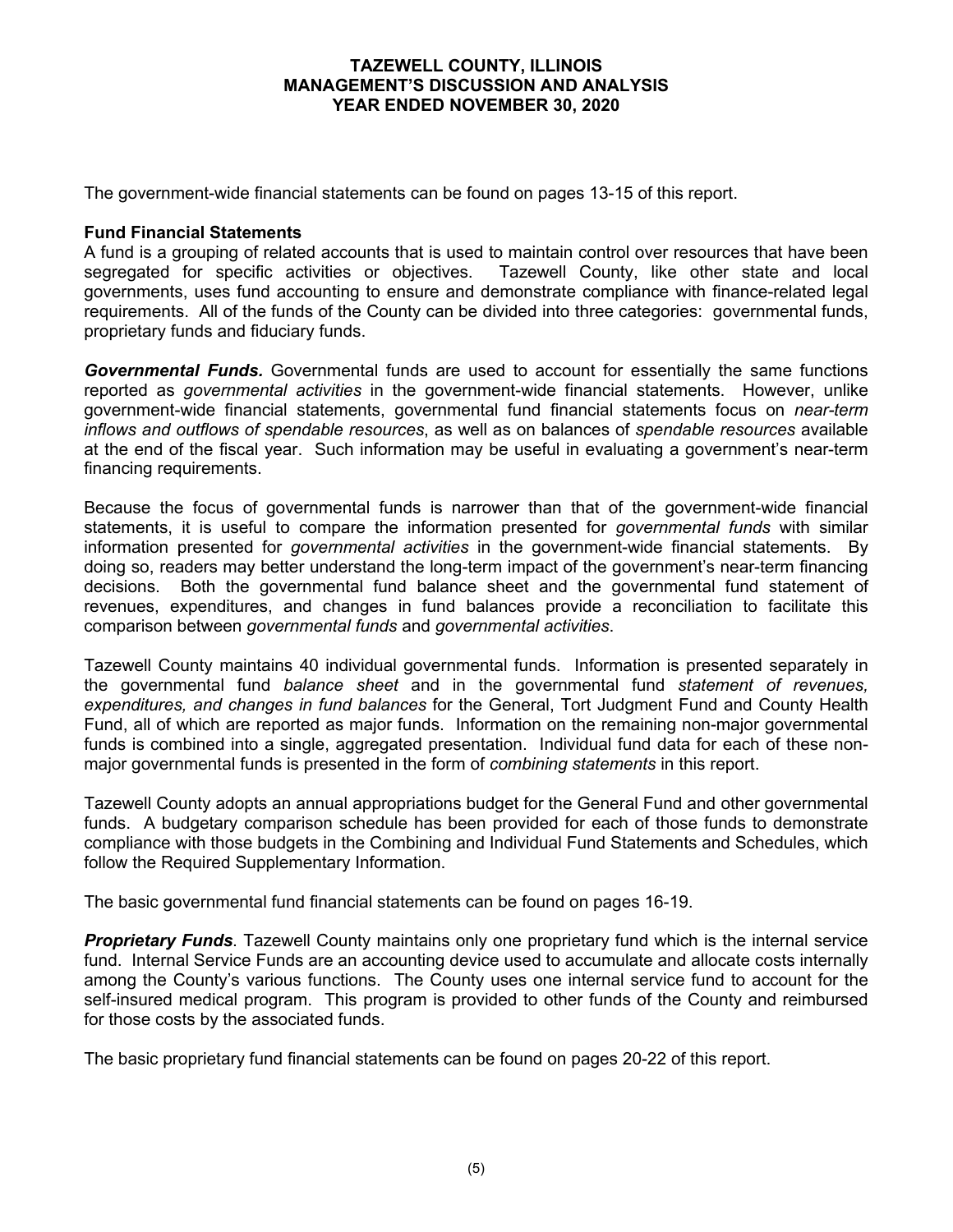The government-wide financial statements can be found on pages 13-15 of this report.

**Fund Financial Statements**

A fund is a grouping of related accounts that is used to maintain control over resources that have been segregated for specific activities or objectives. Tazewell County, like other state and local governments, uses fund accounting to ensure and demonstrate compliance with finance-related legal requirements. All of the funds of the County can be divided into three categories: governmental funds, proprietary funds and fiduciary funds.

***Governmental Funds.*** Governmental funds are used to account for essentially the same functions reported as *governmental activities* in the government-wide financial statements. However, unlike government-wide financial statements, governmental fund financial statements focus on *near-term inflows and outflows of spendable resources*, as well as on balances of *spendable resources* available at the end of the fiscal year. Such information may be useful in evaluating a government's near-term financing requirements.

Because the focus of governmental funds is narrower than that of the government-wide financial statements, it is useful to compare the information presented for *governmental funds* with similar information presented for *governmental activities* in the government-wide financial statements. By doing so, readers may better understand the long-term impact of the government's near-term financing decisions. Both the governmental fund balance sheet and the governmental fund statement of revenues, expenditures, and changes in fund balances provide a reconciliation to facilitate this comparison between *governmental funds* and *governmental activities*.

Tazewell County maintains 40 individual governmental funds. Information is presented separately in the governmental fund *balance sheet* and in the governmental fund *statement of revenues, expenditures, and changes in fund balances* for the General, Tort Judgment Fund and County Health Fund, all of which are reported as major funds. Information on the remaining non-major governmental funds is combined into a single, aggregated presentation. Individual fund data for each of these non-major governmental funds is presented in the form of *combining statements* in this report.

Tazewell County adopts an annual appropriations budget for the General Fund and other governmental funds. A budgetary comparison schedule has been provided for each of those funds to demonstrate compliance with those budgets in the Combining and Individual Fund Statements and Schedules, which follow the Required Supplementary Information.

The basic governmental fund financial statements can be found on pages 16-19.

***Proprietary Funds***. Tazewell County maintains only one proprietary fund which is the internal service fund. Internal Service Funds are an accounting device used to accumulate and allocate costs internally among the County's various functions. The County uses one internal service fund to account for the self-insured medical program. This program is provided to other funds of the County and reimbursed for those costs by the associated funds.

The basic proprietary fund financial statements can be found on pages 20-22 of this report.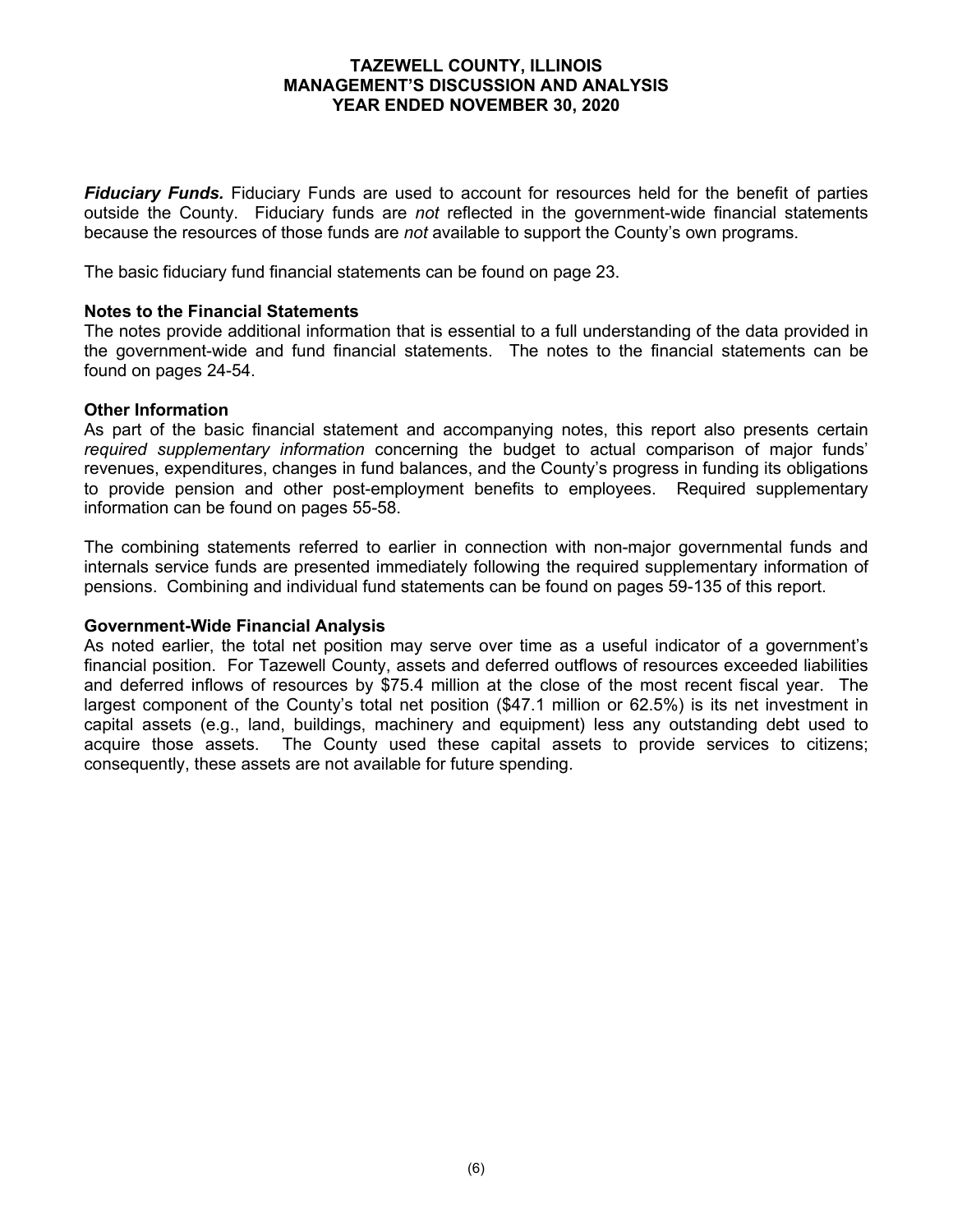***Fiduciary Funds.*** Fiduciary Funds are used to account for resources held for the benefit of parties outside the County. Fiduciary funds are *not* reflected in the government-wide financial statements because the resources of those funds are *not* available to support the County's own programs.

The basic fiduciary fund financial statements can be found on page 23.

**Notes to the Financial Statements**
The notes provide additional information that is essential to a full understanding of the data provided in the government-wide and fund financial statements. The notes to the financial statements can be found on pages 24-54.

**Other Information**
As part of the basic financial statement and accompanying notes, this report also presents certain *required supplementary information* concerning the budget to actual comparison of major funds' revenues, expenditures, changes in fund balances, and the County's progress in funding its obligations to provide pension and other post-employment benefits to employees. Required supplementary information can be found on pages 55-58.

The combining statements referred to earlier in connection with non-major governmental funds and internals service funds are presented immediately following the required supplementary information of pensions. Combining and individual fund statements can be found on pages 59-135 of this report.

**Government-Wide Financial Analysis**
As noted earlier, the total net position may serve over time as a useful indicator of a government's financial position. For Tazewell County, assets and deferred outflows of resources exceeded liabilities and deferred inflows of resources by $75.4 million at the close of the most recent fiscal year. The largest component of the County's total net position ($47.1 million or 62.5%) is its net investment in capital assets (e.g., land, buildings, machinery and equipment) less any outstanding debt used to acquire those assets. The County used these capital assets to provide services to citizens; consequently, these assets are not available for future spending.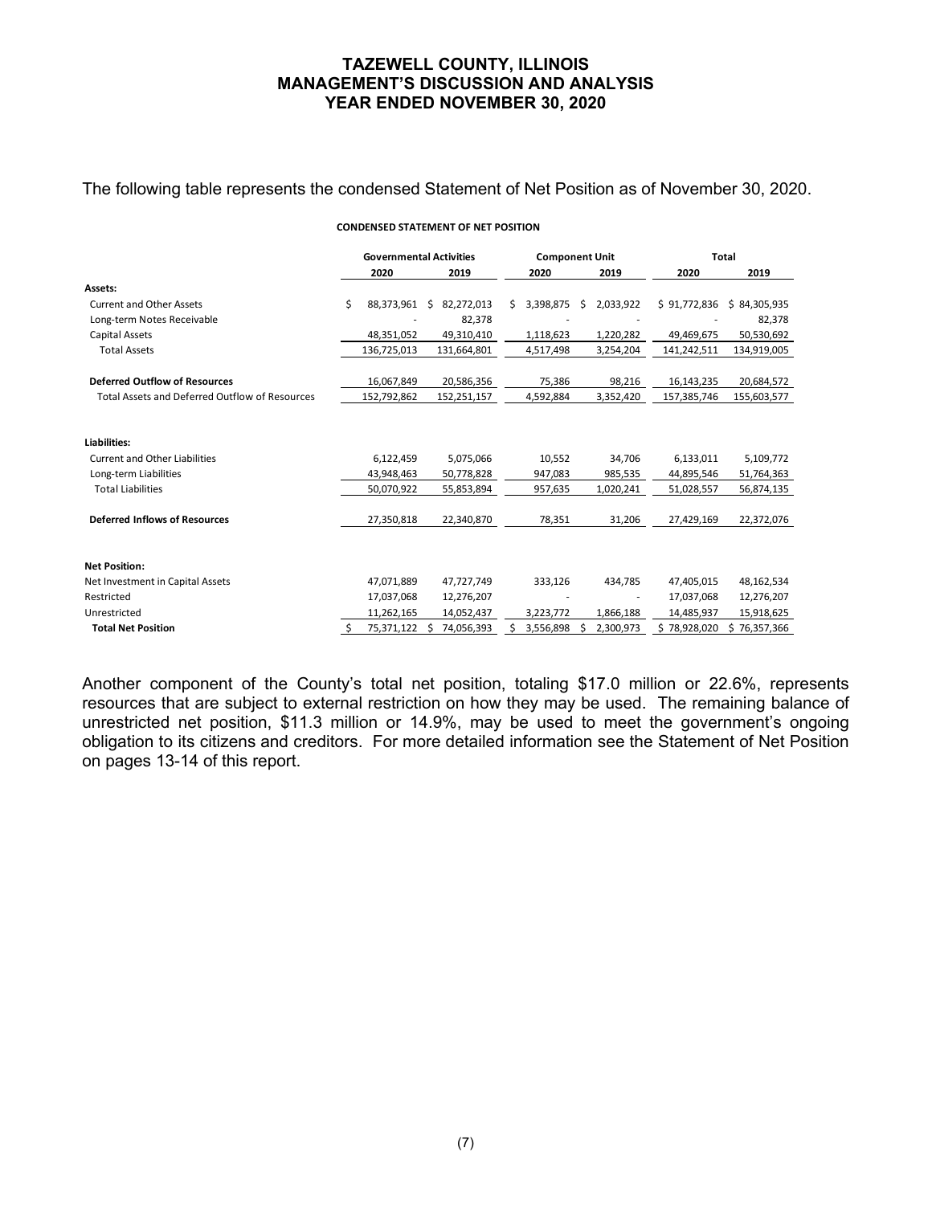The following table represents the condensed Statement of Net Position as of November 30, 2020.

**CONDENSED STATEMENT OF NET POSITION**

| | Governmental Activities | | Component Unit | | Total | |
|---|---|---|---|---|---|---|
| | 2020 | 2019 | 2020 | 2019 | 2020 | 2019 |
| **Assets:** | | | | | | |
| Current and Other Assets | $ 88,373,961 | $ 82,272,013 | $ 3,398,875 | $ 2,033,922 | $ 91,772,836 | $ 84,305,935 |
| Long-term Notes Receivable | - | 82,378 | - | - | - | 82,378 |
| Capital Assets | 48,351,052 | 49,310,410 | 1,118,623 | 1,220,282 | 49,469,675 | 50,530,692 |
| Total Assets | 136,725,013 | 131,664,801 | 4,517,498 | 3,254,204 | 141,242,511 | 134,919,005 |
| **Deferred Outflow of Resources** | 16,067,849 | 20,586,356 | 75,386 | 98,216 | 16,143,235 | 20,684,572 |
| Total Assets and Deferred Outflow of Resources | 152,792,862 | 152,251,157 | 4,592,884 | 3,352,420 | 157,385,746 | 155,603,577 |
| **Liabilities:** | | | | | | |
| Current and Other Liabilities | 6,122,459 | 5,075,066 | 10,552 | 34,706 | 6,133,011 | 5,109,772 |
| Long-term Liabilities | 43,948,463 | 50,778,828 | 947,083 | 985,535 | 44,895,546 | 51,764,363 |
| Total Liabilities | 50,070,922 | 55,853,894 | 957,635 | 1,020,241 | 51,028,557 | 56,874,135 |
| **Deferred Inflows of Resources** | 27,350,818 | 22,340,870 | 78,351 | 31,206 | 27,429,169 | 22,372,076 |
| **Net Position:** | | | | | | |
| Net Investment in Capital Assets | 47,071,889 | 47,727,749 | 333,126 | 434,785 | 47,405,015 | 48,162,534 |
| Restricted | 17,037,068 | 12,276,207 | - | - | 17,037,068 | 12,276,207 |
| Unrestricted | 11,262,165 | 14,052,437 | 3,223,772 | 1,866,188 | 14,485,937 | 15,918,625 |
| **Total Net Position** | $ 75,371,122 | $ 74,056,393 | $ 3,556,898 | $ 2,300,973 | $ 78,928,020 | $ 76,357,366 |

Another component of the County's total net position, totaling $17.0 million or 22.6%, represents resources that are subject to external restriction on how they may be used. The remaining balance of unrestricted net position, $11.3 million or 14.9%, may be used to meet the government's ongoing obligation to its citizens and creditors. For more detailed information see the Statement of Net Position on pages 13-14 of this report.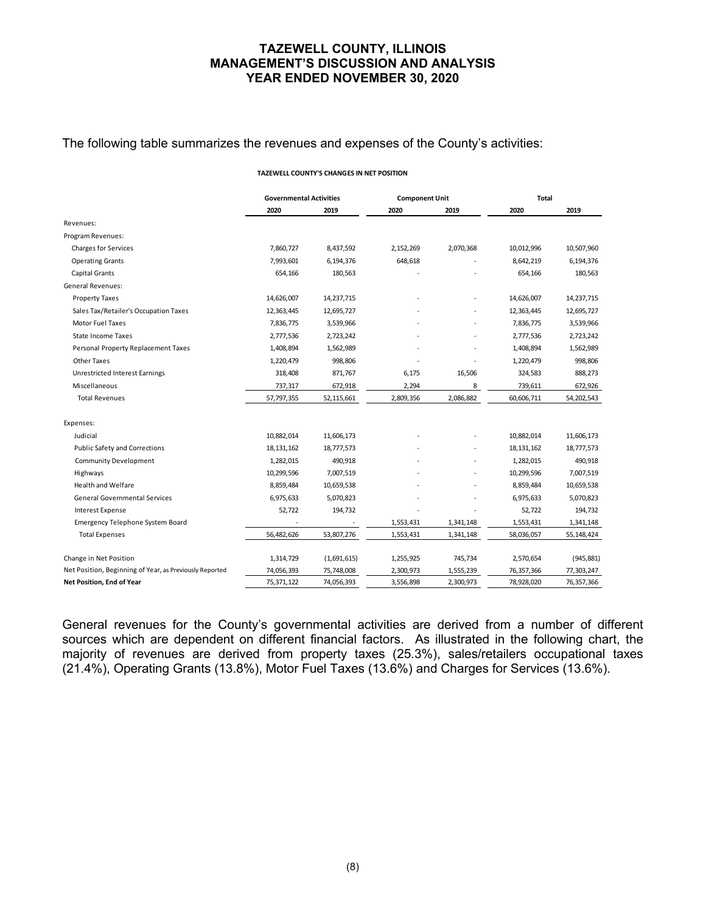The following table summarizes the revenues and expenses of the County's activities:

**TAZEWELL COUNTY'S CHANGES IN NET POSITION**

| | Governmental Activities | | Component Unit | | Total | |
|---|---|---|---|---|---|---|
| | 2020 | 2019 | 2020 | 2019 | 2020 | 2019 |
| Revenues: | | | | | | |
| Program Revenues: | | | | | | |
| Charges for Services | 7,860,727 | 8,437,592 | 2,152,269 | 2,070,368 | 10,012,996 | 10,507,960 |
| Operating Grants | 7,993,601 | 6,194,376 | 648,618 | - | 8,642,219 | 6,194,376 |
| Capital Grants | 654,166 | 180,563 | - | - | 654,166 | 180,563 |
| General Revenues: | | | | | | |
| Property Taxes | 14,626,007 | 14,237,715 | - | - | 14,626,007 | 14,237,715 |
| Sales Tax/Retailer's Occupation Taxes | 12,363,445 | 12,695,727 | - | - | 12,363,445 | 12,695,727 |
| Motor Fuel Taxes | 7,836,775 | 3,539,966 | - | - | 7,836,775 | 3,539,966 |
| State Income Taxes | 2,777,536 | 2,723,242 | - | - | 2,777,536 | 2,723,242 |
| Personal Property Replacement Taxes | 1,408,894 | 1,562,989 | - | - | 1,408,894 | 1,562,989 |
| Other Taxes | 1,220,479 | 998,806 | - | - | 1,220,479 | 998,806 |
| Unrestricted Interest Earnings | 318,408 | 871,767 | 6,175 | 16,506 | 324,583 | 888,273 |
| Miscellaneous | 737,317 | 672,918 | 2,294 | 8 | 739,611 | 672,926 |
| Total Revenues | 57,797,355 | 52,115,661 | 2,809,356 | 2,086,882 | 60,606,711 | 54,202,543 |
| Expenses: | | | | | | |
| Judicial | 10,882,014 | 11,606,173 | - | - | 10,882,014 | 11,606,173 |
| Public Safety and Corrections | 18,131,162 | 18,777,573 | - | - | 18,131,162 | 18,777,573 |
| Community Development | 1,282,015 | 490,918 | - | - | 1,282,015 | 490,918 |
| Highways | 10,299,596 | 7,007,519 | - | - | 10,299,596 | 7,007,519 |
| Health and Welfare | 8,859,484 | 10,659,538 | - | - | 8,859,484 | 10,659,538 |
| General Governmental Services | 6,975,633 | 5,070,823 | - | - | 6,975,633 | 5,070,823 |
| Interest Expense | 52,722 | 194,732 | - | - | 52,722 | 194,732 |
| Emergency Telephone System Board | - | - | 1,553,431 | 1,341,148 | 1,553,431 | 1,341,148 |
| Total Expenses | 56,482,626 | 53,807,276 | 1,553,431 | 1,341,148 | 58,036,057 | 55,148,424 |
| Change in Net Position | 1,314,729 | (1,691,615) | 1,255,925 | 745,734 | 2,570,654 | (945,881) |
| Net Position, Beginning of Year, as Previously Reported | 74,056,393 | 75,748,008 | 2,300,973 | 1,555,239 | 76,357,366 | 77,303,247 |
| **Net Position, End of Year** | 75,371,122 | 74,056,393 | 3,556,898 | 2,300,973 | 78,928,020 | 76,357,366 |

General revenues for the County's governmental activities are derived from a number of different sources which are dependent on different financial factors. As illustrated in the following chart, the majority of revenues are derived from property taxes (25.3%), sales/retailers occupational taxes (21.4%), Operating Grants (13.8%), Motor Fuel Taxes (13.6%) and Charges for Services (13.6%).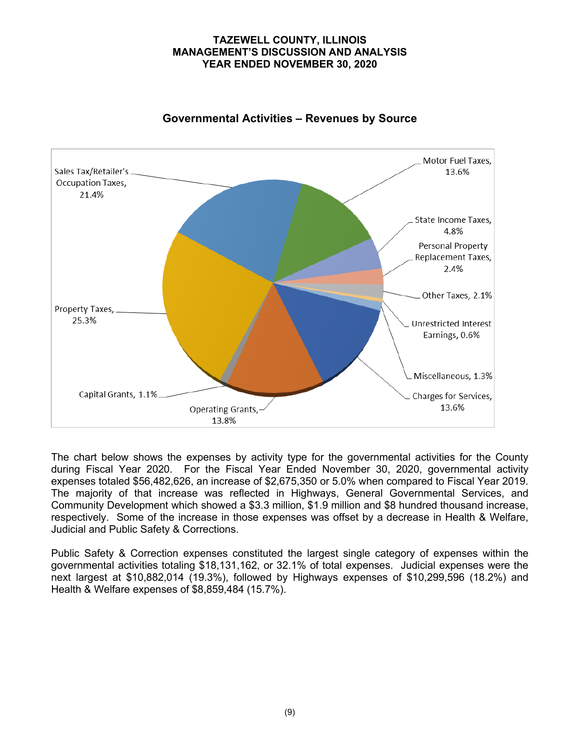## Governmental Activities – Revenues by Source

| Source | Percentage |
|---|---|
| Sales Tax/Retailer's Occupation Taxes | 21.4% |
| Motor Fuel Taxes | 13.6% |
| State Income Taxes | 4.8% |
| Personal Property Replacement Taxes | 2.4% |
| Other Taxes | 2.1% |
| Unrestricted Interest Earnings | 0.6% |
| Miscellaneous | 1.3% |
| Charges for Services | 13.6% |
| Operating Grants | 13.8% |
| Capital Grants | 1.1% |
| Property Taxes | 25.3% |

The chart below shows the expenses by activity type for the governmental activities for the County during Fiscal Year 2020. For the Fiscal Year Ended November 30, 2020, governmental activity expenses totaled $56,482,626, an increase of $2,675,350 or 5.0% when compared to Fiscal Year 2019. The majority of that increase was reflected in Highways, General Governmental Services, and Community Development which showed a $3.3 million, $1.9 million and $8 hundred thousand increase, respectively. Some of the increase in those expenses was offset by a decrease in Health & Welfare, Judicial and Public Safety & Corrections.

Public Safety & Correction expenses constituted the largest single category of expenses within the governmental activities totaling $18,131,162, or 32.1% of total expenses. Judicial expenses were the next largest at $10,882,014 (19.3%), followed by Highways expenses of $10,299,596 (18.2%) and Health & Welfare expenses of $8,859,484 (15.7%).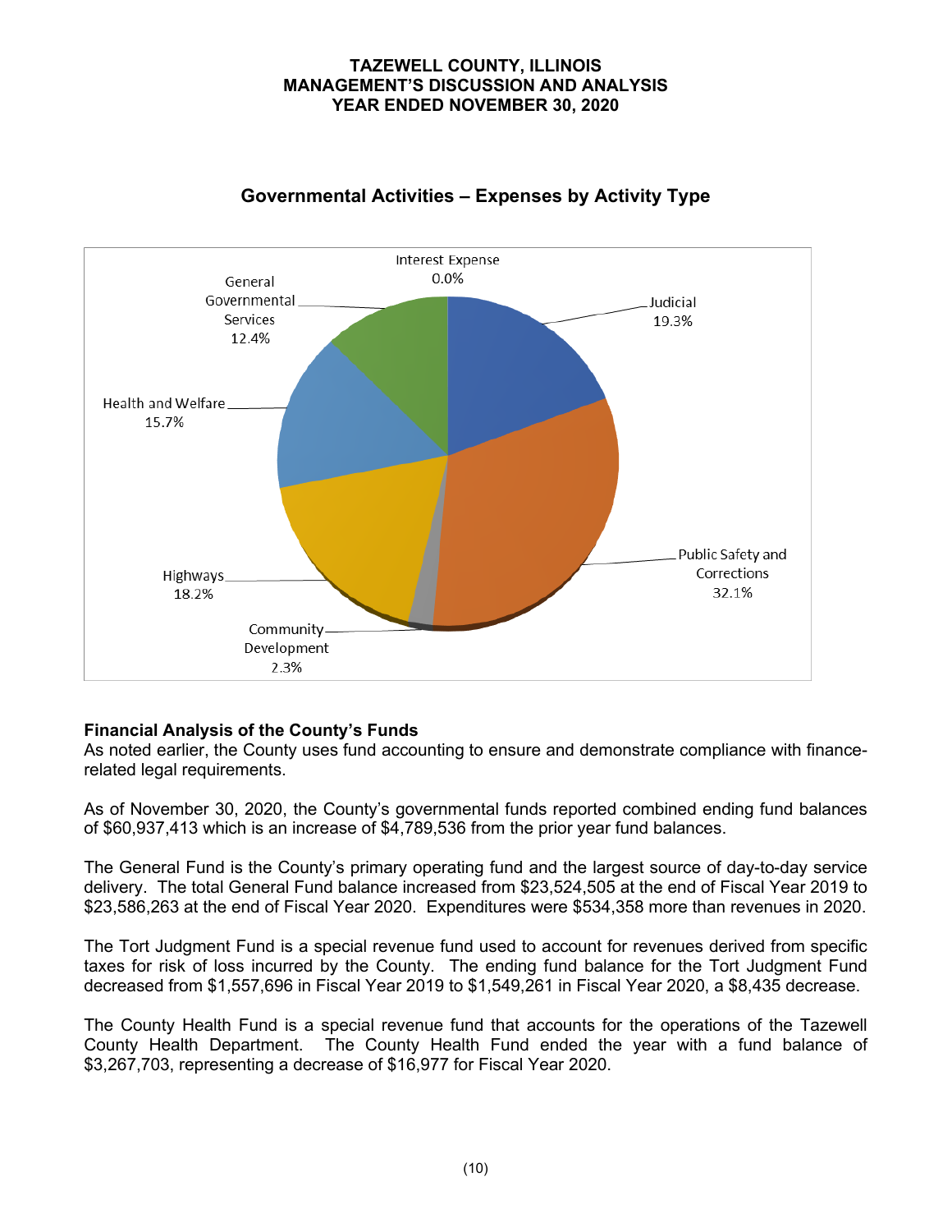## Governmental Activities – Expenses by Activity Type

Interest Expense 0.0%

Judicial 19.3%

Public Safety and Corrections 32.1%

Community Development 2.3%

Highways 18.2%

Health and Welfare 15.7%

General Governmental Services 12.4%

### Financial Analysis of the County's Funds

As noted earlier, the County uses fund accounting to ensure and demonstrate compliance with finance-related legal requirements.

As of November 30, 2020, the County's governmental funds reported combined ending fund balances of $60,937,413 which is an increase of $4,789,536 from the prior year fund balances.

The General Fund is the County's primary operating fund and the largest source of day-to-day service delivery. The total General Fund balance increased from $23,524,505 at the end of Fiscal Year 2019 to $23,586,263 at the end of Fiscal Year 2020. Expenditures were $534,358 more than revenues in 2020.

The Tort Judgment Fund is a special revenue fund used to account for revenues derived from specific taxes for risk of loss incurred by the County. The ending fund balance for the Tort Judgment Fund decreased from $1,557,696 in Fiscal Year 2019 to $1,549,261 in Fiscal Year 2020, a $8,435 decrease.

The County Health Fund is a special revenue fund that accounts for the operations of the Tazewell County Health Department. The County Health Fund ended the year with a fund balance of $3,267,703, representing a decrease of $16,977 for Fiscal Year 2020.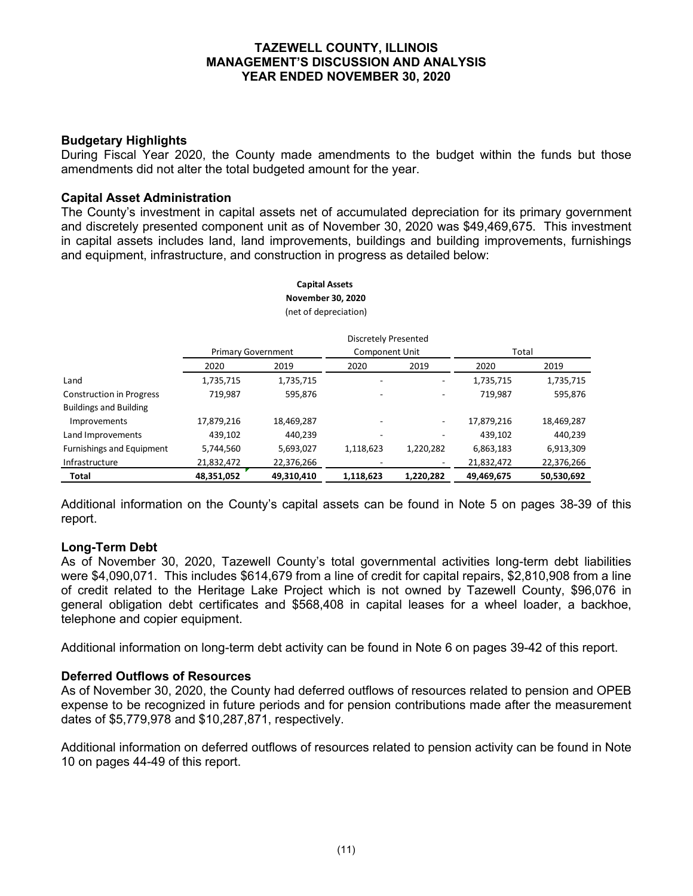## Budgetary Highlights

During Fiscal Year 2020, the County made amendments to the budget within the funds but those amendments did not alter the total budgeted amount for the year.

## Capital Asset Administration

The County's investment in capital assets net of accumulated depreciation for its primary government and discretely presented component unit as of November 30, 2020 was $49,469,675. This investment in capital assets includes land, land improvements, buildings and building improvements, furnishings and equipment, infrastructure, and construction in progress as detailed below:

**Capital Assets**
**November 30, 2020**
(net of depreciation)

| | Primary Government | | Discretely Presented Component Unit | | Total | |
|---|---|---|---|---|---|---|
| | 2020 | 2019 | 2020 | 2019 | 2020 | 2019 |
| Land | 1,735,715 | 1,735,715 | - | - | 1,735,715 | 1,735,715 |
| Construction in Progress | 719,987 | 595,876 | - | - | 719,987 | 595,876 |
| Buildings and Building Improvements | 17,879,216 | 18,469,287 | - | - | 17,879,216 | 18,469,287 |
| Land Improvements | 439,102 | 440,239 | - | - | 439,102 | 440,239 |
| Furnishings and Equipment | 5,744,560 | 5,693,027 | 1,118,623 | 1,220,282 | 6,863,183 | 6,913,309 |
| Infrastructure | 21,832,472 | 22,376,266 | - | - | 21,832,472 | 22,376,266 |
| **Total** | **48,351,052** | **49,310,410** | **1,118,623** | **1,220,282** | **49,469,675** | **50,530,692** |

Additional information on the County's capital assets can be found in Note 5 on pages 38-39 of this report.

## Long-Term Debt

As of November 30, 2020, Tazewell County's total governmental activities long-term debt liabilities were $4,090,071. This includes $614,679 from a line of credit for capital repairs, $2,810,908 from a line of credit related to the Heritage Lake Project which is not owned by Tazewell County, $96,076 in general obligation debt certificates and $568,408 in capital leases for a wheel loader, a backhoe, telephone and copier equipment.

Additional information on long-term debt activity can be found in Note 6 on pages 39-42 of this report.

## Deferred Outflows of Resources

As of November 30, 2020, the County had deferred outflows of resources related to pension and OPEB expense to be recognized in future periods and for pension contributions made after the measurement dates of $5,779,978 and $10,287,871, respectively.

Additional information on deferred outflows of resources related to pension activity can be found in Note 10 on pages 44-49 of this report.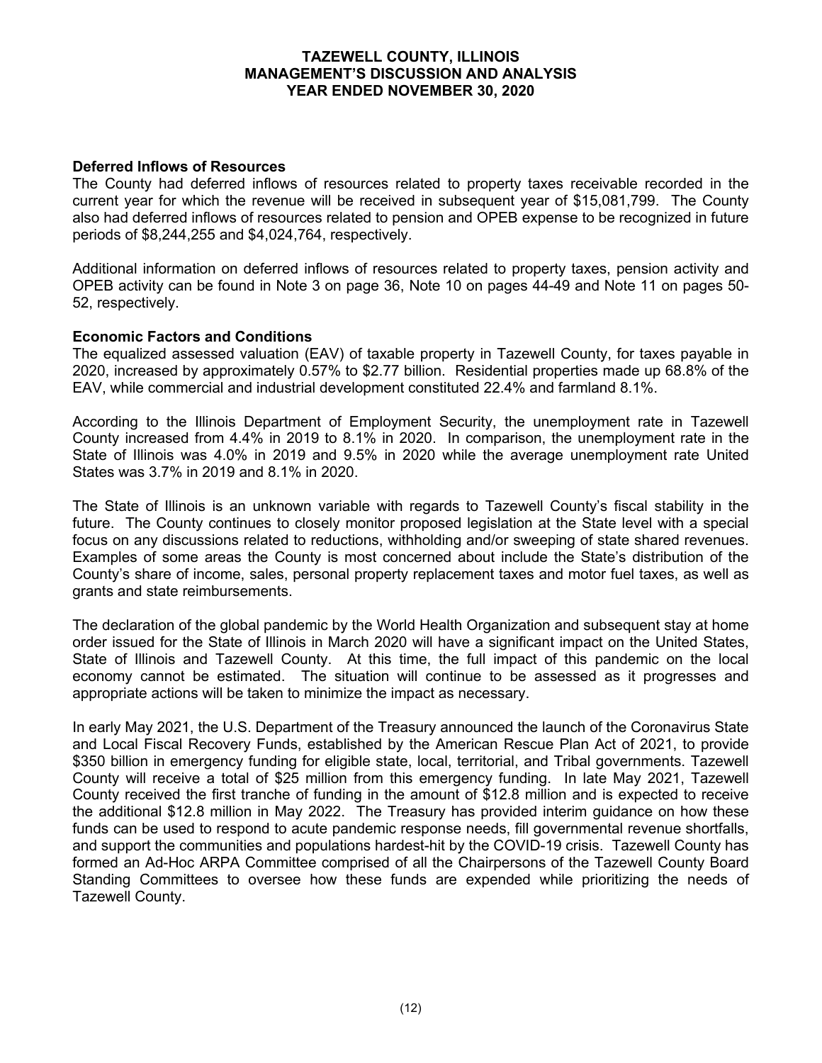### Deferred Inflows of Resources

The County had deferred inflows of resources related to property taxes receivable recorded in the current year for which the revenue will be received in subsequent year of $15,081,799. The County also had deferred inflows of resources related to pension and OPEB expense to be recognized in future periods of $8,244,255 and $4,024,764, respectively.

Additional information on deferred inflows of resources related to property taxes, pension activity and OPEB activity can be found in Note 3 on page 36, Note 10 on pages 44-49 and Note 11 on pages 50-52, respectively.

### Economic Factors and Conditions

The equalized assessed valuation (EAV) of taxable property in Tazewell County, for taxes payable in 2020, increased by approximately 0.57% to $2.77 billion. Residential properties made up 68.8% of the EAV, while commercial and industrial development constituted 22.4% and farmland 8.1%.

According to the Illinois Department of Employment Security, the unemployment rate in Tazewell County increased from 4.4% in 2019 to 8.1% in 2020. In comparison, the unemployment rate in the State of Illinois was 4.0% in 2019 and 9.5% in 2020 while the average unemployment rate United States was 3.7% in 2019 and 8.1% in 2020.

The State of Illinois is an unknown variable with regards to Tazewell County's fiscal stability in the future. The County continues to closely monitor proposed legislation at the State level with a special focus on any discussions related to reductions, withholding and/or sweeping of state shared revenues. Examples of some areas the County is most concerned about include the State's distribution of the County's share of income, sales, personal property replacement taxes and motor fuel taxes, as well as grants and state reimbursements.

The declaration of the global pandemic by the World Health Organization and subsequent stay at home order issued for the State of Illinois in March 2020 will have a significant impact on the United States, State of Illinois and Tazewell County. At this time, the full impact of this pandemic on the local economy cannot be estimated. The situation will continue to be assessed as it progresses and appropriate actions will be taken to minimize the impact as necessary.

In early May 2021, the U.S. Department of the Treasury announced the launch of the Coronavirus State and Local Fiscal Recovery Funds, established by the American Rescue Plan Act of 2021, to provide $350 billion in emergency funding for eligible state, local, territorial, and Tribal governments. Tazewell County will receive a total of $25 million from this emergency funding. In late May 2021, Tazewell County received the first tranche of funding in the amount of $12.8 million and is expected to receive the additional $12.8 million in May 2022. The Treasury has provided interim guidance on how these funds can be used to respond to acute pandemic response needs, fill governmental revenue shortfalls, and support the communities and populations hardest-hit by the COVID-19 crisis. Tazewell County has formed an Ad-Hoc ARPA Committee comprised of all the Chairpersons of the Tazewell County Board Standing Committees to oversee how these funds are expended while prioritizing the needs of Tazewell County.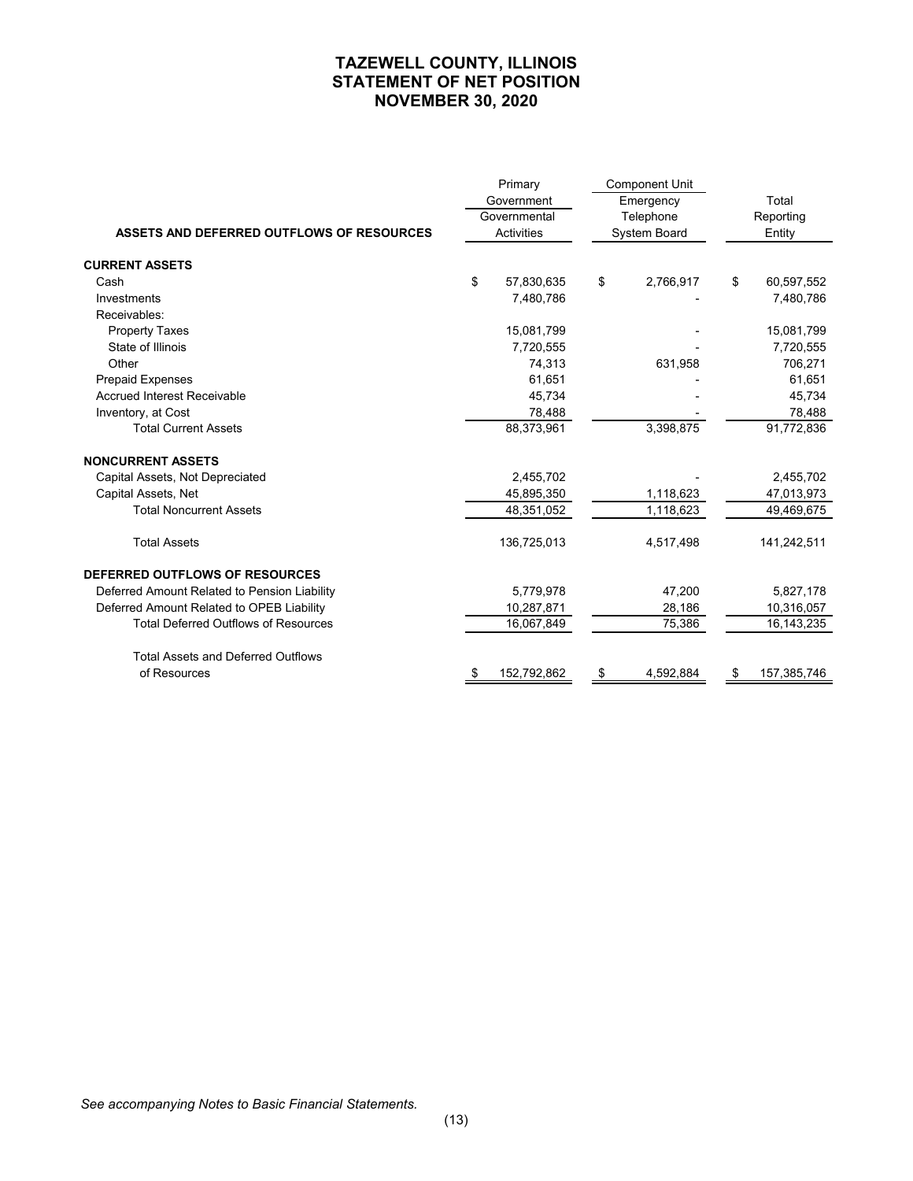# TAZEWELL COUNTY, ILLINOIS
# STATEMENT OF NET POSITION
# NOVEMBER 30, 2020

| ASSETS AND DEFERRED OUTFLOWS OF RESOURCES | Primary Government Governmental Activities | Component Unit Emergency Telephone System Board | Total Reporting Entity |
|---|---|---|---|
| **CURRENT ASSETS** | | | |
| Cash | $ 57,830,635 | $ 2,766,917 | $ 60,597,552 |
| Investments | 7,480,786 | - | 7,480,786 |
| Receivables: | | | |
| Property Taxes | 15,081,799 | - | 15,081,799 |
| State of Illinois | 7,720,555 | - | 7,720,555 |
| Other | 74,313 | 631,958 | 706,271 |
| Prepaid Expenses | 61,651 | - | 61,651 |
| Accrued Interest Receivable | 45,734 | - | 45,734 |
| Inventory, at Cost | 78,488 | - | 78,488 |
| Total Current Assets | 88,373,961 | 3,398,875 | 91,772,836 |
| **NONCURRENT ASSETS** | | | |
| Capital Assets, Not Depreciated | 2,455,702 | - | 2,455,702 |
| Capital Assets, Net | 45,895,350 | 1,118,623 | 47,013,973 |
| Total Noncurrent Assets | 48,351,052 | 1,118,623 | 49,469,675 |
| Total Assets | 136,725,013 | 4,517,498 | 141,242,511 |
| **DEFERRED OUTFLOWS OF RESOURCES** | | | |
| Deferred Amount Related to Pension Liability | 5,779,978 | 47,200 | 5,827,178 |
| Deferred Amount Related to OPEB Liability | 10,287,871 | 28,186 | 10,316,057 |
| Total Deferred Outflows of Resources | 16,067,849 | 75,386 | 16,143,235 |
| Total Assets and Deferred Outflows of Resources | $ 152,792,862 | $ 4,592,884 | $ 157,385,746 |

*See accompanying Notes to Basic Financial Statements.*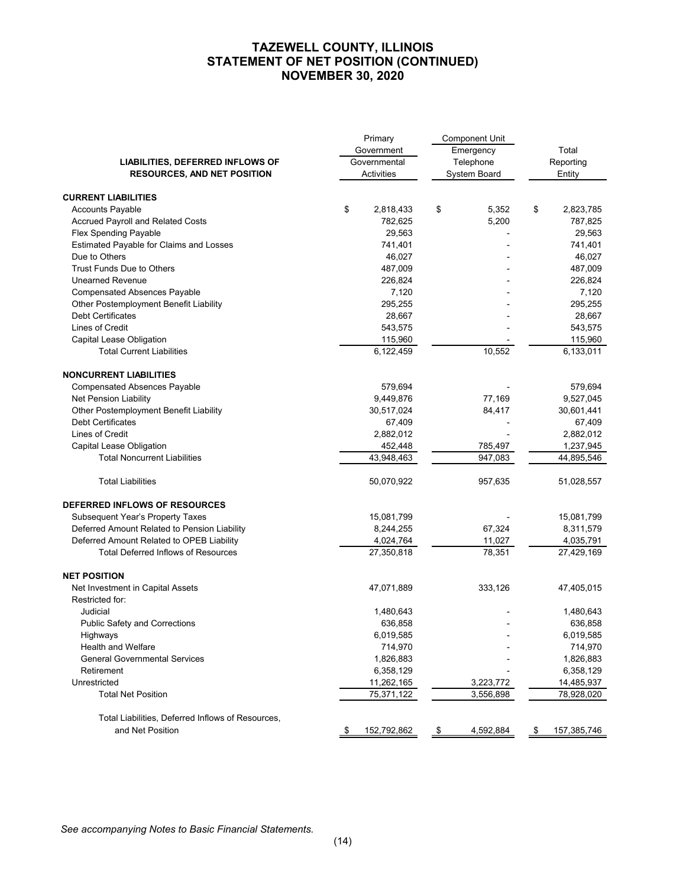# TAZEWELL COUNTY, ILLINOIS
# STATEMENT OF NET POSITION (CONTINUED)
# NOVEMBER 30, 2020

| LIABILITIES, DEFERRED INFLOWS OF RESOURCES, AND NET POSITION | Primary Government Governmental Activities | Component Unit Emergency Telephone System Board | Total Reporting Entity |
|---|---|---|---|
| **CURRENT LIABILITIES** | | | |
| Accounts Payable | $ 2,818,433 | $ 5,352 | $ 2,823,785 |
| Accrued Payroll and Related Costs | 782,625 | 5,200 | 787,825 |
| Flex Spending Payable | 29,563 | - | 29,563 |
| Estimated Payable for Claims and Losses | 741,401 | - | 741,401 |
| Due to Others | 46,027 | - | 46,027 |
| Trust Funds Due to Others | 487,009 | - | 487,009 |
| Unearned Revenue | 226,824 | - | 226,824 |
| Compensated Absences Payable | 7,120 | - | 7,120 |
| Other Postemployment Benefit Liability | 295,255 | - | 295,255 |
| Debt Certificates | 28,667 | - | 28,667 |
| Lines of Credit | 543,575 | - | 543,575 |
| Capital Lease Obligation | 115,960 | - | 115,960 |
| Total Current Liabilities | 6,122,459 | 10,552 | 6,133,011 |
| **NONCURRENT LIABILITIES** | | | |
| Compensated Absences Payable | 579,694 | - | 579,694 |
| Net Pension Liability | 9,449,876 | 77,169 | 9,527,045 |
| Other Postemployment Benefit Liability | 30,517,024 | 84,417 | 30,601,441 |
| Debt Certificates | 67,409 | - | 67,409 |
| Lines of Credit | 2,882,012 | - | 2,882,012 |
| Capital Lease Obligation | 452,448 | 785,497 | 1,237,945 |
| Total Noncurrent Liabilities | 43,948,463 | 947,083 | 44,895,546 |
| Total Liabilities | 50,070,922 | 957,635 | 51,028,557 |
| **DEFERRED INFLOWS OF RESOURCES** | | | |
| Subsequent Year's Property Taxes | 15,081,799 | - | 15,081,799 |
| Deferred Amount Related to Pension Liability | 8,244,255 | 67,324 | 8,311,579 |
| Deferred Amount Related to OPEB Liability | 4,024,764 | 11,027 | 4,035,791 |
| Total Deferred Inflows of Resources | 27,350,818 | 78,351 | 27,429,169 |
| **NET POSITION** | | | |
| Net Investment in Capital Assets | 47,071,889 | 333,126 | 47,405,015 |
| Restricted for: | | | |
| Judicial | 1,480,643 | - | 1,480,643 |
| Public Safety and Corrections | 636,858 | - | 636,858 |
| Highways | 6,019,585 | - | 6,019,585 |
| Health and Welfare | 714,970 | - | 714,970 |
| General Governmental Services | 1,826,883 | - | 1,826,883 |
| Retirement | 6,358,129 | - | 6,358,129 |
| Unrestricted | 11,262,165 | 3,223,772 | 14,485,937 |
| Total Net Position | 75,371,122 | 3,556,898 | 78,928,020 |
| Total Liabilities, Deferred Inflows of Resources, and Net Position | $ 152,792,862 | $ 4,592,884 | $ 157,385,746 |

*See accompanying Notes to Basic Financial Statements.*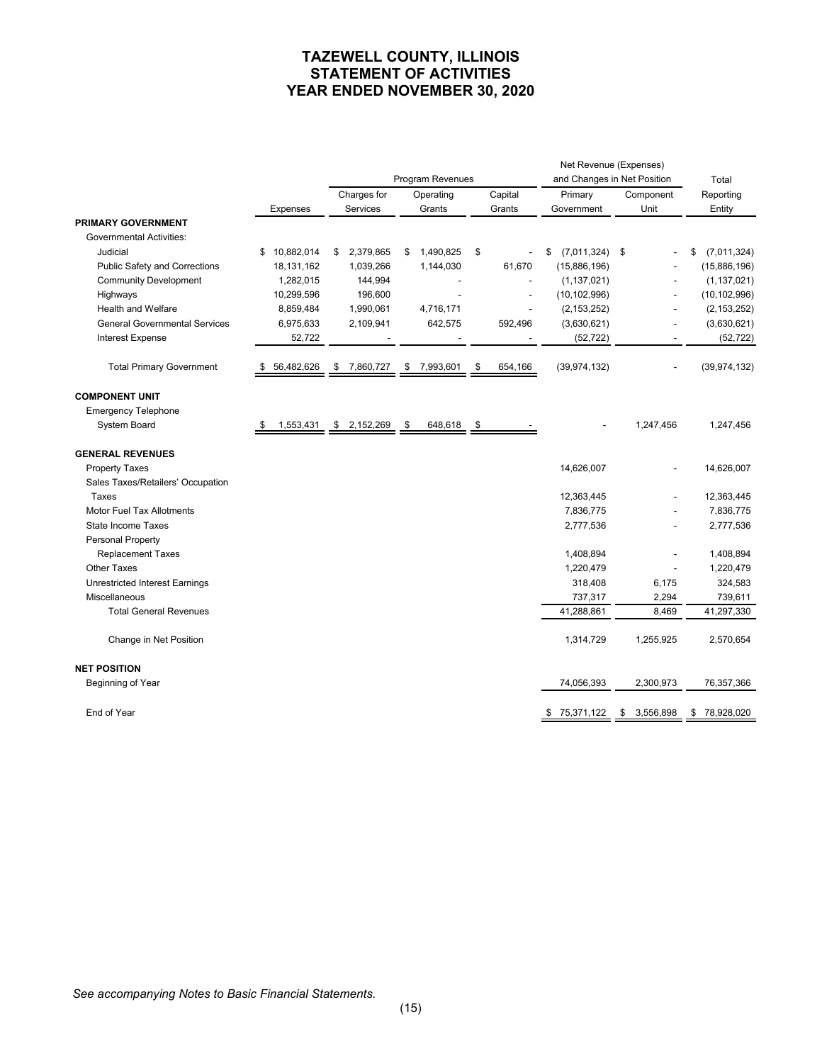# TAZEWELL COUNTY, ILLINOIS
# STATEMENT OF ACTIVITIES
# YEAR ENDED NOVEMBER 30, 2020

| | | Program Revenues | | | Net Revenue (Expenses) and Changes in Net Position | | Total |
|---|---|---|---|---|---|---|---|
| | Expenses | Charges for Services | Operating Grants | Capital Grants | Primary Government | Component Unit | Reporting Entity |
| **PRIMARY GOVERNMENT** | | | | | | | |
| Governmental Activities: | | | | | | | |
| Judicial | $ 10,882,014 | $ 2,379,865 | $ 1,490,825 | $ - | $ (7,011,324) | $ - | $ (7,011,324) |
| Public Safety and Corrections | 18,131,162 | 1,039,266 | 1,144,030 | 61,670 | (15,886,196) | - | (15,886,196) |
| Community Development | 1,282,015 | 144,994 | - | - | (1,137,021) | - | (1,137,021) |
| Highways | 10,299,596 | 196,600 | - | - | (10,102,996) | - | (10,102,996) |
| Health and Welfare | 8,859,484 | 1,990,061 | 4,716,171 | - | (2,153,252) | - | (2,153,252) |
| General Governmental Services | 6,975,633 | 2,109,941 | 642,575 | 592,496 | (3,630,621) | - | (3,630,621) |
| Interest Expense | 52,722 | - | - | - | (52,722) | - | (52,722) |
| Total Primary Government | $ 56,482,626 | $ 7,860,727 | $ 7,993,601 | $ 654,166 | (39,974,132) | - | (39,974,132) |
| **COMPONENT UNIT** | | | | | | | |
| Emergency Telephone System Board | $ 1,553,431 | $ 2,152,269 | $ 648,618 | $ - | - | 1,247,456 | 1,247,456 |
| **GENERAL REVENUES** | | | | | | | |
| Property Taxes | | | | | 14,626,007 | - | 14,626,007 |
| Sales Taxes/Retailers' Occupation Taxes | | | | | 12,363,445 | - | 12,363,445 |
| Motor Fuel Tax Allotments | | | | | 7,836,775 | - | 7,836,775 |
| State Income Taxes | | | | | 2,777,536 | - | 2,777,536 |
| Personal Property Replacement Taxes | | | | | 1,408,894 | - | 1,408,894 |
| Other Taxes | | | | | 1,220,479 | - | 1,220,479 |
| Unrestricted Interest Earnings | | | | | 318,408 | 6,175 | 324,583 |
| Miscellaneous | | | | | 737,317 | 2,294 | 739,611 |
| Total General Revenues | | | | | 41,288,861 | 8,469 | 41,297,330 |
| Change in Net Position | | | | | 1,314,729 | 1,255,925 | 2,570,654 |
| **NET POSITION** | | | | | | | |
| Beginning of Year | | | | | 74,056,393 | 2,300,973 | 76,357,366 |
| End of Year | | | | | $ 75,371,122 | $ 3,556,898 | $ 78,928,020 |

*See accompanying Notes to Basic Financial Statements.*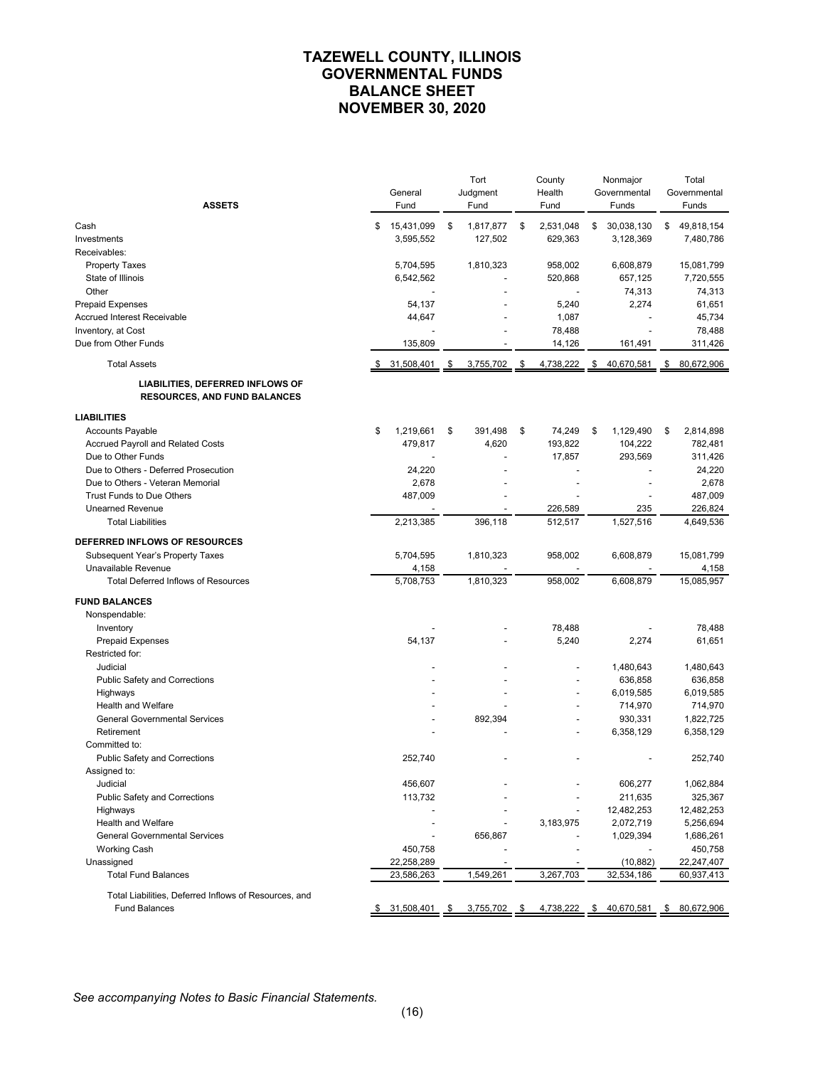# TAZEWELL COUNTY, ILLINOIS
# GOVERNMENTAL FUNDS
# BALANCE SHEET
# NOVEMBER 30, 2020

| ASSETS | General Fund | Tort Judgment Fund | County Health Fund | Nonmajor Governmental Funds | Total Governmental Funds |
|---|---|---|---|---|---|
| Cash | $ 15,431,099 | $ 1,817,877 | $ 2,531,048 | $ 30,038,130 | $ 49,818,154 |
| Investments | 3,595,552 | 127,502 | 629,363 | 3,128,369 | 7,480,786 |
| Receivables: | | | | | |
| Property Taxes | 5,704,595 | 1,810,323 | 958,002 | 6,608,879 | 15,081,799 |
| State of Illinois | 6,542,562 | - | 520,868 | 657,125 | 7,720,555 |
| Other | - | - | - | 74,313 | 74,313 |
| Prepaid Expenses | 54,137 | - | 5,240 | 2,274 | 61,651 |
| Accrued Interest Receivable | 44,647 | - | 1,087 | - | 45,734 |
| Inventory, at Cost | - | - | 78,488 | - | 78,488 |
| Due from Other Funds | 135,809 | - | 14,126 | 161,491 | 311,426 |
| Total Assets | $ 31,508,401 | $ 3,755,702 | $ 4,738,222 | $ 40,670,581 | $ 80,672,906 |
| **LIABILITIES, DEFERRED INFLOWS OF RESOURCES, AND FUND BALANCES** | | | | | |
| **LIABILITIES** | | | | | |
| Accounts Payable | $ 1,219,661 | $ 391,498 | $ 74,249 | $ 1,129,490 | $ 2,814,898 |
| Accrued Payroll and Related Costs | 479,817 | 4,620 | 193,822 | 104,222 | 782,481 |
| Due to Other Funds | - | - | 17,857 | 293,569 | 311,426 |
| Due to Others - Deferred Prosecution | 24,220 | - | - | - | 24,220 |
| Due to Others - Veteran Memorial | 2,678 | - | - | - | 2,678 |
| Trust Funds to Due Others | 487,009 | - | - | - | 487,009 |
| Unearned Revenue | - | - | 226,589 | 235 | 226,824 |
| Total Liabilities | 2,213,385 | 396,118 | 512,517 | 1,527,516 | 4,649,536 |
| **DEFERRED INFLOWS OF RESOURCES** | | | | | |
| Subsequent Year's Property Taxes | 5,704,595 | 1,810,323 | 958,002 | 6,608,879 | 15,081,799 |
| Unavailable Revenue | 4,158 | - | - | - | 4,158 |
| Total Deferred Inflows of Resources | 5,708,753 | 1,810,323 | 958,002 | 6,608,879 | 15,085,957 |
| **FUND BALANCES** | | | | | |
| Nonspendable: | | | | | |
| Inventory | - | - | 78,488 | - | 78,488 |
| Prepaid Expenses | 54,137 | - | 5,240 | 2,274 | 61,651 |
| Restricted for: | | | | | |
| Judicial | - | - | - | 1,480,643 | 1,480,643 |
| Public Safety and Corrections | - | - | - | 636,858 | 636,858 |
| Highways | - | - | - | 6,019,585 | 6,019,585 |
| Health and Welfare | - | - | - | 714,970 | 714,970 |
| General Governmental Services | - | 892,394 | - | 930,331 | 1,822,725 |
| Retirement | - | - | - | 6,358,129 | 6,358,129 |
| Committed to: | | | | | |
| Public Safety and Corrections | 252,740 | - | - | - | 252,740 |
| Assigned to: | | | | | |
| Judicial | 456,607 | - | - | 606,277 | 1,062,884 |
| Public Safety and Corrections | 113,732 | - | - | 211,635 | 325,367 |
| Highways | - | - | - | 12,482,253 | 12,482,253 |
| Health and Welfare | - | - | 3,183,975 | 2,072,719 | 5,256,694 |
| General Governmental Services | - | 656,867 | - | 1,029,394 | 1,686,261 |
| Working Cash | 450,758 | - | - | - | 450,758 |
| Unassigned | 22,258,289 | - | - | (10,882) | 22,247,407 |
| Total Fund Balances | 23,586,263 | 1,549,261 | 3,267,703 | 32,534,186 | 60,937,413 |
| Total Liabilities, Deferred Inflows of Resources, and Fund Balances | $ 31,508,401 | $ 3,755,702 | $ 4,738,222 | $ 40,670,581 | $ 80,672,906 |

*See accompanying Notes to Basic Financial Statements.*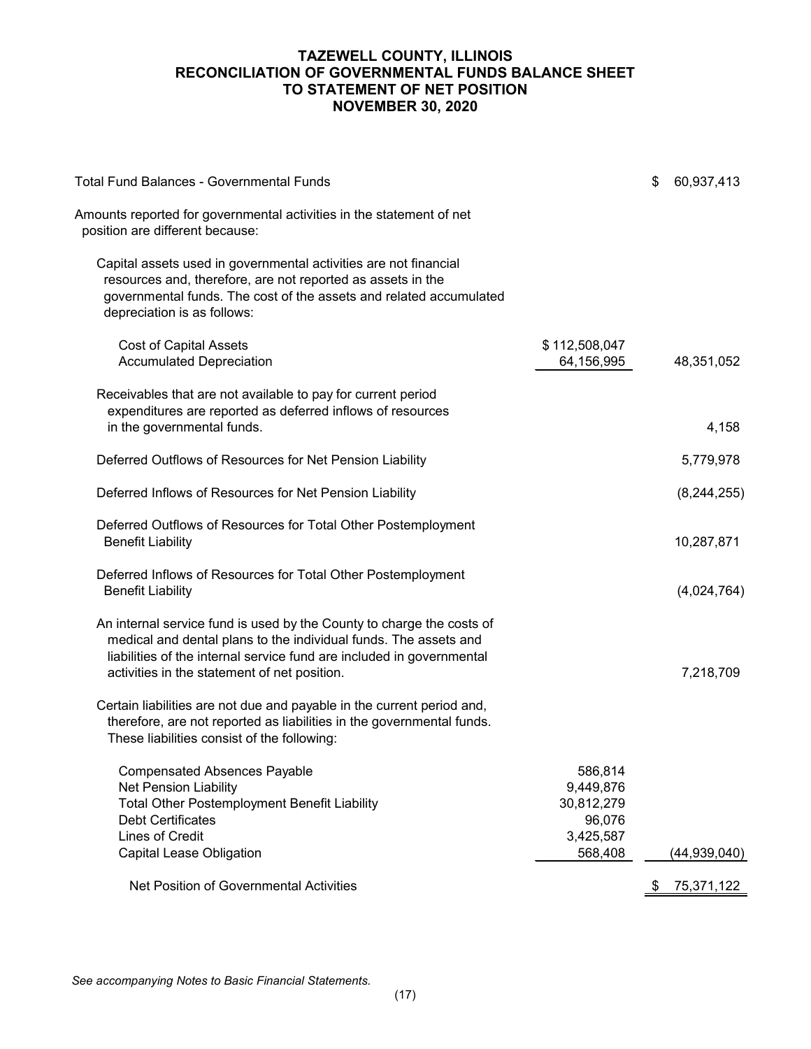# TAZEWELL COUNTY, ILLINOIS
# RECONCILIATION OF GOVERNMENTAL FUNDS BALANCE SHEET TO STATEMENT OF NET POSITION
# NOVEMBER 30, 2020

| | | |
|---|---|---|
| Total Fund Balances - Governmental Funds | | $ 60,937,413 |
| Amounts reported for governmental activities in the statement of net position are different because: | | |
| Capital assets used in governmental activities are not financial resources and, therefore, are not reported as assets in the governmental funds. The cost of the assets and related accumulated depreciation is as follows: | | |
| Cost of Capital Assets | $ 112,508,047 | |
| Accumulated Depreciation | 64,156,995 | 48,351,052 |
| Receivables that are not available to pay for current period expenditures are reported as deferred inflows of resources in the governmental funds. | | 4,158 |
| Deferred Outflows of Resources for Net Pension Liability | | 5,779,978 |
| Deferred Inflows of Resources for Net Pension Liability | | (8,244,255) |
| Deferred Outflows of Resources for Total Other Postemployment Benefit Liability | | 10,287,871 |
| Deferred Inflows of Resources for Total Other Postemployment Benefit Liability | | (4,024,764) |
| An internal service fund is used by the County to charge the costs of medical and dental plans to the individual funds. The assets and liabilities of the internal service fund are included in governmental activities in the statement of net position. | | 7,218,709 |
| Certain liabilities are not due and payable in the current period and, therefore, are not reported as liabilities in the governmental funds. These liabilities consist of the following: | | |
| Compensated Absences Payable | 586,814 | |
| Net Pension Liability | 9,449,876 | |
| Total Other Postemployment Benefit Liability | 30,812,279 | |
| Debt Certificates | 96,076 | |
| Lines of Credit | 3,425,587 | |
| Capital Lease Obligation | 568,408 | (44,939,040) |
| Net Position of Governmental Activities | | $ 75,371,122 |

*See accompanying Notes to Basic Financial Statements.*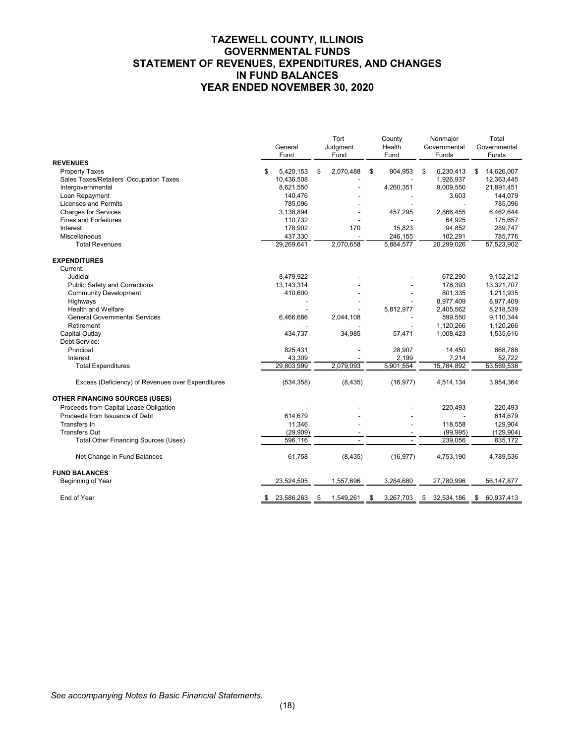# TAZEWELL COUNTY, ILLINOIS
## GOVERNMENTAL FUNDS
## STATEMENT OF REVENUES, EXPENDITURES, AND CHANGES IN FUND BALANCES
## YEAR ENDED NOVEMBER 30, 2020

| | General Fund | Tort Judgment Fund | County Health Fund | Nonmajor Governmental Funds | Total Governmental Funds |
|---|---|---|---|---|---|
| **REVENUES** | | | | | |
| Property Taxes | $ 5,420,153 | $ 2,070,488 | $ 904,953 | $ 6,230,413 | $ 14,626,007 |
| Sales Taxes/Retailers' Occupation Taxes | 10,436,508 | - | - | 1,926,937 | 12,363,445 |
| Intergovernmental | 8,621,550 | - | 4,260,351 | 9,009,550 | 21,891,451 |
| Loan Repayment | 140,476 | - | - | 3,603 | 144,079 |
| Licenses and Permits | 785,096 | - | - | - | 785,096 |
| Charges for Services | 3,138,894 | - | 457,295 | 2,866,455 | 6,462,644 |
| Fines and Forfeitures | 110,732 | - | - | 64,925 | 175,657 |
| Interest | 178,902 | 170 | 15,823 | 94,852 | 289,747 |
| Miscellaneous | 437,330 | - | 246,155 | 102,291 | 785,776 |
| Total Revenues | 29,269,641 | 2,070,658 | 5,884,577 | 20,299,026 | 57,523,902 |
| **EXPENDITURES** | | | | | |
| Current: | | | | | |
| Judicial | 8,479,922 | - | - | 672,290 | 9,152,212 |
| Public Safety and Corrections | 13,143,314 | - | - | 178,393 | 13,321,707 |
| Community Development | 410,600 | - | - | 801,335 | 1,211,935 |
| Highways | - | - | - | 8,977,409 | 8,977,409 |
| Health and Welfare | - | - | 5,812,977 | 2,405,562 | 8,218,539 |
| General Governmental Services | 6,466,686 | 2,044,108 | - | 599,550 | 9,110,344 |
| Retirement | - | - | - | 1,120,266 | 1,120,266 |
| Capital Outlay | 434,737 | 34,985 | 57,471 | 1,008,423 | 1,535,616 |
| Debt Service: | | | | | |
| Principal | 825,431 | - | 28,907 | 14,450 | 868,788 |
| Interest | 43,309 | - | 2,199 | 7,214 | 52,722 |
| Total Expenditures | 29,803,999 | 2,079,093 | 5,901,554 | 15,784,892 | 53,569,538 |
| Excess (Deficiency) of Revenues over Expenditures | (534,358) | (8,435) | (16,977) | 4,514,134 | 3,954,364 |
| **OTHER FINANCING SOURCES (USES)** | | | | | |
| Proceeds from Capital Lease Obligation | - | - | - | 220,493 | 220,493 |
| Proceeds from Issuance of Debt | 614,679 | - | - | - | 614,679 |
| Transfers In | 11,346 | - | - | 118,558 | 129,904 |
| Transfers Out | (29,909) | - | - | (99,995) | (129,904) |
| Total Other Financing Sources (Uses) | 596,116 | - | - | 239,056 | 835,172 |
| Net Change in Fund Balances | 61,758 | (8,435) | (16,977) | 4,753,190 | 4,789,536 |
| **FUND BALANCES** | | | | | |
| Beginning of Year | 23,524,505 | 1,557,696 | 3,284,680 | 27,780,996 | 56,147,877 |
| End of Year | $ 23,586,263 | $ 1,549,261 | $ 3,267,703 | $ 32,534,186 | $ 60,937,413 |

*See accompanying Notes to Basic Financial Statements.*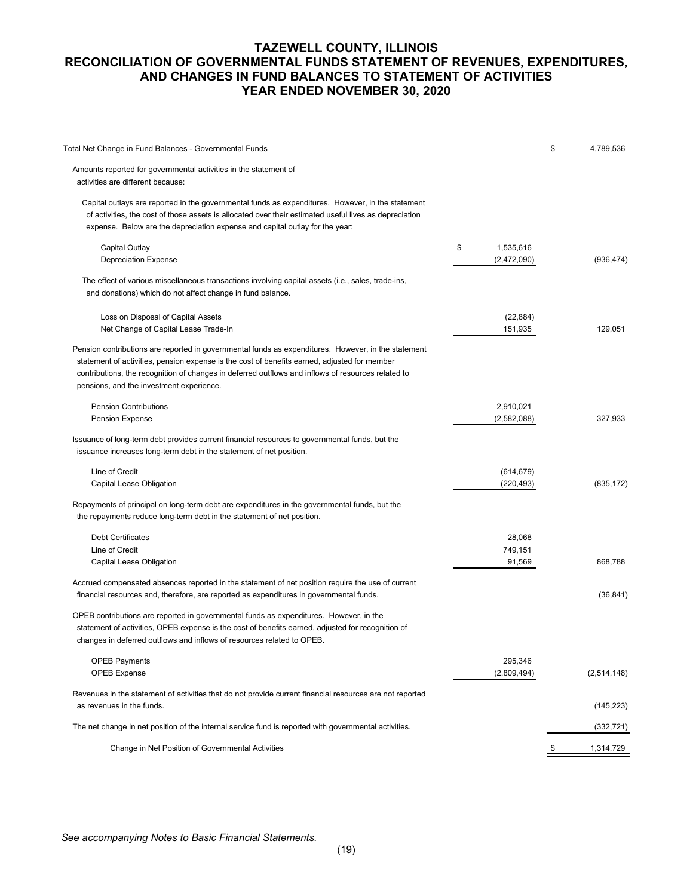# TAZEWELL COUNTY, ILLINOIS
## RECONCILIATION OF GOVERNMENTAL FUNDS STATEMENT OF REVENUES, EXPENDITURES, AND CHANGES IN FUND BALANCES TO STATEMENT OF ACTIVITIES
## YEAR ENDED NOVEMBER 30, 2020

| | | |
|---|---|---|
| Total Net Change in Fund Balances - Governmental Funds | | $ 4,789,536 |
| Amounts reported for governmental activities in the statement of activities are different because: | | |
| Capital outlays are reported in the governmental funds as expenditures. However, in the statement of activities, the cost of those assets is allocated over their estimated useful lives as depreciation expense. Below are the depreciation expense and capital outlay for the year: | | |
| Capital Outlay | $ 1,535,616 | |
| Depreciation Expense | (2,472,090) | (936,474) |
| The effect of various miscellaneous transactions involving capital assets (i.e., sales, trade-ins, and donations) which do not affect change in fund balance. | | |
| Loss on Disposal of Capital Assets | (22,884) | |
| Net Change of Capital Lease Trade-In | 151,935 | 129,051 |
| Pension contributions are reported in governmental funds as expenditures. However, in the statement statement of activities, pension expense is the cost of benefits earned, adjusted for member contributions, the recognition of changes in deferred outflows and inflows of resources related to pensions, and the investment experience. | | |
| Pension Contributions | 2,910,021 | |
| Pension Expense | (2,582,088) | 327,933 |
| Issuance of long-term debt provides current financial resources to governmental funds, but the issuance increases long-term debt in the statement of net position. | | |
| Line of Credit | (614,679) | |
| Capital Lease Obligation | (220,493) | (835,172) |
| Repayments of principal on long-term debt are expenditures in the governmental funds, but the the repayments reduce long-term debt in the statement of net position. | | |
| Debt Certificates | 28,068 | |
| Line of Credit | 749,151 | |
| Capital Lease Obligation | 91,569 | 868,788 |
| Accrued compensated absences reported in the statement of net position require the use of current financial resources and, therefore, are reported as expenditures in governmental funds. | | (36,841) |
| OPEB contributions are reported in governmental funds as expenditures. However, in the statement of activities, OPEB expense is the cost of benefits earned, adjusted for recognition of changes in deferred outflows and inflows of resources related to OPEB. | | |
| OPEB Payments | 295,346 | |
| OPEB Expense | (2,809,494) | (2,514,148) |
| Revenues in the statement of activities that do not provide current financial resources are not reported as revenues in the funds. | | (145,223) |
| The net change in net position of the internal service fund is reported with governmental activities. | | (332,721) |
| Change in Net Position of Governmental Activities | | $ 1,314,729 |

*See accompanying Notes to Basic Financial Statements.*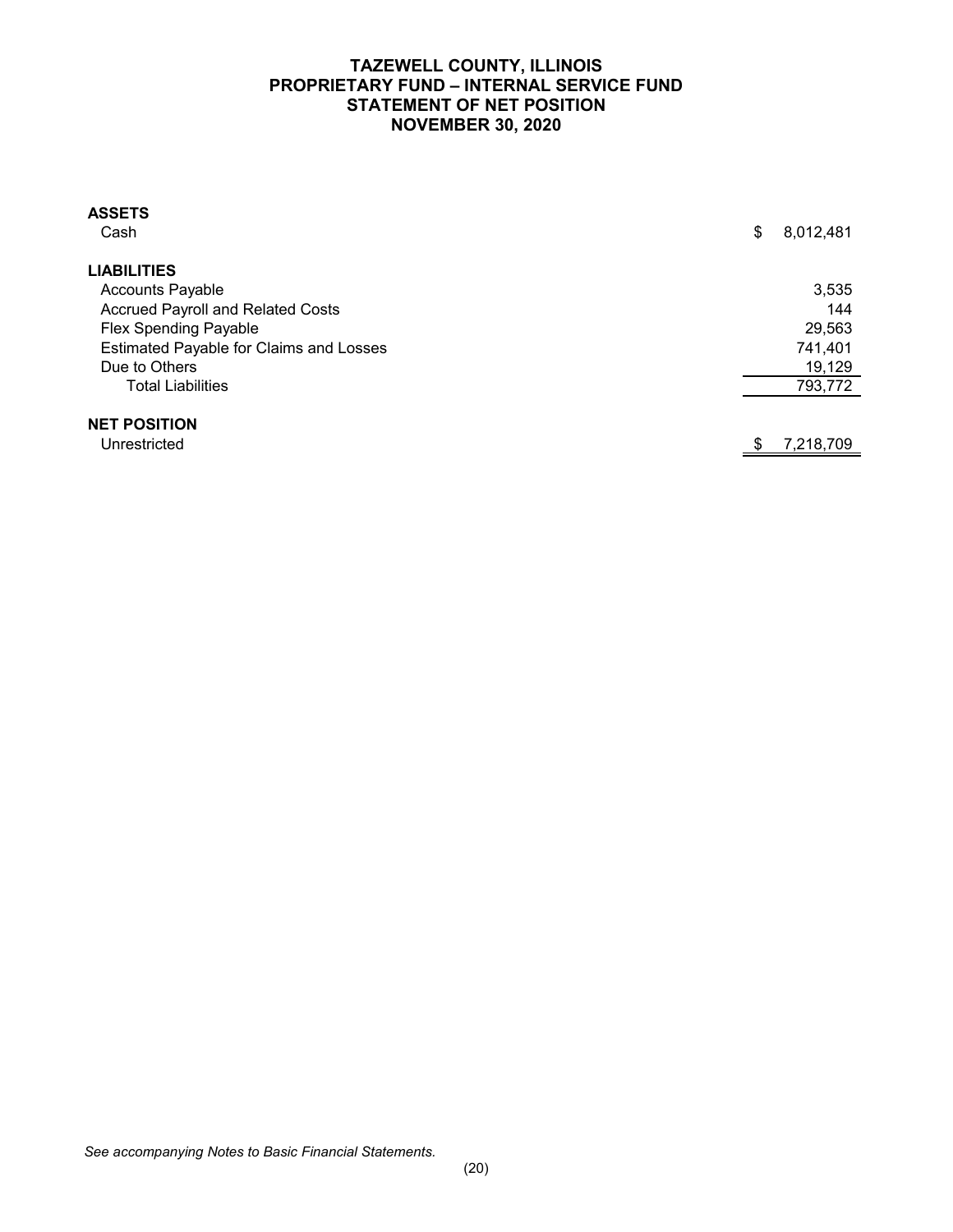# TAZEWELL COUNTY, ILLINOIS
## PROPRIETARY FUND – INTERNAL SERVICE FUND
## STATEMENT OF NET POSITION
## NOVEMBER 30, 2020

| | |
|---|---|
| **ASSETS** | |
| Cash | $ 8,012,481 |
| | |
| **LIABILITIES** | |
| Accounts Payable | 3,535 |
| Accrued Payroll and Related Costs | 144 |
| Flex Spending Payable | 29,563 |
| Estimated Payable for Claims and Losses | 741,401 |
| Due to Others | 19,129 |
| Total Liabilities | 793,772 |
| | |
| **NET POSITION** | |
| Unrestricted | $ 7,218,709 |

*See accompanying Notes to Basic Financial Statements.*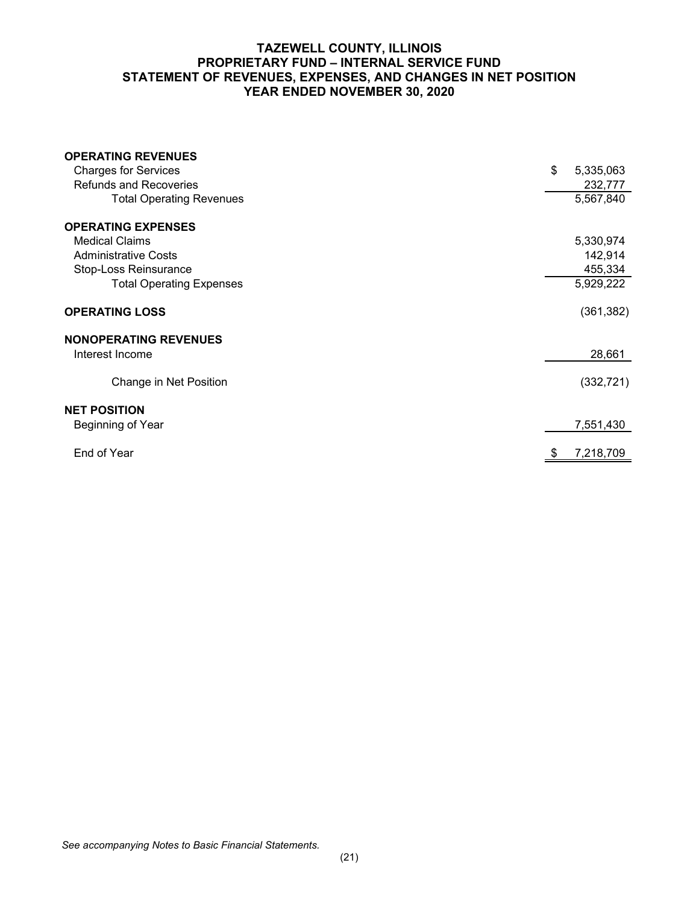# TAZEWELL COUNTY, ILLINOIS
## PROPRIETARY FUND – INTERNAL SERVICE FUND
## STATEMENT OF REVENUES, EXPENSES, AND CHANGES IN NET POSITION
## YEAR ENDED NOVEMBER 30, 2020

| | |
|---|---|
| **OPERATING REVENUES** | |
| Charges for Services | $ 5,335,063 |
| Refunds and Recoveries | 232,777 |
| Total Operating Revenues | 5,567,840 |
| **OPERATING EXPENSES** | |
| Medical Claims | 5,330,974 |
| Administrative Costs | 142,914 |
| Stop-Loss Reinsurance | 455,334 |
| Total Operating Expenses | 5,929,222 |
| **OPERATING LOSS** | (361,382) |
| **NONOPERATING REVENUES** | |
| Interest Income | 28,661 |
| Change in Net Position | (332,721) |
| **NET POSITION** | |
| Beginning of Year | 7,551,430 |
| End of Year | $ 7,218,709 |

*See accompanying Notes to Basic Financial Statements.*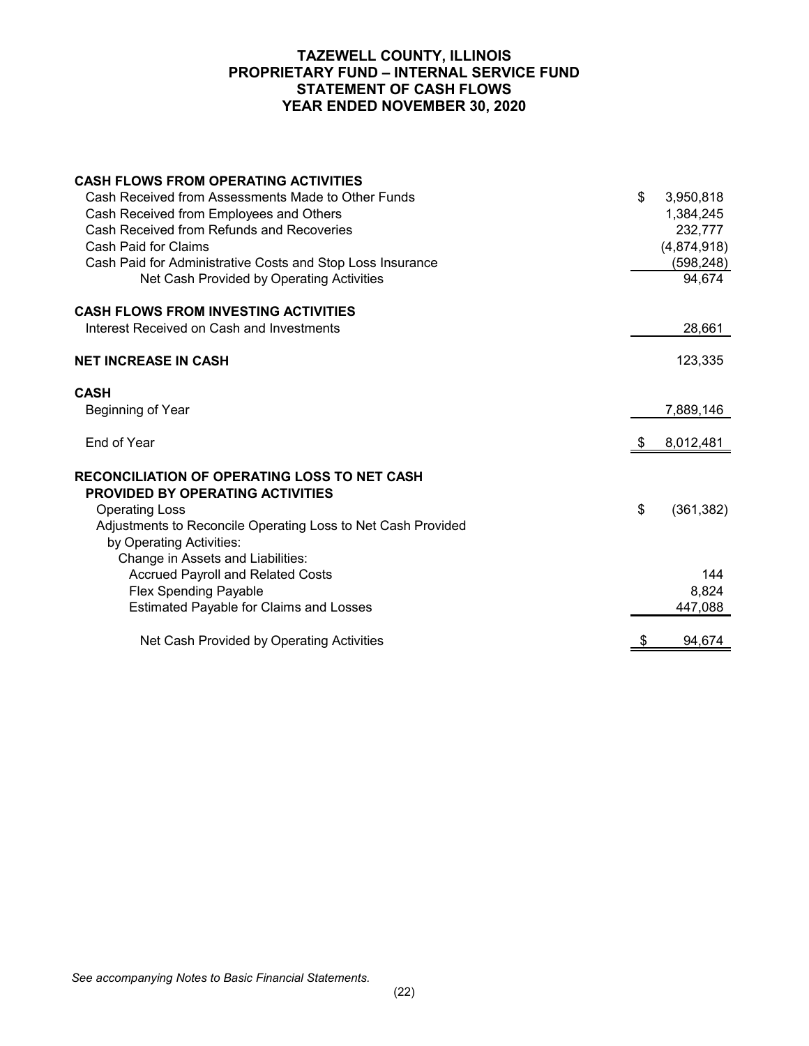# TAZEWELL COUNTY, ILLINOIS
## PROPRIETARY FUND – INTERNAL SERVICE FUND
## STATEMENT OF CASH FLOWS
## YEAR ENDED NOVEMBER 30, 2020

| | |
|---|---|
| **CASH FLOWS FROM OPERATING ACTIVITIES** | |
| Cash Received from Assessments Made to Other Funds | $ 3,950,818 |
| Cash Received from Employees and Others | 1,384,245 |
| Cash Received from Refunds and Recoveries | 232,777 |
| Cash Paid for Claims | (4,874,918) |
| Cash Paid for Administrative Costs and Stop Loss Insurance | (598,248) |
| Net Cash Provided by Operating Activities | 94,674 |
| | |
| **CASH FLOWS FROM INVESTING ACTIVITIES** | |
| Interest Received on Cash and Investments | 28,661 |
| | |
| **NET INCREASE IN CASH** | 123,335 |
| | |
| **CASH** | |
| Beginning of Year | 7,889,146 |
| | |
| End of Year | $ 8,012,481 |
| | |
| **RECONCILIATION OF OPERATING LOSS TO NET CASH PROVIDED BY OPERATING ACTIVITIES** | |
| Operating Loss | $ (361,382) |
| Adjustments to Reconcile Operating Loss to Net Cash Provided by Operating Activities: | |
| Change in Assets and Liabilities: | |
| Accrued Payroll and Related Costs | 144 |
| Flex Spending Payable | 8,824 |
| Estimated Payable for Claims and Losses | 447,088 |
| | |
| Net Cash Provided by Operating Activities | $ 94,674 |

*See accompanying Notes to Basic Financial Statements.*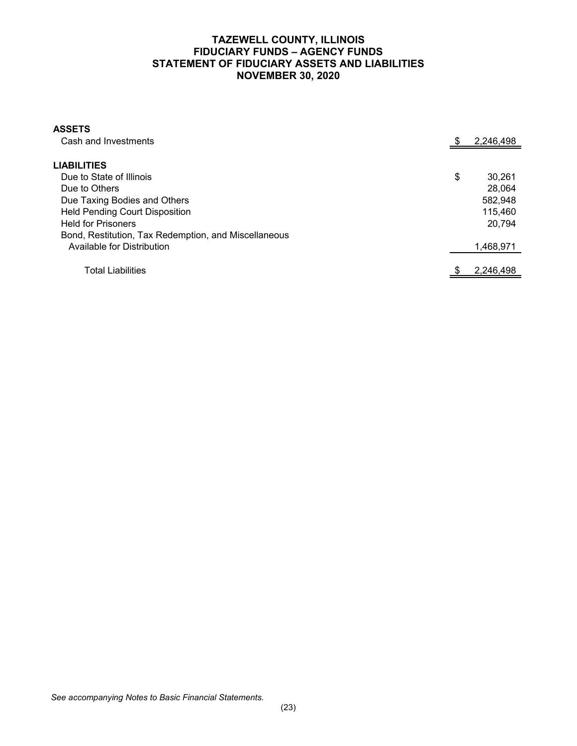# TAZEWELL COUNTY, ILLINOIS
## FIDUCIARY FUNDS – AGENCY FUNDS
## STATEMENT OF FIDUCIARY ASSETS AND LIABILITIES
## NOVEMBER 30, 2020

| | |
|---|---|
| **ASSETS** | |
| Cash and Investments | $ 2,246,498 |
| | |
| **LIABILITIES** | |
| Due to State of Illinois | $ 30,261 |
| Due to Others | 28,064 |
| Due Taxing Bodies and Others | 582,948 |
| Held Pending Court Disposition | 115,460 |
| Held for Prisoners | 20,794 |
| Bond, Restitution, Tax Redemption, and Miscellaneous Available for Distribution | 1,468,971 |
| | |
| Total Liabilities | $ 2,246,498 |

*See accompanying Notes to Basic Financial Statements.*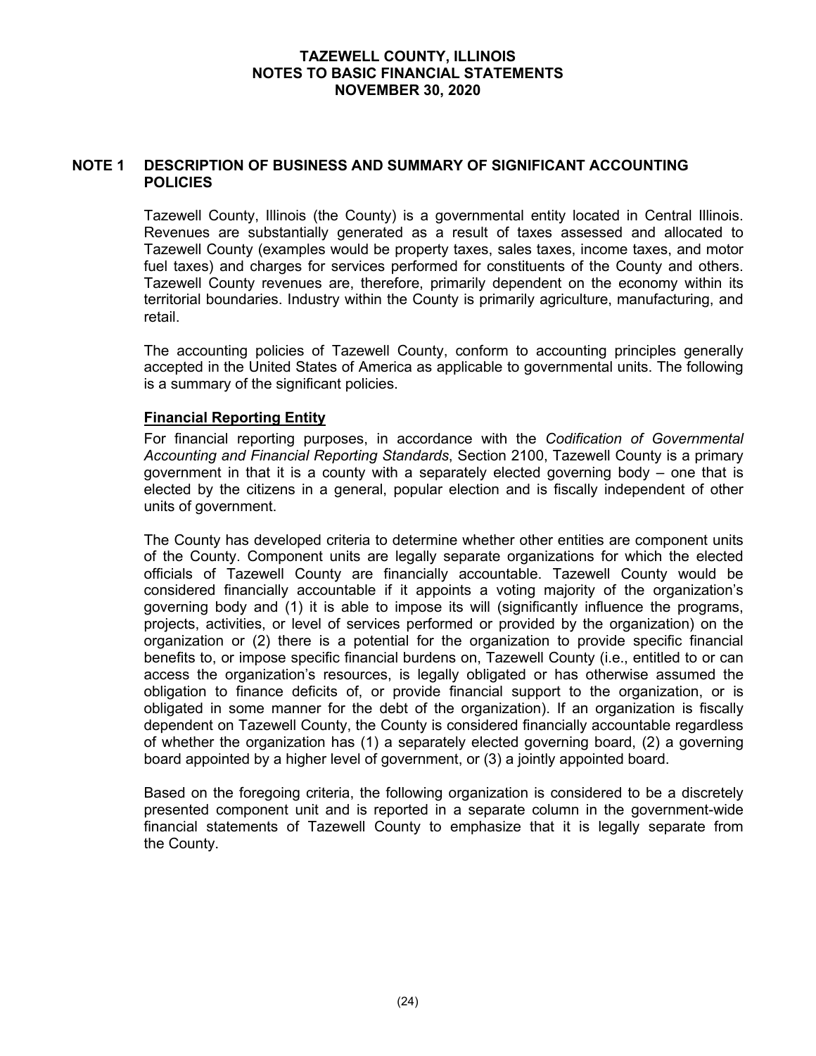## NOTE 1 DESCRIPTION OF BUSINESS AND SUMMARY OF SIGNIFICANT ACCOUNTING POLICIES

Tazewell County, Illinois (the County) is a governmental entity located in Central Illinois. Revenues are substantially generated as a result of taxes assessed and allocated to Tazewell County (examples would be property taxes, sales taxes, income taxes, and motor fuel taxes) and charges for services performed for constituents of the County and others. Tazewell County revenues are, therefore, primarily dependent on the economy within its territorial boundaries. Industry within the County is primarily agriculture, manufacturing, and retail.

The accounting policies of Tazewell County, conform to accounting principles generally accepted in the United States of America as applicable to governmental units. The following is a summary of the significant policies.

### Financial Reporting Entity

For financial reporting purposes, in accordance with the *Codification of Governmental Accounting and Financial Reporting Standards*, Section 2100, Tazewell County is a primary government in that it is a county with a separately elected governing body – one that is elected by the citizens in a general, popular election and is fiscally independent of other units of government.

The County has developed criteria to determine whether other entities are component units of the County. Component units are legally separate organizations for which the elected officials of Tazewell County are financially accountable. Tazewell County would be considered financially accountable if it appoints a voting majority of the organization's governing body and (1) it is able to impose its will (significantly influence the programs, projects, activities, or level of services performed or provided by the organization) on the organization or (2) there is a potential for the organization to provide specific financial benefits to, or impose specific financial burdens on, Tazewell County (i.e., entitled to or can access the organization's resources, is legally obligated or has otherwise assumed the obligation to finance deficits of, or provide financial support to the organization, or is obligated in some manner for the debt of the organization). If an organization is fiscally dependent on Tazewell County, the County is considered financially accountable regardless of whether the organization has (1) a separately elected governing board, (2) a governing board appointed by a higher level of government, or (3) a jointly appointed board.

Based on the foregoing criteria, the following organization is considered to be a discretely presented component unit and is reported in a separate column in the government-wide financial statements of Tazewell County to emphasize that it is legally separate from the County.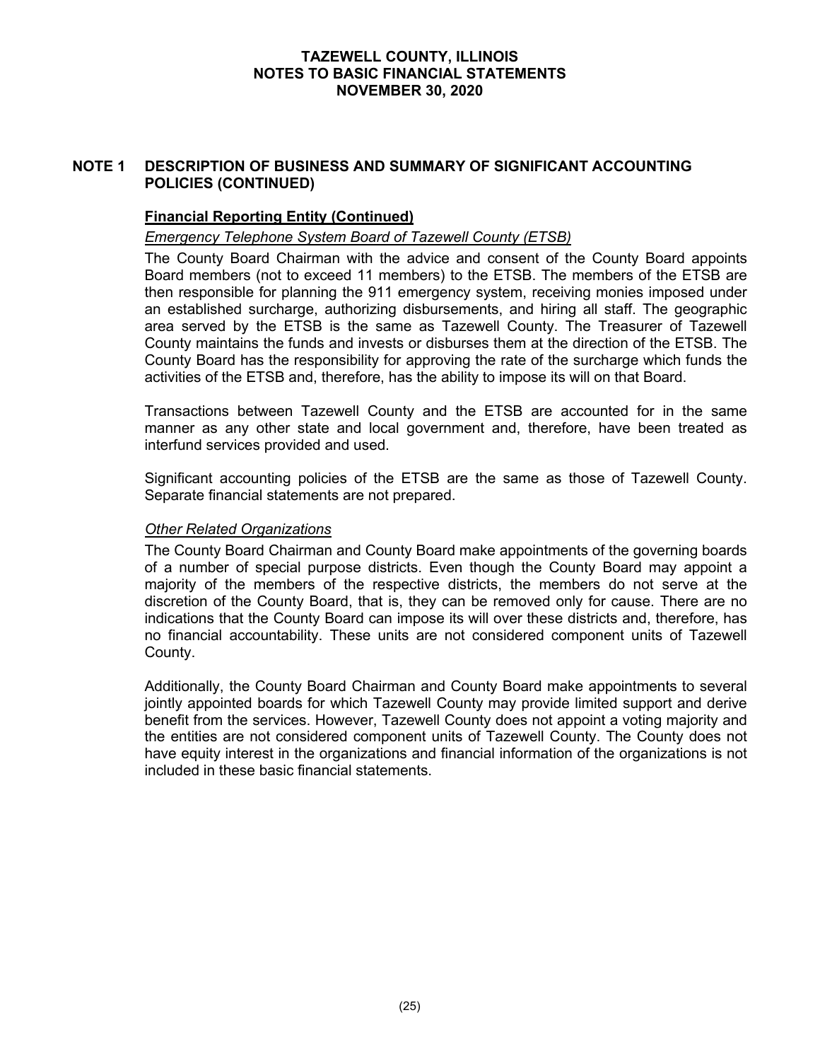## NOTE 1 DESCRIPTION OF BUSINESS AND SUMMARY OF SIGNIFICANT ACCOUNTING POLICIES (CONTINUED)

### Financial Reporting Entity (Continued)

*Emergency Telephone System Board of Tazewell County (ETSB)*

The County Board Chairman with the advice and consent of the County Board appoints Board members (not to exceed 11 members) to the ETSB. The members of the ETSB are then responsible for planning the 911 emergency system, receiving monies imposed under an established surcharge, authorizing disbursements, and hiring all staff. The geographic area served by the ETSB is the same as Tazewell County. The Treasurer of Tazewell County maintains the funds and invests or disburses them at the direction of the ETSB. The County Board has the responsibility for approving the rate of the surcharge which funds the activities of the ETSB and, therefore, has the ability to impose its will on that Board.

Transactions between Tazewell County and the ETSB are accounted for in the same manner as any other state and local government and, therefore, have been treated as interfund services provided and used.

Significant accounting policies of the ETSB are the same as those of Tazewell County. Separate financial statements are not prepared.

*Other Related Organizations*

The County Board Chairman and County Board make appointments of the governing boards of a number of special purpose districts. Even though the County Board may appoint a majority of the members of the respective districts, the members do not serve at the discretion of the County Board, that is, they can be removed only for cause. There are no indications that the County Board can impose its will over these districts and, therefore, has no financial accountability. These units are not considered component units of Tazewell County.

Additionally, the County Board Chairman and County Board make appointments to several jointly appointed boards for which Tazewell County may provide limited support and derive benefit from the services. However, Tazewell County does not appoint a voting majority and the entities are not considered component units of Tazewell County. The County does not have equity interest in the organizations and financial information of the organizations is not included in these basic financial statements.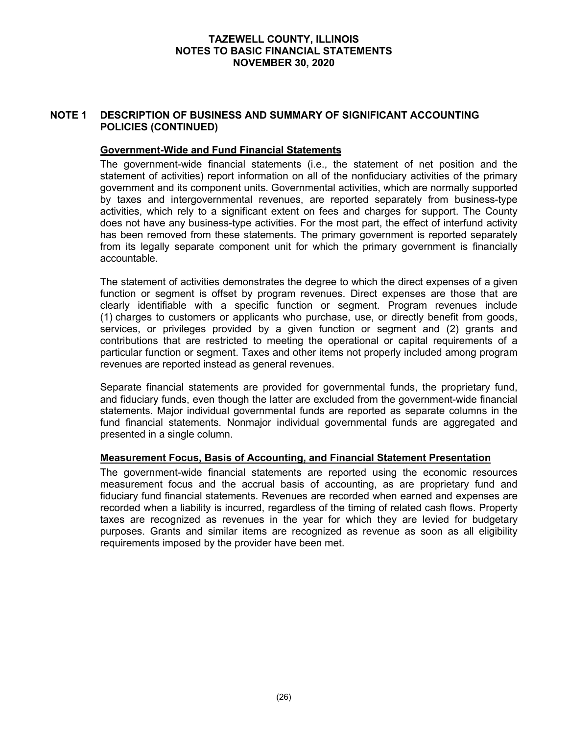## NOTE 1 DESCRIPTION OF BUSINESS AND SUMMARY OF SIGNIFICANT ACCOUNTING POLICIES (CONTINUED)

### Government-Wide and Fund Financial Statements

The government-wide financial statements (i.e., the statement of net position and the statement of activities) report information on all of the nonfiduciary activities of the primary government and its component units. Governmental activities, which are normally supported by taxes and intergovernmental revenues, are reported separately from business-type activities, which rely to a significant extent on fees and charges for support. The County does not have any business-type activities. For the most part, the effect of interfund activity has been removed from these statements. The primary government is reported separately from its legally separate component unit for which the primary government is financially accountable.

The statement of activities demonstrates the degree to which the direct expenses of a given function or segment is offset by program revenues. Direct expenses are those that are clearly identifiable with a specific function or segment. Program revenues include (1) charges to customers or applicants who purchase, use, or directly benefit from goods, services, or privileges provided by a given function or segment and (2) grants and contributions that are restricted to meeting the operational or capital requirements of a particular function or segment. Taxes and other items not properly included among program revenues are reported instead as general revenues.

Separate financial statements are provided for governmental funds, the proprietary fund, and fiduciary funds, even though the latter are excluded from the government-wide financial statements. Major individual governmental funds are reported as separate columns in the fund financial statements. Nonmajor individual governmental funds are aggregated and presented in a single column.

### Measurement Focus, Basis of Accounting, and Financial Statement Presentation

The government-wide financial statements are reported using the economic resources measurement focus and the accrual basis of accounting, as are proprietary fund and fiduciary fund financial statements. Revenues are recorded when earned and expenses are recorded when a liability is incurred, regardless of the timing of related cash flows. Property taxes are recognized as revenues in the year for which they are levied for budgetary purposes. Grants and similar items are recognized as revenue as soon as all eligibility requirements imposed by the provider have been met.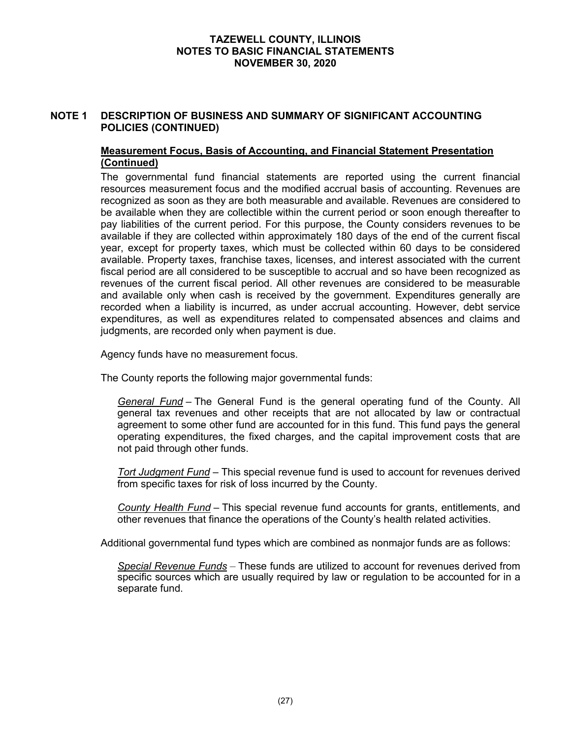## NOTE 1 DESCRIPTION OF BUSINESS AND SUMMARY OF SIGNIFICANT ACCOUNTING POLICIES (CONTINUED)

### Measurement Focus, Basis of Accounting, and Financial Statement Presentation (Continued)

The governmental fund financial statements are reported using the current financial resources measurement focus and the modified accrual basis of accounting. Revenues are recognized as soon as they are both measurable and available. Revenues are considered to be available when they are collectible within the current period or soon enough thereafter to pay liabilities of the current period. For this purpose, the County considers revenues to be available if they are collected within approximately 180 days of the end of the current fiscal year, except for property taxes, which must be collected within 60 days to be considered available. Property taxes, franchise taxes, licenses, and interest associated with the current fiscal period are all considered to be susceptible to accrual and so have been recognized as revenues of the current fiscal period. All other revenues are considered to be measurable and available only when cash is received by the government. Expenditures generally are recorded when a liability is incurred, as under accrual accounting. However, debt service expenditures, as well as expenditures related to compensated absences and claims and judgments, are recorded only when payment is due.

Agency funds have no measurement focus.

The County reports the following major governmental funds:

*General Fund* – The General Fund is the general operating fund of the County. All general tax revenues and other receipts that are not allocated by law or contractual agreement to some other fund are accounted for in this fund. This fund pays the general operating expenditures, the fixed charges, and the capital improvement costs that are not paid through other funds.

*Tort Judgment Fund* – This special revenue fund is used to account for revenues derived from specific taxes for risk of loss incurred by the County.

*County Health Fund* – This special revenue fund accounts for grants, entitlements, and other revenues that finance the operations of the County's health related activities.

Additional governmental fund types which are combined as nonmajor funds are as follows:

*Special Revenue Funds* – These funds are utilized to account for revenues derived from specific sources which are usually required by law or regulation to be accounted for in a separate fund.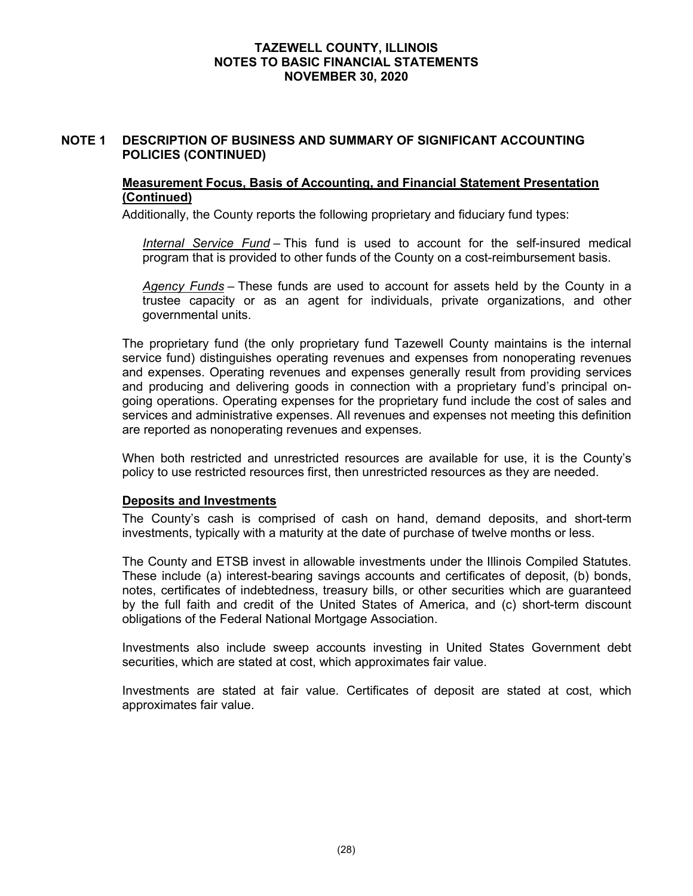## NOTE 1 DESCRIPTION OF BUSINESS AND SUMMARY OF SIGNIFICANT ACCOUNTING POLICIES (CONTINUED)

### Measurement Focus, Basis of Accounting, and Financial Statement Presentation (Continued)

Additionally, the County reports the following proprietary and fiduciary fund types:

*Internal Service Fund* – This fund is used to account for the self-insured medical program that is provided to other funds of the County on a cost-reimbursement basis.

*Agency Funds* – These funds are used to account for assets held by the County in a trustee capacity or as an agent for individuals, private organizations, and other governmental units.

The proprietary fund (the only proprietary fund Tazewell County maintains is the internal service fund) distinguishes operating revenues and expenses from nonoperating revenues and expenses. Operating revenues and expenses generally result from providing services and producing and delivering goods in connection with a proprietary fund's principal ongoing operations. Operating expenses for the proprietary fund include the cost of sales and services and administrative expenses. All revenues and expenses not meeting this definition are reported as nonoperating revenues and expenses.

When both restricted and unrestricted resources are available for use, it is the County's policy to use restricted resources first, then unrestricted resources as they are needed.

### Deposits and Investments

The County's cash is comprised of cash on hand, demand deposits, and short-term investments, typically with a maturity at the date of purchase of twelve months or less.

The County and ETSB invest in allowable investments under the Illinois Compiled Statutes. These include (a) interest-bearing savings accounts and certificates of deposit, (b) bonds, notes, certificates of indebtedness, treasury bills, or other securities which are guaranteed by the full faith and credit of the United States of America, and (c) short-term discount obligations of the Federal National Mortgage Association.

Investments also include sweep accounts investing in United States Government debt securities, which are stated at cost, which approximates fair value.

Investments are stated at fair value. Certificates of deposit are stated at cost, which approximates fair value.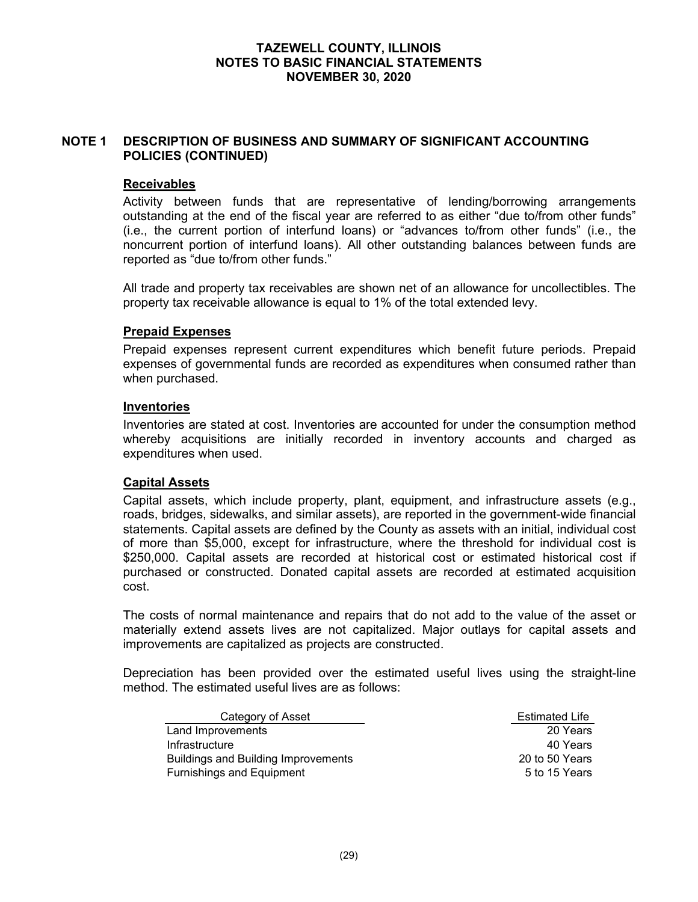## NOTE 1 DESCRIPTION OF BUSINESS AND SUMMARY OF SIGNIFICANT ACCOUNTING POLICIES (CONTINUED)

### Receivables

Activity between funds that are representative of lending/borrowing arrangements outstanding at the end of the fiscal year are referred to as either "due to/from other funds" (i.e., the current portion of interfund loans) or "advances to/from other funds" (i.e., the noncurrent portion of interfund loans). All other outstanding balances between funds are reported as "due to/from other funds."

All trade and property tax receivables are shown net of an allowance for uncollectibles. The property tax receivable allowance is equal to 1% of the total extended levy.

### Prepaid Expenses

Prepaid expenses represent current expenditures which benefit future periods. Prepaid expenses of governmental funds are recorded as expenditures when consumed rather than when purchased.

### Inventories

Inventories are stated at cost. Inventories are accounted for under the consumption method whereby acquisitions are initially recorded in inventory accounts and charged as expenditures when used.

### Capital Assets

Capital assets, which include property, plant, equipment, and infrastructure assets (e.g., roads, bridges, sidewalks, and similar assets), are reported in the government-wide financial statements. Capital assets are defined by the County as assets with an initial, individual cost of more than $5,000, except for infrastructure, where the threshold for individual cost is $250,000. Capital assets are recorded at historical cost or estimated historical cost if purchased or constructed. Donated capital assets are recorded at estimated acquisition cost.

The costs of normal maintenance and repairs that do not add to the value of the asset or materially extend assets lives are not capitalized. Major outlays for capital assets and improvements are capitalized as projects are constructed.

Depreciation has been provided over the estimated useful lives using the straight-line method. The estimated useful lives are as follows:

| Category of Asset | Estimated Life |
|---|---|
| Land Improvements | 20 Years |
| Infrastructure | 40 Years |
| Buildings and Building Improvements | 20 to 50 Years |
| Furnishings and Equipment | 5 to 15 Years |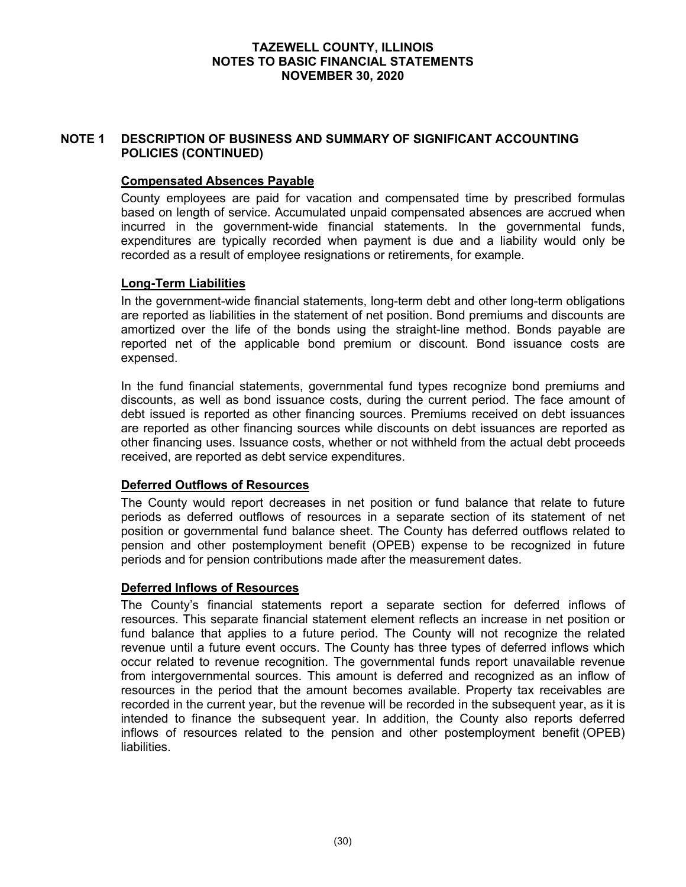## NOTE 1 DESCRIPTION OF BUSINESS AND SUMMARY OF SIGNIFICANT ACCOUNTING POLICIES (CONTINUED)

### Compensated Absences Payable

County employees are paid for vacation and compensated time by prescribed formulas based on length of service. Accumulated unpaid compensated absences are accrued when incurred in the government-wide financial statements. In the governmental funds, expenditures are typically recorded when payment is due and a liability would only be recorded as a result of employee resignations or retirements, for example.

### Long-Term Liabilities

In the government-wide financial statements, long-term debt and other long-term obligations are reported as liabilities in the statement of net position. Bond premiums and discounts are amortized over the life of the bonds using the straight-line method. Bonds payable are reported net of the applicable bond premium or discount. Bond issuance costs are expensed.

In the fund financial statements, governmental fund types recognize bond premiums and discounts, as well as bond issuance costs, during the current period. The face amount of debt issued is reported as other financing sources. Premiums received on debt issuances are reported as other financing sources while discounts on debt issuances are reported as other financing uses. Issuance costs, whether or not withheld from the actual debt proceeds received, are reported as debt service expenditures.

### Deferred Outflows of Resources

The County would report decreases in net position or fund balance that relate to future periods as deferred outflows of resources in a separate section of its statement of net position or governmental fund balance sheet. The County has deferred outflows related to pension and other postemployment benefit (OPEB) expense to be recognized in future periods and for pension contributions made after the measurement dates.

### Deferred Inflows of Resources

The County's financial statements report a separate section for deferred inflows of resources. This separate financial statement element reflects an increase in net position or fund balance that applies to a future period. The County will not recognize the related revenue until a future event occurs. The County has three types of deferred inflows which occur related to revenue recognition. The governmental funds report unavailable revenue from intergovernmental sources. This amount is deferred and recognized as an inflow of resources in the period that the amount becomes available. Property tax receivables are recorded in the current year, but the revenue will be recorded in the subsequent year, as it is intended to finance the subsequent year. In addition, the County also reports deferred inflows of resources related to the pension and other postemployment benefit (OPEB) liabilities.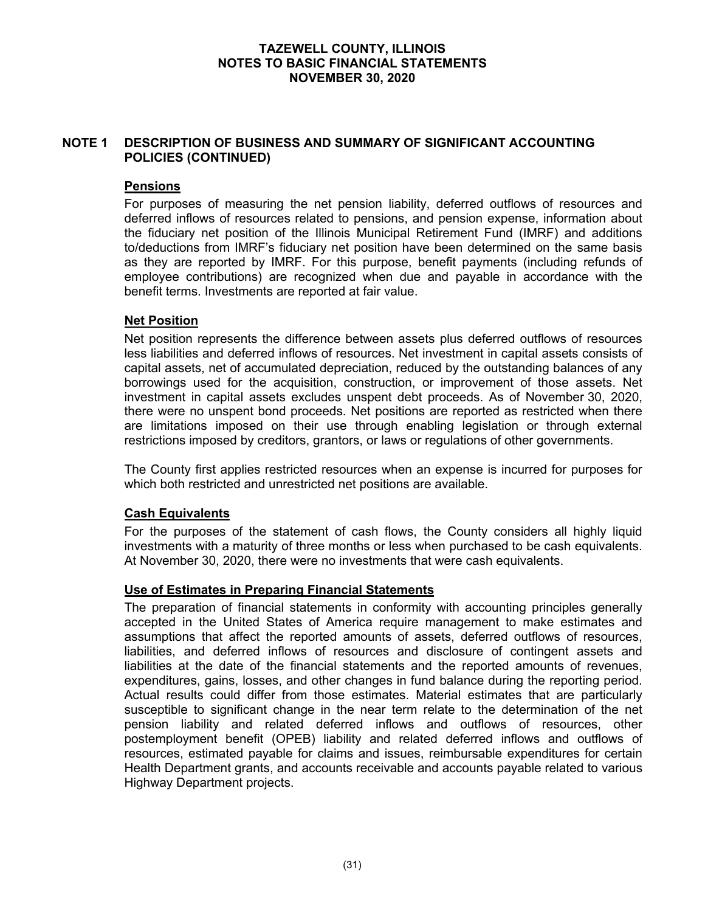## NOTE 1 DESCRIPTION OF BUSINESS AND SUMMARY OF SIGNIFICANT ACCOUNTING POLICIES (CONTINUED)

### Pensions

For purposes of measuring the net pension liability, deferred outflows of resources and deferred inflows of resources related to pensions, and pension expense, information about the fiduciary net position of the Illinois Municipal Retirement Fund (IMRF) and additions to/deductions from IMRF's fiduciary net position have been determined on the same basis as they are reported by IMRF. For this purpose, benefit payments (including refunds of employee contributions) are recognized when due and payable in accordance with the benefit terms. Investments are reported at fair value.

### Net Position

Net position represents the difference between assets plus deferred outflows of resources less liabilities and deferred inflows of resources. Net investment in capital assets consists of capital assets, net of accumulated depreciation, reduced by the outstanding balances of any borrowings used for the acquisition, construction, or improvement of those assets. Net investment in capital assets excludes unspent debt proceeds. As of November 30, 2020, there were no unspent bond proceeds. Net positions are reported as restricted when there are limitations imposed on their use through enabling legislation or through external restrictions imposed by creditors, grantors, or laws or regulations of other governments.

The County first applies restricted resources when an expense is incurred for purposes for which both restricted and unrestricted net positions are available.

### Cash Equivalents

For the purposes of the statement of cash flows, the County considers all highly liquid investments with a maturity of three months or less when purchased to be cash equivalents. At November 30, 2020, there were no investments that were cash equivalents.

### Use of Estimates in Preparing Financial Statements

The preparation of financial statements in conformity with accounting principles generally accepted in the United States of America require management to make estimates and assumptions that affect the reported amounts of assets, deferred outflows of resources, liabilities, and deferred inflows of resources and disclosure of contingent assets and liabilities at the date of the financial statements and the reported amounts of revenues, expenditures, gains, losses, and other changes in fund balance during the reporting period. Actual results could differ from those estimates. Material estimates that are particularly susceptible to significant change in the near term relate to the determination of the net pension liability and related deferred inflows and outflows of resources, other postemployment benefit (OPEB) liability and related deferred inflows and outflows of resources, estimated payable for claims and issues, reimbursable expenditures for certain Health Department grants, and accounts receivable and accounts payable related to various Highway Department projects.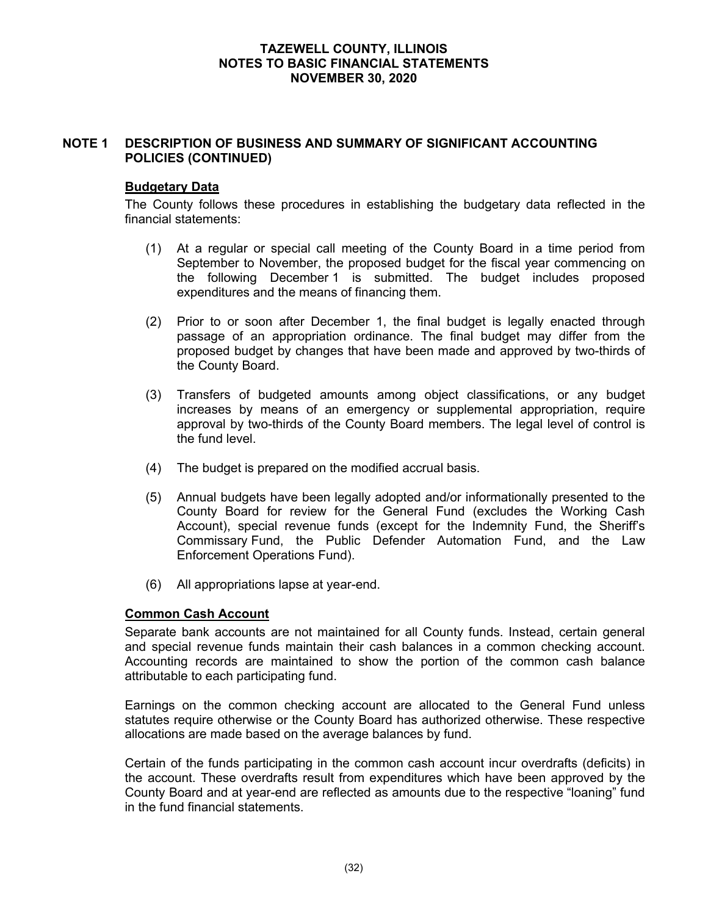## NOTE 1 DESCRIPTION OF BUSINESS AND SUMMARY OF SIGNIFICANT ACCOUNTING POLICIES (CONTINUED)

### Budgetary Data

The County follows these procedures in establishing the budgetary data reflected in the financial statements:

(1) At a regular or special call meeting of the County Board in a time period from September to November, the proposed budget for the fiscal year commencing on the following December 1 is submitted. The budget includes proposed expenditures and the means of financing them.

(2) Prior to or soon after December 1, the final budget is legally enacted through passage of an appropriation ordinance. The final budget may differ from the proposed budget by changes that have been made and approved by two-thirds of the County Board.

(3) Transfers of budgeted amounts among object classifications, or any budget increases by means of an emergency or supplemental appropriation, require approval by two-thirds of the County Board members. The legal level of control is the fund level.

(4) The budget is prepared on the modified accrual basis.

(5) Annual budgets have been legally adopted and/or informationally presented to the County Board for review for the General Fund (excludes the Working Cash Account), special revenue funds (except for the Indemnity Fund, the Sheriff's Commissary Fund, the Public Defender Automation Fund, and the Law Enforcement Operations Fund).

(6) All appropriations lapse at year-end.

### Common Cash Account

Separate bank accounts are not maintained for all County funds. Instead, certain general and special revenue funds maintain their cash balances in a common checking account. Accounting records are maintained to show the portion of the common cash balance attributable to each participating fund.

Earnings on the common checking account are allocated to the General Fund unless statutes require otherwise or the County Board has authorized otherwise. These respective allocations are made based on the average balances by fund.

Certain of the funds participating in the common cash account incur overdrafts (deficits) in the account. These overdrafts result from expenditures which have been approved by the County Board and at year-end are reflected as amounts due to the respective "loaning" fund in the fund financial statements.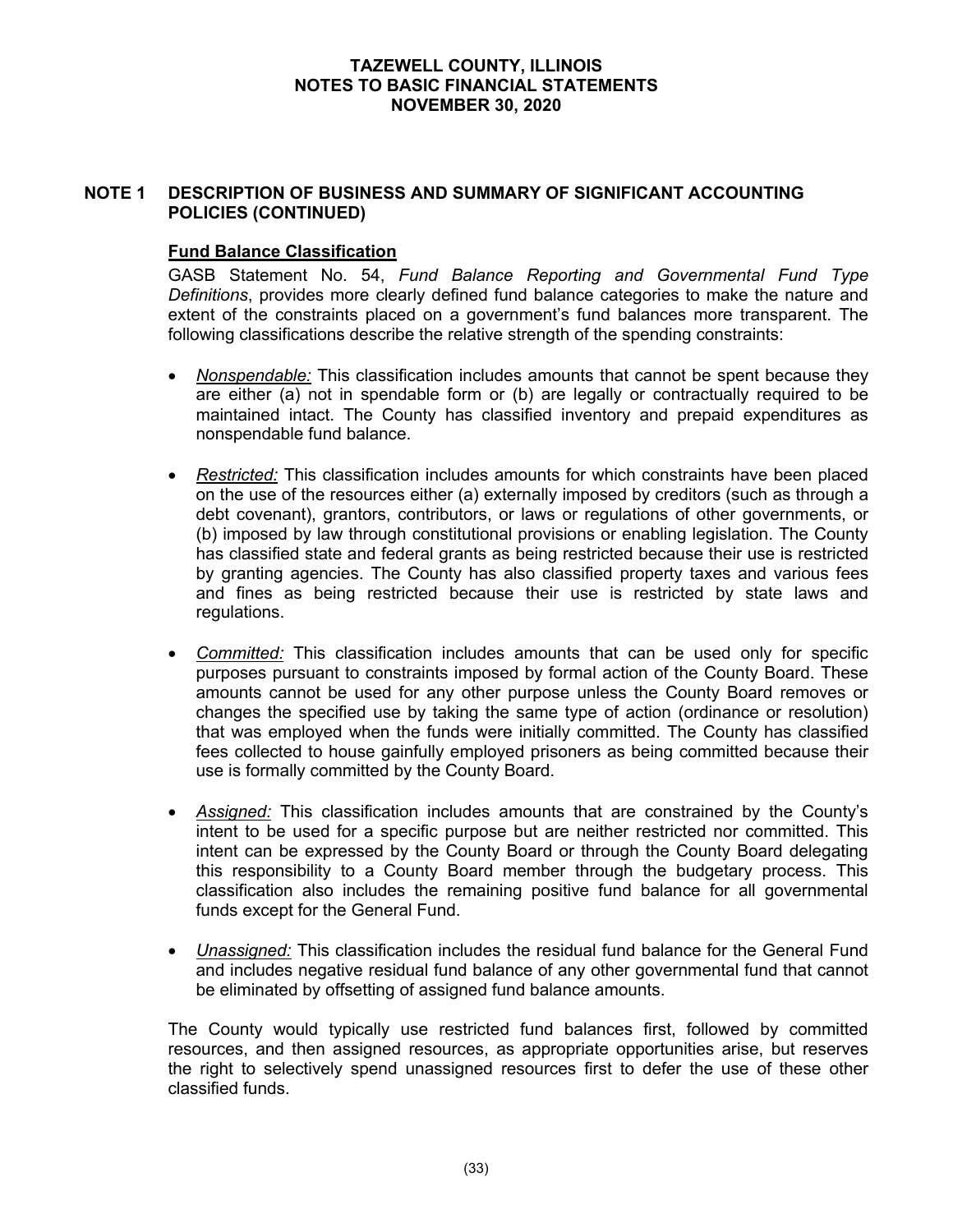## NOTE 1 DESCRIPTION OF BUSINESS AND SUMMARY OF SIGNIFICANT ACCOUNTING POLICIES (CONTINUED)

### Fund Balance Classification

GASB Statement No. 54, *Fund Balance Reporting and Governmental Fund Type Definitions*, provides more clearly defined fund balance categories to make the nature and extent of the constraints placed on a government's fund balances more transparent. The following classifications describe the relative strength of the spending constraints:

- *Nonspendable:* This classification includes amounts that cannot be spent because they are either (a) not in spendable form or (b) are legally or contractually required to be maintained intact. The County has classified inventory and prepaid expenditures as nonspendable fund balance.

- *Restricted:* This classification includes amounts for which constraints have been placed on the use of the resources either (a) externally imposed by creditors (such as through a debt covenant), grantors, contributors, or laws or regulations of other governments, or (b) imposed by law through constitutional provisions or enabling legislation. The County has classified state and federal grants as being restricted because their use is restricted by granting agencies. The County has also classified property taxes and various fees and fines as being restricted because their use is restricted by state laws and regulations.

- *Committed:* This classification includes amounts that can be used only for specific purposes pursuant to constraints imposed by formal action of the County Board. These amounts cannot be used for any other purpose unless the County Board removes or changes the specified use by taking the same type of action (ordinance or resolution) that was employed when the funds were initially committed. The County has classified fees collected to house gainfully employed prisoners as being committed because their use is formally committed by the County Board.

- *Assigned:* This classification includes amounts that are constrained by the County's intent to be used for a specific purpose but are neither restricted nor committed. This intent can be expressed by the County Board or through the County Board delegating this responsibility to a County Board member through the budgetary process. This classification also includes the remaining positive fund balance for all governmental funds except for the General Fund.

- *Unassigned:* This classification includes the residual fund balance for the General Fund and includes negative residual fund balance of any other governmental fund that cannot be eliminated by offsetting of assigned fund balance amounts.

The County would typically use restricted fund balances first, followed by committed resources, and then assigned resources, as appropriate opportunities arise, but reserves the right to selectively spend unassigned resources first to defer the use of these other classified funds.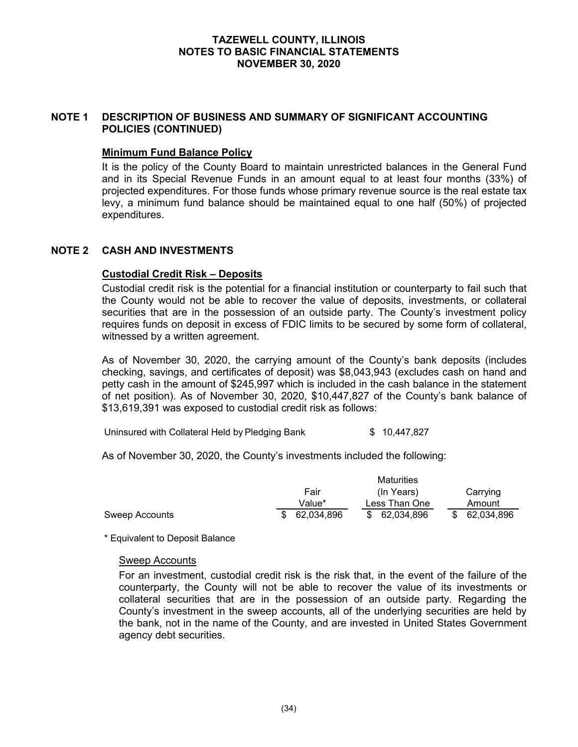# TAZEWELL COUNTY, ILLINOIS
# NOTES TO BASIC FINANCIAL STATEMENTS
# NOVEMBER 30, 2020

## NOTE 1 DESCRIPTION OF BUSINESS AND SUMMARY OF SIGNIFICANT ACCOUNTING POLICIES (CONTINUED)

### Minimum Fund Balance Policy

It is the policy of the County Board to maintain unrestricted balances in the General Fund and in its Special Revenue Funds in an amount equal to at least four months (33%) of projected expenditures. For those funds whose primary revenue source is the real estate tax levy, a minimum fund balance should be maintained equal to one half (50%) of projected expenditures.

## NOTE 2 CASH AND INVESTMENTS

### Custodial Credit Risk – Deposits

Custodial credit risk is the potential for a financial institution or counterparty to fail such that the County would not be able to recover the value of deposits, investments, or collateral securities that are in the possession of an outside party. The County's investment policy requires funds on deposit in excess of FDIC limits to be secured by some form of collateral, witnessed by a written agreement.

As of November 30, 2020, the carrying amount of the County's bank deposits (includes checking, savings, and certificates of deposit) was $8,043,943 (excludes cash on hand and petty cash in the amount of $245,997 which is included in the cash balance in the statement of net position). As of November 30, 2020, $10,447,827 of the County's bank balance of $13,619,391 was exposed to custodial credit risk as follows:

| | |
|---|---|
| Uninsured with Collateral Held by Pledging Bank | $ 10,447,827 |

As of November 30, 2020, the County's investments included the following:

| | Fair Value* | Maturities (In Years) Less Than One | Carrying Amount |
|---|---|---|---|
| Sweep Accounts | $ 62,034,896 | $ 62,034,896 | $ 62,034,896 |

\* Equivalent to Deposit Balance

#### Sweep Accounts

For an investment, custodial credit risk is the risk that, in the event of the failure of the counterparty, the County will not be able to recover the value of its investments or collateral securities that are in the possession of an outside party. Regarding the County's investment in the sweep accounts, all of the underlying securities are held by the bank, not in the name of the County, and are invested in United States Government agency debt securities.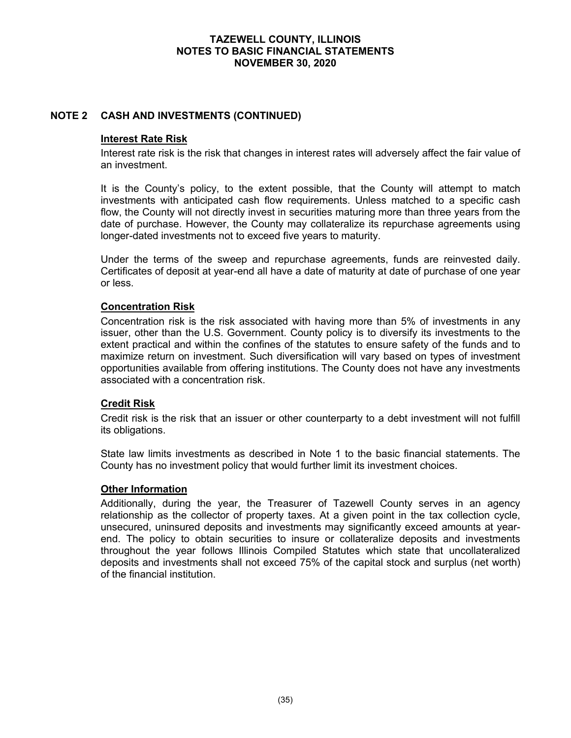## NOTE 2 CASH AND INVESTMENTS (CONTINUED)

### Interest Rate Risk

Interest rate risk is the risk that changes in interest rates will adversely affect the fair value of an investment.

It is the County's policy, to the extent possible, that the County will attempt to match investments with anticipated cash flow requirements. Unless matched to a specific cash flow, the County will not directly invest in securities maturing more than three years from the date of purchase. However, the County may collateralize its repurchase agreements using longer-dated investments not to exceed five years to maturity.

Under the terms of the sweep and repurchase agreements, funds are reinvested daily. Certificates of deposit at year-end all have a date of maturity at date of purchase of one year or less.

### Concentration Risk

Concentration risk is the risk associated with having more than 5% of investments in any issuer, other than the U.S. Government. County policy is to diversify its investments to the extent practical and within the confines of the statutes to ensure safety of the funds and to maximize return on investment. Such diversification will vary based on types of investment opportunities available from offering institutions. The County does not have any investments associated with a concentration risk.

### Credit Risk

Credit risk is the risk that an issuer or other counterparty to a debt investment will not fulfill its obligations.

State law limits investments as described in Note 1 to the basic financial statements. The County has no investment policy that would further limit its investment choices.

### Other Information

Additionally, during the year, the Treasurer of Tazewell County serves in an agency relationship as the collector of property taxes. At a given point in the tax collection cycle, unsecured, uninsured deposits and investments may significantly exceed amounts at year-end. The policy to obtain securities to insure or collateralize deposits and investments throughout the year follows Illinois Compiled Statutes which state that uncollateralized deposits and investments shall not exceed 75% of the capital stock and surplus (net worth) of the financial institution.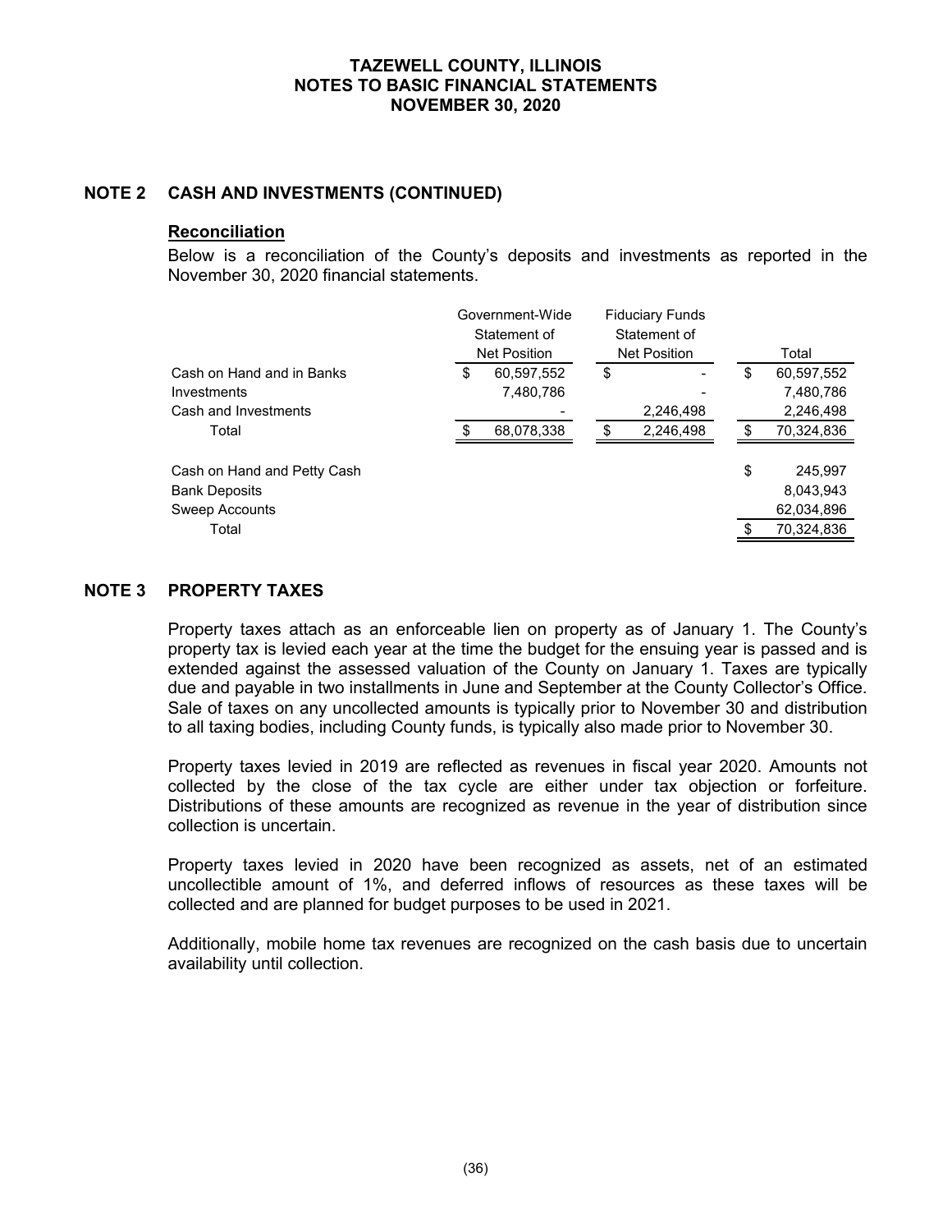TAZEWELL COUNTY, ILLINOIS
NOTES TO BASIC FINANCIAL STATEMENTS
NOVEMBER 30, 2020

## NOTE 2 CASH AND INVESTMENTS (CONTINUED)

### Reconciliation

Below is a reconciliation of the County's deposits and investments as reported in the November 30, 2020 financial statements.

| | Government-Wide Statement of Net Position | Fiduciary Funds Statement of Net Position | Total |
|---|---|---|---|
| Cash on Hand and in Banks | $ 60,597,552 | $ - | $ 60,597,552 |
| Investments | 7,480,786 | - | 7,480,786 |
| Cash and Investments | - | 2,246,498 | 2,246,498 |
| Total | $ 68,078,338 | $ 2,246,498 | $ 70,324,836 |
| | | | |
| Cash on Hand and Petty Cash | | | $ 245,997 |
| Bank Deposits | | | 8,043,943 |
| Sweep Accounts | | | 62,034,896 |
| Total | | | $ 70,324,836 |

## NOTE 3 PROPERTY TAXES

Property taxes attach as an enforceable lien on property as of January 1. The County's property tax is levied each year at the time the budget for the ensuing year is passed and is extended against the assessed valuation of the County on January 1. Taxes are typically due and payable in two installments in June and September at the County Collector's Office. Sale of taxes on any uncollected amounts is typically prior to November 30 and distribution to all taxing bodies, including County funds, is typically also made prior to November 30.

Property taxes levied in 2019 are reflected as revenues in fiscal year 2020. Amounts not collected by the close of the tax cycle are either under tax objection or forfeiture. Distributions of these amounts are recognized as revenue in the year of distribution since collection is uncertain.

Property taxes levied in 2020 have been recognized as assets, net of an estimated uncollectible amount of 1%, and deferred inflows of resources as these taxes will be collected and are planned for budget purposes to be used in 2021.

Additionally, mobile home tax revenues are recognized on the cash basis due to uncertain availability until collection.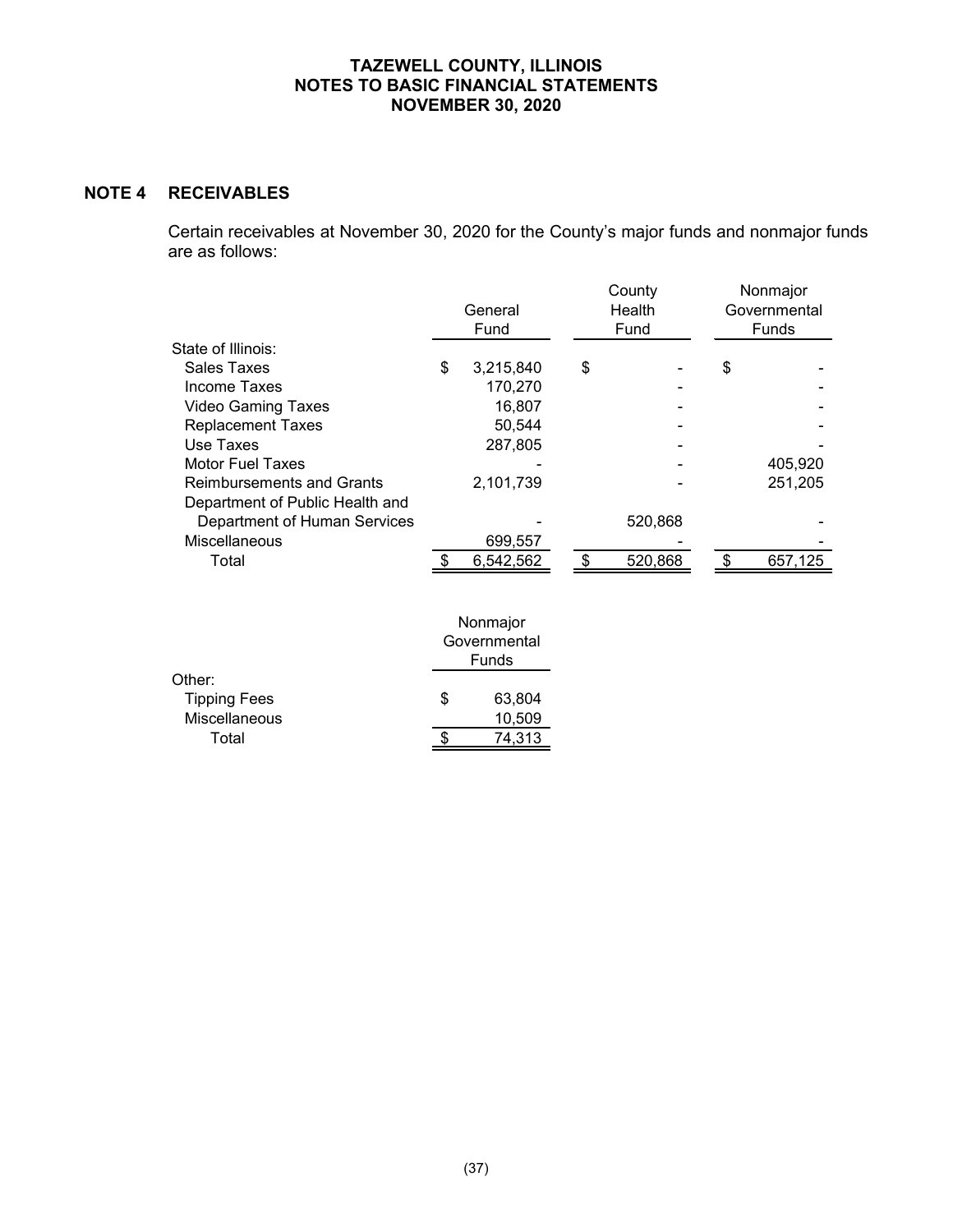## NOTE 4 RECEIVABLES

Certain receivables at November 30, 2020 for the County's major funds and nonmajor funds are as follows:

| | General Fund | County Health Fund | Nonmajor Governmental Funds |
|---|---|---|---|
| State of Illinois: | | | |
| Sales Taxes | $ 3,215,840 | $ - | $ - |
| Income Taxes | 170,270 | - | - |
| Video Gaming Taxes | 16,807 | - | - |
| Replacement Taxes | 50,544 | - | - |
| Use Taxes | 287,805 | - | - |
| Motor Fuel Taxes | - | - | 405,920 |
| Reimbursements and Grants | 2,101,739 | - | 251,205 |
| Department of Public Health and Department of Human Services | - | 520,868 | - |
| Miscellaneous | 699,557 | - | - |
| Total | $ 6,542,562 | $ 520,868 | $ 657,125 |

| | Nonmajor Governmental Funds |
|---|---|
| Other: | |
| Tipping Fees | $ 63,804 |
| Miscellaneous | 10,509 |
| Total | $ 74,313 |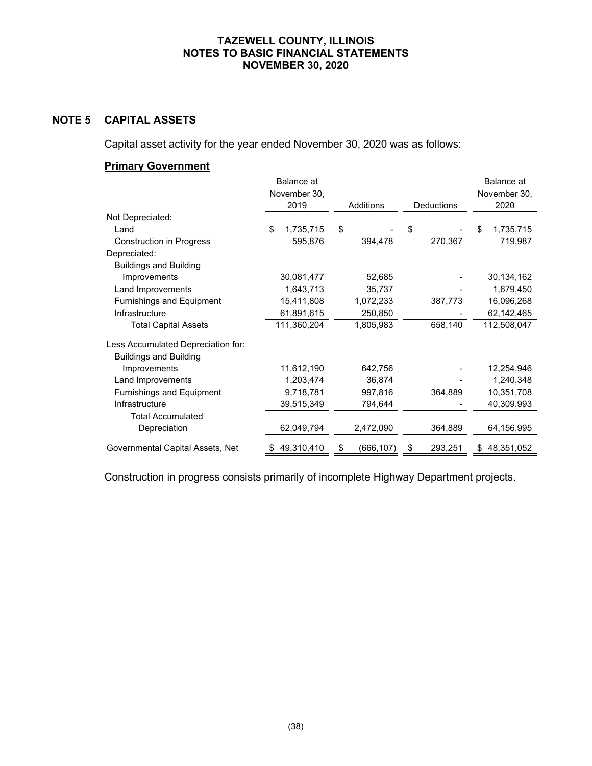## NOTE 5 CAPITAL ASSETS

Capital asset activity for the year ended November 30, 2020 was as follows:

**Primary Government**

| | Balance at November 30, 2019 | Additions | Deductions | Balance at November 30, 2020 |
|---|---|---|---|---|
| Not Depreciated: | | | | |
| Land | $ 1,735,715 | $ - | $ - | $ 1,735,715 |
| Construction in Progress | 595,876 | 394,478 | 270,367 | 719,987 |
| Depreciated: | | | | |
| Buildings and Building Improvements | 30,081,477 | 52,685 | - | 30,134,162 |
| Land Improvements | 1,643,713 | 35,737 | - | 1,679,450 |
| Furnishings and Equipment | 15,411,808 | 1,072,233 | 387,773 | 16,096,268 |
| Infrastructure | 61,891,615 | 250,850 | - | 62,142,465 |
| Total Capital Assets | 111,360,204 | 1,805,983 | 658,140 | 112,508,047 |
| Less Accumulated Depreciation for: | | | | |
| Buildings and Building Improvements | 11,612,190 | 642,756 | - | 12,254,946 |
| Land Improvements | 1,203,474 | 36,874 | - | 1,240,348 |
| Furnishings and Equipment | 9,718,781 | 997,816 | 364,889 | 10,351,708 |
| Infrastructure | 39,515,349 | 794,644 | - | 40,309,993 |
| Total Accumulated Depreciation | 62,049,794 | 2,472,090 | 364,889 | 64,156,995 |
| Governmental Capital Assets, Net | $ 49,310,410 | $ (666,107) | $ 293,251 | $ 48,351,052 |

Construction in progress consists primarily of incomplete Highway Department projects.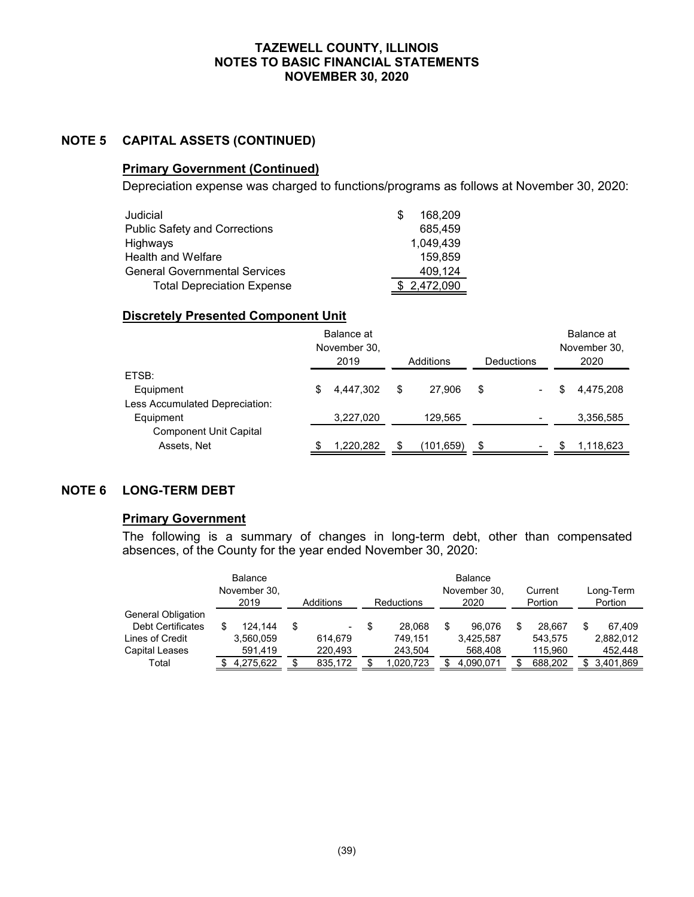## NOTE 5 CAPITAL ASSETS (CONTINUED)

### Primary Government (Continued)

Depreciation expense was charged to functions/programs as follows at November 30, 2020:

| | |
|---|---|
| Judicial | $ 168,209 |
| Public Safety and Corrections | 685,459 |
| Highways | 1,049,439 |
| Health and Welfare | 159,859 |
| General Governmental Services | 409,124 |
| Total Depreciation Expense | $ 2,472,090 |

### Discretely Presented Component Unit

| | Balance at November 30, 2019 | Additions | Deductions | Balance at November 30, 2020 |
|---|---|---|---|---|
| ETSB: | | | | |
| Equipment | $ 4,447,302 | $ 27,906 | $ - | $ 4,475,208 |
| Less Accumulated Depreciation: | | | | |
| Equipment | 3,227,020 | 129,565 | - | 3,356,585 |
| Component Unit Capital Assets, Net | $ 1,220,282 | $ (101,659) | $ - | $ 1,118,623 |

## NOTE 6 LONG-TERM DEBT

### Primary Government

The following is a summary of changes in long-term debt, other than compensated absences, of the County for the year ended November 30, 2020:

| | Balance November 30, 2019 | Additions | Reductions | Balance November 30, 2020 | Current Portion | Long-Term Portion |
|---|---|---|---|---|---|---|
| General Obligation Debt Certificates | $ 124,144 | $ - | $ 28,068 | $ 96,076 | $ 28,667 | $ 67,409 |
| Lines of Credit | 3,560,059 | 614,679 | 749,151 | 3,425,587 | 543,575 | 2,882,012 |
| Capital Leases | 591,419 | 220,493 | 243,504 | 568,408 | 115,960 | 452,448 |
| Total | $ 4,275,622 | $ 835,172 | $ 1,020,723 | $ 4,090,071 | $ 688,202 | $ 3,401,869 |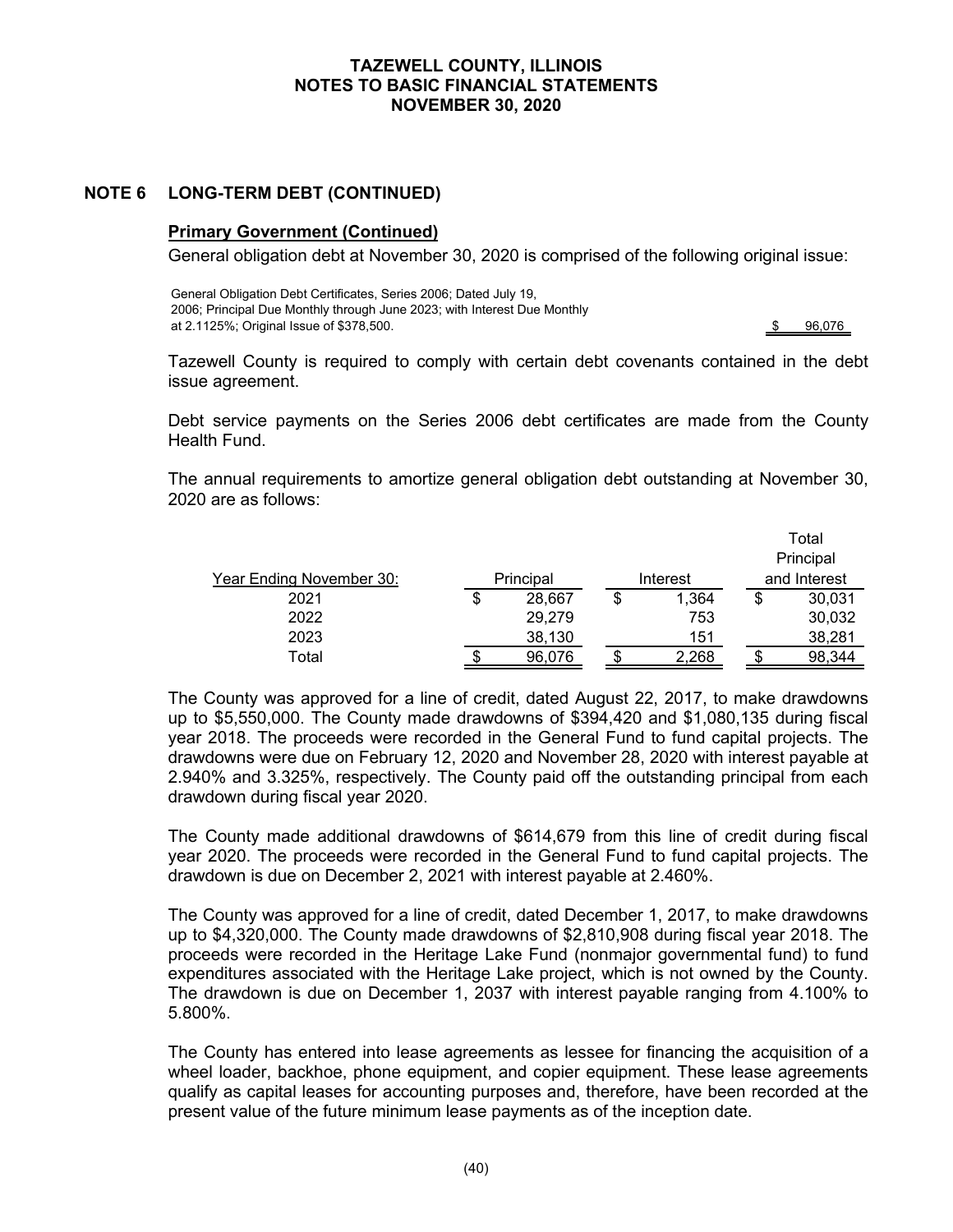## NOTE 6 LONG-TERM DEBT (CONTINUED)

### Primary Government (Continued)

General obligation debt at November 30, 2020 is comprised of the following original issue:

| | |
|---|---|
| General Obligation Debt Certificates, Series 2006; Dated July 19, 2006; Principal Due Monthly through June 2023; with Interest Due Monthly at 2.1125%; Original Issue of $378,500. | $ 96,076 |

Tazewell County is required to comply with certain debt covenants contained in the debt issue agreement.

Debt service payments on the Series 2006 debt certificates are made from the County Health Fund.

The annual requirements to amortize general obligation debt outstanding at November 30, 2020 are as follows:

| Year Ending November 30: | Principal | Interest | Total Principal and Interest |
|---|---|---|---|
| 2021 | $ 28,667 | $ 1,364 | $ 30,031 |
| 2022 | 29,279 | 753 | 30,032 |
| 2023 | 38,130 | 151 | 38,281 |
| Total | $ 96,076 | $ 2,268 | $ 98,344 |

The County was approved for a line of credit, dated August 22, 2017, to make drawdowns up to $5,550,000. The County made drawdowns of $394,420 and $1,080,135 during fiscal year 2018. The proceeds were recorded in the General Fund to fund capital projects. The drawdowns were due on February 12, 2020 and November 28, 2020 with interest payable at 2.940% and 3.325%, respectively. The County paid off the outstanding principal from each drawdown during fiscal year 2020.

The County made additional drawdowns of $614,679 from this line of credit during fiscal year 2020. The proceeds were recorded in the General Fund to fund capital projects. The drawdown is due on December 2, 2021 with interest payable at 2.460%.

The County was approved for a line of credit, dated December 1, 2017, to make drawdowns up to $4,320,000. The County made drawdowns of $2,810,908 during fiscal year 2018. The proceeds were recorded in the Heritage Lake Fund (nonmajor governmental fund) to fund expenditures associated with the Heritage Lake project, which is not owned by the County. The drawdown is due on December 1, 2037 with interest payable ranging from 4.100% to 5.800%.

The County has entered into lease agreements as lessee for financing the acquisition of a wheel loader, backhoe, phone equipment, and copier equipment. These lease agreements qualify as capital leases for accounting purposes and, therefore, have been recorded at the present value of the future minimum lease payments as of the inception date.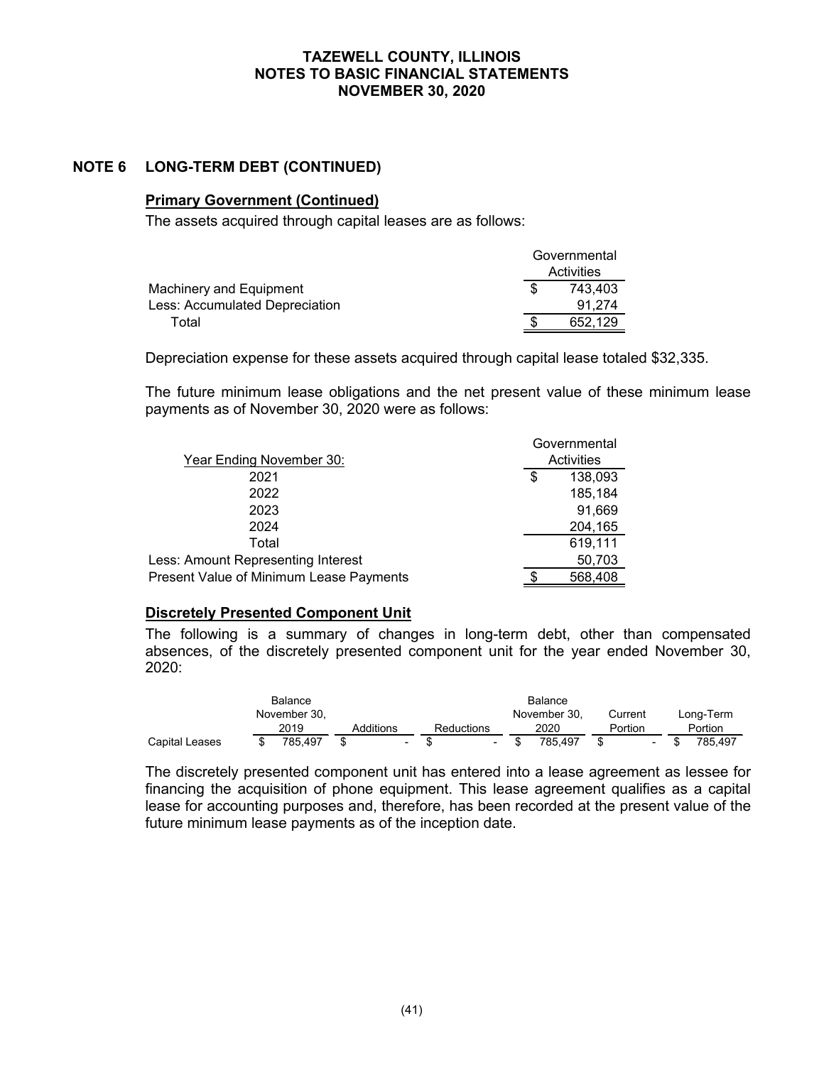## NOTE 6 LONG-TERM DEBT (CONTINUED)

### Primary Government (Continued)

The assets acquired through capital leases are as follows:

| | Governmental Activities |
|---|---|
| Machinery and Equipment | $ 743,403 |
| Less: Accumulated Depreciation | 91,274 |
| Total | $ 652,129 |

Depreciation expense for these assets acquired through capital lease totaled $32,335.

The future minimum lease obligations and the net present value of these minimum lease payments as of November 30, 2020 were as follows:

| Year Ending November 30: | Governmental Activities |
|---|---|
| 2021 | $ 138,093 |
| 2022 | 185,184 |
| 2023 | 91,669 |
| 2024 | 204,165 |
| Total | 619,111 |
| Less: Amount Representing Interest | 50,703 |
| Present Value of Minimum Lease Payments | $ 568,408 |

### Discretely Presented Component Unit

The following is a summary of changes in long-term debt, other than compensated absences, of the discretely presented component unit for the year ended November 30, 2020:

| | Balance November 30, 2019 | Additions | Reductions | Balance November 30, 2020 | Current Portion | Long-Term Portion |
|---|---|---|---|---|---|---|
| Capital Leases | $ 785,497 | $ - | $ - | $ 785,497 | $ - | $ 785,497 |

The discretely presented component unit has entered into a lease agreement as lessee for financing the acquisition of phone equipment. This lease agreement qualifies as a capital lease for accounting purposes and, therefore, has been recorded at the present value of the future minimum lease payments as of the inception date.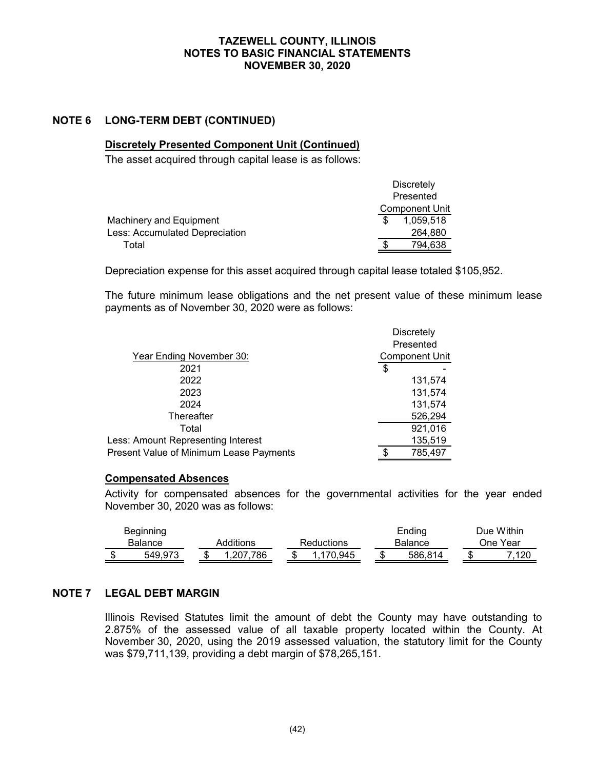## NOTE 6 LONG-TERM DEBT (CONTINUED)

### Discretely Presented Component Unit (Continued)

The asset acquired through capital lease is as follows:

| | Discretely Presented Component Unit |
|---|---|
| Machinery and Equipment | $ 1,059,518 |
| Less: Accumulated Depreciation | 264,880 |
| Total | $ 794,638 |

Depreciation expense for this asset acquired through capital lease totaled $105,952.

The future minimum lease obligations and the net present value of these minimum lease payments as of November 30, 2020 were as follows:

| Year Ending November 30: | Discretely Presented Component Unit |
|---|---|
| 2021 | $ - |
| 2022 | 131,574 |
| 2023 | 131,574 |
| 2024 | 131,574 |
| Thereafter | 526,294 |
| Total | 921,016 |
| Less: Amount Representing Interest | 135,519 |
| Present Value of Minimum Lease Payments | $ 785,497 |

### Compensated Absences

Activity for compensated absences for the governmental activities for the year ended November 30, 2020 was as follows:

| Beginning Balance | Additions | Reductions | Ending Balance | Due Within One Year |
|---|---|---|---|---|
| $ 549,973 | $ 1,207,786 | $ 1,170,945 | $ 586,814 | $ 7,120 |

## NOTE 7 LEGAL DEBT MARGIN

Illinois Revised Statutes limit the amount of debt the County may have outstanding to 2.875% of the assessed value of all taxable property located within the County. At November 30, 2020, using the 2019 assessed valuation, the statutory limit for the County was $79,711,139, providing a debt margin of $78,265,151.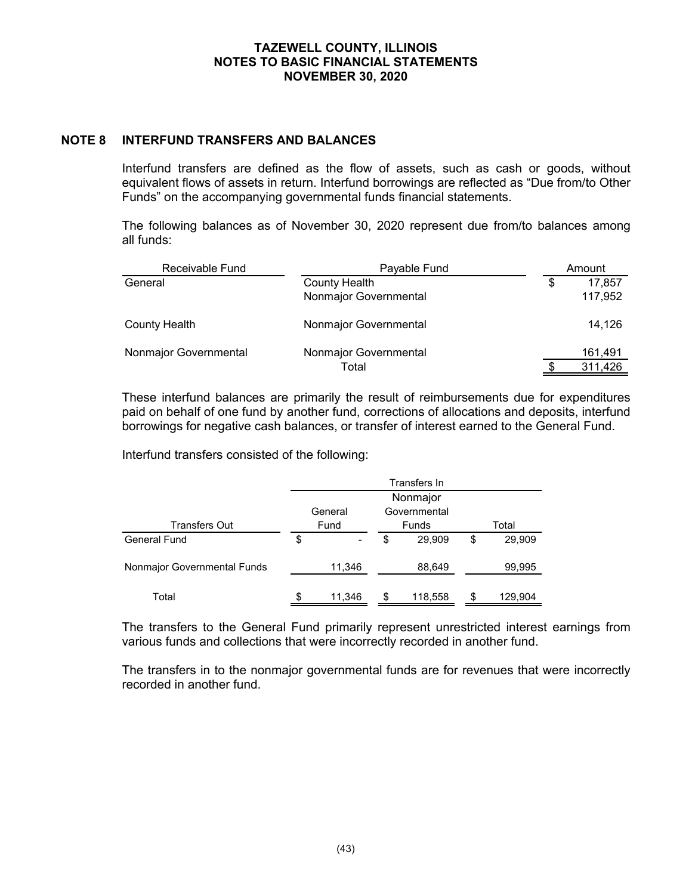## NOTE 8 INTERFUND TRANSFERS AND BALANCES

Interfund transfers are defined as the flow of assets, such as cash or goods, without equivalent flows of assets in return. Interfund borrowings are reflected as "Due from/to Other Funds" on the accompanying governmental funds financial statements.

The following balances as of November 30, 2020 represent due from/to balances among all funds:

| Receivable Fund | Payable Fund | Amount |
|---|---|---|
| General | County Health | $ 17,857 |
| | Nonmajor Governmental | 117,952 |
| County Health | Nonmajor Governmental | 14,126 |
| Nonmajor Governmental | Nonmajor Governmental | 161,491 |
| | Total | $ 311,426 |

These interfund balances are primarily the result of reimbursements due for expenditures paid on behalf of one fund by another fund, corrections of allocations and deposits, interfund borrowings for negative cash balances, or transfer of interest earned to the General Fund.

Interfund transfers consisted of the following:

| | Transfers In | | |
|---|---|---|---|
| Transfers Out | General Fund | Nonmajor Governmental Funds | Total |
| General Fund | $ - | $ 29,909 | $ 29,909 |
| Nonmajor Governmental Funds | 11,346 | 88,649 | 99,995 |
| Total | $ 11,346 | $ 118,558 | $ 129,904 |

The transfers to the General Fund primarily represent unrestricted interest earnings from various funds and collections that were incorrectly recorded in another fund.

The transfers in to the nonmajor governmental funds are for revenues that were incorrectly recorded in another fund.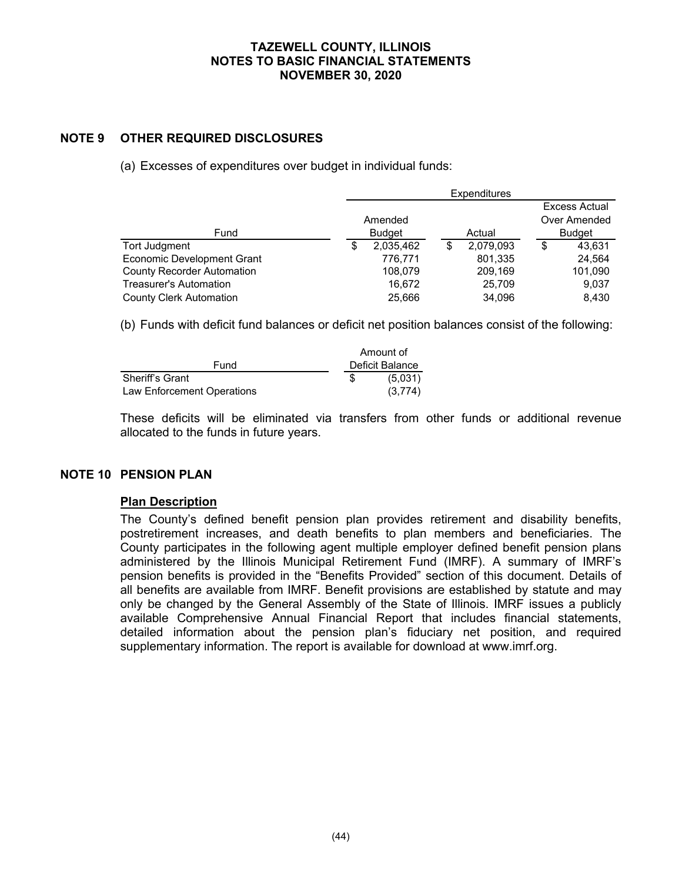## NOTE 9 OTHER REQUIRED DISCLOSURES

(a) Excesses of expenditures over budget in individual funds:

| Fund | Expenditures | | |
|---|---|---|---|
| | Amended Budget | Actual | Excess Actual Over Amended Budget |
| Tort Judgment | $ 2,035,462 | $ 2,079,093 | $ 43,631 |
| Economic Development Grant | 776,771 | 801,335 | 24,564 |
| County Recorder Automation | 108,079 | 209,169 | 101,090 |
| Treasurer's Automation | 16,672 | 25,709 | 9,037 |
| County Clerk Automation | 25,666 | 34,096 | 8,430 |

(b) Funds with deficit fund balances or deficit net position balances consist of the following:

| Fund | Amount of Deficit Balance |
|---|---|
| Sheriff's Grant | $ (5,031) |
| Law Enforcement Operations | (3,774) |

These deficits will be eliminated via transfers from other funds or additional revenue allocated to the funds in future years.

## NOTE 10 PENSION PLAN

**Plan Description**

The County's defined benefit pension plan provides retirement and disability benefits, postretirement increases, and death benefits to plan members and beneficiaries. The County participates in the following agent multiple employer defined benefit pension plans administered by the Illinois Municipal Retirement Fund (IMRF). A summary of IMRF's pension benefits is provided in the "Benefits Provided" section of this document. Details of all benefits are available from IMRF. Benefit provisions are established by statute and may only be changed by the General Assembly of the State of Illinois. IMRF issues a publicly available Comprehensive Annual Financial Report that includes financial statements, detailed information about the pension plan's fiduciary net position, and required supplementary information. The report is available for download at www.imrf.org.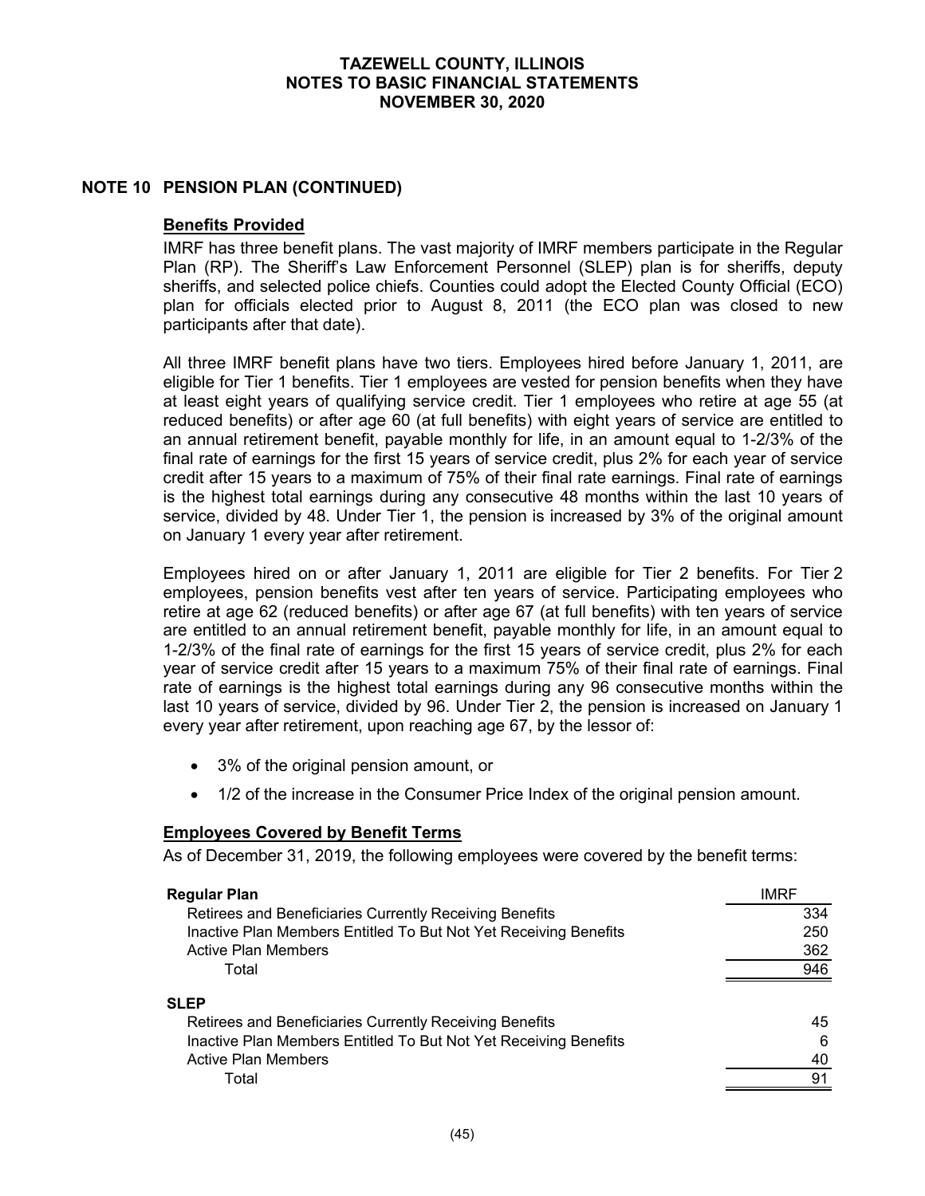## NOTE 10 PENSION PLAN (CONTINUED)

### Benefits Provided

IMRF has three benefit plans. The vast majority of IMRF members participate in the Regular Plan (RP). The Sheriff's Law Enforcement Personnel (SLEP) plan is for sheriffs, deputy sheriffs, and selected police chiefs. Counties could adopt the Elected County Official (ECO) plan for officials elected prior to August 8, 2011 (the ECO plan was closed to new participants after that date).

All three IMRF benefit plans have two tiers. Employees hired before January 1, 2011, are eligible for Tier 1 benefits. Tier 1 employees are vested for pension benefits when they have at least eight years of qualifying service credit. Tier 1 employees who retire at age 55 (at reduced benefits) or after age 60 (at full benefits) with eight years of service are entitled to an annual retirement benefit, payable monthly for life, in an amount equal to 1-2/3% of the final rate of earnings for the first 15 years of service credit, plus 2% for each year of service credit after 15 years to a maximum of 75% of their final rate earnings. Final rate of earnings is the highest total earnings during any consecutive 48 months within the last 10 years of service, divided by 48. Under Tier 1, the pension is increased by 3% of the original amount on January 1 every year after retirement.

Employees hired on or after January 1, 2011 are eligible for Tier 2 benefits. For Tier 2 employees, pension benefits vest after ten years of service. Participating employees who retire at age 62 (reduced benefits) or after age 67 (at full benefits) with ten years of service are entitled to an annual retirement benefit, payable monthly for life, in an amount equal to 1-2/3% of the final rate of earnings for the first 15 years of service credit, plus 2% for each year of service credit after 15 years to a maximum 75% of their final rate of earnings. Final rate of earnings is the highest total earnings during any 96 consecutive months within the last 10 years of service, divided by 96. Under Tier 2, the pension is increased on January 1 every year after retirement, upon reaching age 67, by the lessor of:

- 3% of the original pension amount, or
- 1/2 of the increase in the Consumer Price Index of the original pension amount.

### Employees Covered by Benefit Terms

As of December 31, 2019, the following employees were covered by the benefit terms:

| Regular Plan | IMRF |
|---|---|
| Retirees and Beneficiaries Currently Receiving Benefits | 334 |
| Inactive Plan Members Entitled To But Not Yet Receiving Benefits | 250 |
| Active Plan Members | 362 |
| Total | 946 |
| **SLEP** | |
| Retirees and Beneficiaries Currently Receiving Benefits | 45 |
| Inactive Plan Members Entitled To But Not Yet Receiving Benefits | 6 |
| Active Plan Members | 40 |
| Total | 91 |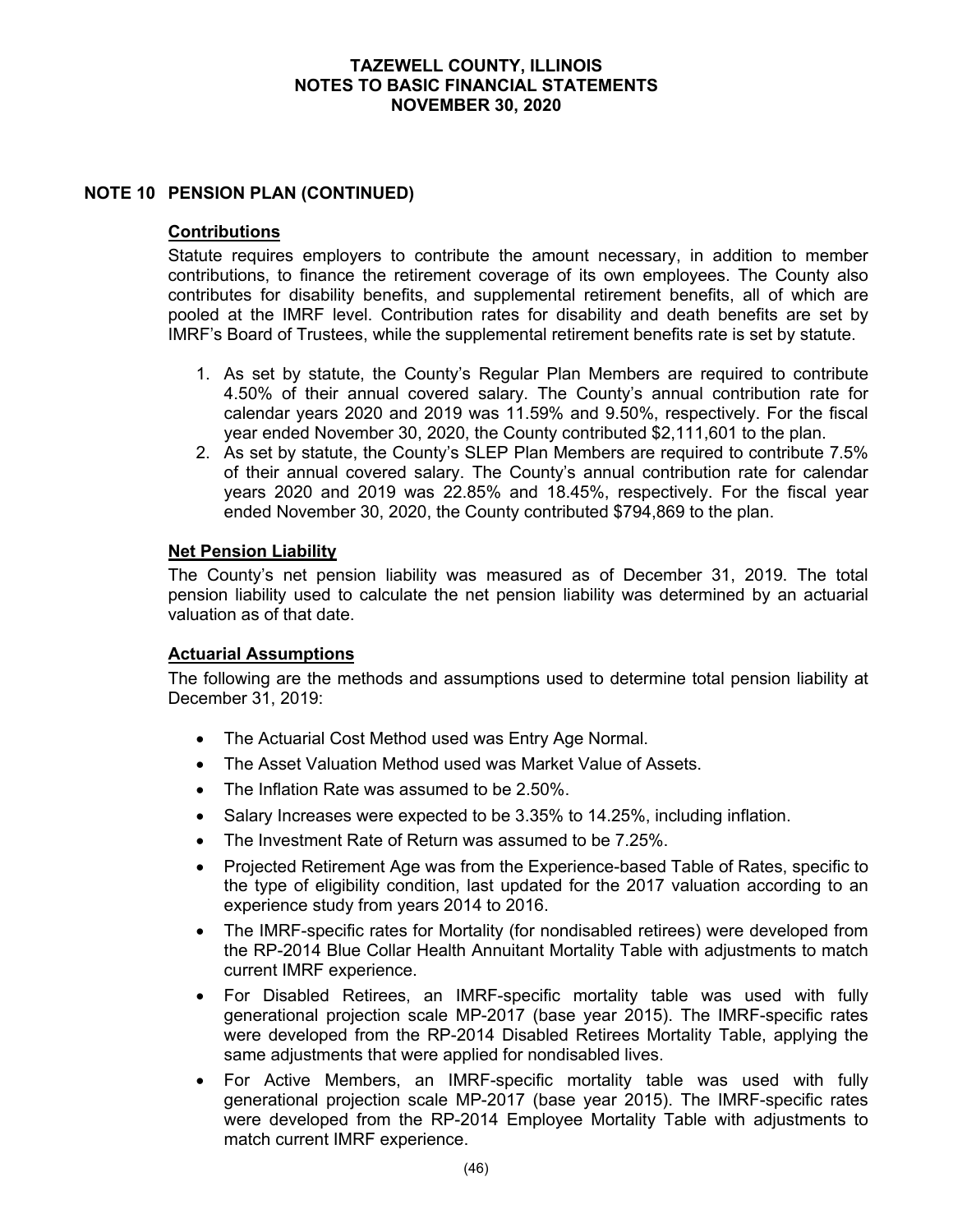## NOTE 10 PENSION PLAN (CONTINUED)

### Contributions

Statute requires employers to contribute the amount necessary, in addition to member contributions, to finance the retirement coverage of its own employees. The County also contributes for disability benefits, and supplemental retirement benefits, all of which are pooled at the IMRF level. Contribution rates for disability and death benefits are set by IMRF's Board of Trustees, while the supplemental retirement benefits rate is set by statute.

1. As set by statute, the County's Regular Plan Members are required to contribute 4.50% of their annual covered salary. The County's annual contribution rate for calendar years 2020 and 2019 was 11.59% and 9.50%, respectively. For the fiscal year ended November 30, 2020, the County contributed $2,111,601 to the plan.
2. As set by statute, the County's SLEP Plan Members are required to contribute 7.5% of their annual covered salary. The County's annual contribution rate for calendar years 2020 and 2019 was 22.85% and 18.45%, respectively. For the fiscal year ended November 30, 2020, the County contributed $794,869 to the plan.

### Net Pension Liability

The County's net pension liability was measured as of December 31, 2019. The total pension liability used to calculate the net pension liability was determined by an actuarial valuation as of that date.

### Actuarial Assumptions

The following are the methods and assumptions used to determine total pension liability at December 31, 2019:

- The Actuarial Cost Method used was Entry Age Normal.
- The Asset Valuation Method used was Market Value of Assets.
- The Inflation Rate was assumed to be 2.50%.
- Salary Increases were expected to be 3.35% to 14.25%, including inflation.
- The Investment Rate of Return was assumed to be 7.25%.
- Projected Retirement Age was from the Experience-based Table of Rates, specific to the type of eligibility condition, last updated for the 2017 valuation according to an experience study from years 2014 to 2016.
- The IMRF-specific rates for Mortality (for nondisabled retirees) were developed from the RP-2014 Blue Collar Health Annuitant Mortality Table with adjustments to match current IMRF experience.
- For Disabled Retirees, an IMRF-specific mortality table was used with fully generational projection scale MP-2017 (base year 2015). The IMRF-specific rates were developed from the RP-2014 Disabled Retirees Mortality Table, applying the same adjustments that were applied for nondisabled lives.
- For Active Members, an IMRF-specific mortality table was used with fully generational projection scale MP-2017 (base year 2015). The IMRF-specific rates were developed from the RP-2014 Employee Mortality Table with adjustments to match current IMRF experience.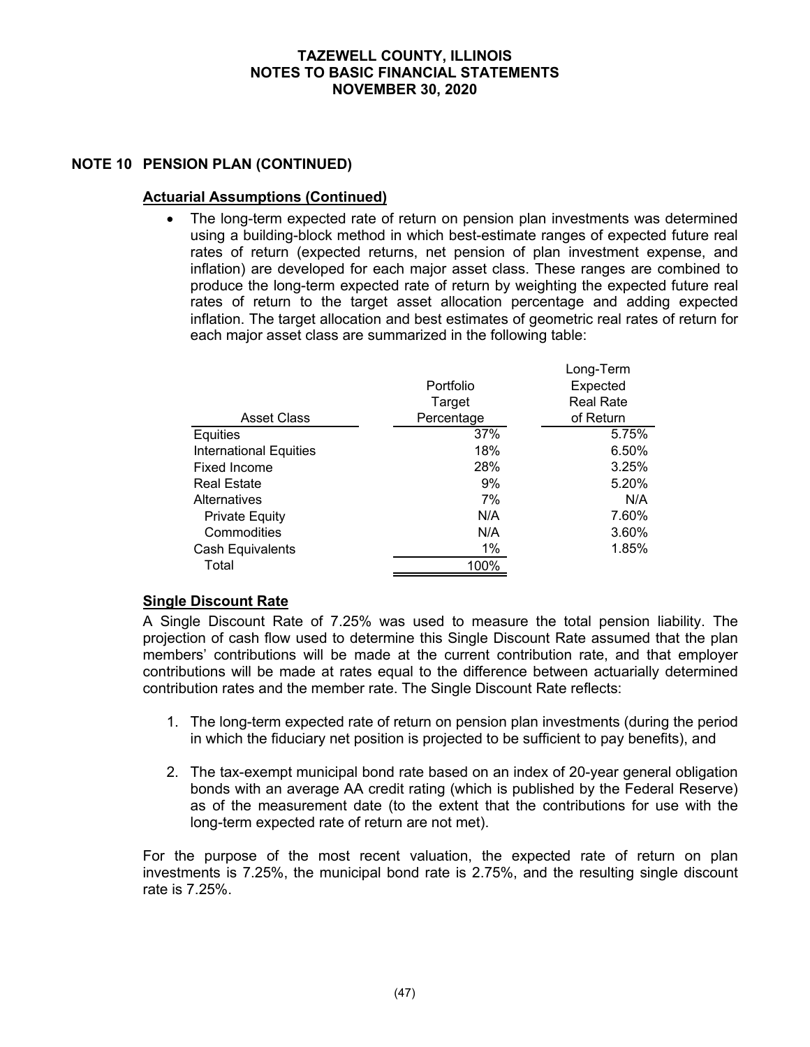## NOTE 10 PENSION PLAN (CONTINUED)

### Actuarial Assumptions (Continued)

- The long-term expected rate of return on pension plan investments was determined using a building-block method in which best-estimate ranges of expected future real rates of return (expected returns, net pension of plan investment expense, and inflation) are developed for each major asset class. These ranges are combined to produce the long-term expected rate of return by weighting the expected future real rates of return to the target asset allocation percentage and adding expected inflation. The target allocation and best estimates of geometric real rates of return for each major asset class are summarized in the following table:

| Asset Class | Portfolio Target Percentage | Long-Term Expected Real Rate of Return |
|---|---|---|
| Equities | 37% | 5.75% |
| International Equities | 18% | 6.50% |
| Fixed Income | 28% | 3.25% |
| Real Estate | 9% | 5.20% |
| Alternatives | 7% | N/A |
| Private Equity | N/A | 7.60% |
| Commodities | N/A | 3.60% |
| Cash Equivalents | 1% | 1.85% |
| Total | 100% | |

### Single Discount Rate

A Single Discount Rate of 7.25% was used to measure the total pension liability. The projection of cash flow used to determine this Single Discount Rate assumed that the plan members' contributions will be made at the current contribution rate, and that employer contributions will be made at rates equal to the difference between actuarially determined contribution rates and the member rate. The Single Discount Rate reflects:

1. The long-term expected rate of return on pension plan investments (during the period in which the fiduciary net position is projected to be sufficient to pay benefits), and

2. The tax-exempt municipal bond rate based on an index of 20-year general obligation bonds with an average AA credit rating (which is published by the Federal Reserve) as of the measurement date (to the extent that the contributions for use with the long-term expected rate of return are not met).

For the purpose of the most recent valuation, the expected rate of return on plan investments is 7.25%, the municipal bond rate is 2.75%, and the resulting single discount rate is 7.25%.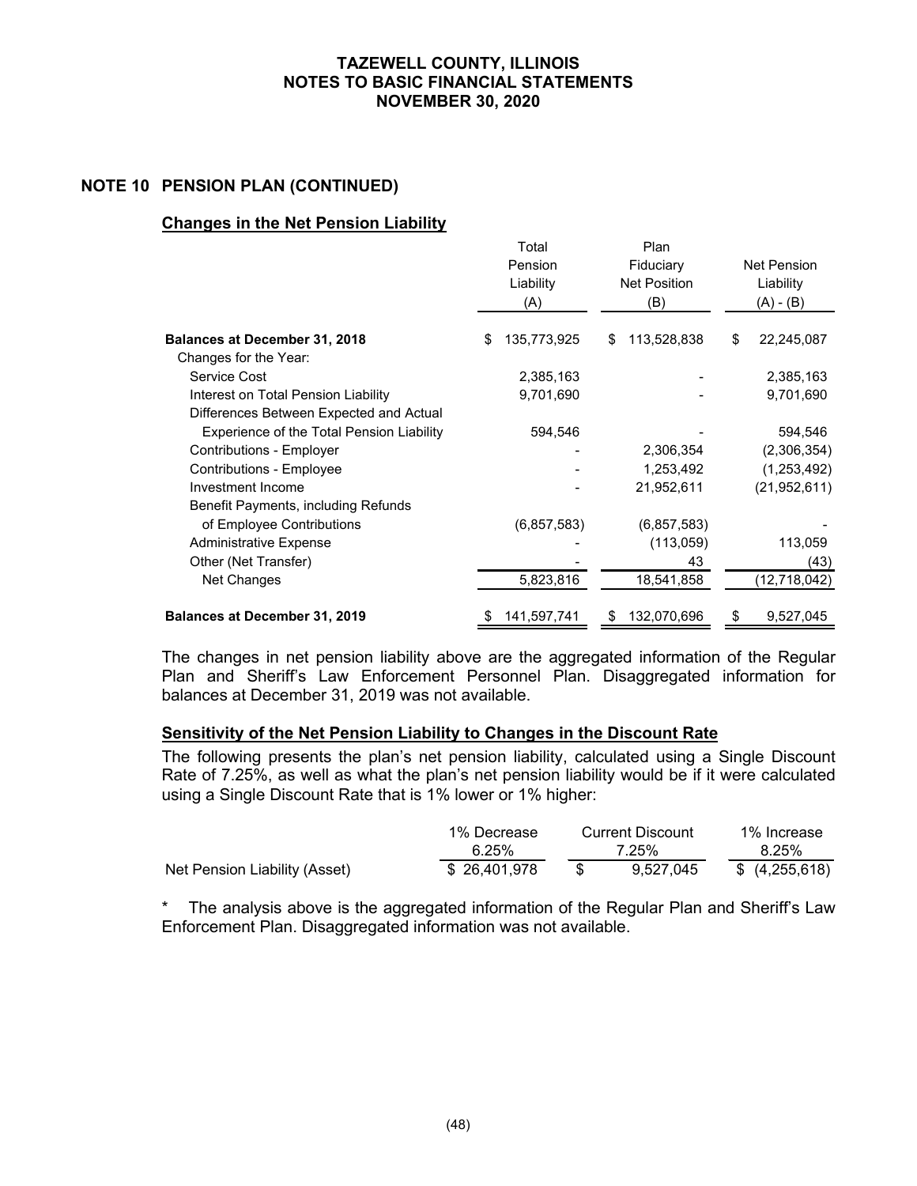TAZEWELL COUNTY, ILLINOIS
NOTES TO BASIC FINANCIAL STATEMENTS
NOVEMBER 30, 2020

## NOTE 10 PENSION PLAN (CONTINUED)

### Changes in the Net Pension Liability

| | Total Pension Liability (A) | Plan Fiduciary Net Position (B) | Net Pension Liability (A) - (B) |
|---|---|---|---|
| **Balances at December 31, 2018** | $ 135,773,925 | $ 113,528,838 | $ 22,245,087 |
| Changes for the Year: | | | |
| Service Cost | 2,385,163 | - | 2,385,163 |
| Interest on Total Pension Liability | 9,701,690 | - | 9,701,690 |
| Differences Between Expected and Actual Experience of the Total Pension Liability | 594,546 | - | 594,546 |
| Contributions - Employer | - | 2,306,354 | (2,306,354) |
| Contributions - Employee | - | 1,253,492 | (1,253,492) |
| Investment Income | - | 21,952,611 | (21,952,611) |
| Benefit Payments, including Refunds of Employee Contributions | (6,857,583) | (6,857,583) | - |
| Administrative Expense | - | (113,059) | 113,059 |
| Other (Net Transfer) | - | 43 | (43) |
| Net Changes | 5,823,816 | 18,541,858 | (12,718,042) |
| **Balances at December 31, 2019** | $ 141,597,741 | $ 132,070,696 | $ 9,527,045 |

The changes in net pension liability above are the aggregated information of the Regular Plan and Sheriff's Law Enforcement Personnel Plan. Disaggregated information for balances at December 31, 2019 was not available.

### Sensitivity of the Net Pension Liability to Changes in the Discount Rate

The following presents the plan's net pension liability, calculated using a Single Discount Rate of 7.25%, as well as what the plan's net pension liability would be if it were calculated using a Single Discount Rate that is 1% lower or 1% higher:

| | 1% Decrease 6.25% | Current Discount 7.25% | 1% Increase 8.25% |
|---|---|---|---|
| Net Pension Liability (Asset) | $ 26,401,978 | $ 9,527,045 | $ (4,255,618) |

\* The analysis above is the aggregated information of the Regular Plan and Sheriff's Law Enforcement Plan. Disaggregated information was not available.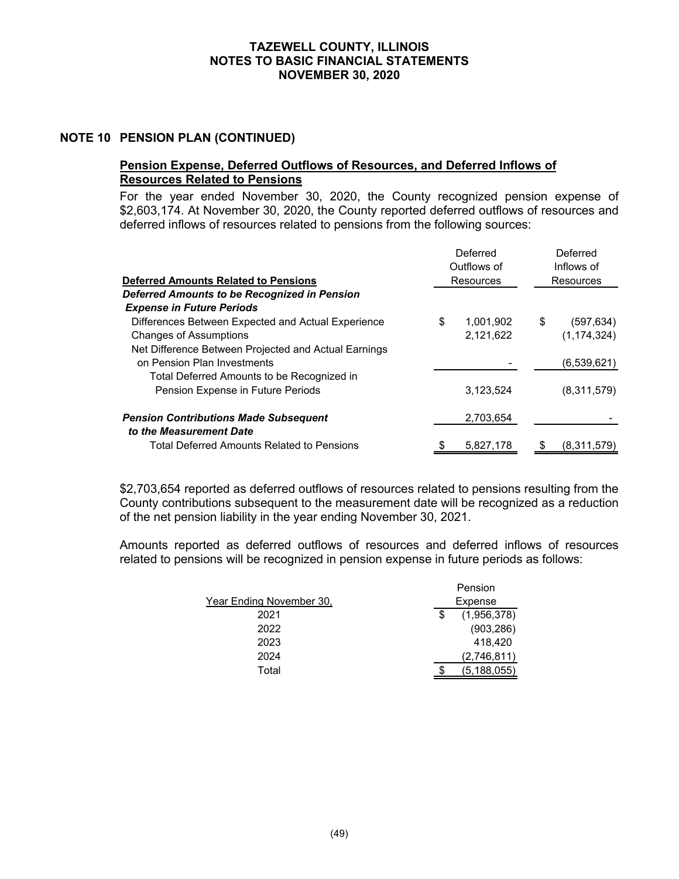# TAZEWELL COUNTY, ILLINOIS
# NOTES TO BASIC FINANCIAL STATEMENTS
# NOVEMBER 30, 2020

## NOTE 10 PENSION PLAN (CONTINUED)

### Pension Expense, Deferred Outflows of Resources, and Deferred Inflows of Resources Related to Pensions

For the year ended November 30, 2020, the County recognized pension expense of $2,603,174. At November 30, 2020, the County reported deferred outflows of resources and deferred inflows of resources related to pensions from the following sources:

| Deferred Amounts Related to Pensions | Deferred Outflows of Resources | Deferred Inflows of Resources |
|---|---|---|
| ***Deferred Amounts to be Recognized in Pension Expense in Future Periods*** | | |
| Differences Between Expected and Actual Experience | $ 1,001,902 | $ (597,634) |
| Changes of Assumptions | 2,121,622 | (1,174,324) |
| Net Difference Between Projected and Actual Earnings on Pension Plan Investments | - | (6,539,621) |
| Total Deferred Amounts to be Recognized in Pension Expense in Future Periods | 3,123,524 | (8,311,579) |
| ***Pension Contributions Made Subsequent to the Measurement Date*** | 2,703,654 | - |
| Total Deferred Amounts Related to Pensions | $ 5,827,178 | $ (8,311,579) |

$2,703,654 reported as deferred outflows of resources related to pensions resulting from the County contributions subsequent to the measurement date will be recognized as a reduction of the net pension liability in the year ending November 30, 2021.

Amounts reported as deferred outflows of resources and deferred inflows of resources related to pensions will be recognized in pension expense in future periods as follows:

| Year Ending November 30, | Pension Expense |
|---|---|
| 2021 | $ (1,956,378) |
| 2022 | (903,286) |
| 2023 | 418,420 |
| 2024 | (2,746,811) |
| Total | $ (5,188,055) |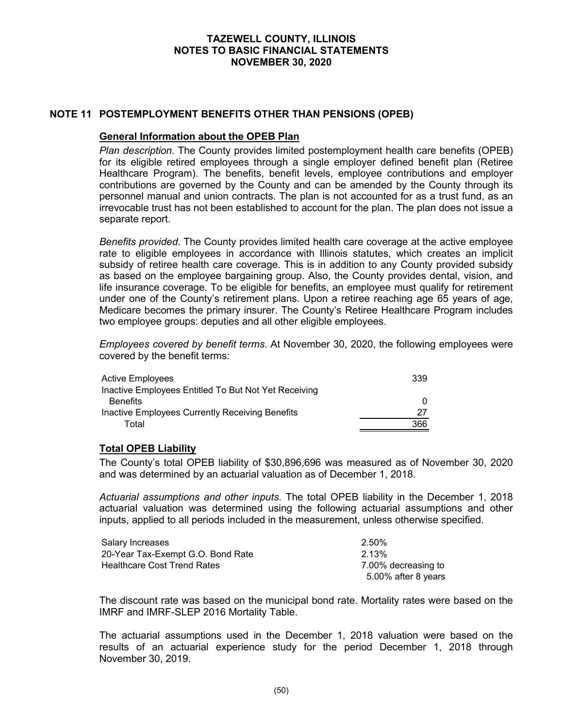## NOTE 11 POSTEMPLOYMENT BENEFITS OTHER THAN PENSIONS (OPEB)

### General Information about the OPEB Plan

*Plan description*. The County provides limited postemployment health care benefits (OPEB) for its eligible retired employees through a single employer defined benefit plan (Retiree Healthcare Program). The benefits, benefit levels, employee contributions and employer contributions are governed by the County and can be amended by the County through its personnel manual and union contracts. The plan is not accounted for as a trust fund, as an irrevocable trust has not been established to account for the plan. The plan does not issue a separate report.

*Benefits provided*. The County provides limited health care coverage at the active employee rate to eligible employees in accordance with Illinois statutes, which creates an implicit subsidy of retiree health care coverage. This is in addition to any County provided subsidy as based on the employee bargaining group. Also, the County provides dental, vision, and life insurance coverage. To be eligible for benefits, an employee must qualify for retirement under one of the County's retirement plans. Upon a retiree reaching age 65 years of age, Medicare becomes the primary insurer. The County's Retiree Healthcare Program includes two employee groups: deputies and all other eligible employees.

*Employees covered by benefit terms*. At November 30, 2020, the following employees were covered by the benefit terms:

| | |
|---|---|
| Active Employees | 339 |
| Inactive Employees Entitled To But Not Yet Receiving Benefits | 0 |
| Inactive Employees Currently Receiving Benefits | 27 |
| Total | 366 |

### Total OPEB Liability

The County's total OPEB liability of $30,896,696 was measured as of November 30, 2020 and was determined by an actuarial valuation as of December 1, 2018.

*Actuarial assumptions and other inputs*. The total OPEB liability in the December 1, 2018 actuarial valuation was determined using the following actuarial assumptions and other inputs, applied to all periods included in the measurement, unless otherwise specified.

| | |
|---|---|
| Salary Increases | 2.50% |
| 20-Year Tax-Exempt G.O. Bond Rate | 2.13% |
| Healthcare Cost Trend Rates | 7.00% decreasing to 5.00% after 8 years |

The discount rate was based on the municipal bond rate. Mortality rates were based on the IMRF and IMRF-SLEP 2016 Mortality Table.

The actuarial assumptions used in the December 1, 2018 valuation were based on the results of an actuarial experience study for the period December 1, 2018 through November 30, 2019.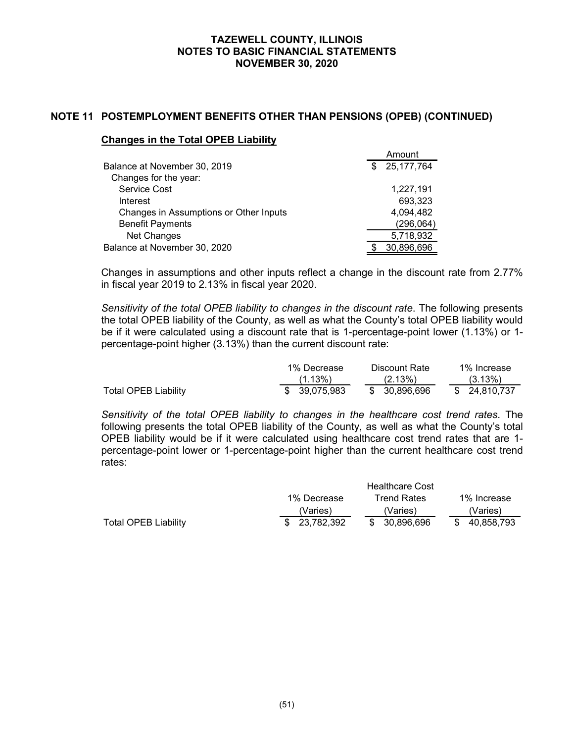## NOTE 11 POSTEMPLOYMENT BENEFITS OTHER THAN PENSIONS (OPEB) (CONTINUED)

### Changes in the Total OPEB Liability

| | Amount |
|---|---|
| Balance at November 30, 2019 | $ 25,177,764 |
| Changes for the year: | |
| Service Cost | 1,227,191 |
| Interest | 693,323 |
| Changes in Assumptions or Other Inputs | 4,094,482 |
| Benefit Payments | (296,064) |
| Net Changes | 5,718,932 |
| Balance at November 30, 2020 | $ 30,896,696 |

Changes in assumptions and other inputs reflect a change in the discount rate from 2.77% in fiscal year 2019 to 2.13% in fiscal year 2020.

*Sensitivity of the total OPEB liability to changes in the discount rate*. The following presents the total OPEB liability of the County, as well as what the County's total OPEB liability would be if it were calculated using a discount rate that is 1-percentage-point lower (1.13%) or 1-percentage-point higher (3.13%) than the current discount rate:

| | 1% Decrease (1.13%) | Discount Rate (2.13%) | 1% Increase (3.13%) |
|---|---|---|---|
| Total OPEB Liability | $ 39,075,983 | $ 30,896,696 | $ 24,810,737 |

*Sensitivity of the total OPEB liability to changes in the healthcare cost trend rates*. The following presents the total OPEB liability of the County, as well as what the County's total OPEB liability would be if it were calculated using healthcare cost trend rates that are 1-percentage-point lower or 1-percentage-point higher than the current healthcare cost trend rates:

| | 1% Decrease (Varies) | Healthcare Cost Trend Rates (Varies) | 1% Increase (Varies) |
|---|---|---|---|
| Total OPEB Liability | $ 23,782,392 | $ 30,896,696 | $ 40,858,793 |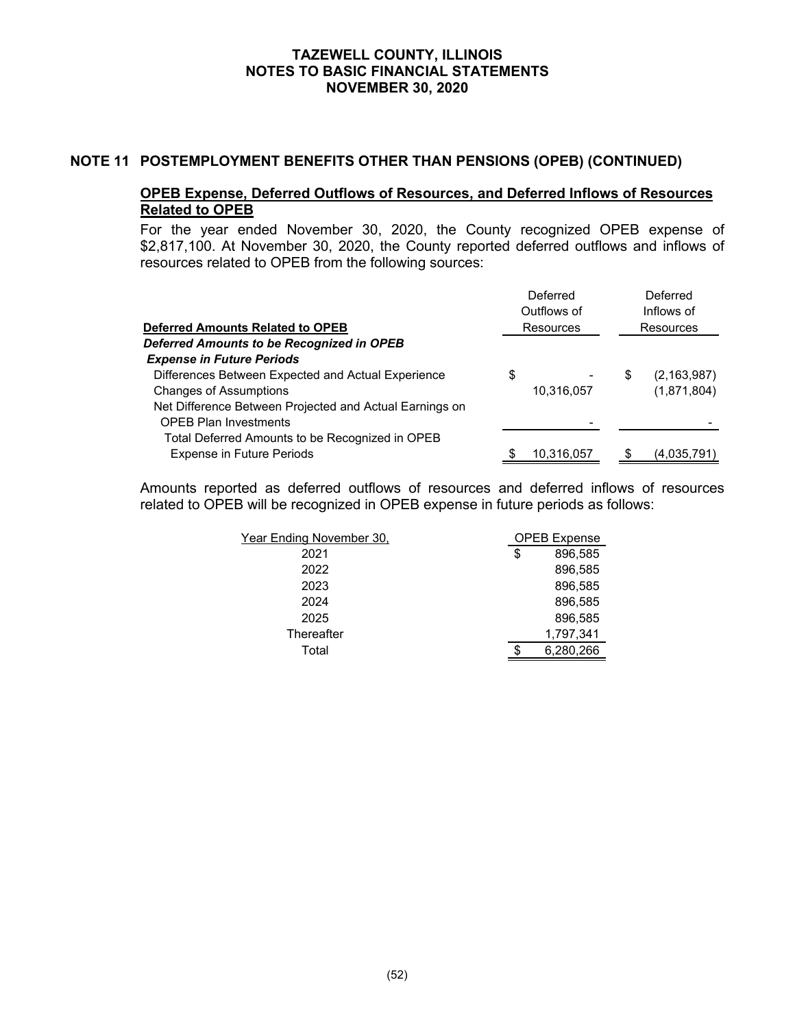## NOTE 11 POSTEMPLOYMENT BENEFITS OTHER THAN PENSIONS (OPEB) (CONTINUED)

### OPEB Expense, Deferred Outflows of Resources, and Deferred Inflows of Resources Related to OPEB

For the year ended November 30, 2020, the County recognized OPEB expense of \$2,817,100. At November 30, 2020, the County reported deferred outflows and inflows of resources related to OPEB from the following sources:

| Deferred Amounts Related to OPEB | Deferred Outflows of Resources | Deferred Inflows of Resources |
|---|---|---|
| ***Deferred Amounts to be Recognized in OPEB Expense in Future Periods*** | | |
| Differences Between Expected and Actual Experience | $ - | $ (2,163,987) |
| Changes of Assumptions | 10,316,057 | (1,871,804) |
| Net Difference Between Projected and Actual Earnings on OPEB Plan Investments | - | - |
| Total Deferred Amounts to be Recognized in OPEB Expense in Future Periods | $ 10,316,057 | $ (4,035,791) |

Amounts reported as deferred outflows of resources and deferred inflows of resources related to OPEB will be recognized in OPEB expense in future periods as follows:

| Year Ending November 30, | OPEB Expense |
|---|---|
| 2021 | $ 896,585 |
| 2022 | 896,585 |
| 2023 | 896,585 |
| 2024 | 896,585 |
| 2025 | 896,585 |
| Thereafter | 1,797,341 |
| Total | $ 6,280,266 |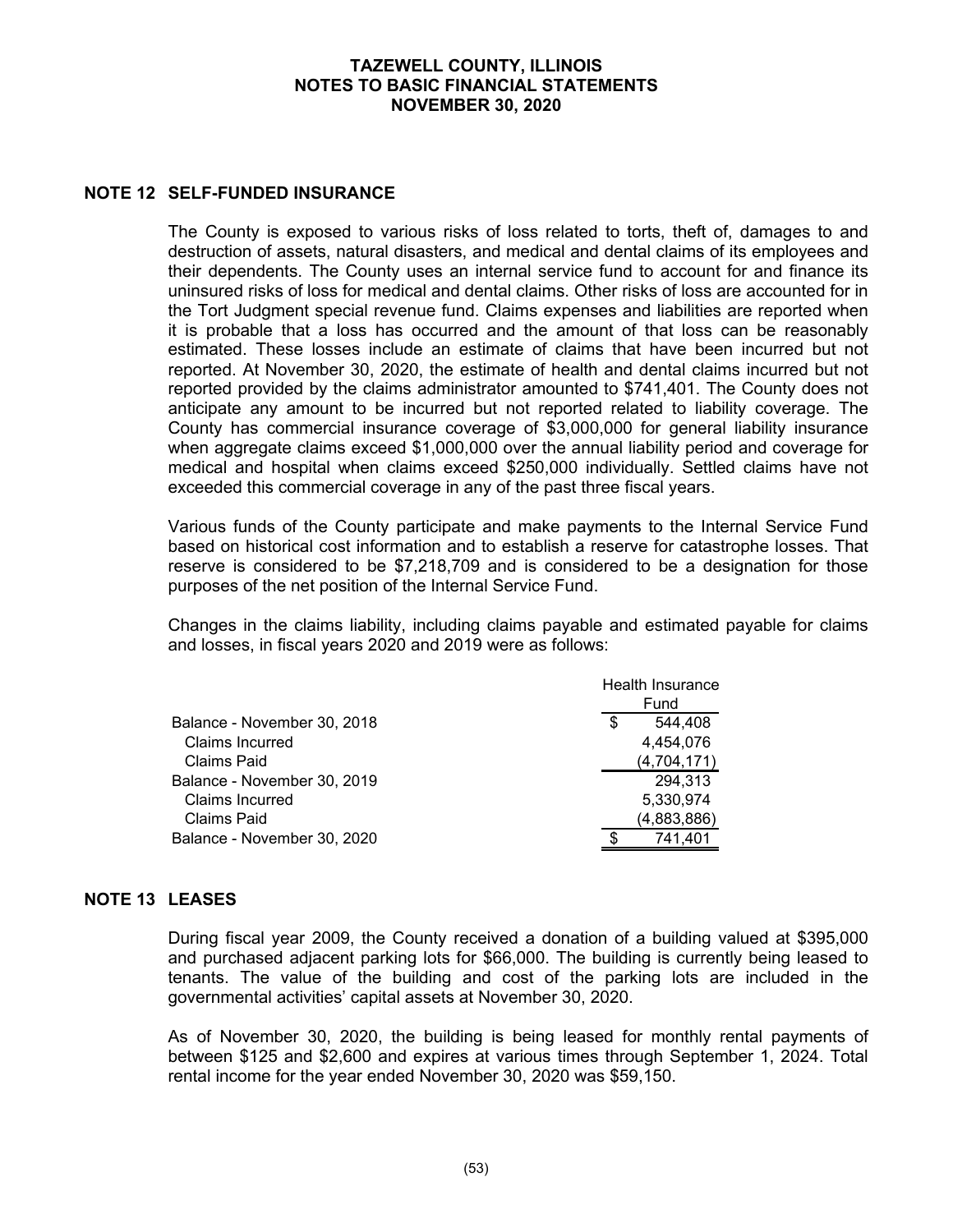## NOTE 12 SELF-FUNDED INSURANCE

The County is exposed to various risks of loss related to torts, theft of, damages to and destruction of assets, natural disasters, and medical and dental claims of its employees and their dependents. The County uses an internal service fund to account for and finance its uninsured risks of loss for medical and dental claims. Other risks of loss are accounted for in the Tort Judgment special revenue fund. Claims expenses and liabilities are reported when it is probable that a loss has occurred and the amount of that loss can be reasonably estimated. These losses include an estimate of claims that have been incurred but not reported. At November 30, 2020, the estimate of health and dental claims incurred but not reported provided by the claims administrator amounted to $741,401. The County does not anticipate any amount to be incurred but not reported related to liability coverage. The County has commercial insurance coverage of $3,000,000 for general liability insurance when aggregate claims exceed $1,000,000 over the annual liability period and coverage for medical and hospital when claims exceed $250,000 individually. Settled claims have not exceeded this commercial coverage in any of the past three fiscal years.

Various funds of the County participate and make payments to the Internal Service Fund based on historical cost information and to establish a reserve for catastrophe losses. That reserve is considered to be $7,218,709 and is considered to be a designation for those purposes of the net position of the Internal Service Fund.

Changes in the claims liability, including claims payable and estimated payable for claims and losses, in fiscal years 2020 and 2019 were as follows:

| | Health Insurance Fund |
|---|---|
| Balance - November 30, 2018 | $ 544,408 |
| Claims Incurred | 4,454,076 |
| Claims Paid | (4,704,171) |
| Balance - November 30, 2019 | 294,313 |
| Claims Incurred | 5,330,974 |
| Claims Paid | (4,883,886) |
| Balance - November 30, 2020 | $ 741,401 |

## NOTE 13 LEASES

During fiscal year 2009, the County received a donation of a building valued at $395,000 and purchased adjacent parking lots for $66,000. The building is currently being leased to tenants. The value of the building and cost of the parking lots are included in the governmental activities' capital assets at November 30, 2020.

As of November 30, 2020, the building is being leased for monthly rental payments of between $125 and $2,600 and expires at various times through September 1, 2024. Total rental income for the year ended November 30, 2020 was $59,150.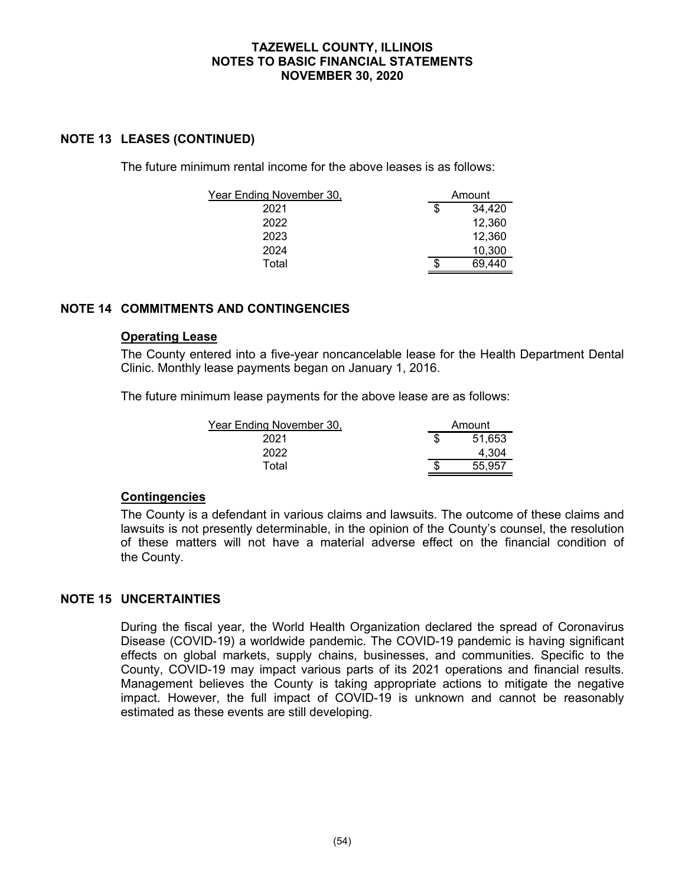## NOTE 13 LEASES (CONTINUED)

The future minimum rental income for the above leases is as follows:

| Year Ending November 30, | Amount |
|---|---|
| 2021 | $ 34,420 |
| 2022 | 12,360 |
| 2023 | 12,360 |
| 2024 | 10,300 |
| Total | $ 69,440 |

## NOTE 14 COMMITMENTS AND CONTINGENCIES

### Operating Lease

The County entered into a five-year noncancelable lease for the Health Department Dental Clinic. Monthly lease payments began on January 1, 2016.

The future minimum lease payments for the above lease are as follows:

| Year Ending November 30, | Amount |
|---|---|
| 2021 | $ 51,653 |
| 2022 | 4,304 |
| Total | $ 55,957 |

### Contingencies

The County is a defendant in various claims and lawsuits. The outcome of these claims and lawsuits is not presently determinable, in the opinion of the County's counsel, the resolution of these matters will not have a material adverse effect on the financial condition of the County.

## NOTE 15 UNCERTAINTIES

During the fiscal year, the World Health Organization declared the spread of Coronavirus Disease (COVID-19) a worldwide pandemic. The COVID-19 pandemic is having significant effects on global markets, supply chains, businesses, and communities. Specific to the County, COVID-19 may impact various parts of its 2021 operations and financial results. Management believes the County is taking appropriate actions to mitigate the negative impact. However, the full impact of COVID-19 is unknown and cannot be reasonably estimated as these events are still developing.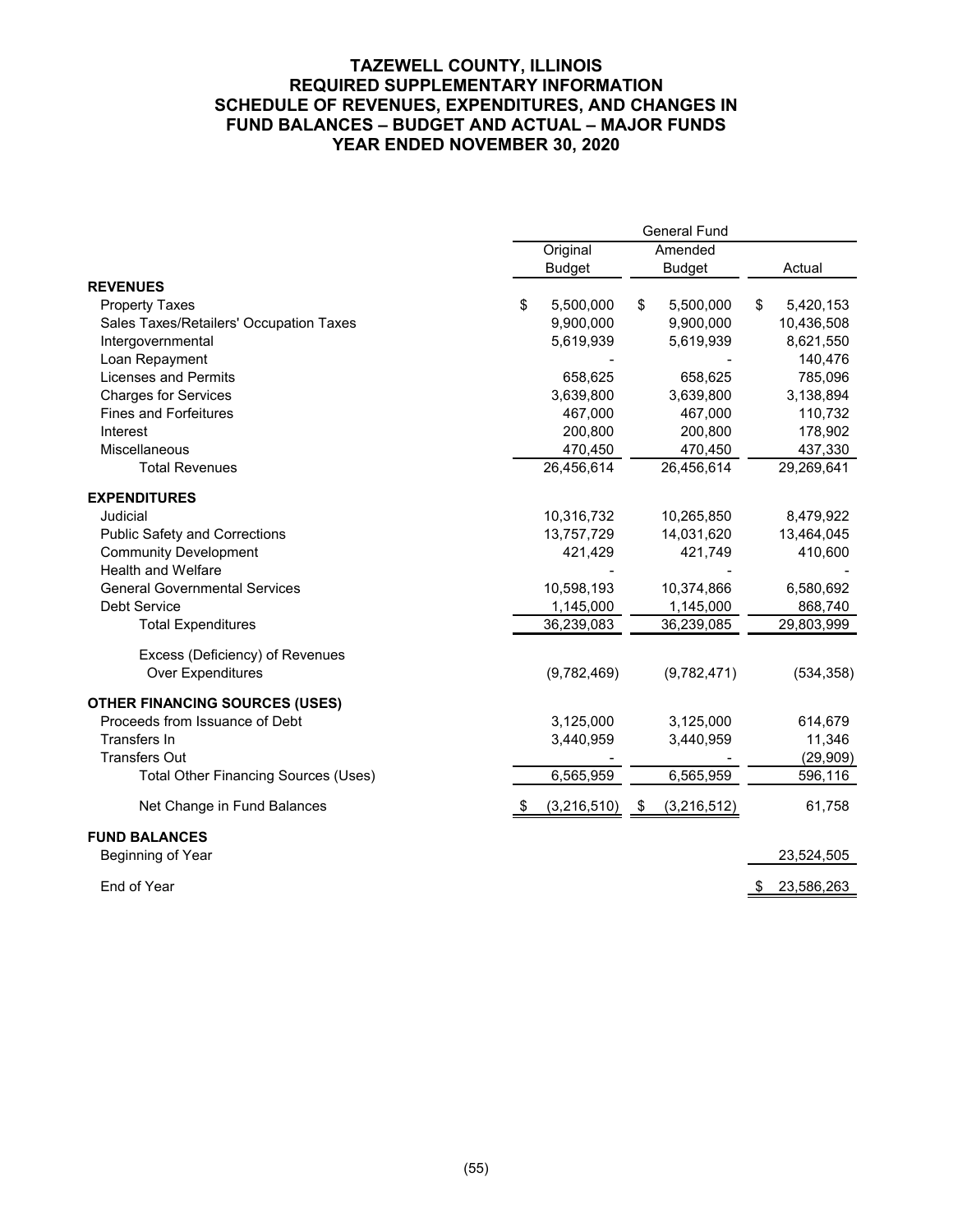# TAZEWELL COUNTY, ILLINOIS
## REQUIRED SUPPLEMENTARY INFORMATION
## SCHEDULE OF REVENUES, EXPENDITURES, AND CHANGES IN FUND BALANCES – BUDGET AND ACTUAL – MAJOR FUNDS
## YEAR ENDED NOVEMBER 30, 2020

| | General Fund | | |
|---|---|---|---|
| | Original Budget | Amended Budget | Actual |
| **REVENUES** | | | |
| Property Taxes | $ 5,500,000 | $ 5,500,000 | $ 5,420,153 |
| Sales Taxes/Retailers' Occupation Taxes | 9,900,000 | 9,900,000 | 10,436,508 |
| Intergovernmental | 5,619,939 | 5,619,939 | 8,621,550 |
| Loan Repayment | - | - | 140,476 |
| Licenses and Permits | 658,625 | 658,625 | 785,096 |
| Charges for Services | 3,639,800 | 3,639,800 | 3,138,894 |
| Fines and Forfeitures | 467,000 | 467,000 | 110,732 |
| Interest | 200,800 | 200,800 | 178,902 |
| Miscellaneous | 470,450 | 470,450 | 437,330 |
| Total Revenues | 26,456,614 | 26,456,614 | 29,269,641 |
| **EXPENDITURES** | | | |
| Judicial | 10,316,732 | 10,265,850 | 8,479,922 |
| Public Safety and Corrections | 13,757,729 | 14,031,620 | 13,464,045 |
| Community Development | 421,429 | 421,749 | 410,600 |
| Health and Welfare | - | - | - |
| General Governmental Services | 10,598,193 | 10,374,866 | 6,580,692 |
| Debt Service | 1,145,000 | 1,145,000 | 868,740 |
| Total Expenditures | 36,239,083 | 36,239,085 | 29,803,999 |
| Excess (Deficiency) of Revenues Over Expenditures | (9,782,469) | (9,782,471) | (534,358) |
| **OTHER FINANCING SOURCES (USES)** | | | |
| Proceeds from Issuance of Debt | 3,125,000 | 3,125,000 | 614,679 |
| Transfers In | 3,440,959 | 3,440,959 | 11,346 |
| Transfers Out | - | - | (29,909) |
| Total Other Financing Sources (Uses) | 6,565,959 | 6,565,959 | 596,116 |
| Net Change in Fund Balances | $ (3,216,510) | $ (3,216,512) | 61,758 |
| **FUND BALANCES** | | | |
| Beginning of Year | | | 23,524,505 |
| End of Year | | | $ 23,586,263 |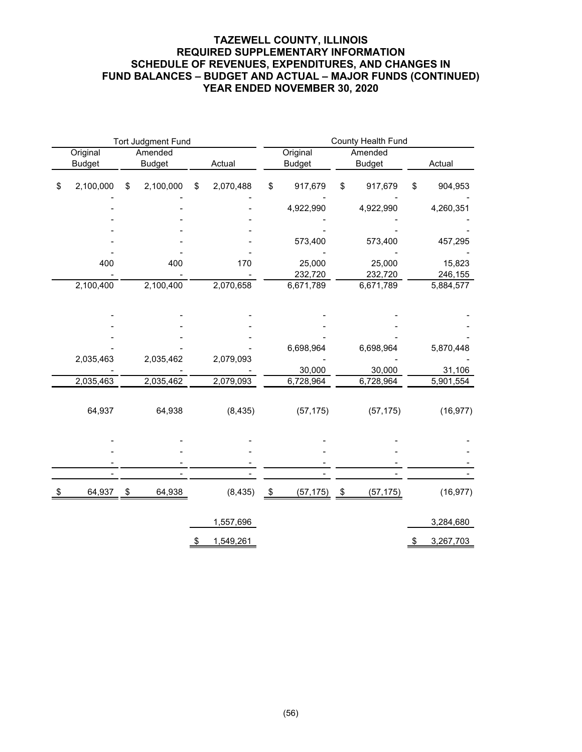# TAZEWELL COUNTY, ILLINOIS
## REQUIRED SUPPLEMENTARY INFORMATION
## SCHEDULE OF REVENUES, EXPENDITURES, AND CHANGES IN FUND BALANCES – BUDGET AND ACTUAL – MAJOR FUNDS (CONTINUED)
## YEAR ENDED NOVEMBER 30, 2020

| Tort Judgment Fund | | | County Health Fund | | |
|---|---|---|---|---|---|
| Original Budget | Amended Budget | Actual | Original Budget | Amended Budget | Actual |
| $ 2,100,000 | $ 2,100,000 | $ 2,070,488 | $ 917,679 | $ 917,679 | $ 904,953 |
| - | - | - | - | - | - |
| - | - | - | 4,922,990 | 4,922,990 | 4,260,351 |
| - | - | - | - | - | - |
| - | - | - | - | - | - |
| - | - | - | 573,400 | 573,400 | 457,295 |
| - | - | - | - | - | - |
| 400 | 400 | 170 | 25,000 | 25,000 | 15,823 |
| - | - | - | 232,720 | 232,720 | 246,155 |
| 2,100,400 | 2,100,400 | 2,070,658 | 6,671,789 | 6,671,789 | 5,884,577 |
| | | | | | |
| - | - | - | - | - | - |
| - | - | - | - | - | - |
| - | - | - | - | - | - |
| - | - | - | 6,698,964 | 6,698,964 | 5,870,448 |
| 2,035,463 | 2,035,462 | 2,079,093 | - | - | - |
| - | - | - | 30,000 | 30,000 | 31,106 |
| 2,035,463 | 2,035,462 | 2,079,093 | 6,728,964 | 6,728,964 | 5,901,554 |
| | | | | | |
| 64,937 | 64,938 | (8,435) | (57,175) | (57,175) | (16,977) |
| | | | | | |
| - | - | - | - | - | - |
| - | - | - | - | - | - |
| - | - | - | - | - | - |
| - | - | - | - | - | - |
| $ 64,937 | $ 64,938 | (8,435) | $ (57,175) | $ (57,175) | (16,977) |
| | | | | | |
| | | 1,557,696 | | | 3,284,680 |
| | | $ 1,549,261 | | | $ 3,267,703 |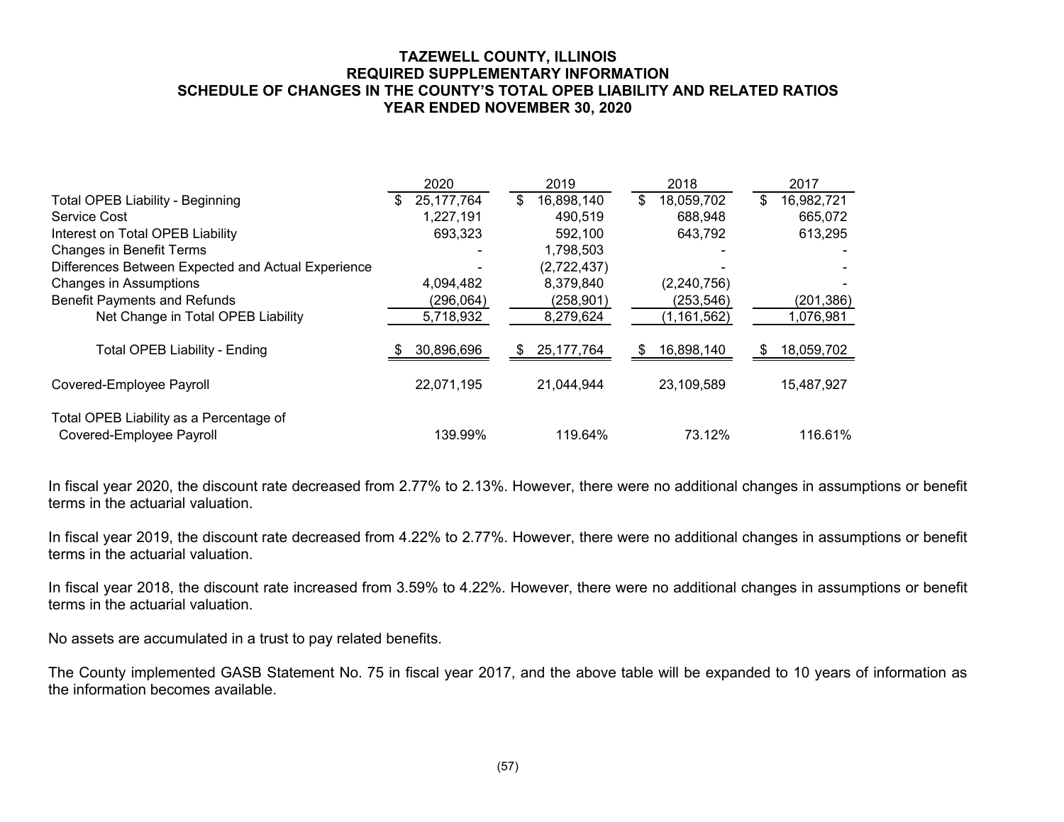# TAZEWELL COUNTY, ILLINOIS
## REQUIRED SUPPLEMENTARY INFORMATION
## SCHEDULE OF CHANGES IN THE COUNTY'S TOTAL OPEB LIABILITY AND RELATED RATIOS
## YEAR ENDED NOVEMBER 30, 2020

| | 2020 | 2019 | 2018 | 2017 |
|---|---|---|---|---|
| Total OPEB Liability - Beginning | $ 25,177,764 | $ 16,898,140 | $ 18,059,702 | $ 16,982,721 |
| Service Cost | 1,227,191 | 490,519 | 688,948 | 665,072 |
| Interest on Total OPEB Liability | 693,323 | 592,100 | 643,792 | 613,295 |
| Changes in Benefit Terms | - | 1,798,503 | - | - |
| Differences Between Expected and Actual Experience | - | (2,722,437) | - | - |
| Changes in Assumptions | 4,094,482 | 8,379,840 | (2,240,756) | - |
| Benefit Payments and Refunds | (296,064) | (258,901) | (253,546) | (201,386) |
| Net Change in Total OPEB Liability | 5,718,932 | 8,279,624 | (1,161,562) | 1,076,981 |
| Total OPEB Liability - Ending | $ 30,896,696 | $ 25,177,764 | $ 16,898,140 | $ 18,059,702 |
| Covered-Employee Payroll | 22,071,195 | 21,044,944 | 23,109,589 | 15,487,927 |
| Total OPEB Liability as a Percentage of Covered-Employee Payroll | 139.99% | 119.64% | 73.12% | 116.61% |

In fiscal year 2020, the discount rate decreased from 2.77% to 2.13%. However, there were no additional changes in assumptions or benefit terms in the actuarial valuation.

In fiscal year 2019, the discount rate decreased from 4.22% to 2.77%. However, there were no additional changes in assumptions or benefit terms in the actuarial valuation.

In fiscal year 2018, the discount rate increased from 3.59% to 4.22%. However, there were no additional changes in assumptions or benefit terms in the actuarial valuation.

No assets are accumulated in a trust to pay related benefits.

The County implemented GASB Statement No. 75 in fiscal year 2017, and the above table will be expanded to 10 years of information as the information becomes available.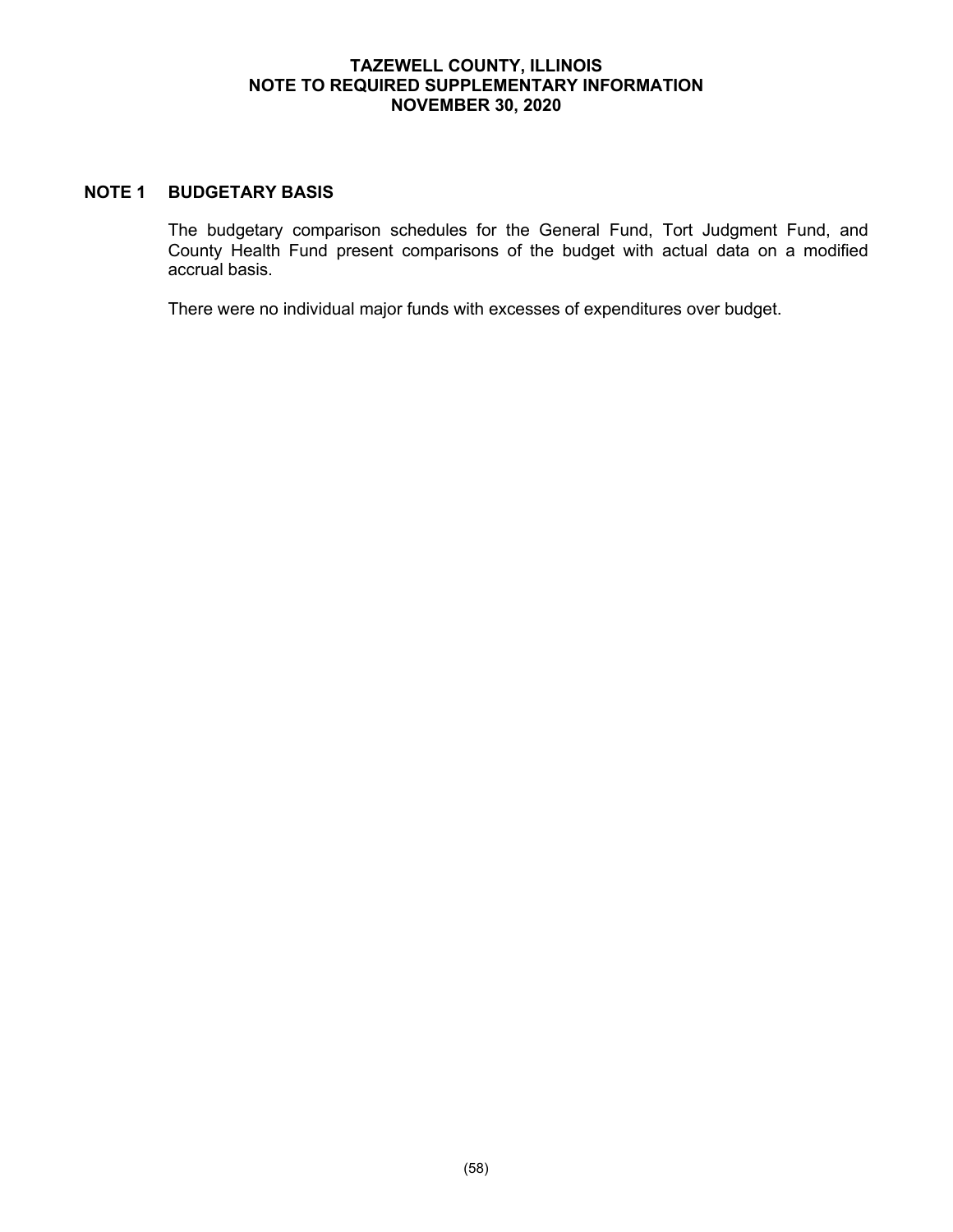# TAZEWELL COUNTY, ILLINOIS
## NOTE TO REQUIRED SUPPLEMENTARY INFORMATION
## NOVEMBER 30, 2020

### NOTE 1 BUDGETARY BASIS

The budgetary comparison schedules for the General Fund, Tort Judgment Fund, and County Health Fund present comparisons of the budget with actual data on a modified accrual basis.

There were no individual major funds with excesses of expenditures over budget.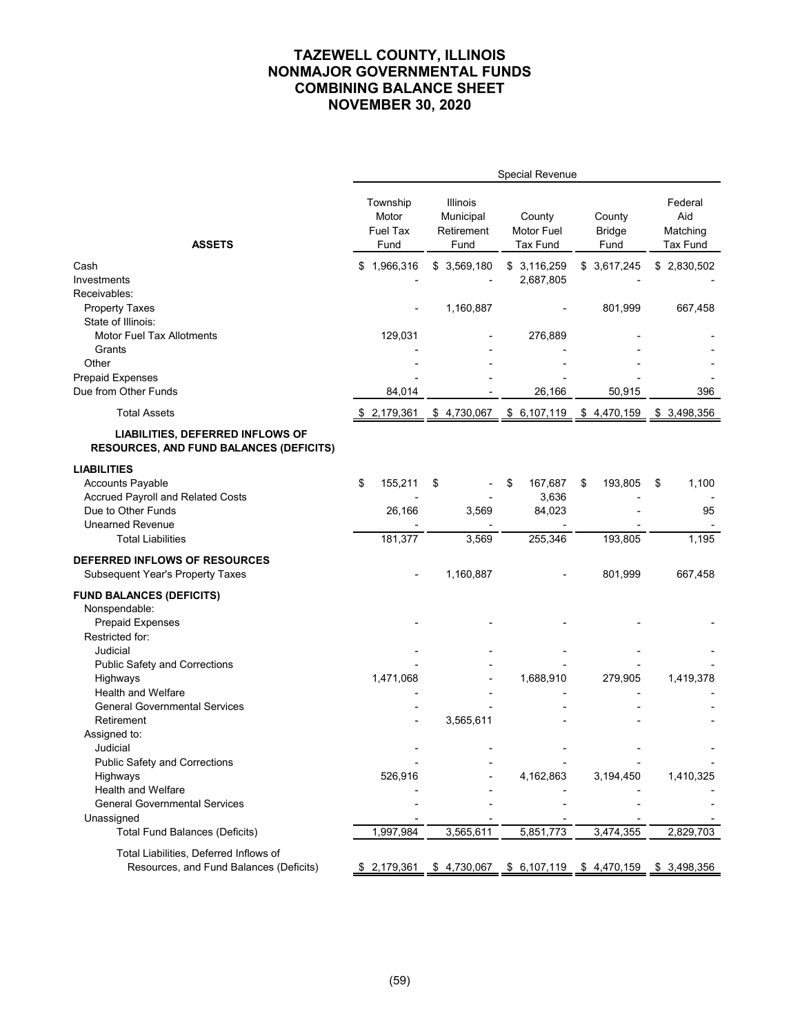# TAZEWELL COUNTY, ILLINOIS
# NONMAJOR GOVERNMENTAL FUNDS
# COMBINING BALANCE SHEET
# NOVEMBER 30, 2020

| | Special Revenue | | | | |
|---|---|---|---|---|---|
| **ASSETS** | Township Motor Fuel Tax Fund | Illinois Municipal Retirement Fund | County Motor Fuel Tax Fund | County Bridge Fund | Federal Aid Matching Tax Fund |
| Cash | $ 1,966,316 | $ 3,569,180 | $ 3,116,259 | $ 3,617,245 | $ 2,830,502 |
| Investments | - | - | 2,687,805 | - | - |
| Receivables: | | | | | |
| Property Taxes | - | 1,160,887 | - | 801,999 | 667,458 |
| State of Illinois: | | | | | |
| Motor Fuel Tax Allotments | 129,031 | - | 276,889 | - | - |
| Grants | - | - | - | - | - |
| Other | - | - | - | - | - |
| Prepaid Expenses | - | - | - | - | - |
| Due from Other Funds | 84,014 | - | 26,166 | 50,915 | 396 |
| Total Assets | $ 2,179,361 | $ 4,730,067 | $ 6,107,119 | $ 4,470,159 | $ 3,498,356 |
| **LIABILITIES, DEFERRED INFLOWS OF RESOURCES, AND FUND BALANCES (DEFICITS)** | | | | | |
| **LIABILITIES** | | | | | |
| Accounts Payable | $ 155,211 | $ - | $ 167,687 | $ 193,805 | $ 1,100 |
| Accrued Payroll and Related Costs | - | - | 3,636 | - | - |
| Due to Other Funds | 26,166 | 3,569 | 84,023 | - | 95 |
| Unearned Revenue | - | - | - | - | - |
| Total Liabilities | 181,377 | 3,569 | 255,346 | 193,805 | 1,195 |
| **DEFERRED INFLOWS OF RESOURCES** | | | | | |
| Subsequent Year's Property Taxes | - | 1,160,887 | - | 801,999 | 667,458 |
| **FUND BALANCES (DEFICITS)** | | | | | |
| Nonspendable: | | | | | |
| Prepaid Expenses | - | - | - | - | - |
| Restricted for: | | | | | |
| Judicial | - | - | - | - | - |
| Public Safety and Corrections | - | - | - | - | - |
| Highways | 1,471,068 | - | 1,688,910 | 279,905 | 1,419,378 |
| Health and Welfare | - | - | - | - | - |
| General Governmental Services | - | - | - | - | - |
| Retirement | - | 3,565,611 | - | - | - |
| Assigned to: | | | | | |
| Judicial | - | - | - | - | - |
| Public Safety and Corrections | - | - | - | - | - |
| Highways | 526,916 | - | 4,162,863 | 3,194,450 | 1,410,325 |
| Health and Welfare | - | - | - | - | - |
| General Governmental Services | - | - | - | - | - |
| Unassigned | - | - | - | - | - |
| Total Fund Balances (Deficits) | 1,997,984 | 3,565,611 | 5,851,773 | 3,474,355 | 2,829,703 |
| Total Liabilities, Deferred Inflows of Resources, and Fund Balances (Deficits) | $ 2,179,361 | $ 4,730,067 | $ 6,107,119 | $ 4,470,159 | $ 3,498,356 |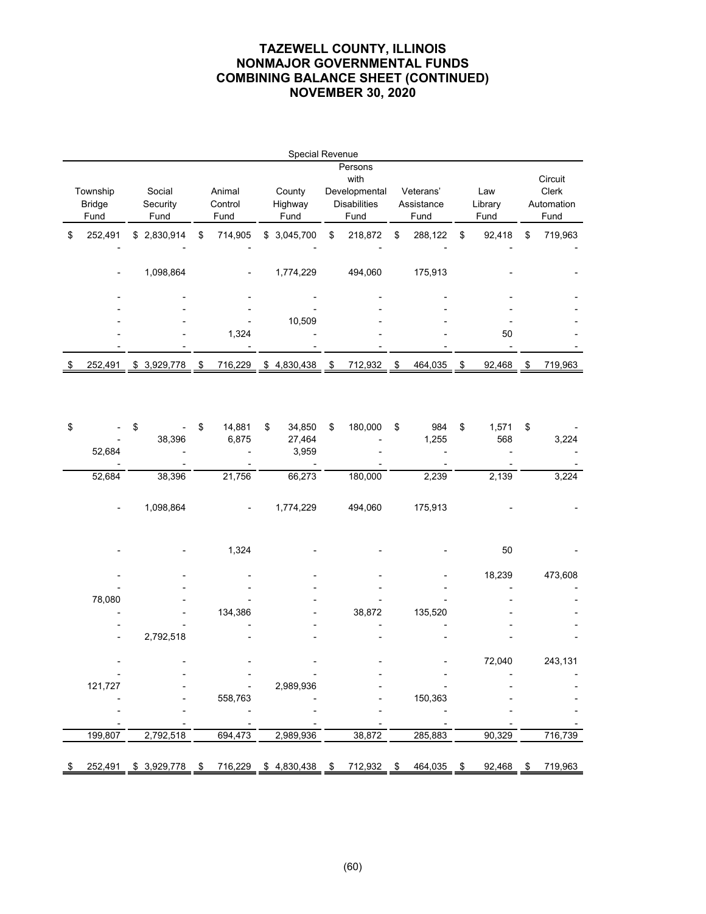# TAZEWELL COUNTY, ILLINOIS
# NONMAJOR GOVERNMENTAL FUNDS
# COMBINING BALANCE SHEET (CONTINUED)
# NOVEMBER 30, 2020

| Special Revenue | | | | | | | |
|---|---|---|---|---|---|---|---|
| Township Bridge Fund | Social Security Fund | Animal Control Fund | County Highway Fund | Persons with Developmental Disabilities Fund | Veterans' Assistance Fund | Law Library Fund | Circuit Clerk Automation Fund |
| $ 252,491 | $ 2,830,914 | $ 714,905 | $ 3,045,700 | $ 218,872 | $ 288,122 | $ 92,418 | $ 719,963 |
| - | - | - | - | - | - | - | - |
| - | 1,098,864 | - | 1,774,229 | 494,060 | 175,913 | - | - |
| - | - | - | - | - | - | - | - |
| - | - | - | - | - | - | - | - |
| - | - | - | 10,509 | - | - | - | - |
| - | - | 1,324 | - | - | - | 50 | - |
| - | - | - | - | - | - | - | - |
| $ 252,491 | $ 3,929,778 | $ 716,229 | $ 4,830,438 | $ 712,932 | $ 464,035 | $ 92,468 | $ 719,963 |
| | | | | | | | |
| $ - | $ - | $ 14,881 | $ 34,850 | $ 180,000 | $ 984 | $ 1,571 | $ - |
| - | 38,396 | 6,875 | 27,464 | - | 1,255 | 568 | 3,224 |
| 52,684 | - | - | 3,959 | - | - | - | - |
| - | - | - | - | - | - | - | - |
| 52,684 | 38,396 | 21,756 | 66,273 | 180,000 | 2,239 | 2,139 | 3,224 |
| - | 1,098,864 | - | 1,774,229 | 494,060 | 175,913 | - | - |
| - | - | 1,324 | - | - | - | 50 | - |
| - | - | - | - | - | - | 18,239 | 473,608 |
| - | - | - | - | - | - | - | - |
| 78,080 | - | - | - | - | - | - | - |
| - | - | 134,386 | - | 38,872 | 135,520 | - | - |
| - | - | - | - | - | - | - | - |
| - | 2,792,518 | - | - | - | - | - | - |
| - | - | - | - | - | - | 72,040 | 243,131 |
| - | - | - | - | - | - | - | - |
| 121,727 | - | - | 2,989,936 | - | - | - | - |
| - | - | 558,763 | - | - | 150,363 | - | - |
| - | - | - | - | - | - | - | - |
| - | - | - | - | - | - | - | - |
| 199,807 | 2,792,518 | 694,473 | 2,989,936 | 38,872 | 285,883 | 90,329 | 716,739 |
| $ 252,491 | $ 3,929,778 | $ 716,229 | $ 4,830,438 | $ 712,932 | $ 464,035 | $ 92,468 | $ 719,963 |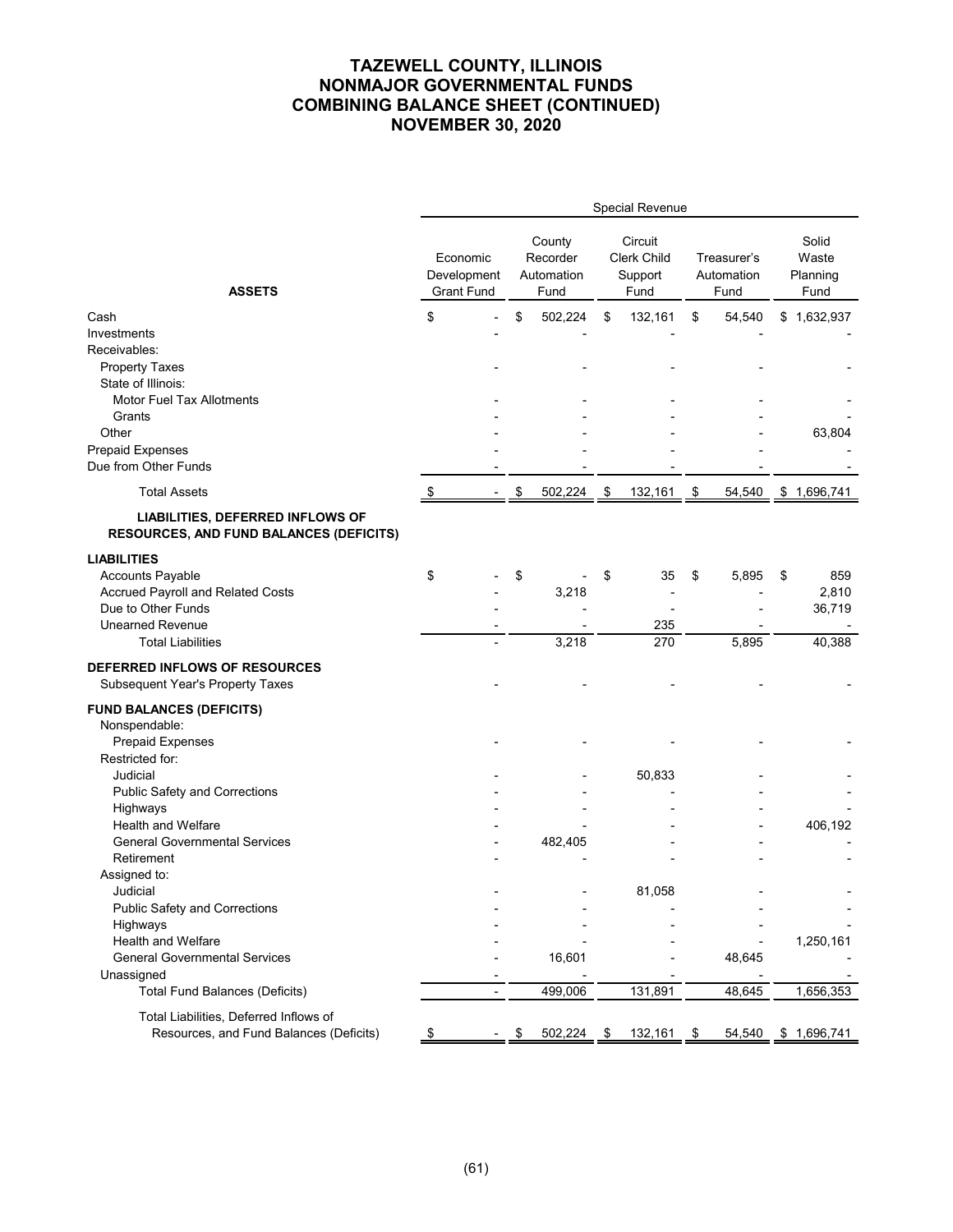# TAZEWELL COUNTY, ILLINOIS
# NONMAJOR GOVERNMENTAL FUNDS
# COMBINING BALANCE SHEET (CONTINUED)
# NOVEMBER 30, 2020

| | Special Revenue | | | | |
|---|---|---|---|---|---|
| **ASSETS** | Economic Development Grant Fund | County Recorder Automation Fund | Circuit Clerk Child Support Fund | Treasurer's Automation Fund | Solid Waste Planning Fund |
| Cash | $ - | $ 502,224 | $ 132,161 | $ 54,540 | $ 1,632,937 |
| Investments | - | - | - | - | - |
| Receivables: | | | | | |
| Property Taxes | - | - | - | - | - |
| State of Illinois: | | | | | |
| Motor Fuel Tax Allotments | - | - | - | - | - |
| Grants | - | - | - | - | - |
| Other | - | - | - | - | 63,804 |
| Prepaid Expenses | - | - | - | - | - |
| Due from Other Funds | - | - | - | - | - |
| Total Assets | $ - | $ 502,224 | $ 132,161 | $ 54,540 | $ 1,696,741 |
| **LIABILITIES, DEFERRED INFLOWS OF RESOURCES, AND FUND BALANCES (DEFICITS)** | | | | | |
| **LIABILITIES** | | | | | |
| Accounts Payable | $ - | $ - | $ 35 | $ 5,895 | $ 859 |
| Accrued Payroll and Related Costs | - | 3,218 | - | - | 2,810 |
| Due to Other Funds | - | - | - | - | 36,719 |
| Unearned Revenue | - | - | 235 | - | - |
| Total Liabilities | - | 3,218 | 270 | 5,895 | 40,388 |
| **DEFERRED INFLOWS OF RESOURCES** | | | | | |
| Subsequent Year's Property Taxes | - | - | - | - | - |
| **FUND BALANCES (DEFICITS)** | | | | | |
| Nonspendable: | | | | | |
| Prepaid Expenses | - | - | - | - | - |
| Restricted for: | | | | | |
| Judicial | - | - | 50,833 | - | - |
| Public Safety and Corrections | - | - | - | - | - |
| Highways | - | - | - | - | - |
| Health and Welfare | - | - | - | - | 406,192 |
| General Governmental Services | - | 482,405 | - | - | - |
| Retirement | - | - | - | - | - |
| Assigned to: | | | | | |
| Judicial | - | - | 81,058 | - | - |
| Public Safety and Corrections | - | - | - | - | - |
| Highways | - | - | - | - | - |
| Health and Welfare | - | - | - | - | 1,250,161 |
| General Governmental Services | - | 16,601 | - | 48,645 | - |
| Unassigned | - | - | - | - | - |
| Total Fund Balances (Deficits) | - | 499,006 | 131,891 | 48,645 | 1,656,353 |
| Total Liabilities, Deferred Inflows of Resources, and Fund Balances (Deficits) | $ - | $ 502,224 | $ 132,161 | $ 54,540 | $ 1,696,741 |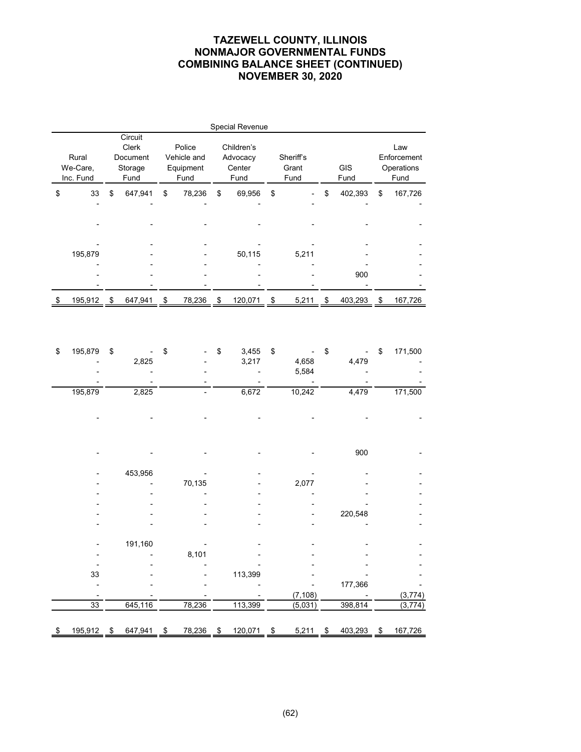# TAZEWELL COUNTY, ILLINOIS
## NONMAJOR GOVERNMENTAL FUNDS
## COMBINING BALANCE SHEET (CONTINUED)
## NOVEMBER 30, 2020

| Special Revenue | | | | | | |
|---|---|---|---|---|---|---|
| Rural We-Care, Inc. Fund | Circuit Clerk Document Storage Fund | Police Vehicle and Equipment Fund | Children's Advocacy Center Fund | Sheriff's Grant Fund | GIS Fund | Law Enforcement Operations Fund |
| $ 33 | $ 647,941 | $ 78,236 | $ 69,956 | $ - | $ 402,393 | $ 167,726 |
| - | - | - | - | - | - | - |
| - | - | - | - | - | - | - |
| - | - | - | - | - | - | - |
| 195,879 | - | - | 50,115 | 5,211 | - | - |
| - | - | - | - | - | - | - |
| - | - | - | - | - | 900 | - |
| - | - | - | - | - | - | - |
| $ 195,912 | $ 647,941 | $ 78,236 | $ 120,071 | $ 5,211 | $ 403,293 | $ 167,726 |
| | | | | | | |
| $ 195,879 | $ - | $ - | $ 3,455 | $ - | $ - | $ 171,500 |
| - | 2,825 | - | 3,217 | 4,658 | 4,479 | - |
| - | - | - | - | 5,584 | - | - |
| - | - | - | - | - | - | - |
| 195,879 | 2,825 | - | 6,672 | 10,242 | 4,479 | 171,500 |
| | | | | | | |
| - | - | - | - | - | - | - |
| | | | | | | |
| - | - | - | - | - | 900 | - |
| | | | | | | |
| - | 453,956 | - | - | - | - | - |
| - | - | 70,135 | - | 2,077 | - | - |
| - | - | - | - | - | - | - |
| - | - | - | - | - | - | - |
| - | - | - | - | - | 220,548 | - |
| - | - | - | - | - | - | - |
| | | | | | | |
| - | 191,160 | - | - | - | - | - |
| - | - | 8,101 | - | - | - | - |
| - | - | - | - | - | - | - |
| 33 | - | - | 113,399 | - | - | - |
| - | - | - | - | - | 177,366 | - |
| - | - | - | - | (7,108) | - | (3,774) |
| 33 | 645,116 | 78,236 | 113,399 | (5,031) | 398,814 | (3,774) |
| | | | | | | |
| $ 195,912 | $ 647,941 | $ 78,236 | $ 120,071 | $ 5,211 | $ 403,293 | $ 167,726 |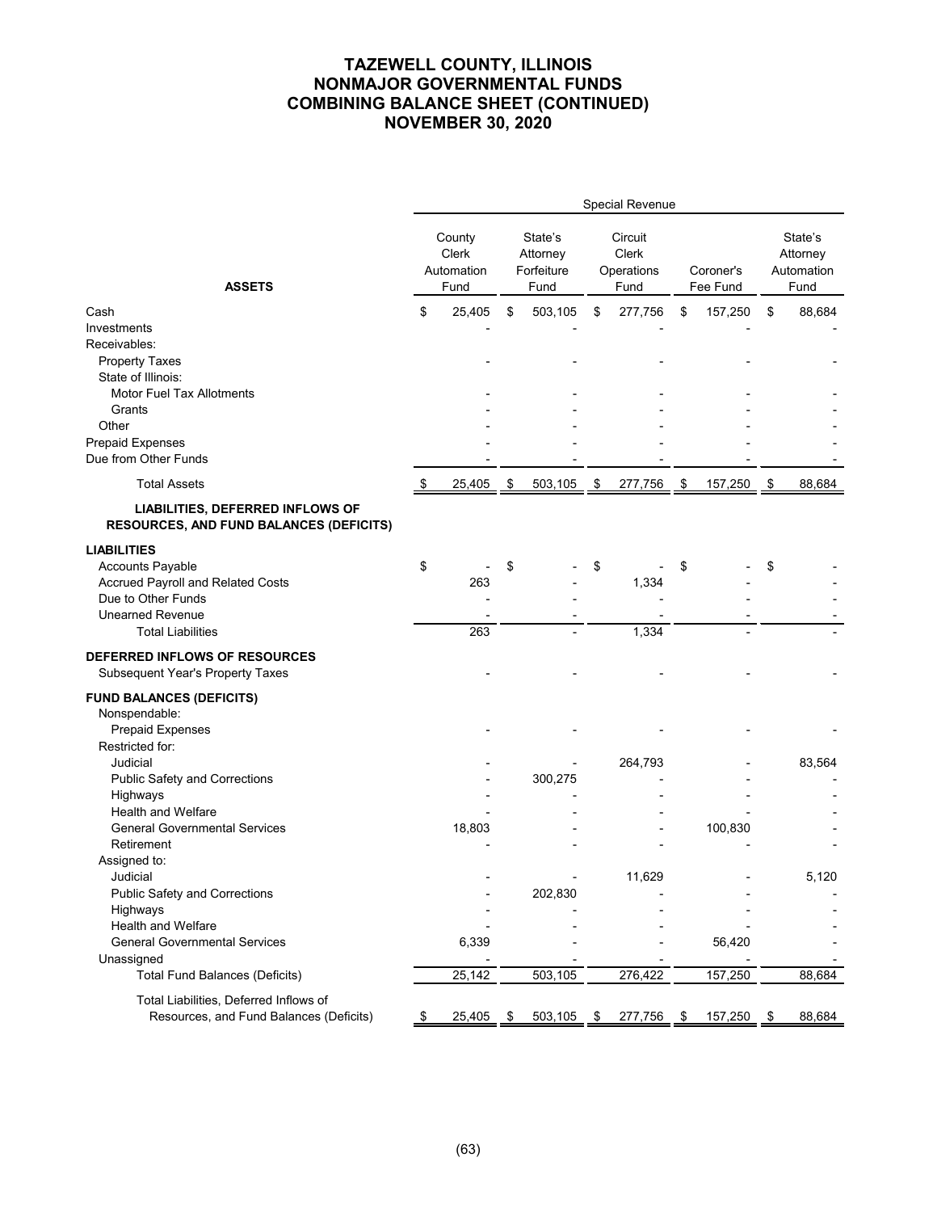# TAZEWELL COUNTY, ILLINOIS
# NONMAJOR GOVERNMENTAL FUNDS
# COMBINING BALANCE SHEET (CONTINUED)
# NOVEMBER 30, 2020

| | Special Revenue | | | | |
|---|---|---|---|---|---|
| **ASSETS** | County Clerk Automation Fund | State's Attorney Forfeiture Fund | Circuit Clerk Operations Fund | Coroner's Fee Fund | State's Attorney Automation Fund |
| Cash | $ 25,405 | $ 503,105 | $ 277,756 | $ 157,250 | $ 88,684 |
| Investments | - | - | - | - | - |
| Receivables: | | | | | |
| Property Taxes | - | - | - | - | - |
| State of Illinois: | | | | | |
| Motor Fuel Tax Allotments | - | - | - | - | - |
| Grants | - | - | - | - | - |
| Other | - | - | - | - | - |
| Prepaid Expenses | - | - | - | - | - |
| Due from Other Funds | - | - | - | - | - |
| Total Assets | $ 25,405 | $ 503,105 | $ 277,756 | $ 157,250 | $ 88,684 |
| **LIABILITIES, DEFERRED INFLOWS OF RESOURCES, AND FUND BALANCES (DEFICITS)** | | | | | |
| **LIABILITIES** | | | | | |
| Accounts Payable | $ - | $ - | $ - | $ - | $ - |
| Accrued Payroll and Related Costs | 263 | - | 1,334 | - | - |
| Due to Other Funds | - | - | - | - | - |
| Unearned Revenue | - | - | - | - | - |
| Total Liabilities | 263 | - | 1,334 | - | - |
| **DEFERRED INFLOWS OF RESOURCES** | | | | | |
| Subsequent Year's Property Taxes | - | - | - | - | - |
| **FUND BALANCES (DEFICITS)** | | | | | |
| Nonspendable: | | | | | |
| Prepaid Expenses | - | - | - | - | - |
| Restricted for: | | | | | |
| Judicial | - | - | 264,793 | - | 83,564 |
| Public Safety and Corrections | - | 300,275 | - | - | - |
| Highways | - | - | - | - | - |
| Health and Welfare | - | - | - | - | - |
| General Governmental Services | 18,803 | - | - | 100,830 | - |
| Retirement | - | - | - | - | - |
| Assigned to: | | | | | |
| Judicial | - | - | 11,629 | - | 5,120 |
| Public Safety and Corrections | - | 202,830 | - | - | - |
| Highways | - | - | - | - | - |
| Health and Welfare | - | - | - | - | - |
| General Governmental Services | 6,339 | - | - | 56,420 | - |
| Unassigned | - | - | - | - | - |
| Total Fund Balances (Deficits) | 25,142 | 503,105 | 276,422 | 157,250 | 88,684 |
| Total Liabilities, Deferred Inflows of Resources, and Fund Balances (Deficits) | $ 25,405 | $ 503,105 | $ 277,756 | $ 157,250 | $ 88,684 |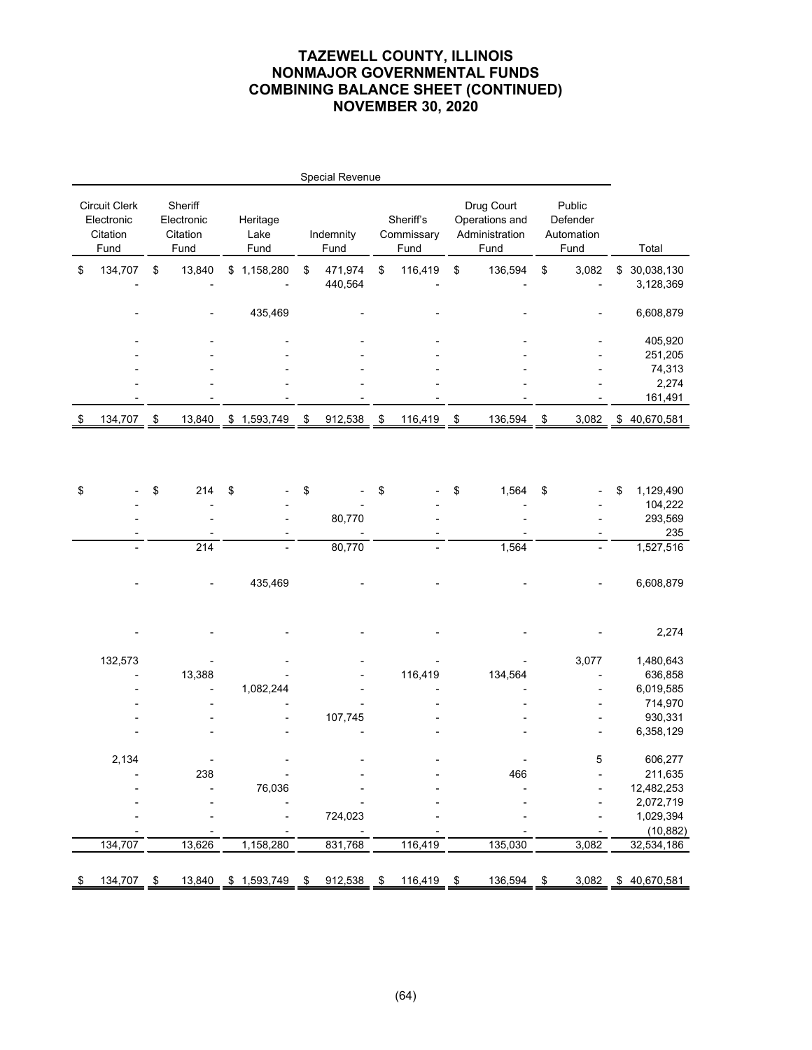# TAZEWELL COUNTY, ILLINOIS
# NONMAJOR GOVERNMENTAL FUNDS
# COMBINING BALANCE SHEET (CONTINUED)
# NOVEMBER 30, 2020

| Special Revenue | | | | | | | |
|---|---|---|---|---|---|---|---|
| Circuit Clerk Electronic Citation Fund | Sheriff Electronic Citation Fund | Heritage Lake Fund | Indemnity Fund | Sheriff's Commissary Fund | Drug Court Operations and Administration Fund | Public Defender Automation Fund | Total |
| $ 134,707 | $ 13,840 | $ 1,158,280 | $ 471,974 | $ 116,419 | $ 136,594 | $ 3,082 | $ 30,038,130 |
| - | - | - | 440,564 | - | - | - | 3,128,369 |
| - | - | 435,469 | - | - | - | - | 6,608,879 |
| - | - | - | - | - | - | - | 405,920 |
| - | - | - | - | - | - | - | 251,205 |
| - | - | - | - | - | - | - | 74,313 |
| - | - | - | - | - | - | - | 2,274 |
| - | - | - | - | - | - | - | 161,491 |
| $ 134,707 | $ 13,840 | $ 1,593,749 | $ 912,538 | $ 116,419 | $ 136,594 | $ 3,082 | $ 40,670,581 |
| | | | | | | | |
| $ - | $ 214 | $ - | $ - | $ - | $ 1,564 | $ - | $ 1,129,490 |
| - | - | - | - | - | - | - | 104,222 |
| - | - | - | 80,770 | - | - | - | 293,569 |
| - | - | - | - | - | - | - | 235 |
| - | 214 | - | 80,770 | - | 1,564 | - | 1,527,516 |
| | | | | | | | |
| - | - | 435,469 | - | - | - | - | 6,608,879 |
| | | | | | | | |
| - | - | - | - | - | - | - | 2,274 |
| | | | | | | | |
| 132,573 | - | - | - | - | - | 3,077 | 1,480,643 |
| - | 13,388 | - | - | 116,419 | 134,564 | - | 636,858 |
| - | - | 1,082,244 | - | - | - | - | 6,019,585 |
| - | - | - | - | - | - | - | 714,970 |
| - | - | - | 107,745 | - | - | - | 930,331 |
| - | - | - | - | - | - | - | 6,358,129 |
| | | | | | | | |
| 2,134 | - | - | - | - | - | 5 | 606,277 |
| - | 238 | - | - | - | 466 | - | 211,635 |
| - | - | 76,036 | - | - | - | - | 12,482,253 |
| - | - | - | - | - | - | - | 2,072,719 |
| - | - | - | 724,023 | - | - | - | 1,029,394 |
| - | - | - | - | - | - | - | (10,882) |
| 134,707 | 13,626 | 1,158,280 | 831,768 | 116,419 | 135,030 | 3,082 | 32,534,186 |
| | | | | | | | |
| $ 134,707 | $ 13,840 | $ 1,593,749 | $ 912,538 | $ 116,419 | $ 136,594 | $ 3,082 | $ 40,670,581 |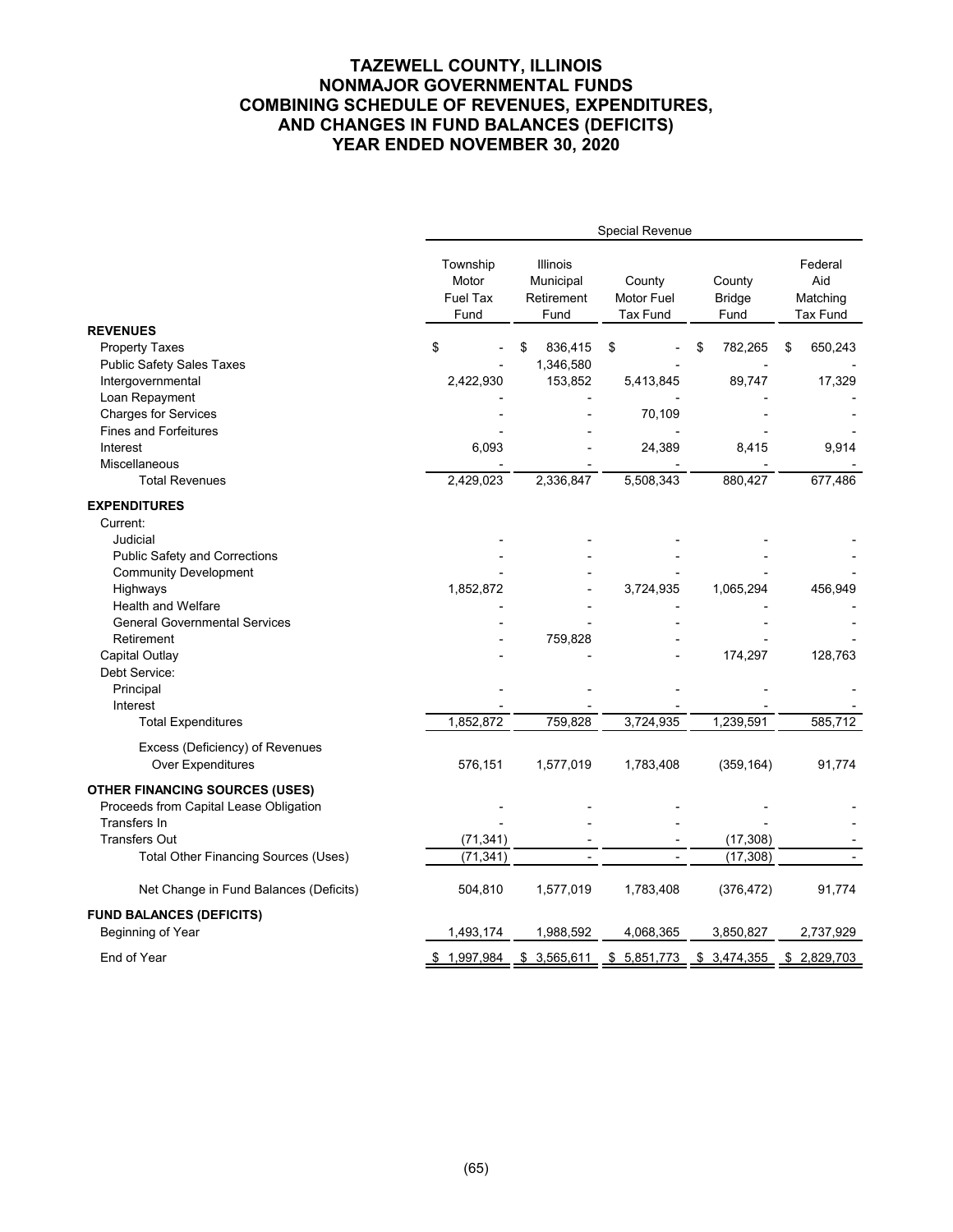# TAZEWELL COUNTY, ILLINOIS
# NONMAJOR GOVERNMENTAL FUNDS
# COMBINING SCHEDULE OF REVENUES, EXPENDITURES, AND CHANGES IN FUND BALANCES (DEFICITS)
# YEAR ENDED NOVEMBER 30, 2020

| | Special Revenue | | | | |
|---|---|---|---|---|---|
| | Township Motor Fuel Tax Fund | Illinois Municipal Retirement Fund | County Motor Fuel Tax Fund | County Bridge Fund | Federal Aid Matching Tax Fund |
| **REVENUES** | | | | | |
| Property Taxes | $ - | $ 836,415 | $ - | $ 782,265 | $ 650,243 |
| Public Safety Sales Taxes | - | 1,346,580 | - | - | - |
| Intergovernmental | 2,422,930 | 153,852 | 5,413,845 | 89,747 | 17,329 |
| Loan Repayment | - | - | - | - | - |
| Charges for Services | - | - | 70,109 | - | - |
| Fines and Forfeitures | - | - | - | - | - |
| Interest | 6,093 | - | 24,389 | 8,415 | 9,914 |
| Miscellaneous | - | - | - | - | - |
| Total Revenues | 2,429,023 | 2,336,847 | 5,508,343 | 880,427 | 677,486 |
| **EXPENDITURES** | | | | | |
| Current: | | | | | |
| Judicial | - | - | - | - | - |
| Public Safety and Corrections | - | - | - | - | - |
| Community Development | - | - | - | - | - |
| Highways | 1,852,872 | - | 3,724,935 | 1,065,294 | 456,949 |
| Health and Welfare | - | - | - | - | - |
| General Governmental Services | - | - | - | - | - |
| Retirement | - | 759,828 | - | - | - |
| Capital Outlay | - | - | - | 174,297 | 128,763 |
| Debt Service: | | | | | |
| Principal | - | - | - | - | - |
| Interest | - | - | - | - | - |
| Total Expenditures | 1,852,872 | 759,828 | 3,724,935 | 1,239,591 | 585,712 |
| Excess (Deficiency) of Revenues Over Expenditures | 576,151 | 1,577,019 | 1,783,408 | (359,164) | 91,774 |
| **OTHER FINANCING SOURCES (USES)** | | | | | |
| Proceeds from Capital Lease Obligation | - | - | - | - | - |
| Transfers In | - | - | - | - | - |
| Transfers Out | (71,341) | - | - | (17,308) | - |
| Total Other Financing Sources (Uses) | (71,341) | - | - | (17,308) | - |
| Net Change in Fund Balances (Deficits) | 504,810 | 1,577,019 | 1,783,408 | (376,472) | 91,774 |
| **FUND BALANCES (DEFICITS)** | | | | | |
| Beginning of Year | 1,493,174 | 1,988,592 | 4,068,365 | 3,850,827 | 2,737,929 |
| End of Year | $ 1,997,984 | $ 3,565,611 | $ 5,851,773 | $ 3,474,355 | $ 2,829,703 |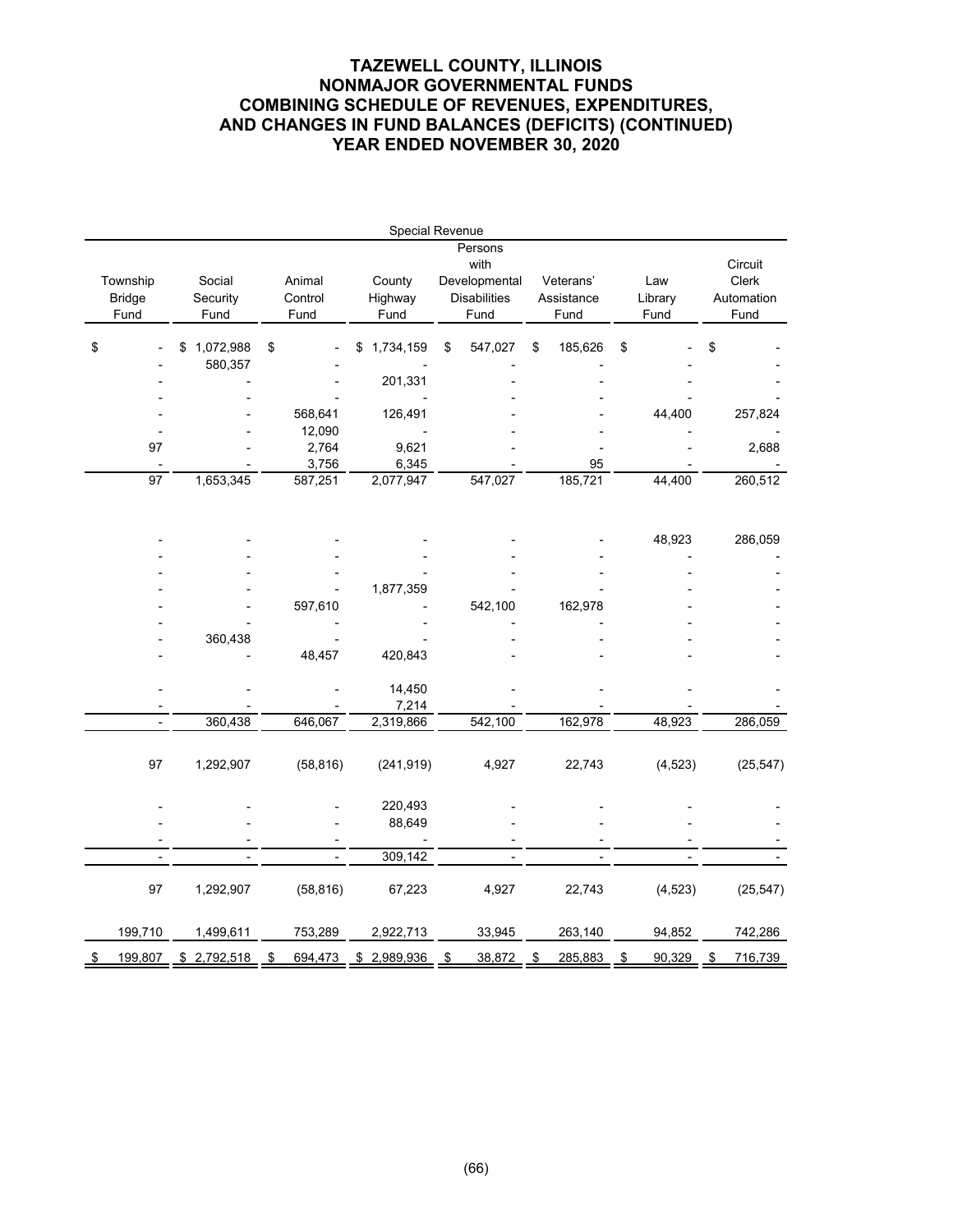# TAZEWELL COUNTY, ILLINOIS
# NONMAJOR GOVERNMENTAL FUNDS
# COMBINING SCHEDULE OF REVENUES, EXPENDITURES, AND CHANGES IN FUND BALANCES (DEFICITS) (CONTINUED)
# YEAR ENDED NOVEMBER 30, 2020

| Special Revenue | | | | | | | |
|---|---|---|---|---|---|---|---|
| Township Bridge Fund | Social Security Fund | Animal Control Fund | County Highway Fund | Persons with Developmental Disabilities Fund | Veterans' Assistance Fund | Law Library Fund | Circuit Clerk Automation Fund |
| $ - | $ 1,072,988 | $ - | $ 1,734,159 | $ 547,027 | $ 185,626 | $ - | $ - |
| - | 580,357 | - | - | - | - | - | - |
| - | - | - | 201,331 | - | - | - | - |
| - | - | - | - | - | - | - | - |
| - | - | 568,641 | 126,491 | - | - | 44,400 | 257,824 |
| - | - | 12,090 | - | - | - | - | - |
| 97 | - | 2,764 | 9,621 | - | - | - | 2,688 |
| - | - | 3,756 | 6,345 | - | 95 | - | - |
| 97 | 1,653,345 | 587,251 | 2,077,947 | 547,027 | 185,721 | 44,400 | 260,512 |
| | | | | | | | |
| - | - | - | - | - | - | 48,923 | 286,059 |
| - | - | - | - | - | - | - | - |
| - | - | - | - | - | - | - | - |
| - | - | - | 1,877,359 | - | - | - | - |
| - | - | 597,610 | - | 542,100 | 162,978 | - | - |
| - | - | - | - | - | - | - | - |
| - | 360,438 | - | - | - | - | - | - |
| - | - | 48,457 | 420,843 | - | - | - | - |
| | | | | | | | |
| - | - | - | 14,450 | - | - | - | - |
| - | - | - | 7,214 | - | - | - | - |
| - | 360,438 | 646,067 | 2,319,866 | 542,100 | 162,978 | 48,923 | 286,059 |
| | | | | | | | |
| 97 | 1,292,907 | (58,816) | (241,919) | 4,927 | 22,743 | (4,523) | (25,547) |
| | | | | | | | |
| - | - | - | 220,493 | - | - | - | - |
| - | - | - | 88,649 | - | - | - | - |
| - | - | - | - | - | - | - | - |
| - | - | - | 309,142 | - | - | - | - |
| | | | | | | | |
| 97 | 1,292,907 | (58,816) | 67,223 | 4,927 | 22,743 | (4,523) | (25,547) |
| | | | | | | | |
| 199,710 | 1,499,611 | 753,289 | 2,922,713 | 33,945 | 263,140 | 94,852 | 742,286 |
| $ 199,807 | $ 2,792,518 | $ 694,473 | $ 2,989,936 | $ 38,872 | $ 285,883 | $ 90,329 | $ 716,739 |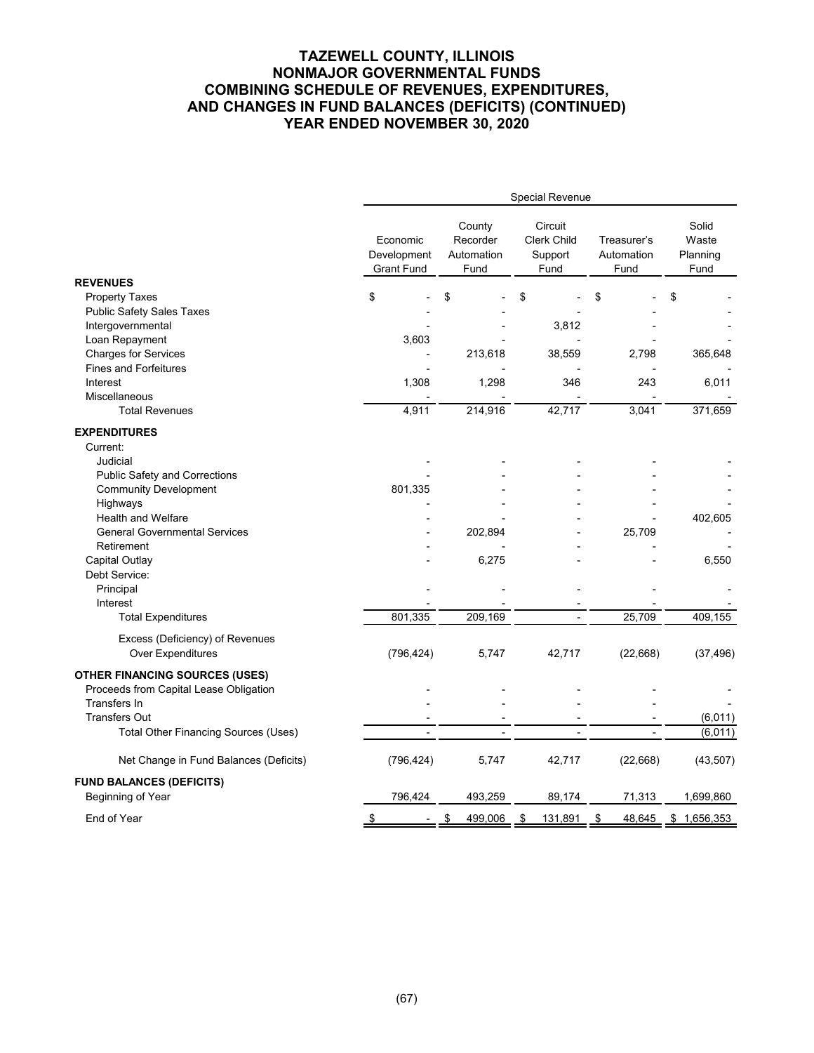# TAZEWELL COUNTY, ILLINOIS
# NONMAJOR GOVERNMENTAL FUNDS
# COMBINING SCHEDULE OF REVENUES, EXPENDITURES, AND CHANGES IN FUND BALANCES (DEFICITS) (CONTINUED)
# YEAR ENDED NOVEMBER 30, 2020

| | Special Revenue | | | | |
|---|---|---|---|---|---|
| | Economic Development Grant Fund | County Recorder Automation Fund | Circuit Clerk Child Support Fund | Treasurer's Automation Fund | Solid Waste Planning Fund |
| **REVENUES** | | | | | |
| Property Taxes | $ - | $ - | $ - | $ - | $ - |
| Public Safety Sales Taxes | - | - | - | - | - |
| Intergovernmental | - | - | 3,812 | - | - |
| Loan Repayment | 3,603 | - | - | - | - |
| Charges for Services | - | 213,618 | 38,559 | 2,798 | 365,648 |
| Fines and Forfeitures | - | - | - | - | - |
| Interest | 1,308 | 1,298 | 346 | 243 | 6,011 |
| Miscellaneous | - | - | - | - | - |
| Total Revenues | 4,911 | 214,916 | 42,717 | 3,041 | 371,659 |
| **EXPENDITURES** | | | | | |
| Current: | | | | | |
| Judicial | - | - | - | - | - |
| Public Safety and Corrections | - | - | - | - | - |
| Community Development | 801,335 | - | - | - | - |
| Highways | - | - | - | - | - |
| Health and Welfare | - | - | - | - | 402,605 |
| General Governmental Services | - | 202,894 | - | 25,709 | - |
| Retirement | - | - | - | - | - |
| Capital Outlay | - | 6,275 | - | - | 6,550 |
| Debt Service: | | | | | |
| Principal | - | - | - | - | - |
| Interest | - | - | - | - | - |
| Total Expenditures | 801,335 | 209,169 | - | 25,709 | 409,155 |
| Excess (Deficiency) of Revenues Over Expenditures | (796,424) | 5,747 | 42,717 | (22,668) | (37,496) |
| **OTHER FINANCING SOURCES (USES)** | | | | | |
| Proceeds from Capital Lease Obligation | - | - | - | - | - |
| Transfers In | - | - | - | - | - |
| Transfers Out | - | - | - | - | (6,011) |
| Total Other Financing Sources (Uses) | - | - | - | - | (6,011) |
| Net Change in Fund Balances (Deficits) | (796,424) | 5,747 | 42,717 | (22,668) | (43,507) |
| **FUND BALANCES (DEFICITS)** | | | | | |
| Beginning of Year | 796,424 | 493,259 | 89,174 | 71,313 | 1,699,860 |
| End of Year | $ - | $ 499,006 | $ 131,891 | $ 48,645 | $ 1,656,353 |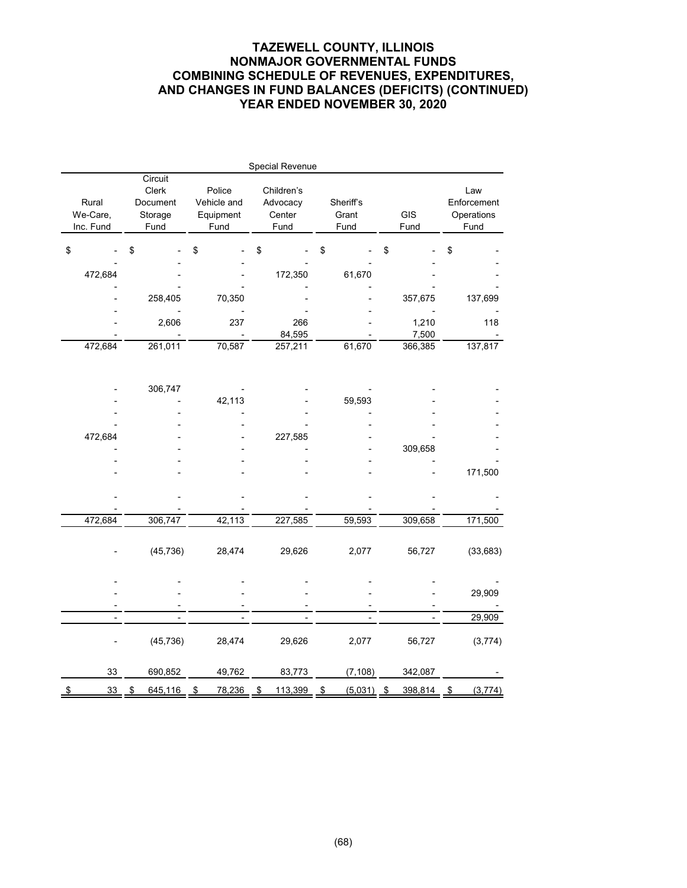# TAZEWELL COUNTY, ILLINOIS
## NONMAJOR GOVERNMENTAL FUNDS
## COMBINING SCHEDULE OF REVENUES, EXPENDITURES, AND CHANGES IN FUND BALANCES (DEFICITS) (CONTINUED)
## YEAR ENDED NOVEMBER 30, 2020

| Special Revenue | | | | | | |
|---|---|---|---|---|---|---|
| Rural We-Care, Inc. Fund | Circuit Clerk Document Storage Fund | Police Vehicle and Equipment Fund | Children's Advocacy Center Fund | Sheriff's Grant Fund | GIS Fund | Law Enforcement Operations Fund |
| $ - | $ - | $ - | $ - | $ - | $ - | $ - |
| - | - | - | - | - | - | - |
| 472,684 | - | - | 172,350 | 61,670 | - | - |
| - | - | - | - | - | - | - |
| - | 258,405 | 70,350 | - | - | 357,675 | 137,699 |
| - | - | - | - | - | - | - |
| - | 2,606 | 237 | 266 | - | 1,210 | 118 |
| - | - | - | 84,595 | - | 7,500 | - |
| 472,684 | 261,011 | 70,587 | 257,211 | 61,670 | 366,385 | 137,817 |
| | | | | | | |
| - | 306,747 | - | - | - | - | - |
| - | - | 42,113 | - | 59,593 | - | - |
| - | - | - | - | - | - | - |
| - | - | - | - | - | - | - |
| 472,684 | - | - | 227,585 | - | - | - |
| - | - | - | - | - | 309,658 | - |
| - | - | - | - | - | - | - |
| - | - | - | - | - | - | 171,500 |
| - | - | - | - | - | - | - |
| - | - | - | - | - | - | - |
| 472,684 | 306,747 | 42,113 | 227,585 | 59,593 | 309,658 | 171,500 |
| | | | | | | |
| - | (45,736) | 28,474 | 29,626 | 2,077 | 56,727 | (33,683) |
| | | | | | | |
| - | - | - | - | - | - | - |
| - | - | - | - | - | - | 29,909 |
| - | - | - | - | - | - | - |
| - | - | - | - | - | - | 29,909 |
| | | | | | | |
| - | (45,736) | 28,474 | 29,626 | 2,077 | 56,727 | (3,774) |
| | | | | | | |
| 33 | 690,852 | 49,762 | 83,773 | (7,108) | 342,087 | - |
| $ 33 | $ 645,116 | $ 78,236 | $ 113,399 | $ (5,031) | $ 398,814 | $ (3,774) |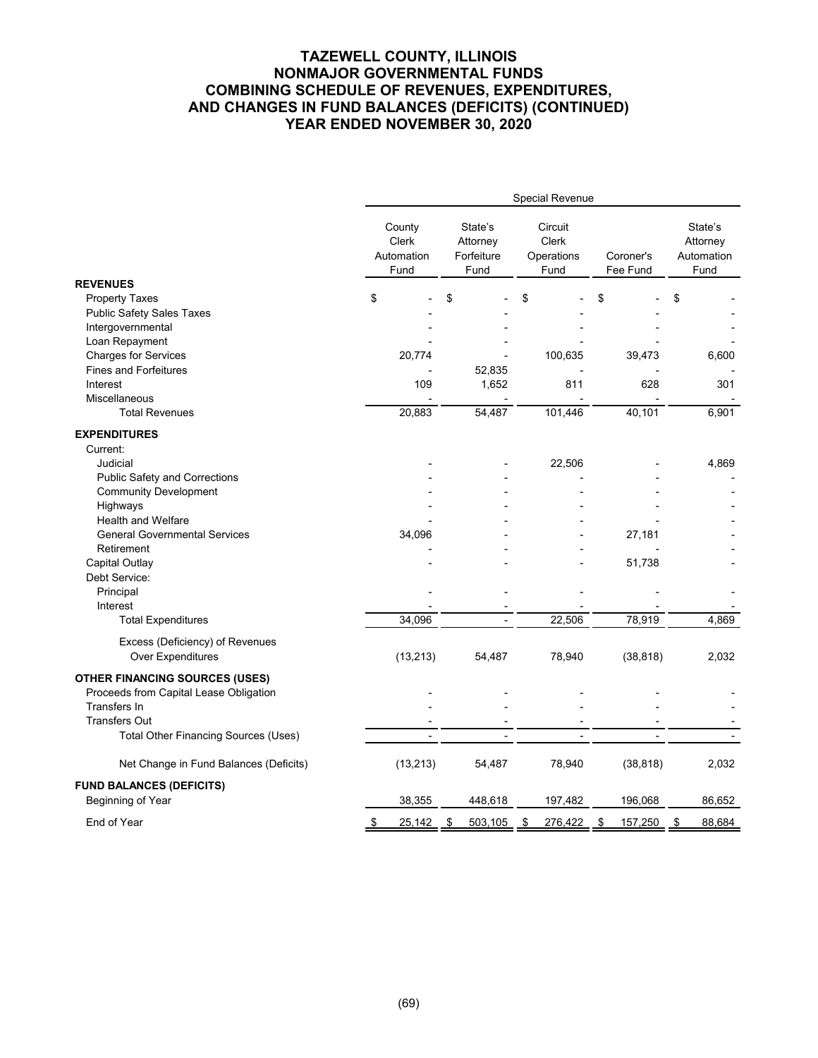# TAZEWELL COUNTY, ILLINOIS
# NONMAJOR GOVERNMENTAL FUNDS
# COMBINING SCHEDULE OF REVENUES, EXPENDITURES, AND CHANGES IN FUND BALANCES (DEFICITS) (CONTINUED)
# YEAR ENDED NOVEMBER 30, 2020

| | Special Revenue | | | | |
|---|---|---|---|---|---|
| | County Clerk Automation Fund | State's Attorney Forfeiture Fund | Circuit Clerk Operations Fund | Coroner's Fee Fund | State's Attorney Automation Fund |
| **REVENUES** | | | | | |
| Property Taxes | $ - | $ - | $ - | $ - | $ - |
| Public Safety Sales Taxes | - | - | - | - | - |
| Intergovernmental | - | - | - | - | - |
| Loan Repayment | - | - | - | - | - |
| Charges for Services | 20,774 | - | 100,635 | 39,473 | 6,600 |
| Fines and Forfeitures | - | 52,835 | - | - | - |
| Interest | 109 | 1,652 | 811 | 628 | 301 |
| Miscellaneous | - | - | - | - | - |
| Total Revenues | 20,883 | 54,487 | 101,446 | 40,101 | 6,901 |
| **EXPENDITURES** | | | | | |
| Current: | | | | | |
| Judicial | - | - | 22,506 | - | 4,869 |
| Public Safety and Corrections | - | - | - | - | - |
| Community Development | - | - | - | - | - |
| Highways | - | - | - | - | - |
| Health and Welfare | - | - | - | - | - |
| General Governmental Services | 34,096 | - | - | 27,181 | - |
| Retirement | - | - | - | - | - |
| Capital Outlay | - | - | - | 51,738 | - |
| Debt Service: | | | | | |
| Principal | - | - | - | - | - |
| Interest | - | - | - | - | - |
| Total Expenditures | 34,096 | - | 22,506 | 78,919 | 4,869 |
| Excess (Deficiency) of Revenues Over Expenditures | (13,213) | 54,487 | 78,940 | (38,818) | 2,032 |
| **OTHER FINANCING SOURCES (USES)** | | | | | |
| Proceeds from Capital Lease Obligation | - | - | - | - | - |
| Transfers In | - | - | - | - | - |
| Transfers Out | - | - | - | - | - |
| Total Other Financing Sources (Uses) | - | - | - | - | - |
| Net Change in Fund Balances (Deficits) | (13,213) | 54,487 | 78,940 | (38,818) | 2,032 |
| **FUND BALANCES (DEFICITS)** | | | | | |
| Beginning of Year | 38,355 | 448,618 | 197,482 | 196,068 | 86,652 |
| End of Year | $ 25,142 | $ 503,105 | $ 276,422 | $ 157,250 | $ 88,684 |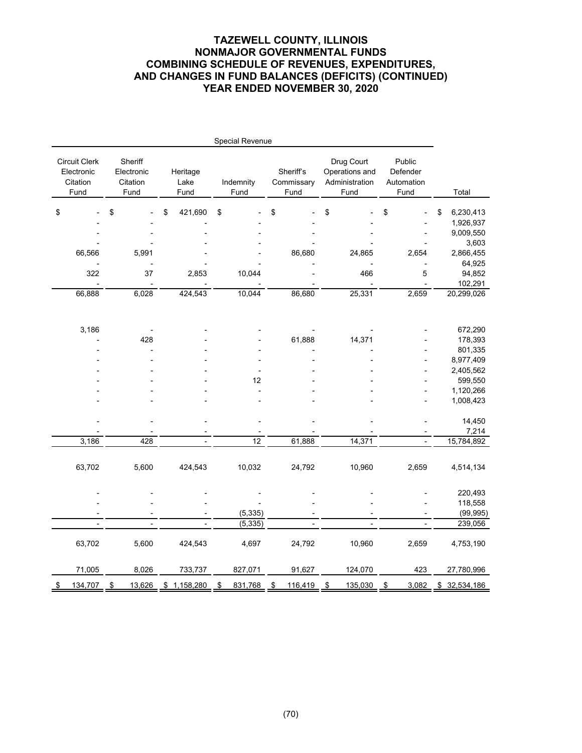# TAZEWELL COUNTY, ILLINOIS
# NONMAJOR GOVERNMENTAL FUNDS
# COMBINING SCHEDULE OF REVENUES, EXPENDITURES, AND CHANGES IN FUND BALANCES (DEFICITS) (CONTINUED)
# YEAR ENDED NOVEMBER 30, 2020

| Special Revenue | | | | | | | |
|---|---|---|---|---|---|---|---|
| Circuit Clerk Electronic Citation Fund | Sheriff Electronic Citation Fund | Heritage Lake Fund | Indemnity Fund | Sheriff's Commissary Fund | Drug Court Operations and Administration Fund | Public Defender Automation Fund | Total |
| $ - | $ - | $ 421,690 | $ - | $ - | $ - | $ - | $ 6,230,413 |
| - | - | - | - | - | - | - | 1,926,937 |
| - | - | - | - | - | - | - | 9,009,550 |
| - | - | - | - | - | - | - | 3,603 |
| 66,566 | 5,991 | - | - | 86,680 | 24,865 | 2,654 | 2,866,455 |
| - | - | - | - | - | - | - | 64,925 |
| 322 | 37 | 2,853 | 10,044 | - | 466 | 5 | 94,852 |
| - | - | - | - | - | - | - | 102,291 |
| 66,888 | 6,028 | 424,543 | 10,044 | 86,680 | 25,331 | 2,659 | 20,299,026 |
| | | | | | | | |
| 3,186 | - | - | - | - | - | - | 672,290 |
| - | 428 | - | - | 61,888 | 14,371 | - | 178,393 |
| - | - | - | - | - | - | - | 801,335 |
| - | - | - | - | - | - | - | 8,977,409 |
| - | - | - | - | - | - | - | 2,405,562 |
| - | - | - | 12 | - | - | - | 599,550 |
| - | - | - | - | - | - | - | 1,120,266 |
| - | - | - | - | - | - | - | 1,008,423 |
| | | | | | | | |
| - | - | - | - | - | - | - | 14,450 |
| - | - | - | - | - | - | - | 7,214 |
| 3,186 | 428 | - | 12 | 61,888 | 14,371 | - | 15,784,892 |
| | | | | | | | |
| 63,702 | 5,600 | 424,543 | 10,032 | 24,792 | 10,960 | 2,659 | 4,514,134 |
| | | | | | | | |
| - | - | - | - | - | - | - | 220,493 |
| - | - | - | - | - | - | - | 118,558 |
| - | - | - | (5,335) | - | - | - | (99,995) |
| - | - | - | (5,335) | - | - | - | 239,056 |
| | | | | | | | |
| 63,702 | 5,600 | 424,543 | 4,697 | 24,792 | 10,960 | 2,659 | 4,753,190 |
| | | | | | | | |
| 71,005 | 8,026 | 733,737 | 827,071 | 91,627 | 124,070 | 423 | 27,780,996 |
| | | | | | | | |
| $ 134,707 | $ 13,626 | $ 1,158,280 | $ 831,768 | $ 116,419 | $ 135,030 | $ 3,082 | $ 32,534,186 |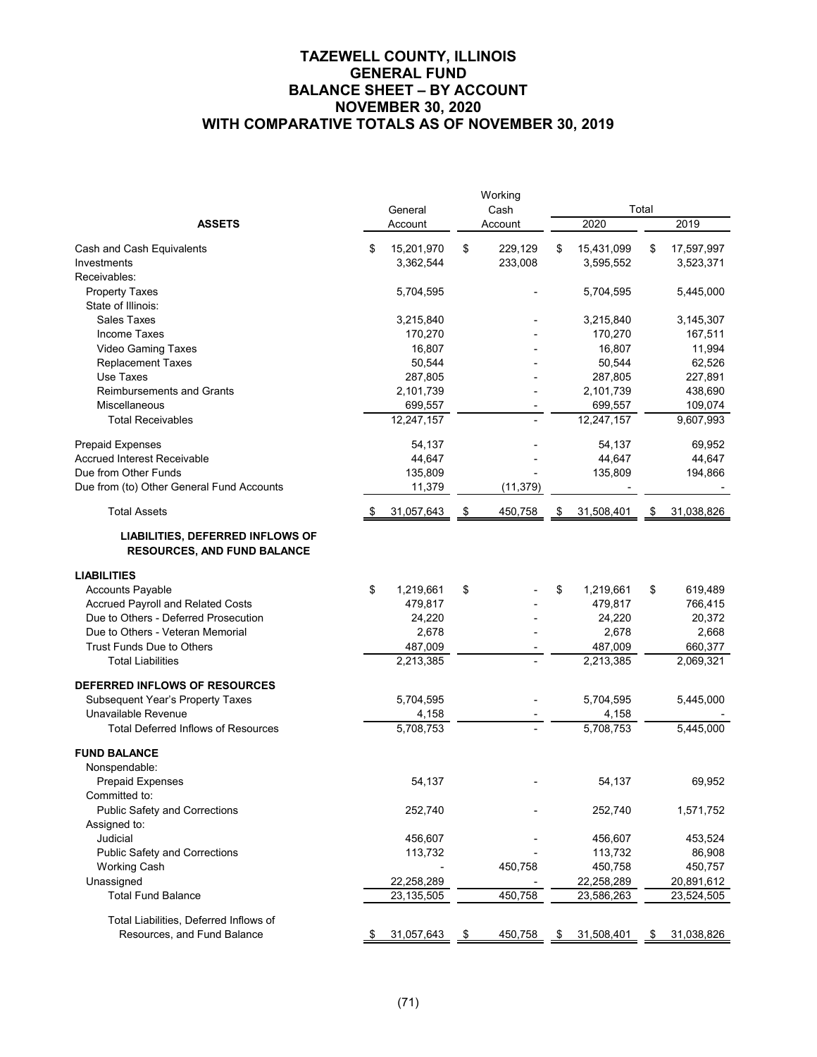# TAZEWELL COUNTY, ILLINOIS
## GENERAL FUND
## BALANCE SHEET – BY ACCOUNT
## NOVEMBER 30, 2020
## WITH COMPARATIVE TOTALS AS OF NOVEMBER 30, 2019

| | General Account | Working Cash Account | Total 2020 | Total 2019 |
|---|---|---|---|---|
| **ASSETS** | | | | |
| Cash and Cash Equivalents | $ 15,201,970 | $ 229,129 | $ 15,431,099 | $ 17,597,997 |
| Investments | 3,362,544 | 233,008 | 3,595,552 | 3,523,371 |
| Receivables: | | | | |
| Property Taxes | 5,704,595 | - | 5,704,595 | 5,445,000 |
| State of Illinois: | | | | |
| Sales Taxes | 3,215,840 | - | 3,215,840 | 3,145,307 |
| Income Taxes | 170,270 | - | 170,270 | 167,511 |
| Video Gaming Taxes | 16,807 | - | 16,807 | 11,994 |
| Replacement Taxes | 50,544 | - | 50,544 | 62,526 |
| Use Taxes | 287,805 | - | 287,805 | 227,891 |
| Reimbursements and Grants | 2,101,739 | - | 2,101,739 | 438,690 |
| Miscellaneous | 699,557 | - | 699,557 | 109,074 |
| Total Receivables | 12,247,157 | - | 12,247,157 | 9,607,993 |
| Prepaid Expenses | 54,137 | - | 54,137 | 69,952 |
| Accrued Interest Receivable | 44,647 | - | 44,647 | 44,647 |
| Due from Other Funds | 135,809 | - | 135,809 | 194,866 |
| Due from (to) Other General Fund Accounts | 11,379 | (11,379) | - | - |
| Total Assets | $ 31,057,643 | $ 450,758 | $ 31,508,401 | $ 31,038,826 |
| **LIABILITIES, DEFERRED INFLOWS OF RESOURCES, AND FUND BALANCE** | | | | |
| **LIABILITIES** | | | | |
| Accounts Payable | $ 1,219,661 | $ - | $ 1,219,661 | $ 619,489 |
| Accrued Payroll and Related Costs | 479,817 | - | 479,817 | 766,415 |
| Due to Others - Deferred Prosecution | 24,220 | - | 24,220 | 20,372 |
| Due to Others - Veteran Memorial | 2,678 | - | 2,678 | 2,668 |
| Trust Funds Due to Others | 487,009 | - | 487,009 | 660,377 |
| Total Liabilities | 2,213,385 | - | 2,213,385 | 2,069,321 |
| **DEFERRED INFLOWS OF RESOURCES** | | | | |
| Subsequent Year's Property Taxes | 5,704,595 | - | 5,704,595 | 5,445,000 |
| Unavailable Revenue | 4,158 | - | 4,158 | - |
| Total Deferred Inflows of Resources | 5,708,753 | - | 5,708,753 | 5,445,000 |
| **FUND BALANCE** | | | | |
| Nonspendable: | | | | |
| Prepaid Expenses | 54,137 | - | 54,137 | 69,952 |
| Committed to: | | | | |
| Public Safety and Corrections | 252,740 | - | 252,740 | 1,571,752 |
| Assigned to: | | | | |
| Judicial | 456,607 | - | 456,607 | 453,524 |
| Public Safety and Corrections | 113,732 | - | 113,732 | 86,908 |
| Working Cash | - | 450,758 | 450,758 | 450,757 |
| Unassigned | 22,258,289 | - | 22,258,289 | 20,891,612 |
| Total Fund Balance | 23,135,505 | 450,758 | 23,586,263 | 23,524,505 |
| Total Liabilities, Deferred Inflows of Resources, and Fund Balance | $ 31,057,643 | $ 450,758 | $ 31,508,401 | $ 31,038,826 |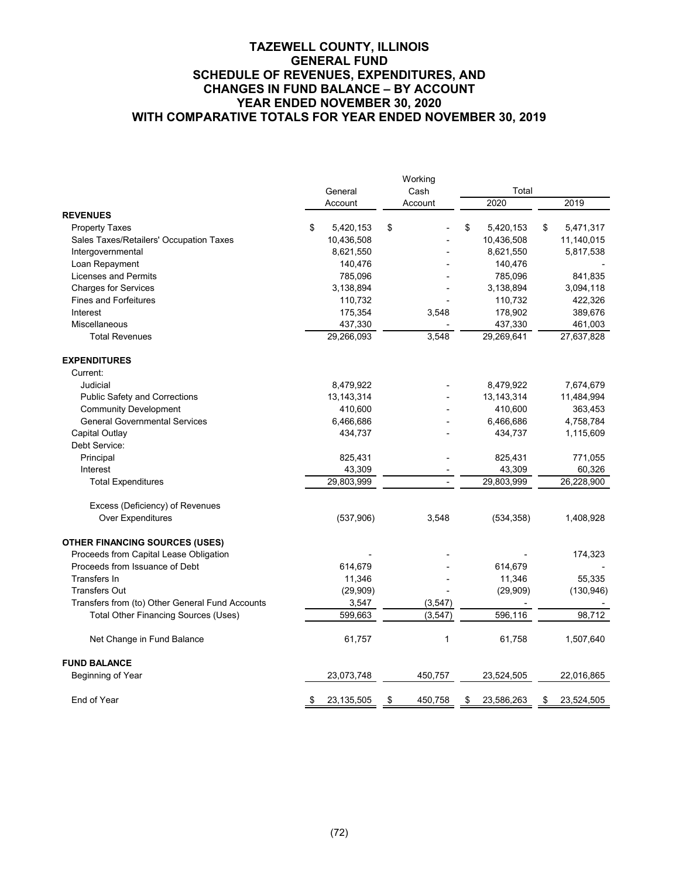# TAZEWELL COUNTY, ILLINOIS
## GENERAL FUND
## SCHEDULE OF REVENUES, EXPENDITURES, AND CHANGES IN FUND BALANCE – BY ACCOUNT
## YEAR ENDED NOVEMBER 30, 2020
## WITH COMPARATIVE TOTALS FOR YEAR ENDED NOVEMBER 30, 2019

| | General Account | Working Cash Account | Total 2020 | Total 2019 |
|---|---|---|---|---|
| **REVENUES** | | | | |
| Property Taxes | $ 5,420,153 | $ - | $ 5,420,153 | $ 5,471,317 |
| Sales Taxes/Retailers' Occupation Taxes | 10,436,508 | - | 10,436,508 | 11,140,015 |
| Intergovernmental | 8,621,550 | - | 8,621,550 | 5,817,538 |
| Loan Repayment | 140,476 | - | 140,476 | - |
| Licenses and Permits | 785,096 | - | 785,096 | 841,835 |
| Charges for Services | 3,138,894 | - | 3,138,894 | 3,094,118 |
| Fines and Forfeitures | 110,732 | - | 110,732 | 422,326 |
| Interest | 175,354 | 3,548 | 178,902 | 389,676 |
| Miscellaneous | 437,330 | - | 437,330 | 461,003 |
| Total Revenues | 29,266,093 | 3,548 | 29,269,641 | 27,637,828 |
| **EXPENDITURES** | | | | |
| Current: | | | | |
| Judicial | 8,479,922 | - | 8,479,922 | 7,674,679 |
| Public Safety and Corrections | 13,143,314 | - | 13,143,314 | 11,484,994 |
| Community Development | 410,600 | - | 410,600 | 363,453 |
| General Governmental Services | 6,466,686 | - | 6,466,686 | 4,758,784 |
| Capital Outlay | 434,737 | - | 434,737 | 1,115,609 |
| Debt Service: | | | | |
| Principal | 825,431 | - | 825,431 | 771,055 |
| Interest | 43,309 | - | 43,309 | 60,326 |
| Total Expenditures | 29,803,999 | - | 29,803,999 | 26,228,900 |
| Excess (Deficiency) of Revenues Over Expenditures | (537,906) | 3,548 | (534,358) | 1,408,928 |
| **OTHER FINANCING SOURCES (USES)** | | | | |
| Proceeds from Capital Lease Obligation | - | - | - | 174,323 |
| Proceeds from Issuance of Debt | 614,679 | - | 614,679 | - |
| Transfers In | 11,346 | - | 11,346 | 55,335 |
| Transfers Out | (29,909) | - | (29,909) | (130,946) |
| Transfers from (to) Other General Fund Accounts | 3,547 | (3,547) | - | - |
| Total Other Financing Sources (Uses) | 599,663 | (3,547) | 596,116 | 98,712 |
| Net Change in Fund Balance | 61,757 | 1 | 61,758 | 1,507,640 |
| **FUND BALANCE** | | | | |
| Beginning of Year | 23,073,748 | 450,757 | 23,524,505 | 22,016,865 |
| End of Year | $ 23,135,505 | $ 450,758 | $ 23,586,263 | $ 23,524,505 |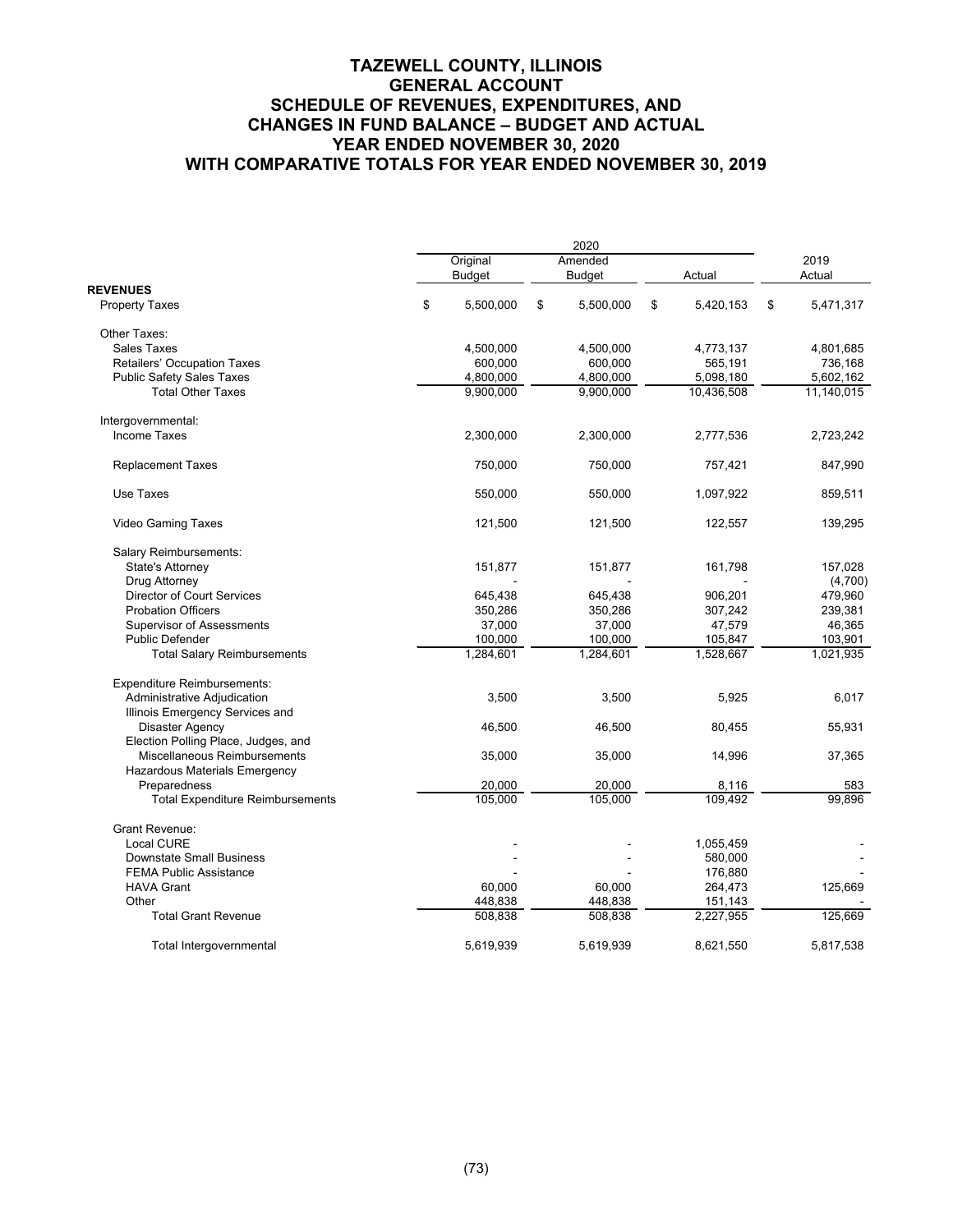# TAZEWELL COUNTY, ILLINOIS
## GENERAL ACCOUNT
## SCHEDULE OF REVENUES, EXPENDITURES, AND CHANGES IN FUND BALANCE – BUDGET AND ACTUAL
## YEAR ENDED NOVEMBER 30, 2020
## WITH COMPARATIVE TOTALS FOR YEAR ENDED NOVEMBER 30, 2019

| | 2020 | | | 2019 |
|---|---|---|---|---|
| | Original Budget | Amended Budget | Actual | Actual |
| **REVENUES** | | | | |
| Property Taxes | $ 5,500,000 | $ 5,500,000 | $ 5,420,153 | $ 5,471,317 |
| Other Taxes: | | | | |
| Sales Taxes | 4,500,000 | 4,500,000 | 4,773,137 | 4,801,685 |
| Retailers' Occupation Taxes | 600,000 | 600,000 | 565,191 | 736,168 |
| Public Safety Sales Taxes | 4,800,000 | 4,800,000 | 5,098,180 | 5,602,162 |
| Total Other Taxes | 9,900,000 | 9,900,000 | 10,436,508 | 11,140,015 |
| Intergovernmental: | | | | |
| Income Taxes | 2,300,000 | 2,300,000 | 2,777,536 | 2,723,242 |
| Replacement Taxes | 750,000 | 750,000 | 757,421 | 847,990 |
| Use Taxes | 550,000 | 550,000 | 1,097,922 | 859,511 |
| Video Gaming Taxes | 121,500 | 121,500 | 122,557 | 139,295 |
| Salary Reimbursements: | | | | |
| State's Attorney | 151,877 | 151,877 | 161,798 | 157,028 |
| Drug Attorney | - | - | - | (4,700) |
| Director of Court Services | 645,438 | 645,438 | 906,201 | 479,960 |
| Probation Officers | 350,286 | 350,286 | 307,242 | 239,381 |
| Supervisor of Assessments | 37,000 | 37,000 | 47,579 | 46,365 |
| Public Defender | 100,000 | 100,000 | 105,847 | 103,901 |
| Total Salary Reimbursements | 1,284,601 | 1,284,601 | 1,528,667 | 1,021,935 |
| Expenditure Reimbursements: | | | | |
| Administrative Adjudication | 3,500 | 3,500 | 5,925 | 6,017 |
| Illinois Emergency Services and Disaster Agency | 46,500 | 46,500 | 80,455 | 55,931 |
| Election Polling Place, Judges, and Miscellaneous Reimbursements | 35,000 | 35,000 | 14,996 | 37,365 |
| Hazardous Materials Emergency Preparedness | 20,000 | 20,000 | 8,116 | 583 |
| Total Expenditure Reimbursements | 105,000 | 105,000 | 109,492 | 99,896 |
| Grant Revenue: | | | | |
| Local CURE | - | - | 1,055,459 | - |
| Downstate Small Business | - | - | 580,000 | - |
| FEMA Public Assistance | - | - | 176,880 | - |
| HAVA Grant | 60,000 | 60,000 | 264,473 | 125,669 |
| Other | 448,838 | 448,838 | 151,143 | - |
| Total Grant Revenue | 508,838 | 508,838 | 2,227,955 | 125,669 |
| Total Intergovernmental | 5,619,939 | 5,619,939 | 8,621,550 | 5,817,538 |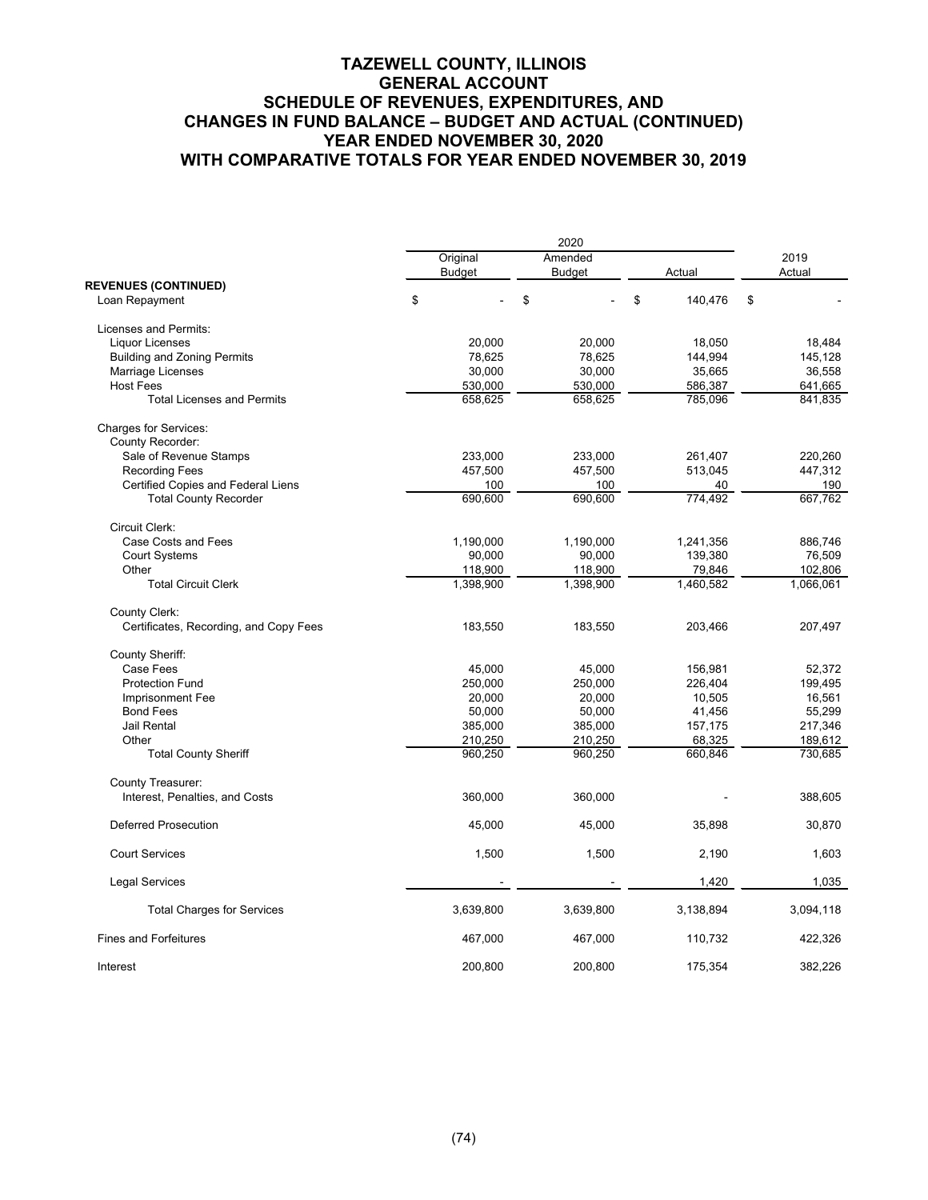# TAZEWELL COUNTY, ILLINOIS
# GENERAL ACCOUNT
# SCHEDULE OF REVENUES, EXPENDITURES, AND CHANGES IN FUND BALANCE – BUDGET AND ACTUAL (CONTINUED)
# YEAR ENDED NOVEMBER 30, 2020
# WITH COMPARATIVE TOTALS FOR YEAR ENDED NOVEMBER 30, 2019

| | 2020 | | | |
|---|---|---|---|---|
| | Original Budget | Amended Budget | Actual | 2019 Actual |
| **REVENUES (CONTINUED)** | | | | |
| Loan Repayment | $ - | $ - | $ 140,476 | $ - |
| Licenses and Permits: | | | | |
| Liquor Licenses | 20,000 | 20,000 | 18,050 | 18,484 |
| Building and Zoning Permits | 78,625 | 78,625 | 144,994 | 145,128 |
| Marriage Licenses | 30,000 | 30,000 | 35,665 | 36,558 |
| Host Fees | 530,000 | 530,000 | 586,387 | 641,665 |
| Total Licenses and Permits | 658,625 | 658,625 | 785,096 | 841,835 |
| Charges for Services: | | | | |
| County Recorder: | | | | |
| Sale of Revenue Stamps | 233,000 | 233,000 | 261,407 | 220,260 |
| Recording Fees | 457,500 | 457,500 | 513,045 | 447,312 |
| Certified Copies and Federal Liens | 100 | 100 | 40 | 190 |
| Total County Recorder | 690,600 | 690,600 | 774,492 | 667,762 |
| Circuit Clerk: | | | | |
| Case Costs and Fees | 1,190,000 | 1,190,000 | 1,241,356 | 886,746 |
| Court Systems | 90,000 | 90,000 | 139,380 | 76,509 |
| Other | 118,900 | 118,900 | 79,846 | 102,806 |
| Total Circuit Clerk | 1,398,900 | 1,398,900 | 1,460,582 | 1,066,061 |
| County Clerk: | | | | |
| Certificates, Recording, and Copy Fees | 183,550 | 183,550 | 203,466 | 207,497 |
| County Sheriff: | | | | |
| Case Fees | 45,000 | 45,000 | 156,981 | 52,372 |
| Protection Fund | 250,000 | 250,000 | 226,404 | 199,495 |
| Imprisonment Fee | 20,000 | 20,000 | 10,505 | 16,561 |
| Bond Fees | 50,000 | 50,000 | 41,456 | 55,299 |
| Jail Rental | 385,000 | 385,000 | 157,175 | 217,346 |
| Other | 210,250 | 210,250 | 68,325 | 189,612 |
| Total County Sheriff | 960,250 | 960,250 | 660,846 | 730,685 |
| County Treasurer: | | | | |
| Interest, Penalties, and Costs | 360,000 | 360,000 | - | 388,605 |
| Deferred Prosecution | 45,000 | 45,000 | 35,898 | 30,870 |
| Court Services | 1,500 | 1,500 | 2,190 | 1,603 |
| Legal Services | - | - | 1,420 | 1,035 |
| Total Charges for Services | 3,639,800 | 3,639,800 | 3,138,894 | 3,094,118 |
| Fines and Forfeitures | 467,000 | 467,000 | 110,732 | 422,326 |
| Interest | 200,800 | 200,800 | 175,354 | 382,226 |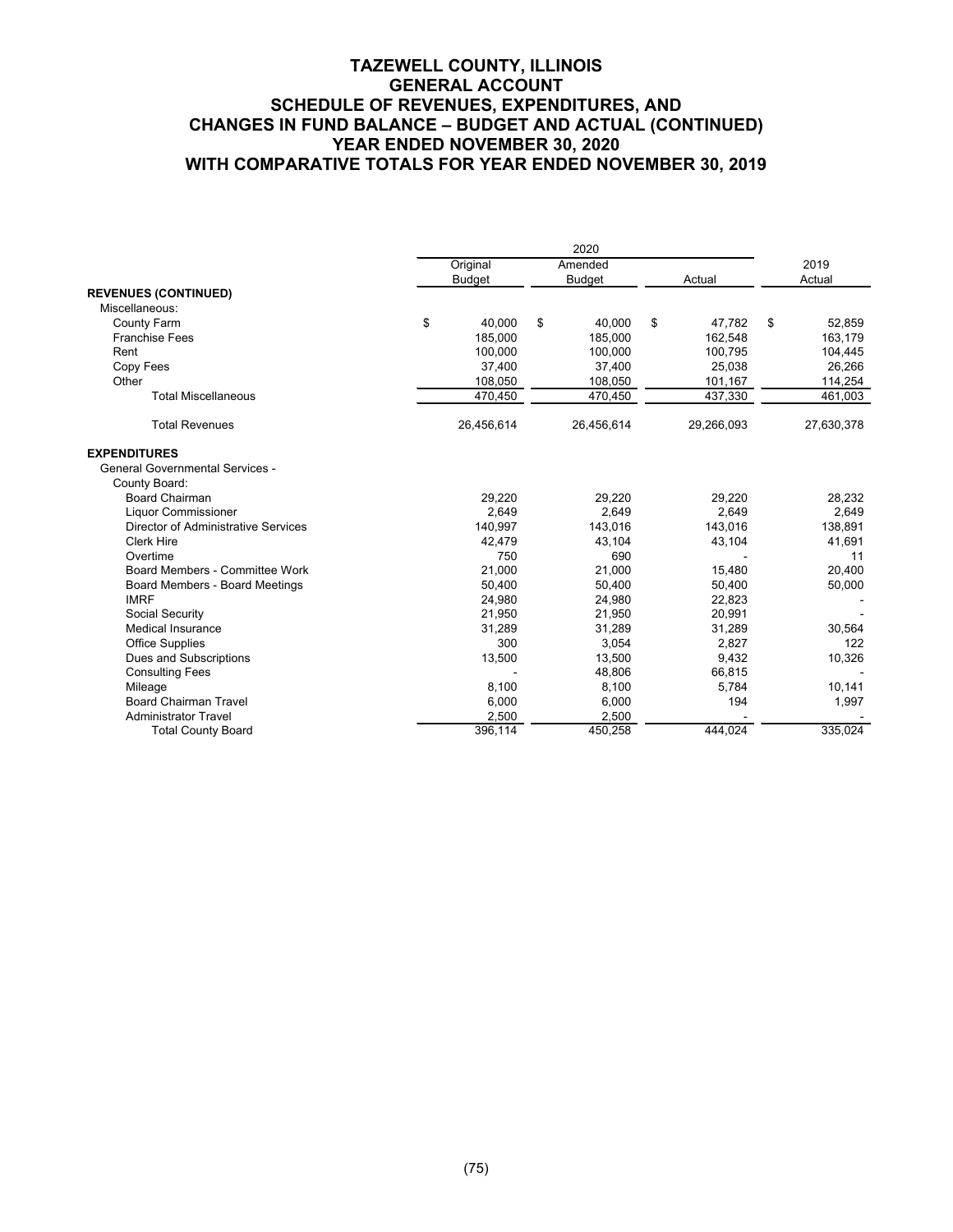# TAZEWELL COUNTY, ILLINOIS
## GENERAL ACCOUNT
## SCHEDULE OF REVENUES, EXPENDITURES, AND CHANGES IN FUND BALANCE – BUDGET AND ACTUAL (CONTINUED)
## YEAR ENDED NOVEMBER 30, 2020
## WITH COMPARATIVE TOTALS FOR YEAR ENDED NOVEMBER 30, 2019

| | 2020 | | | |
|---|---|---|---|---|
| | Original Budget | Amended Budget | Actual | 2019 Actual |
| **REVENUES (CONTINUED)** | | | | |
| Miscellaneous: | | | | |
| County Farm | $ 40,000 | $ 40,000 | $ 47,782 | $ 52,859 |
| Franchise Fees | 185,000 | 185,000 | 162,548 | 163,179 |
| Rent | 100,000 | 100,000 | 100,795 | 104,445 |
| Copy Fees | 37,400 | 37,400 | 25,038 | 26,266 |
| Other | 108,050 | 108,050 | 101,167 | 114,254 |
| Total Miscellaneous | 470,450 | 470,450 | 437,330 | 461,003 |
| Total Revenues | 26,456,614 | 26,456,614 | 29,266,093 | 27,630,378 |
| **EXPENDITURES** | | | | |
| General Governmental Services - | | | | |
| County Board: | | | | |
| Board Chairman | 29,220 | 29,220 | 29,220 | 28,232 |
| Liquor Commissioner | 2,649 | 2,649 | 2,649 | 2,649 |
| Director of Administrative Services | 140,997 | 143,016 | 143,016 | 138,891 |
| Clerk Hire | 42,479 | 43,104 | 43,104 | 41,691 |
| Overtime | 750 | 690 | - | 11 |
| Board Members - Committee Work | 21,000 | 21,000 | 15,480 | 20,400 |
| Board Members - Board Meetings | 50,400 | 50,400 | 50,400 | 50,000 |
| IMRF | 24,980 | 24,980 | 22,823 | - |
| Social Security | 21,950 | 21,950 | 20,991 | - |
| Medical Insurance | 31,289 | 31,289 | 31,289 | 30,564 |
| Office Supplies | 300 | 3,054 | 2,827 | 122 |
| Dues and Subscriptions | 13,500 | 13,500 | 9,432 | 10,326 |
| Consulting Fees | - | 48,806 | 66,815 | - |
| Mileage | 8,100 | 8,100 | 5,784 | 10,141 |
| Board Chairman Travel | 6,000 | 6,000 | 194 | 1,997 |
| Administrator Travel | 2,500 | 2,500 | - | - |
| Total County Board | 396,114 | 450,258 | 444,024 | 335,024 |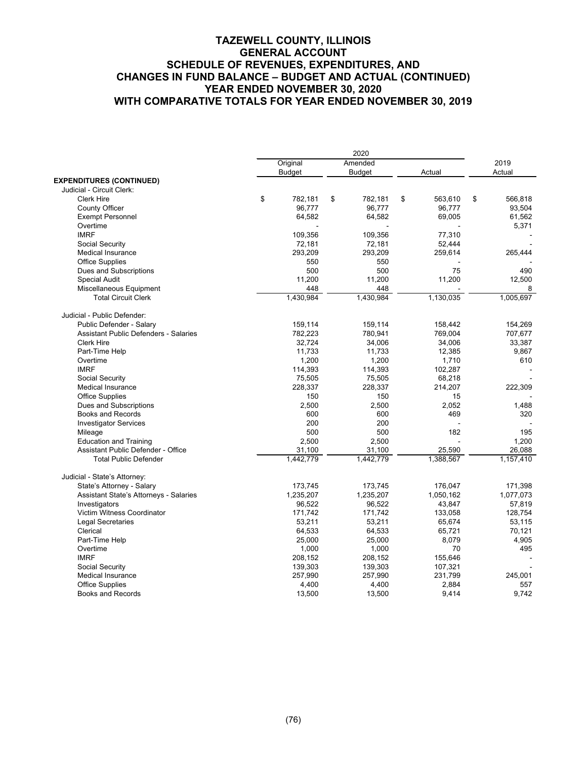# TAZEWELL COUNTY, ILLINOIS
## GENERAL ACCOUNT
## SCHEDULE OF REVENUES, EXPENDITURES, AND CHANGES IN FUND BALANCE – BUDGET AND ACTUAL (CONTINUED)
## YEAR ENDED NOVEMBER 30, 2020
## WITH COMPARATIVE TOTALS FOR YEAR ENDED NOVEMBER 30, 2019

| | 2020 | | | |
|---|---|---|---|---|
| | Original Budget | Amended Budget | Actual | 2019 Actual |
| **EXPENDITURES (CONTINUED)** | | | | |
| Judicial - Circuit Clerk: | | | | |
| Clerk Hire | $ 782,181 | $ 782,181 | $ 563,610 | $ 566,818 |
| County Officer | 96,777 | 96,777 | 96,777 | 93,504 |
| Exempt Personnel | 64,582 | 64,582 | 69,005 | 61,562 |
| Overtime | - | - | - | 5,371 |
| IMRF | 109,356 | 109,356 | 77,310 | - |
| Social Security | 72,181 | 72,181 | 52,444 | - |
| Medical Insurance | 293,209 | 293,209 | 259,614 | 265,444 |
| Office Supplies | 550 | 550 | - | - |
| Dues and Subscriptions | 500 | 500 | 75 | 490 |
| Special Audit | 11,200 | 11,200 | 11,200 | 12,500 |
| Miscellaneous Equipment | 448 | 448 | - | 8 |
| Total Circuit Clerk | 1,430,984 | 1,430,984 | 1,130,035 | 1,005,697 |
| Judicial - Public Defender: | | | | |
| Public Defender - Salary | 159,114 | 159,114 | 158,442 | 154,269 |
| Assistant Public Defenders - Salaries | 782,223 | 780,941 | 769,004 | 707,677 |
| Clerk Hire | 32,724 | 34,006 | 34,006 | 33,387 |
| Part-Time Help | 11,733 | 11,733 | 12,385 | 9,867 |
| Overtime | 1,200 | 1,200 | 1,710 | 610 |
| IMRF | 114,393 | 114,393 | 102,287 | - |
| Social Security | 75,505 | 75,505 | 68,218 | - |
| Medical Insurance | 228,337 | 228,337 | 214,207 | 222,309 |
| Office Supplies | 150 | 150 | 15 | - |
| Dues and Subscriptions | 2,500 | 2,500 | 2,052 | 1,488 |
| Books and Records | 600 | 600 | 469 | 320 |
| Investigator Services | 200 | 200 | - | - |
| Mileage | 500 | 500 | 182 | 195 |
| Education and Training | 2,500 | 2,500 | - | 1,200 |
| Assistant Public Defender - Office | 31,100 | 31,100 | 25,590 | 26,088 |
| Total Public Defender | 1,442,779 | 1,442,779 | 1,388,567 | 1,157,410 |
| Judicial - State's Attorney: | | | | |
| State's Attorney - Salary | 173,745 | 173,745 | 176,047 | 171,398 |
| Assistant State's Attorneys - Salaries | 1,235,207 | 1,235,207 | 1,050,162 | 1,077,073 |
| Investigators | 96,522 | 96,522 | 43,847 | 57,819 |
| Victim Witness Coordinator | 171,742 | 171,742 | 133,058 | 128,754 |
| Legal Secretaries | 53,211 | 53,211 | 65,674 | 53,115 |
| Clerical | 64,533 | 64,533 | 65,721 | 70,121 |
| Part-Time Help | 25,000 | 25,000 | 8,079 | 4,905 |
| Overtime | 1,000 | 1,000 | 70 | 495 |
| IMRF | 208,152 | 208,152 | 155,646 | - |
| Social Security | 139,303 | 139,303 | 107,321 | - |
| Medical Insurance | 257,990 | 257,990 | 231,799 | 245,001 |
| Office Supplies | 4,400 | 4,400 | 2,884 | 557 |
| Books and Records | 13,500 | 13,500 | 9,414 | 9,742 |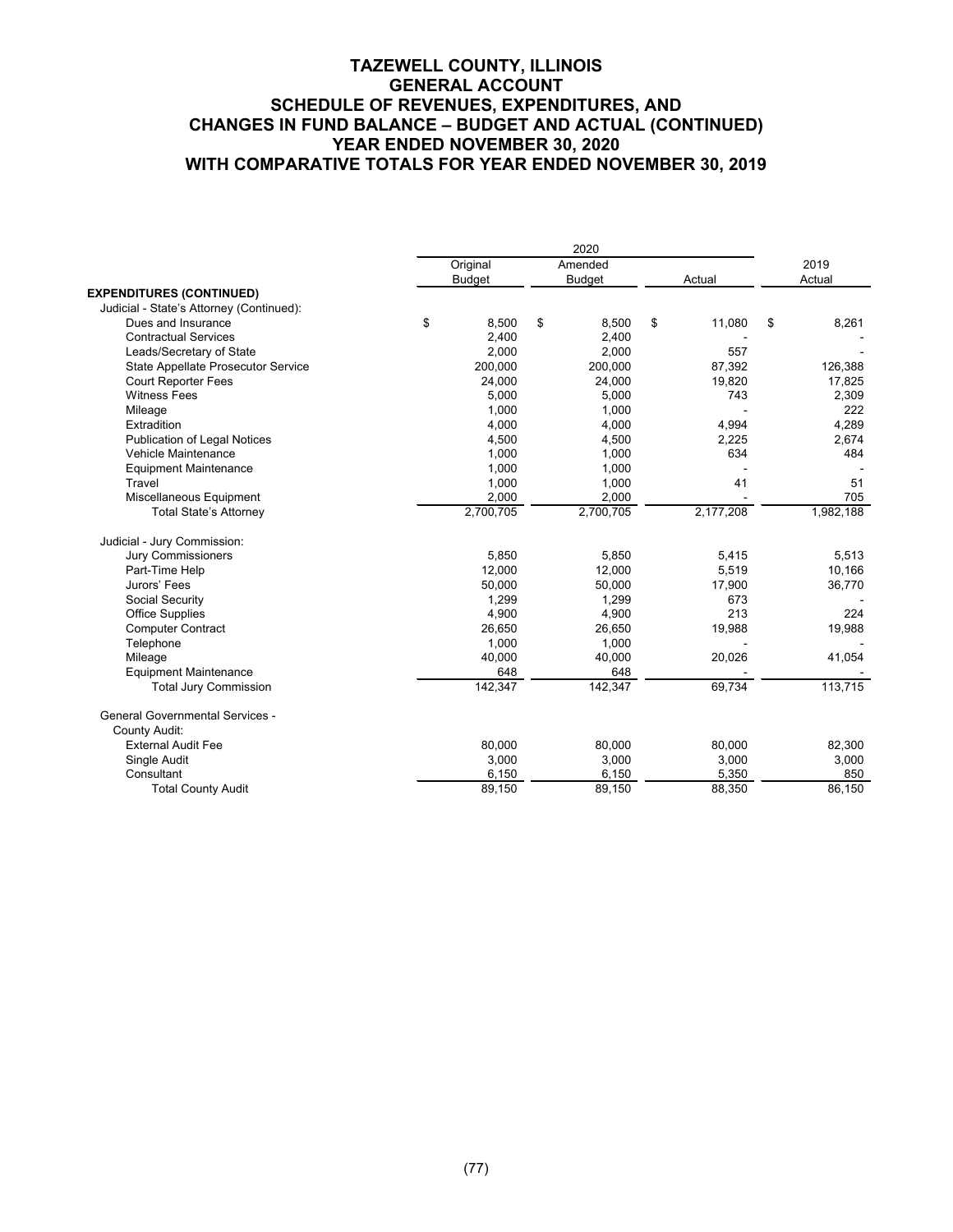# TAZEWELL COUNTY, ILLINOIS
## GENERAL ACCOUNT
## SCHEDULE OF REVENUES, EXPENDITURES, AND CHANGES IN FUND BALANCE – BUDGET AND ACTUAL (CONTINUED)
## YEAR ENDED NOVEMBER 30, 2020
## WITH COMPARATIVE TOTALS FOR YEAR ENDED NOVEMBER 30, 2019

| | 2020 | | | |
|---|---|---|---|---|
| | Original Budget | Amended Budget | Actual | 2019 Actual |
| **EXPENDITURES (CONTINUED)** | | | | |
| Judicial - State's Attorney (Continued): | | | | |
| Dues and Insurance | $ 8,500 | $ 8,500 | $ 11,080 | $ 8,261 |
| Contractual Services | 2,400 | 2,400 | - | - |
| Leads/Secretary of State | 2,000 | 2,000 | 557 | - |
| State Appellate Prosecutor Service | 200,000 | 200,000 | 87,392 | 126,388 |
| Court Reporter Fees | 24,000 | 24,000 | 19,820 | 17,825 |
| Witness Fees | 5,000 | 5,000 | 743 | 2,309 |
| Mileage | 1,000 | 1,000 | - | 222 |
| Extradition | 4,000 | 4,000 | 4,994 | 4,289 |
| Publication of Legal Notices | 4,500 | 4,500 | 2,225 | 2,674 |
| Vehicle Maintenance | 1,000 | 1,000 | 634 | 484 |
| Equipment Maintenance | 1,000 | 1,000 | - | - |
| Travel | 1,000 | 1,000 | 41 | 51 |
| Miscellaneous Equipment | 2,000 | 2,000 | - | 705 |
| Total State's Attorney | 2,700,705 | 2,700,705 | 2,177,208 | 1,982,188 |
| Judicial - Jury Commission: | | | | |
| Jury Commissioners | 5,850 | 5,850 | 5,415 | 5,513 |
| Part-Time Help | 12,000 | 12,000 | 5,519 | 10,166 |
| Jurors' Fees | 50,000 | 50,000 | 17,900 | 36,770 |
| Social Security | 1,299 | 1,299 | 673 | - |
| Office Supplies | 4,900 | 4,900 | 213 | 224 |
| Computer Contract | 26,650 | 26,650 | 19,988 | 19,988 |
| Telephone | 1,000 | 1,000 | - | - |
| Mileage | 40,000 | 40,000 | 20,026 | 41,054 |
| Equipment Maintenance | 648 | 648 | - | - |
| Total Jury Commission | 142,347 | 142,347 | 69,734 | 113,715 |
| General Governmental Services - County Audit: | | | | |
| External Audit Fee | 80,000 | 80,000 | 80,000 | 82,300 |
| Single Audit | 3,000 | 3,000 | 3,000 | 3,000 |
| Consultant | 6,150 | 6,150 | 5,350 | 850 |
| Total County Audit | 89,150 | 89,150 | 88,350 | 86,150 |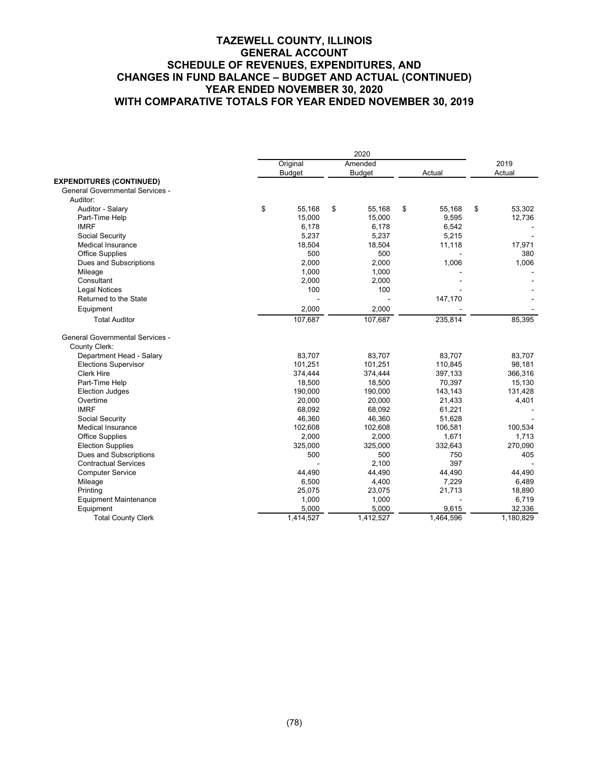# TAZEWELL COUNTY, ILLINOIS
## GENERAL ACCOUNT
## SCHEDULE OF REVENUES, EXPENDITURES, AND CHANGES IN FUND BALANCE – BUDGET AND ACTUAL (CONTINUED)
## YEAR ENDED NOVEMBER 30, 2020
## WITH COMPARATIVE TOTALS FOR YEAR ENDED NOVEMBER 30, 2019

| | 2020 | | | |
|---|---|---|---|---|
| | Original Budget | Amended Budget | Actual | 2019 Actual |
| **EXPENDITURES (CONTINUED)** | | | | |
| General Governmental Services - | | | | |
| Auditor: | | | | |
| Auditor - Salary | $ 55,168 | $ 55,168 | $ 55,168 | $ 53,302 |
| Part-Time Help | 15,000 | 15,000 | 9,595 | 12,736 |
| IMRF | 6,178 | 6,178 | 6,542 | - |
| Social Security | 5,237 | 5,237 | 5,215 | - |
| Medical Insurance | 18,504 | 18,504 | 11,118 | 17,971 |
| Office Supplies | 500 | 500 | - | 380 |
| Dues and Subscriptions | 2,000 | 2,000 | 1,006 | 1,006 |
| Mileage | 1,000 | 1,000 | - | - |
| Consultant | 2,000 | 2,000 | - | - |
| Legal Notices | 100 | 100 | - | - |
| Returned to the State | - | - | 147,170 | - |
| Equipment | 2,000 | 2,000 | - | - |
| Total Auditor | 107,687 | 107,687 | 235,814 | 85,395 |
| General Governmental Services - | | | | |
| County Clerk: | | | | |
| Department Head - Salary | 83,707 | 83,707 | 83,707 | 83,707 |
| Elections Supervisor | 101,251 | 101,251 | 110,845 | 98,181 |
| Clerk Hire | 374,444 | 374,444 | 397,133 | 366,316 |
| Part-Time Help | 18,500 | 18,500 | 70,397 | 15,130 |
| Election Judges | 190,000 | 190,000 | 143,143 | 131,428 |
| Overtime | 20,000 | 20,000 | 21,433 | 4,401 |
| IMRF | 68,092 | 68,092 | 61,221 | - |
| Social Security | 46,360 | 46,360 | 51,628 | - |
| Medical Insurance | 102,608 | 102,608 | 106,581 | 100,534 |
| Office Supplies | 2,000 | 2,000 | 1,671 | 1,713 |
| Election Supplies | 325,000 | 325,000 | 332,643 | 270,090 |
| Dues and Subscriptions | 500 | 500 | 750 | 405 |
| Contractual Services | - | 2,100 | 397 | - |
| Computer Service | 44,490 | 44,490 | 44,490 | 44,490 |
| Mileage | 6,500 | 4,400 | 7,229 | 6,489 |
| Printing | 25,075 | 23,075 | 21,713 | 18,890 |
| Equipment Maintenance | 1,000 | 1,000 | - | 6,719 |
| Equipment | 5,000 | 5,000 | 9,615 | 32,336 |
| Total County Clerk | 1,414,527 | 1,412,527 | 1,464,596 | 1,180,829 |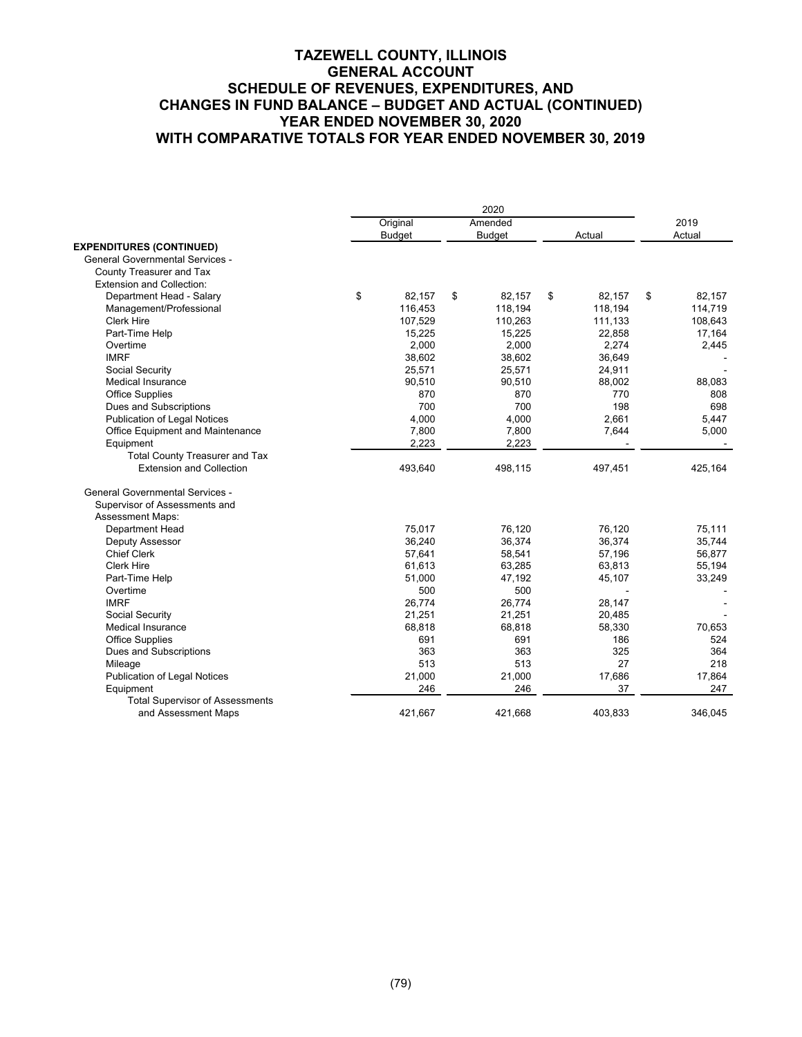# TAZEWELL COUNTY, ILLINOIS
## GENERAL ACCOUNT
## SCHEDULE OF REVENUES, EXPENDITURES, AND CHANGES IN FUND BALANCE – BUDGET AND ACTUAL (CONTINUED)
## YEAR ENDED NOVEMBER 30, 2020
## WITH COMPARATIVE TOTALS FOR YEAR ENDED NOVEMBER 30, 2019

| | 2020 | | | |
|---|---|---|---|---|
| | Original Budget | Amended Budget | Actual | 2019 Actual |
| **EXPENDITURES (CONTINUED)** | | | | |
| General Governmental Services - County Treasurer and Tax Extension and Collection: | | | | |
| Department Head - Salary | $ 82,157 | $ 82,157 | $ 82,157 | $ 82,157 |
| Management/Professional | 116,453 | 118,194 | 118,194 | 114,719 |
| Clerk Hire | 107,529 | 110,263 | 111,133 | 108,643 |
| Part-Time Help | 15,225 | 15,225 | 22,858 | 17,164 |
| Overtime | 2,000 | 2,000 | 2,274 | 2,445 |
| IMRF | 38,602 | 38,602 | 36,649 | - |
| Social Security | 25,571 | 25,571 | 24,911 | - |
| Medical Insurance | 90,510 | 90,510 | 88,002 | 88,083 |
| Office Supplies | 870 | 870 | 770 | 808 |
| Dues and Subscriptions | 700 | 700 | 198 | 698 |
| Publication of Legal Notices | 4,000 | 4,000 | 2,661 | 5,447 |
| Office Equipment and Maintenance | 7,800 | 7,800 | 7,644 | 5,000 |
| Equipment | 2,223 | 2,223 | - | - |
| Total County Treasurer and Tax Extension and Collection | 493,640 | 498,115 | 497,451 | 425,164 |
| General Governmental Services - Supervisor of Assessments and Assessment Maps: | | | | |
| Department Head | 75,017 | 76,120 | 76,120 | 75,111 |
| Deputy Assessor | 36,240 | 36,374 | 36,374 | 35,744 |
| Chief Clerk | 57,641 | 58,541 | 57,196 | 56,877 |
| Clerk Hire | 61,613 | 63,285 | 63,813 | 55,194 |
| Part-Time Help | 51,000 | 47,192 | 45,107 | 33,249 |
| Overtime | 500 | 500 | - | - |
| IMRF | 26,774 | 26,774 | 28,147 | - |
| Social Security | 21,251 | 21,251 | 20,485 | - |
| Medical Insurance | 68,818 | 68,818 | 58,330 | 70,653 |
| Office Supplies | 691 | 691 | 186 | 524 |
| Dues and Subscriptions | 363 | 363 | 325 | 364 |
| Mileage | 513 | 513 | 27 | 218 |
| Publication of Legal Notices | 21,000 | 21,000 | 17,686 | 17,864 |
| Equipment | 246 | 246 | 37 | 247 |
| Total Supervisor of Assessments and Assessment Maps | 421,667 | 421,668 | 403,833 | 346,045 |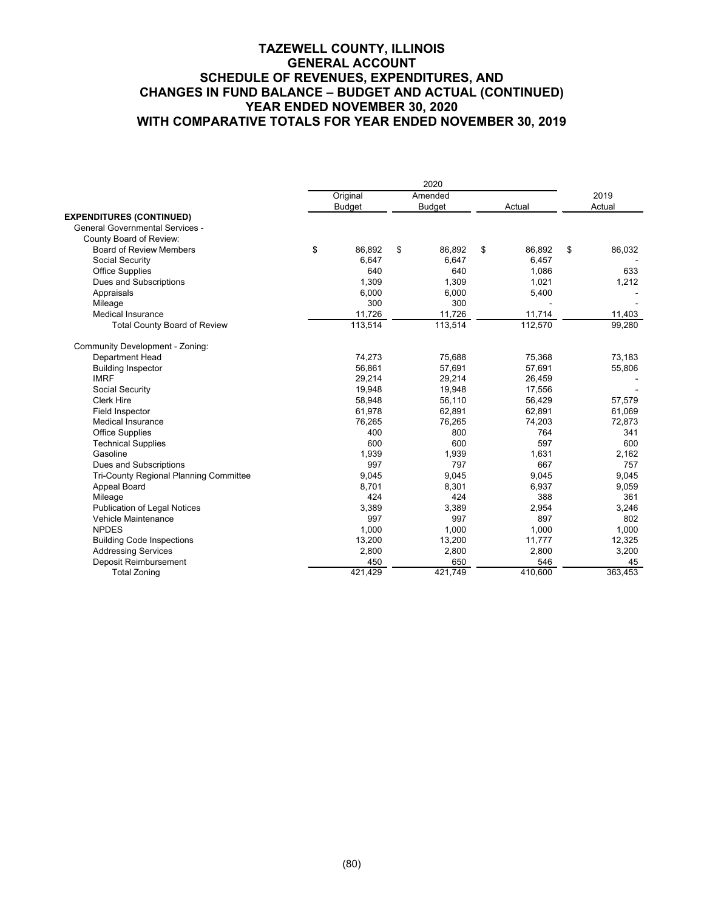# TAZEWELL COUNTY, ILLINOIS
## GENERAL ACCOUNT
## SCHEDULE OF REVENUES, EXPENDITURES, AND CHANGES IN FUND BALANCE – BUDGET AND ACTUAL (CONTINUED)
## YEAR ENDED NOVEMBER 30, 2020
## WITH COMPARATIVE TOTALS FOR YEAR ENDED NOVEMBER 30, 2019

| | 2020 | | | |
|---|---|---|---|---|
| | Original Budget | Amended Budget | Actual | 2019 Actual |
| **EXPENDITURES (CONTINUED)** | | | | |
| General Governmental Services - | | | | |
| County Board of Review: | | | | |
| Board of Review Members | $ 86,892 | $ 86,892 | $ 86,892 | $ 86,032 |
| Social Security | 6,647 | 6,647 | 6,457 | - |
| Office Supplies | 640 | 640 | 1,086 | 633 |
| Dues and Subscriptions | 1,309 | 1,309 | 1,021 | 1,212 |
| Appraisals | 6,000 | 6,000 | 5,400 | - |
| Mileage | 300 | 300 | - | - |
| Medical Insurance | 11,726 | 11,726 | 11,714 | 11,403 |
| Total County Board of Review | 113,514 | 113,514 | 112,570 | 99,280 |
| Community Development - Zoning: | | | | |
| Department Head | 74,273 | 75,688 | 75,368 | 73,183 |
| Building Inspector | 56,861 | 57,691 | 57,691 | 55,806 |
| IMRF | 29,214 | 29,214 | 26,459 | - |
| Social Security | 19,948 | 19,948 | 17,556 | - |
| Clerk Hire | 58,948 | 56,110 | 56,429 | 57,579 |
| Field Inspector | 61,978 | 62,891 | 62,891 | 61,069 |
| Medical Insurance | 76,265 | 76,265 | 74,203 | 72,873 |
| Office Supplies | 400 | 800 | 764 | 341 |
| Technical Supplies | 600 | 600 | 597 | 600 |
| Gasoline | 1,939 | 1,939 | 1,631 | 2,162 |
| Dues and Subscriptions | 997 | 797 | 667 | 757 |
| Tri-County Regional Planning Committee | 9,045 | 9,045 | 9,045 | 9,045 |
| Appeal Board | 8,701 | 8,301 | 6,937 | 9,059 |
| Mileage | 424 | 424 | 388 | 361 |
| Publication of Legal Notices | 3,389 | 3,389 | 2,954 | 3,246 |
| Vehicle Maintenance | 997 | 997 | 897 | 802 |
| NPDES | 1,000 | 1,000 | 1,000 | 1,000 |
| Building Code Inspections | 13,200 | 13,200 | 11,777 | 12,325 |
| Addressing Services | 2,800 | 2,800 | 2,800 | 3,200 |
| Deposit Reimbursement | 450 | 650 | 546 | 45 |
| Total Zoning | 421,429 | 421,749 | 410,600 | 363,453 |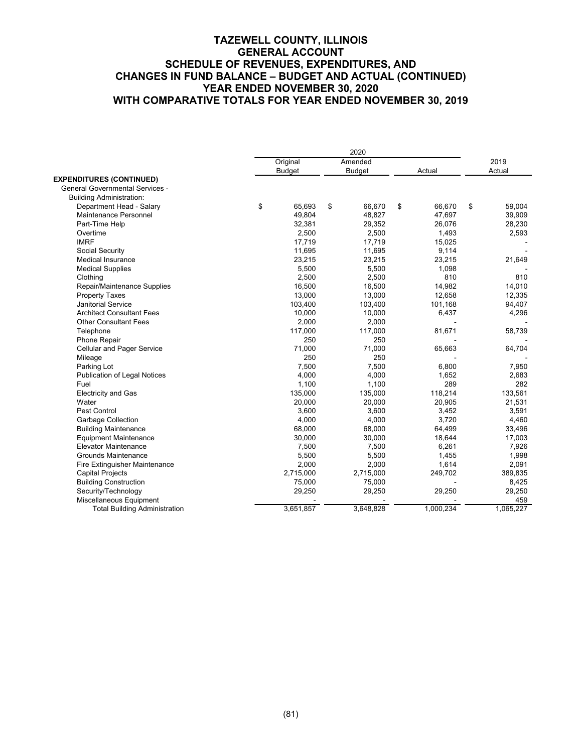# TAZEWELL COUNTY, ILLINOIS
# GENERAL ACCOUNT
# SCHEDULE OF REVENUES, EXPENDITURES, AND CHANGES IN FUND BALANCE – BUDGET AND ACTUAL (CONTINUED)
# YEAR ENDED NOVEMBER 30, 2020
# WITH COMPARATIVE TOTALS FOR YEAR ENDED NOVEMBER 30, 2019

| | 2020 | | | 2019 |
|---|---|---|---|---|
| | Original Budget | Amended Budget | Actual | Actual |
| **EXPENDITURES (CONTINUED)** | | | | |
| General Governmental Services - | | | | |
| Building Administration: | | | | |
| Department Head - Salary | $ 65,693 | $ 66,670 | $ 66,670 | $ 59,004 |
| Maintenance Personnel | 49,804 | 48,827 | 47,697 | 39,909 |
| Part-Time Help | 32,381 | 29,352 | 26,076 | 28,230 |
| Overtime | 2,500 | 2,500 | 1,493 | 2,593 |
| IMRF | 17,719 | 17,719 | 15,025 | - |
| Social Security | 11,695 | 11,695 | 9,114 | - |
| Medical Insurance | 23,215 | 23,215 | 23,215 | 21,649 |
| Medical Supplies | 5,500 | 5,500 | 1,098 | - |
| Clothing | 2,500 | 2,500 | 810 | 810 |
| Repair/Maintenance Supplies | 16,500 | 16,500 | 14,982 | 14,010 |
| Property Taxes | 13,000 | 13,000 | 12,658 | 12,335 |
| Janitorial Service | 103,400 | 103,400 | 101,168 | 94,407 |
| Architect Consultant Fees | 10,000 | 10,000 | 6,437 | 4,296 |
| Other Consultant Fees | 2,000 | 2,000 | - | - |
| Telephone | 117,000 | 117,000 | 81,671 | 58,739 |
| Phone Repair | 250 | 250 | - | - |
| Cellular and Pager Service | 71,000 | 71,000 | 65,663 | 64,704 |
| Mileage | 250 | 250 | - | - |
| Parking Lot | 7,500 | 7,500 | 6,800 | 7,950 |
| Publication of Legal Notices | 4,000 | 4,000 | 1,652 | 2,683 |
| Fuel | 1,100 | 1,100 | 289 | 282 |
| Electricity and Gas | 135,000 | 135,000 | 118,214 | 133,561 |
| Water | 20,000 | 20,000 | 20,905 | 21,531 |
| Pest Control | 3,600 | 3,600 | 3,452 | 3,591 |
| Garbage Collection | 4,000 | 4,000 | 3,720 | 4,460 |
| Building Maintenance | 68,000 | 68,000 | 64,499 | 33,496 |
| Equipment Maintenance | 30,000 | 30,000 | 18,644 | 17,003 |
| Elevator Maintenance | 7,500 | 7,500 | 6,261 | 7,926 |
| Grounds Maintenance | 5,500 | 5,500 | 1,455 | 1,998 |
| Fire Extinguisher Maintenance | 2,000 | 2,000 | 1,614 | 2,091 |
| Capital Projects | 2,715,000 | 2,715,000 | 249,702 | 389,835 |
| Building Construction | 75,000 | 75,000 | - | 8,425 |
| Security/Technology | 29,250 | 29,250 | 29,250 | 29,250 |
| Miscellaneous Equipment | - | - | - | 459 |
| Total Building Administration | 3,651,857 | 3,648,828 | 1,000,234 | 1,065,227 |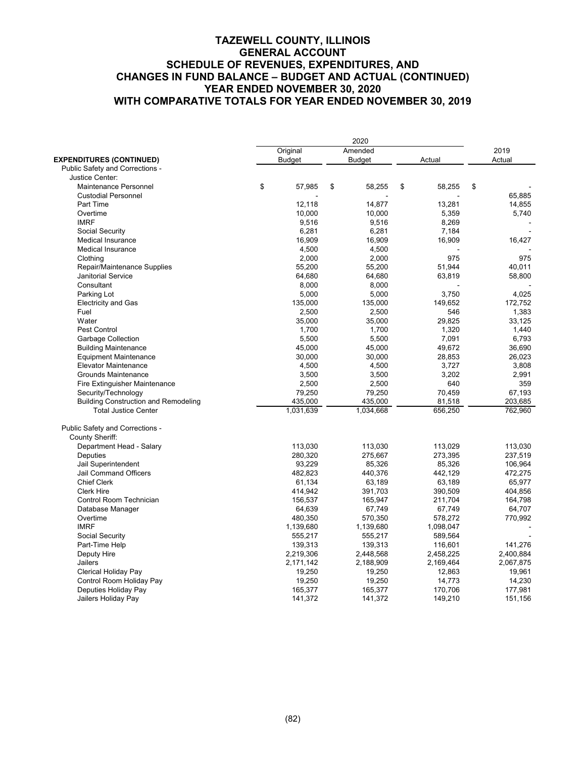# TAZEWELL COUNTY, ILLINOIS
## GENERAL ACCOUNT
## SCHEDULE OF REVENUES, EXPENDITURES, AND CHANGES IN FUND BALANCE – BUDGET AND ACTUAL (CONTINUED)
## YEAR ENDED NOVEMBER 30, 2020
## WITH COMPARATIVE TOTALS FOR YEAR ENDED NOVEMBER 30, 2019

| | 2020 | | | |
|---|---|---|---|---|
| **EXPENDITURES (CONTINUED)** | Original Budget | Amended Budget | Actual | 2019 Actual |
| Public Safety and Corrections - | | | | |
| Justice Center: | | | | |
| Maintenance Personnel | $ 57,985 | $ 58,255 | $ 58,255 | $ - |
| Custodial Personnel | - | - | - | 65,885 |
| Part Time | 12,118 | 14,877 | 13,281 | 14,855 |
| Overtime | 10,000 | 10,000 | 5,359 | 5,740 |
| IMRF | 9,516 | 9,516 | 8,269 | - |
| Social Security | 6,281 | 6,281 | 7,184 | - |
| Medical Insurance | 16,909 | 16,909 | 16,909 | 16,427 |
| Medical Insurance | 4,500 | 4,500 | - | - |
| Clothing | 2,000 | 2,000 | 975 | 975 |
| Repair/Maintenance Supplies | 55,200 | 55,200 | 51,944 | 40,011 |
| Janitorial Service | 64,680 | 64,680 | 63,819 | 58,800 |
| Consultant | 8,000 | 8,000 | - | - |
| Parking Lot | 5,000 | 5,000 | 3,750 | 4,025 |
| Electricity and Gas | 135,000 | 135,000 | 149,652 | 172,752 |
| Fuel | 2,500 | 2,500 | 546 | 1,383 |
| Water | 35,000 | 35,000 | 29,825 | 33,125 |
| Pest Control | 1,700 | 1,700 | 1,320 | 1,440 |
| Garbage Collection | 5,500 | 5,500 | 7,091 | 6,793 |
| Building Maintenance | 45,000 | 45,000 | 49,672 | 36,690 |
| Equipment Maintenance | 30,000 | 30,000 | 28,853 | 26,023 |
| Elevator Maintenance | 4,500 | 4,500 | 3,727 | 3,808 |
| Grounds Maintenance | 3,500 | 3,500 | 3,202 | 2,991 |
| Fire Extinguisher Maintenance | 2,500 | 2,500 | 640 | 359 |
| Security/Technology | 79,250 | 79,250 | 70,459 | 67,193 |
| Building Construction and Remodeling | 435,000 | 435,000 | 81,518 | 203,685 |
| Total Justice Center | 1,031,639 | 1,034,668 | 656,250 | 762,960 |
| | | | | |
| Public Safety and Corrections - | | | | |
| County Sheriff: | | | | |
| Department Head - Salary | 113,030 | 113,030 | 113,029 | 113,030 |
| Deputies | 280,320 | 275,667 | 273,395 | 237,519 |
| Jail Superintendent | 93,229 | 85,326 | 85,326 | 106,964 |
| Jail Command Officers | 482,823 | 440,376 | 442,129 | 472,275 |
| Chief Clerk | 61,134 | 63,189 | 63,189 | 65,977 |
| Clerk Hire | 414,942 | 391,703 | 390,509 | 404,856 |
| Control Room Technician | 156,537 | 165,947 | 211,704 | 164,798 |
| Database Manager | 64,639 | 67,749 | 67,749 | 64,707 |
| Overtime | 480,350 | 570,350 | 578,272 | 770,992 |
| IMRF | 1,139,680 | 1,139,680 | 1,098,047 | - |
| Social Security | 555,217 | 555,217 | 589,564 | - |
| Part-Time Help | 139,313 | 139,313 | 116,601 | 141,276 |
| Deputy Hire | 2,219,306 | 2,448,568 | 2,458,225 | 2,400,884 |
| Jailers | 2,171,142 | 2,188,909 | 2,169,464 | 2,067,875 |
| Clerical Holiday Pay | 19,250 | 19,250 | 12,863 | 19,961 |
| Control Room Holiday Pay | 19,250 | 19,250 | 14,773 | 14,230 |
| Deputies Holiday Pay | 165,377 | 165,377 | 170,706 | 177,981 |
| Jailers Holiday Pay | 141,372 | 141,372 | 149,210 | 151,156 |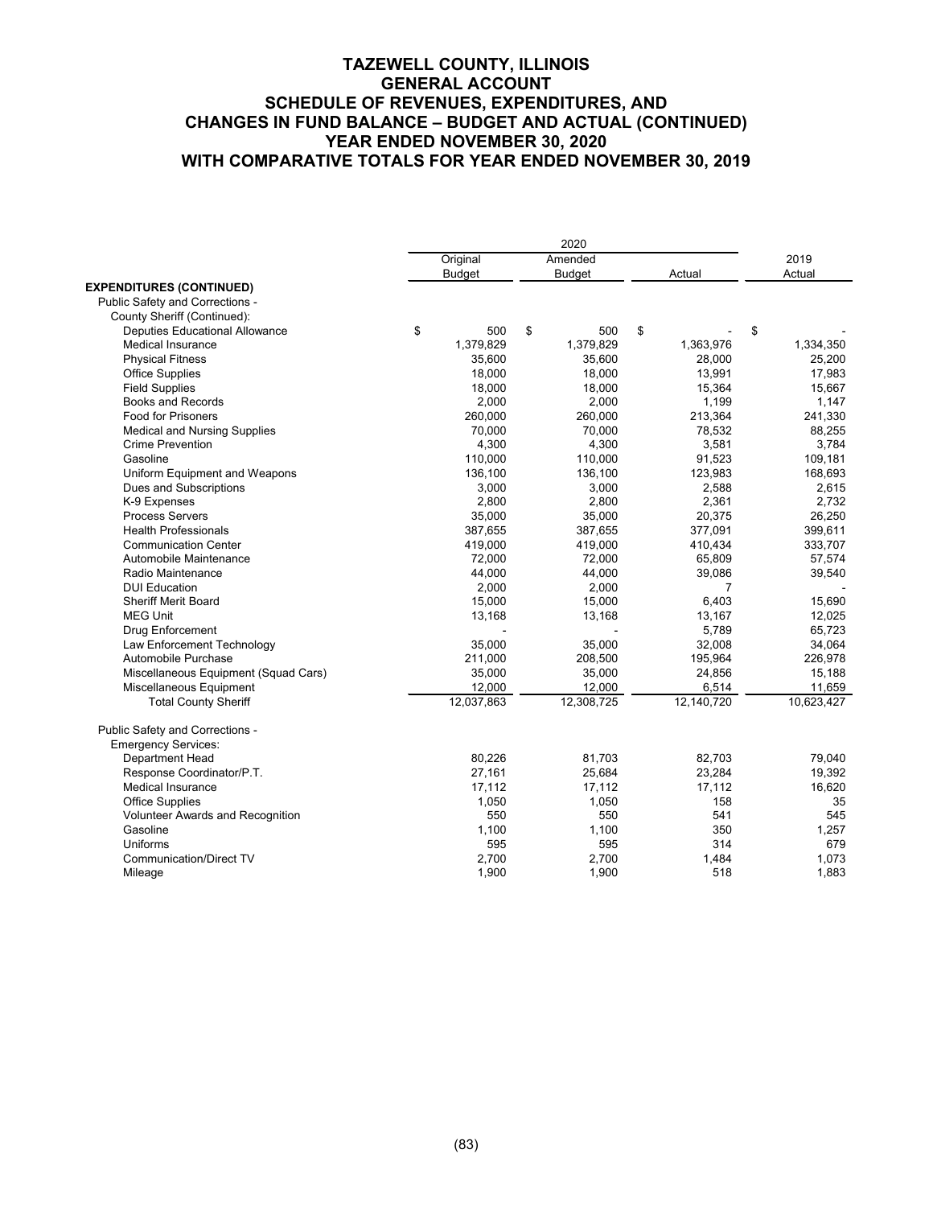# TAZEWELL COUNTY, ILLINOIS
## GENERAL ACCOUNT
## SCHEDULE OF REVENUES, EXPENDITURES, AND CHANGES IN FUND BALANCE – BUDGET AND ACTUAL (CONTINUED)
## YEAR ENDED NOVEMBER 30, 2020
## WITH COMPARATIVE TOTALS FOR YEAR ENDED NOVEMBER 30, 2019

| | 2020 | | | |
|---|---|---|---|---|
| | Original Budget | Amended Budget | Actual | 2019 Actual |
| **EXPENDITURES (CONTINUED)** | | | | |
| Public Safety and Corrections - | | | | |
| County Sheriff (Continued): | | | | |
| Deputies Educational Allowance | $ 500 | $ 500 | $ - | $ - |
| Medical Insurance | 1,379,829 | 1,379,829 | 1,363,976 | 1,334,350 |
| Physical Fitness | 35,600 | 35,600 | 28,000 | 25,200 |
| Office Supplies | 18,000 | 18,000 | 13,991 | 17,983 |
| Field Supplies | 18,000 | 18,000 | 15,364 | 15,667 |
| Books and Records | 2,000 | 2,000 | 1,199 | 1,147 |
| Food for Prisoners | 260,000 | 260,000 | 213,364 | 241,330 |
| Medical and Nursing Supplies | 70,000 | 70,000 | 78,532 | 88,255 |
| Crime Prevention | 4,300 | 4,300 | 3,581 | 3,784 |
| Gasoline | 110,000 | 110,000 | 91,523 | 109,181 |
| Uniform Equipment and Weapons | 136,100 | 136,100 | 123,983 | 168,693 |
| Dues and Subscriptions | 3,000 | 3,000 | 2,588 | 2,615 |
| K-9 Expenses | 2,800 | 2,800 | 2,361 | 2,732 |
| Process Servers | 35,000 | 35,000 | 20,375 | 26,250 |
| Health Professionals | 387,655 | 387,655 | 377,091 | 399,611 |
| Communication Center | 419,000 | 419,000 | 410,434 | 333,707 |
| Automobile Maintenance | 72,000 | 72,000 | 65,809 | 57,574 |
| Radio Maintenance | 44,000 | 44,000 | 39,086 | 39,540 |
| DUI Education | 2,000 | 2,000 | 7 | - |
| Sheriff Merit Board | 15,000 | 15,000 | 6,403 | 15,690 |
| MEG Unit | 13,168 | 13,168 | 13,167 | 12,025 |
| Drug Enforcement | - | - | 5,789 | 65,723 |
| Law Enforcement Technology | 35,000 | 35,000 | 32,008 | 34,064 |
| Automobile Purchase | 211,000 | 208,500 | 195,964 | 226,978 |
| Miscellaneous Equipment (Squad Cars) | 35,000 | 35,000 | 24,856 | 15,188 |
| Miscellaneous Equipment | 12,000 | 12,000 | 6,514 | 11,659 |
| Total County Sheriff | 12,037,863 | 12,308,725 | 12,140,720 | 10,623,427 |
| | | | | |
| Public Safety and Corrections - | | | | |
| Emergency Services: | | | | |
| Department Head | 80,226 | 81,703 | 82,703 | 79,040 |
| Response Coordinator/P.T. | 27,161 | 25,684 | 23,284 | 19,392 |
| Medical Insurance | 17,112 | 17,112 | 17,112 | 16,620 |
| Office Supplies | 1,050 | 1,050 | 158 | 35 |
| Volunteer Awards and Recognition | 550 | 550 | 541 | 545 |
| Gasoline | 1,100 | 1,100 | 350 | 1,257 |
| Uniforms | 595 | 595 | 314 | 679 |
| Communication/Direct TV | 2,700 | 2,700 | 1,484 | 1,073 |
| Mileage | 1,900 | 1,900 | 518 | 1,883 |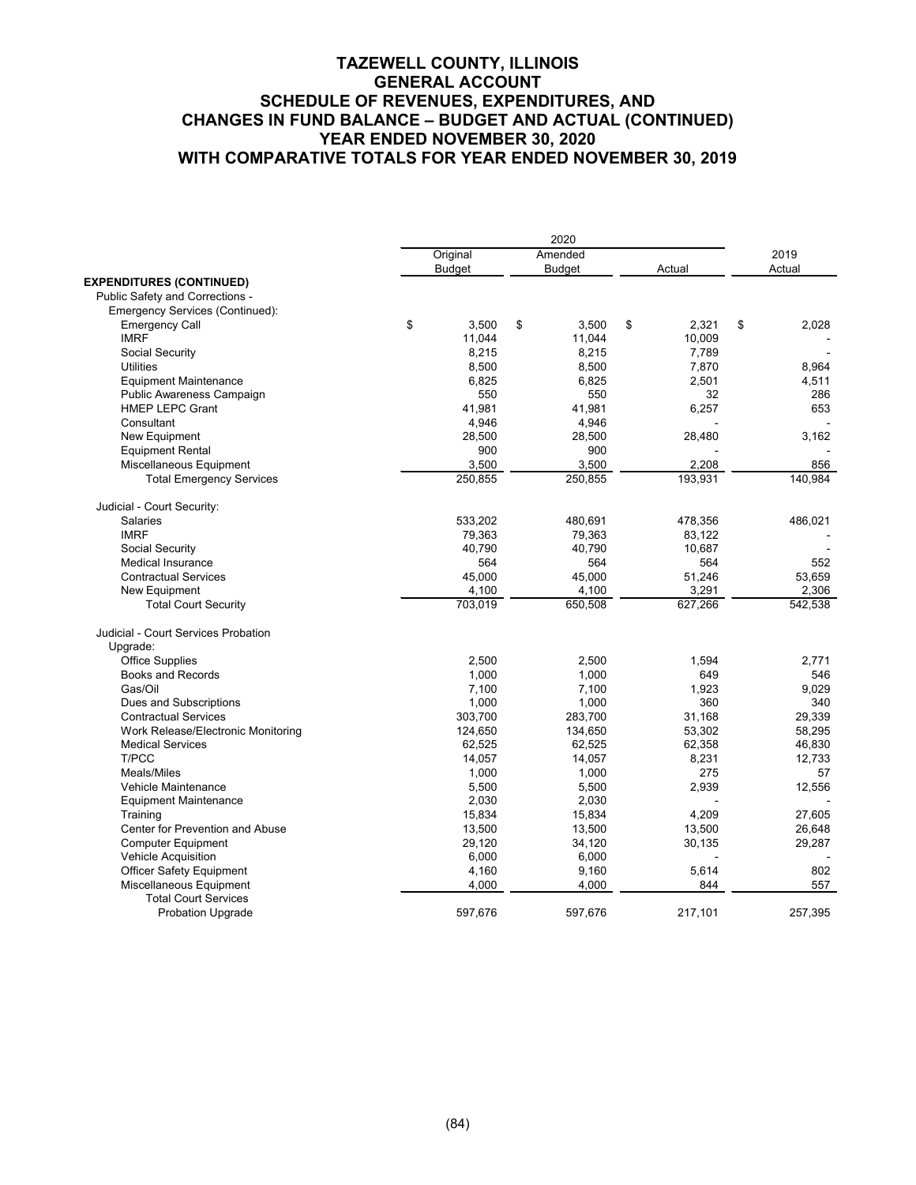# TAZEWELL COUNTY, ILLINOIS
## GENERAL ACCOUNT
## SCHEDULE OF REVENUES, EXPENDITURES, AND CHANGES IN FUND BALANCE – BUDGET AND ACTUAL (CONTINUED)
## YEAR ENDED NOVEMBER 30, 2020
## WITH COMPARATIVE TOTALS FOR YEAR ENDED NOVEMBER 30, 2019

| | 2020 | | | |
|---|---|---|---|---|
| | Original Budget | Amended Budget | Actual | 2019 Actual |
| **EXPENDITURES (CONTINUED)** | | | | |
| Public Safety and Corrections - | | | | |
| Emergency Services (Continued): | | | | |
| Emergency Call | $ 3,500 | $ 3,500 | $ 2,321 | $ 2,028 |
| IMRF | 11,044 | 11,044 | 10,009 | - |
| Social Security | 8,215 | 8,215 | 7,789 | - |
| Utilities | 8,500 | 8,500 | 7,870 | 8,964 |
| Equipment Maintenance | 6,825 | 6,825 | 2,501 | 4,511 |
| Public Awareness Campaign | 550 | 550 | 32 | 286 |
| HMEP LEPC Grant | 41,981 | 41,981 | 6,257 | 653 |
| Consultant | 4,946 | 4,946 | - | - |
| New Equipment | 28,500 | 28,500 | 28,480 | 3,162 |
| Equipment Rental | 900 | 900 | - | - |
| Miscellaneous Equipment | 3,500 | 3,500 | 2,208 | 856 |
| Total Emergency Services | 250,855 | 250,855 | 193,931 | 140,984 |
| | | | | |
| Judicial - Court Security: | | | | |
| Salaries | 533,202 | 480,691 | 478,356 | 486,021 |
| IMRF | 79,363 | 79,363 | 83,122 | - |
| Social Security | 40,790 | 40,790 | 10,687 | - |
| Medical Insurance | 564 | 564 | 564 | 552 |
| Contractual Services | 45,000 | 45,000 | 51,246 | 53,659 |
| New Equipment | 4,100 | 4,100 | 3,291 | 2,306 |
| Total Court Security | 703,019 | 650,508 | 627,266 | 542,538 |
| | | | | |
| Judicial - Court Services Probation Upgrade: | | | | |
| Office Supplies | 2,500 | 2,500 | 1,594 | 2,771 |
| Books and Records | 1,000 | 1,000 | 649 | 546 |
| Gas/Oil | 7,100 | 7,100 | 1,923 | 9,029 |
| Dues and Subscriptions | 1,000 | 1,000 | 360 | 340 |
| Contractual Services | 303,700 | 283,700 | 31,168 | 29,339 |
| Work Release/Electronic Monitoring | 124,650 | 134,650 | 53,302 | 58,295 |
| Medical Services | 62,525 | 62,525 | 62,358 | 46,830 |
| T/PCC | 14,057 | 14,057 | 8,231 | 12,733 |
| Meals/Miles | 1,000 | 1,000 | 275 | 57 |
| Vehicle Maintenance | 5,500 | 5,500 | 2,939 | 12,556 |
| Equipment Maintenance | 2,030 | 2,030 | - | - |
| Training | 15,834 | 15,834 | 4,209 | 27,605 |
| Center for Prevention and Abuse | 13,500 | 13,500 | 13,500 | 26,648 |
| Computer Equipment | 29,120 | 34,120 | 30,135 | 29,287 |
| Vehicle Acquisition | 6,000 | 6,000 | - | - |
| Officer Safety Equipment | 4,160 | 9,160 | 5,614 | 802 |
| Miscellaneous Equipment | 4,000 | 4,000 | 844 | 557 |
| Total Court Services Probation Upgrade | 597,676 | 597,676 | 217,101 | 257,395 |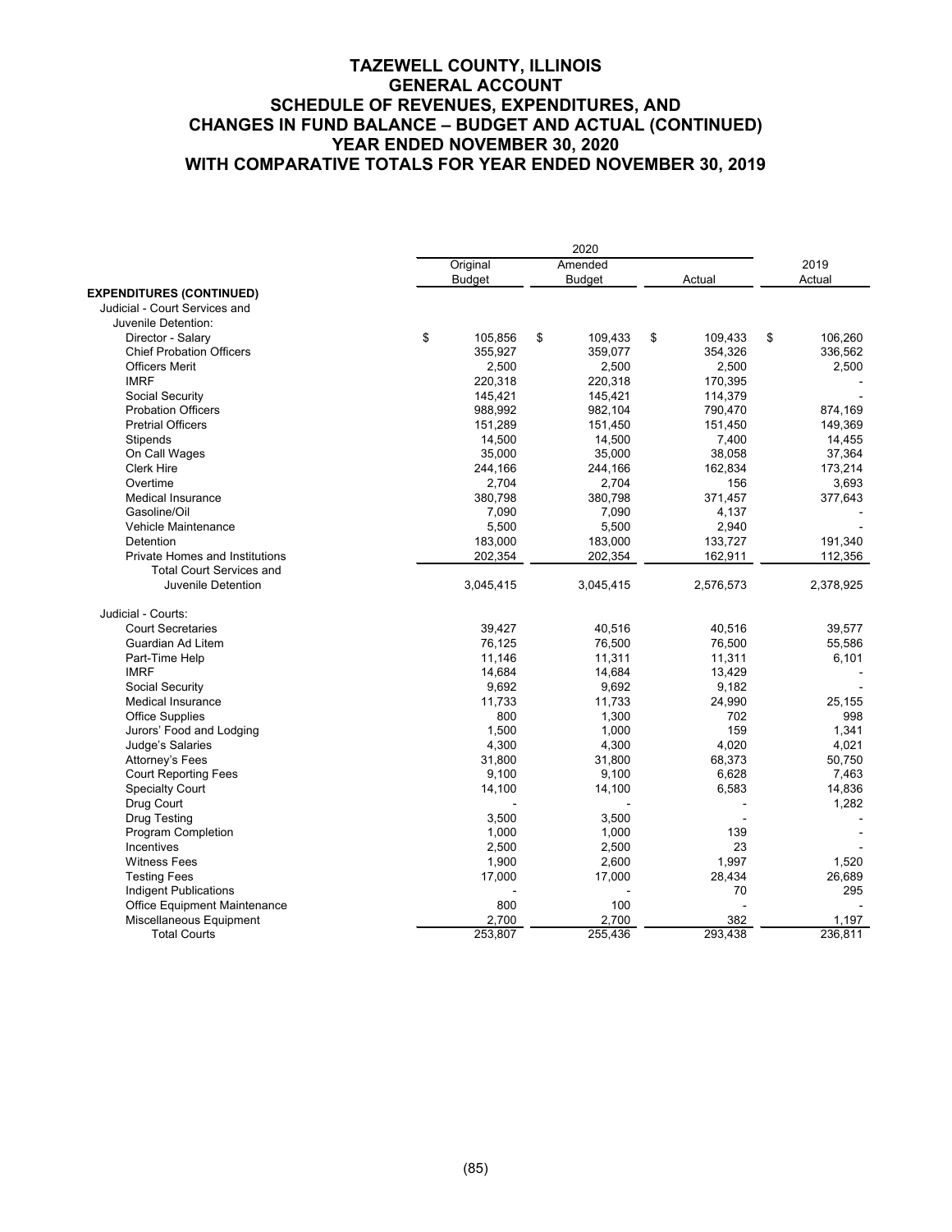# TAZEWELL COUNTY, ILLINOIS
## GENERAL ACCOUNT
## SCHEDULE OF REVENUES, EXPENDITURES, AND CHANGES IN FUND BALANCE – BUDGET AND ACTUAL (CONTINUED)
## YEAR ENDED NOVEMBER 30, 2020
## WITH COMPARATIVE TOTALS FOR YEAR ENDED NOVEMBER 30, 2019

| | 2020 | | | 2019 |
|---|---|---|---|---|
| | Original Budget | Amended Budget | Actual | Actual |
| **EXPENDITURES (CONTINUED)** | | | | |
| Judicial - Court Services and Juvenile Detention: | | | | |
| Director - Salary | $ 105,856 | $ 109,433 | $ 109,433 | $ 106,260 |
| Chief Probation Officers | 355,927 | 359,077 | 354,326 | 336,562 |
| Officers Merit | 2,500 | 2,500 | 2,500 | 2,500 |
| IMRF | 220,318 | 220,318 | 170,395 | - |
| Social Security | 145,421 | 145,421 | 114,379 | - |
| Probation Officers | 988,992 | 982,104 | 790,470 | 874,169 |
| Pretrial Officers | 151,289 | 151,450 | 151,450 | 149,369 |
| Stipends | 14,500 | 14,500 | 7,400 | 14,455 |
| On Call Wages | 35,000 | 35,000 | 38,058 | 37,364 |
| Clerk Hire | 244,166 | 244,166 | 162,834 | 173,214 |
| Overtime | 2,704 | 2,704 | 156 | 3,693 |
| Medical Insurance | 380,798 | 380,798 | 371,457 | 377,643 |
| Gasoline/Oil | 7,090 | 7,090 | 4,137 | - |
| Vehicle Maintenance | 5,500 | 5,500 | 2,940 | - |
| Detention | 183,000 | 183,000 | 133,727 | 191,340 |
| Private Homes and Institutions | 202,354 | 202,354 | 162,911 | 112,356 |
| Total Court Services and Juvenile Detention | 3,045,415 | 3,045,415 | 2,576,573 | 2,378,925 |
| Judicial - Courts: | | | | |
| Court Secretaries | 39,427 | 40,516 | 40,516 | 39,577 |
| Guardian Ad Litem | 76,125 | 76,500 | 76,500 | 55,586 |
| Part-Time Help | 11,146 | 11,311 | 11,311 | 6,101 |
| IMRF | 14,684 | 14,684 | 13,429 | - |
| Social Security | 9,692 | 9,692 | 9,182 | - |
| Medical Insurance | 11,733 | 11,733 | 24,990 | 25,155 |
| Office Supplies | 800 | 1,300 | 702 | 998 |
| Jurors' Food and Lodging | 1,500 | 1,000 | 159 | 1,341 |
| Judge's Salaries | 4,300 | 4,300 | 4,020 | 4,021 |
| Attorney's Fees | 31,800 | 31,800 | 68,373 | 50,750 |
| Court Reporting Fees | 9,100 | 9,100 | 6,628 | 7,463 |
| Specialty Court | 14,100 | 14,100 | 6,583 | 14,836 |
| Drug Court | - | - | - | 1,282 |
| Drug Testing | 3,500 | 3,500 | - | - |
| Program Completion | 1,000 | 1,000 | 139 | - |
| Incentives | 2,500 | 2,500 | 23 | - |
| Witness Fees | 1,900 | 2,600 | 1,997 | 1,520 |
| Testing Fees | 17,000 | 17,000 | 28,434 | 26,689 |
| Indigent Publications | - | - | 70 | 295 |
| Office Equipment Maintenance | 800 | 100 | - | - |
| Miscellaneous Equipment | 2,700 | 2,700 | 382 | 1,197 |
| Total Courts | 253,807 | 255,436 | 293,438 | 236,811 |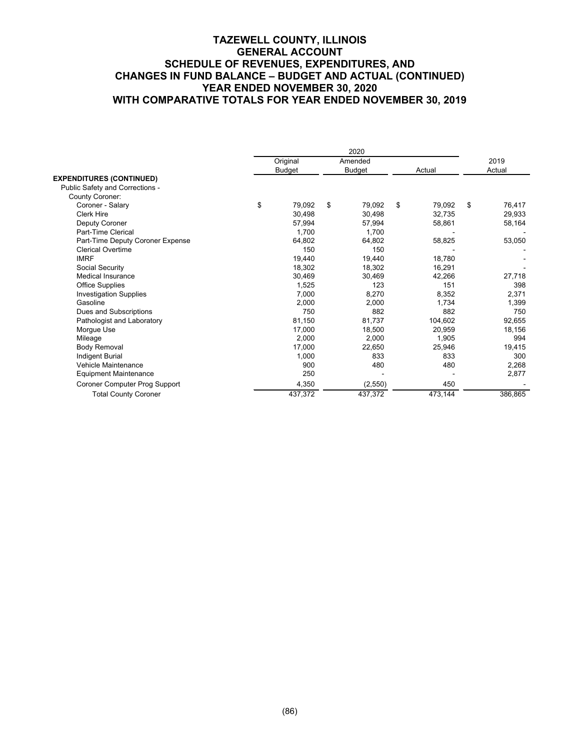# TAZEWELL COUNTY, ILLINOIS
## GENERAL ACCOUNT
## SCHEDULE OF REVENUES, EXPENDITURES, AND CHANGES IN FUND BALANCE – BUDGET AND ACTUAL (CONTINUED)
## YEAR ENDED NOVEMBER 30, 2020
## WITH COMPARATIVE TOTALS FOR YEAR ENDED NOVEMBER 30, 2019

| | 2020 | | | |
|---|---|---|---|---|
| | Original Budget | Amended Budget | Actual | 2019 Actual |
| **EXPENDITURES (CONTINUED)** | | | | |
| Public Safety and Corrections - | | | | |
| County Coroner: | | | | |
| Coroner - Salary | $ 79,092 | $ 79,092 | $ 79,092 | $ 76,417 |
| Clerk Hire | 30,498 | 30,498 | 32,735 | 29,933 |
| Deputy Coroner | 57,994 | 57,994 | 58,861 | 58,164 |
| Part-Time Clerical | 1,700 | 1,700 | - | - |
| Part-Time Deputy Coroner Expense | 64,802 | 64,802 | 58,825 | 53,050 |
| Clerical Overtime | 150 | 150 | - | - |
| IMRF | 19,440 | 19,440 | 18,780 | - |
| Social Security | 18,302 | 18,302 | 16,291 | - |
| Medical Insurance | 30,469 | 30,469 | 42,266 | 27,718 |
| Office Supplies | 1,525 | 123 | 151 | 398 |
| Investigation Supplies | 7,000 | 8,270 | 8,352 | 2,371 |
| Gasoline | 2,000 | 2,000 | 1,734 | 1,399 |
| Dues and Subscriptions | 750 | 882 | 882 | 750 |
| Pathologist and Laboratory | 81,150 | 81,737 | 104,602 | 92,655 |
| Morgue Use | 17,000 | 18,500 | 20,959 | 18,156 |
| Mileage | 2,000 | 2,000 | 1,905 | 994 |
| Body Removal | 17,000 | 22,650 | 25,946 | 19,415 |
| Indigent Burial | 1,000 | 833 | 833 | 300 |
| Vehicle Maintenance | 900 | 480 | 480 | 2,268 |
| Equipment Maintenance | 250 | - | - | 2,877 |
| Coroner Computer Prog Support | 4,350 | (2,550) | 450 | - |
| Total County Coroner | 437,372 | 437,372 | 473,144 | 386,865 |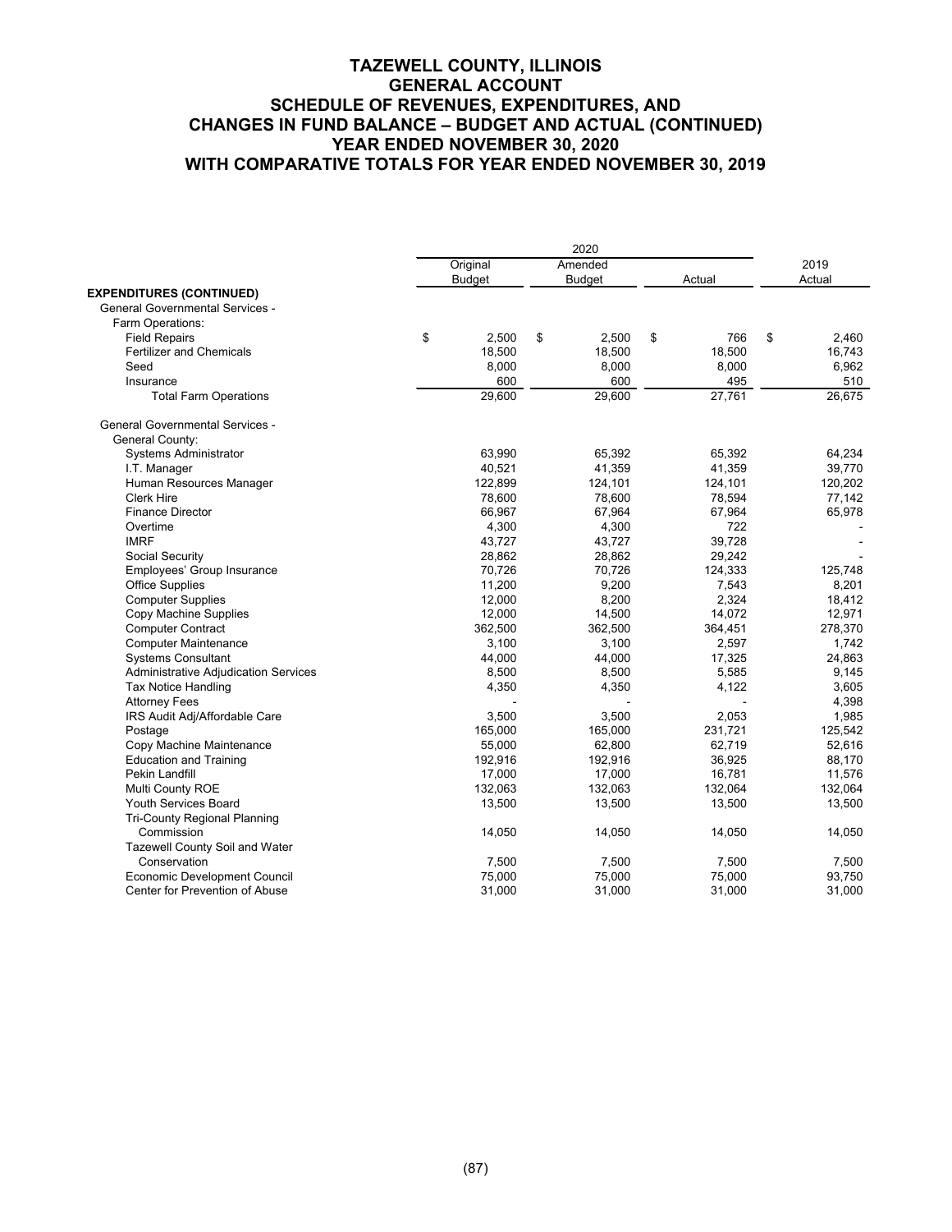# TAZEWELL COUNTY, ILLINOIS
## GENERAL ACCOUNT
## SCHEDULE OF REVENUES, EXPENDITURES, AND CHANGES IN FUND BALANCE – BUDGET AND ACTUAL (CONTINUED)
## YEAR ENDED NOVEMBER 30, 2020
## WITH COMPARATIVE TOTALS FOR YEAR ENDED NOVEMBER 30, 2019

| | 2020 | | | |
|---|---|---|---|---|
| | Original Budget | Amended Budget | Actual | 2019 Actual |
| **EXPENDITURES (CONTINUED)** | | | | |
| General Governmental Services - | | | | |
| Farm Operations: | | | | |
| Field Repairs | $ 2,500 | $ 2,500 | $ 766 | $ 2,460 |
| Fertilizer and Chemicals | 18,500 | 18,500 | 18,500 | 16,743 |
| Seed | 8,000 | 8,000 | 8,000 | 6,962 |
| Insurance | 600 | 600 | 495 | 510 |
| Total Farm Operations | 29,600 | 29,600 | 27,761 | 26,675 |
| | | | | |
| General Governmental Services - | | | | |
| General County: | | | | |
| Systems Administrator | 63,990 | 65,392 | 65,392 | 64,234 |
| I.T. Manager | 40,521 | 41,359 | 41,359 | 39,770 |
| Human Resources Manager | 122,899 | 124,101 | 124,101 | 120,202 |
| Clerk Hire | 78,600 | 78,600 | 78,594 | 77,142 |
| Finance Director | 66,967 | 67,964 | 67,964 | 65,978 |
| Overtime | 4,300 | 4,300 | 722 | - |
| IMRF | 43,727 | 43,727 | 39,728 | - |
| Social Security | 28,862 | 28,862 | 29,242 | - |
| Employees' Group Insurance | 70,726 | 70,726 | 124,333 | 125,748 |
| Office Supplies | 11,200 | 9,200 | 7,543 | 8,201 |
| Computer Supplies | 12,000 | 8,200 | 2,324 | 18,412 |
| Copy Machine Supplies | 12,000 | 14,500 | 14,072 | 12,971 |
| Computer Contract | 362,500 | 362,500 | 364,451 | 278,370 |
| Computer Maintenance | 3,100 | 3,100 | 2,597 | 1,742 |
| Systems Consultant | 44,000 | 44,000 | 17,325 | 24,863 |
| Administrative Adjudication Services | 8,500 | 8,500 | 5,585 | 9,145 |
| Tax Notice Handling | 4,350 | 4,350 | 4,122 | 3,605 |
| Attorney Fees | - | - | - | 4,398 |
| IRS Audit Adj/Affordable Care | 3,500 | 3,500 | 2,053 | 1,985 |
| Postage | 165,000 | 165,000 | 231,721 | 125,542 |
| Copy Machine Maintenance | 55,000 | 62,800 | 62,719 | 52,616 |
| Education and Training | 192,916 | 192,916 | 36,925 | 88,170 |
| Pekin Landfill | 17,000 | 17,000 | 16,781 | 11,576 |
| Multi County ROE | 132,063 | 132,063 | 132,064 | 132,064 |
| Youth Services Board | 13,500 | 13,500 | 13,500 | 13,500 |
| Tri-County Regional Planning Commission | 14,050 | 14,050 | 14,050 | 14,050 |
| Tazewell County Soil and Water Conservation | 7,500 | 7,500 | 7,500 | 7,500 |
| Economic Development Council | 75,000 | 75,000 | 75,000 | 93,750 |
| Center for Prevention of Abuse | 31,000 | 31,000 | 31,000 | 31,000 |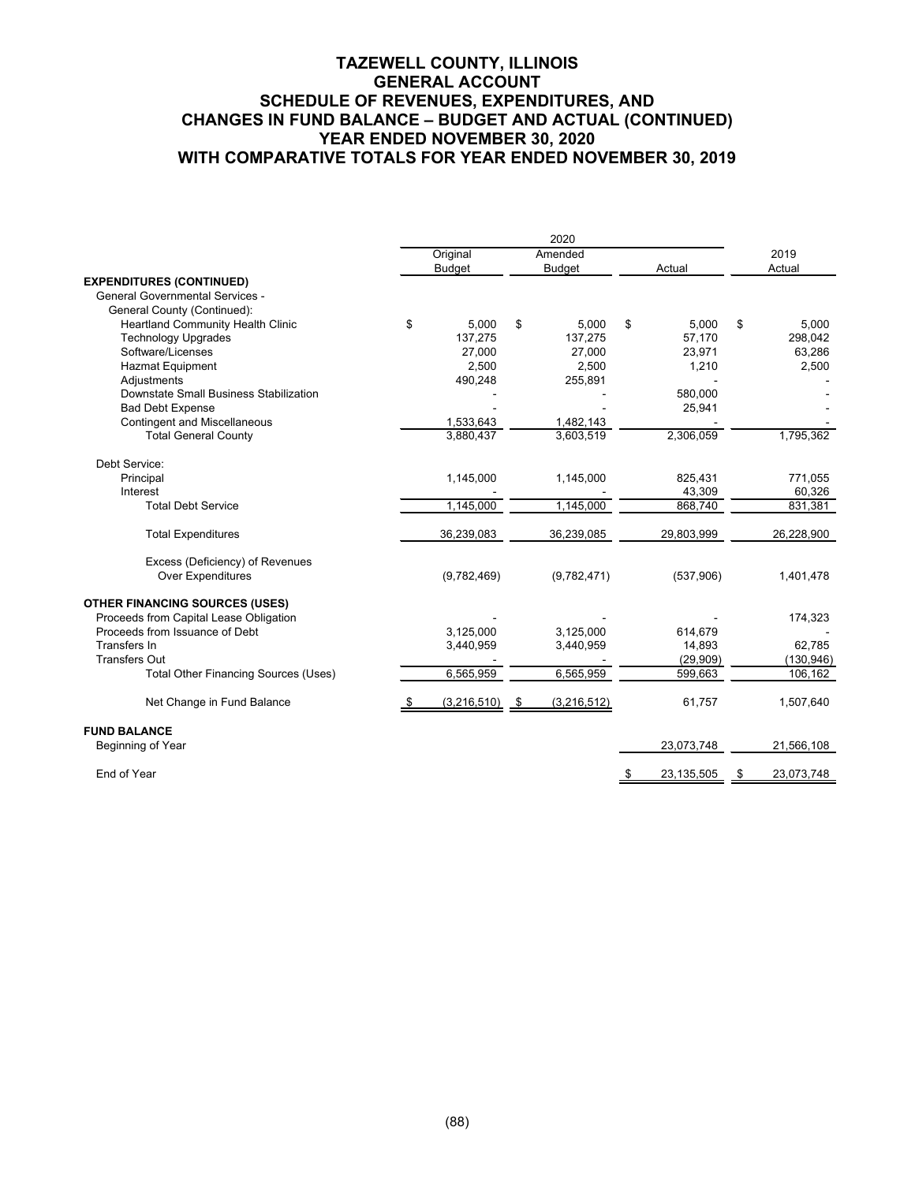# TAZEWELL COUNTY, ILLINOIS
## GENERAL ACCOUNT
## SCHEDULE OF REVENUES, EXPENDITURES, AND CHANGES IN FUND BALANCE – BUDGET AND ACTUAL (CONTINUED)
## YEAR ENDED NOVEMBER 30, 2020
## WITH COMPARATIVE TOTALS FOR YEAR ENDED NOVEMBER 30, 2019

| | 2020 | | | |
|---|---|---|---|---|
| | Original Budget | Amended Budget | Actual | 2019 Actual |
| **EXPENDITURES (CONTINUED)** | | | | |
| General Governmental Services - | | | | |
| General County (Continued): | | | | |
| Heartland Community Health Clinic | $ 5,000 | $ 5,000 | $ 5,000 | $ 5,000 |
| Technology Upgrades | 137,275 | 137,275 | 57,170 | 298,042 |
| Software/Licenses | 27,000 | 27,000 | 23,971 | 63,286 |
| Hazmat Equipment | 2,500 | 2,500 | 1,210 | 2,500 |
| Adjustments | 490,248 | 255,891 | - | - |
| Downstate Small Business Stabilization | - | - | 580,000 | - |
| Bad Debt Expense | - | - | 25,941 | - |
| Contingent and Miscellaneous | 1,533,643 | 1,482,143 | - | - |
| Total General County | 3,880,437 | 3,603,519 | 2,306,059 | 1,795,362 |
| Debt Service: | | | | |
| Principal | 1,145,000 | 1,145,000 | 825,431 | 771,055 |
| Interest | - | - | 43,309 | 60,326 |
| Total Debt Service | 1,145,000 | 1,145,000 | 868,740 | 831,381 |
| Total Expenditures | 36,239,083 | 36,239,085 | 29,803,999 | 26,228,900 |
| Excess (Deficiency) of Revenues Over Expenditures | (9,782,469) | (9,782,471) | (537,906) | 1,401,478 |
| **OTHER FINANCING SOURCES (USES)** | | | | |
| Proceeds from Capital Lease Obligation | - | - | - | 174,323 |
| Proceeds from Issuance of Debt | 3,125,000 | 3,125,000 | 614,679 | - |
| Transfers In | 3,440,959 | 3,440,959 | 14,893 | 62,785 |
| Transfers Out | - | - | (29,909) | (130,946) |
| Total Other Financing Sources (Uses) | 6,565,959 | 6,565,959 | 599,663 | 106,162 |
| Net Change in Fund Balance | $ (3,216,510) | $ (3,216,512) | 61,757 | 1,507,640 |
| **FUND BALANCE** | | | | |
| Beginning of Year | | | 23,073,748 | 21,566,108 |
| End of Year | | | $ 23,135,505 | $ 23,073,748 |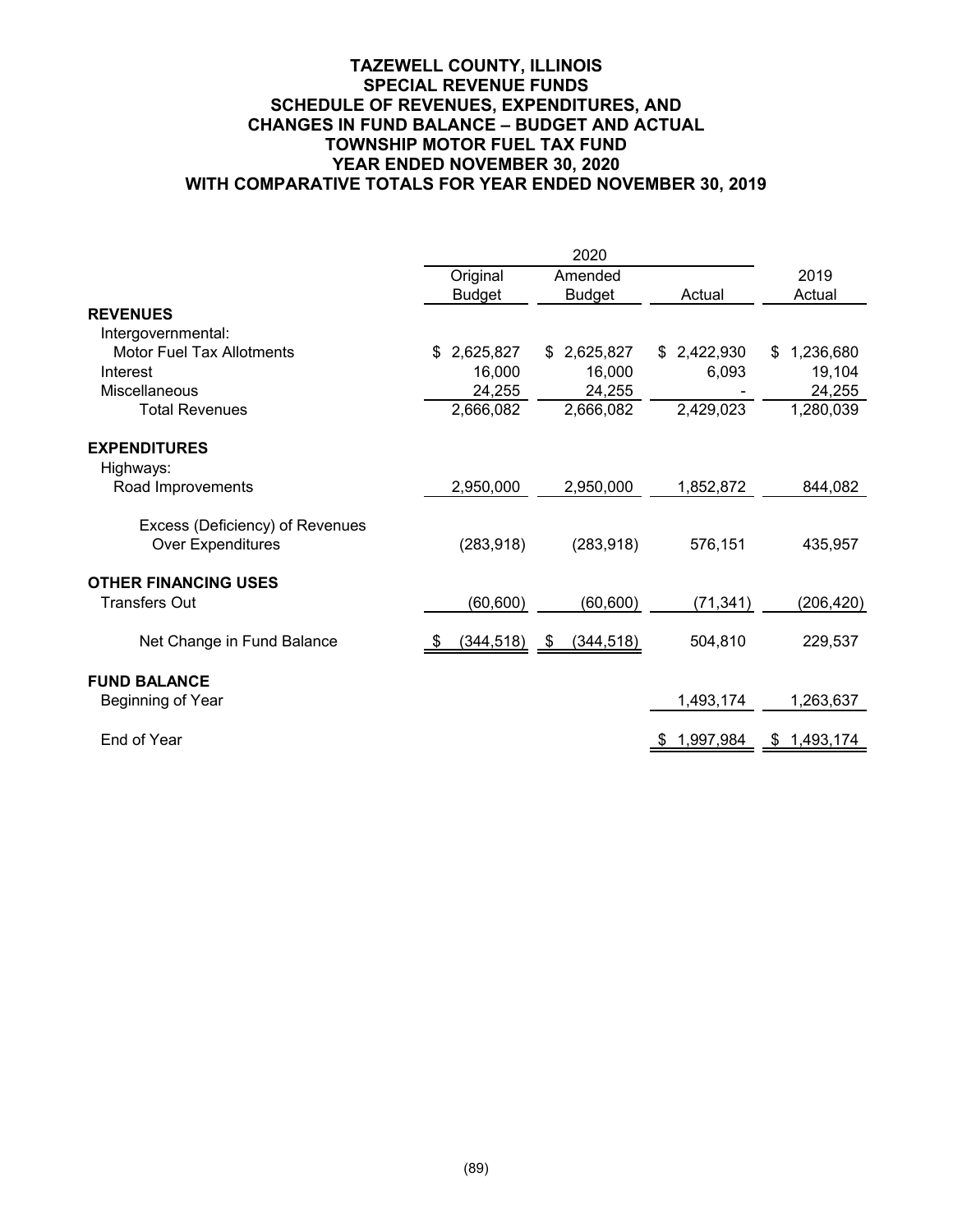# TAZEWELL COUNTY, ILLINOIS
## SPECIAL REVENUE FUNDS
## SCHEDULE OF REVENUES, EXPENDITURES, AND CHANGES IN FUND BALANCE – BUDGET AND ACTUAL
## TOWNSHIP MOTOR FUEL TAX FUND
## YEAR ENDED NOVEMBER 30, 2020
## WITH COMPARATIVE TOTALS FOR YEAR ENDED NOVEMBER 30, 2019

| | 2020 | | | |
|---|---|---|---|---|
| | Original Budget | Amended Budget | Actual | 2019 Actual |
| **REVENUES** | | | | |
| Intergovernmental: | | | | |
| Motor Fuel Tax Allotments | $ 2,625,827 | $ 2,625,827 | $ 2,422,930 | $ 1,236,680 |
| Interest | 16,000 | 16,000 | 6,093 | 19,104 |
| Miscellaneous | 24,255 | 24,255 | - | 24,255 |
| Total Revenues | 2,666,082 | 2,666,082 | 2,429,023 | 1,280,039 |
| **EXPENDITURES** | | | | |
| Highways: | | | | |
| Road Improvements | 2,950,000 | 2,950,000 | 1,852,872 | 844,082 |
| Excess (Deficiency) of Revenues Over Expenditures | (283,918) | (283,918) | 576,151 | 435,957 |
| **OTHER FINANCING USES** | | | | |
| Transfers Out | (60,600) | (60,600) | (71,341) | (206,420) |
| Net Change in Fund Balance | $ (344,518) | $ (344,518) | 504,810 | 229,537 |
| **FUND BALANCE** | | | | |
| Beginning of Year | | | 1,493,174 | 1,263,637 |
| End of Year | | | $ 1,997,984 | $ 1,493,174 |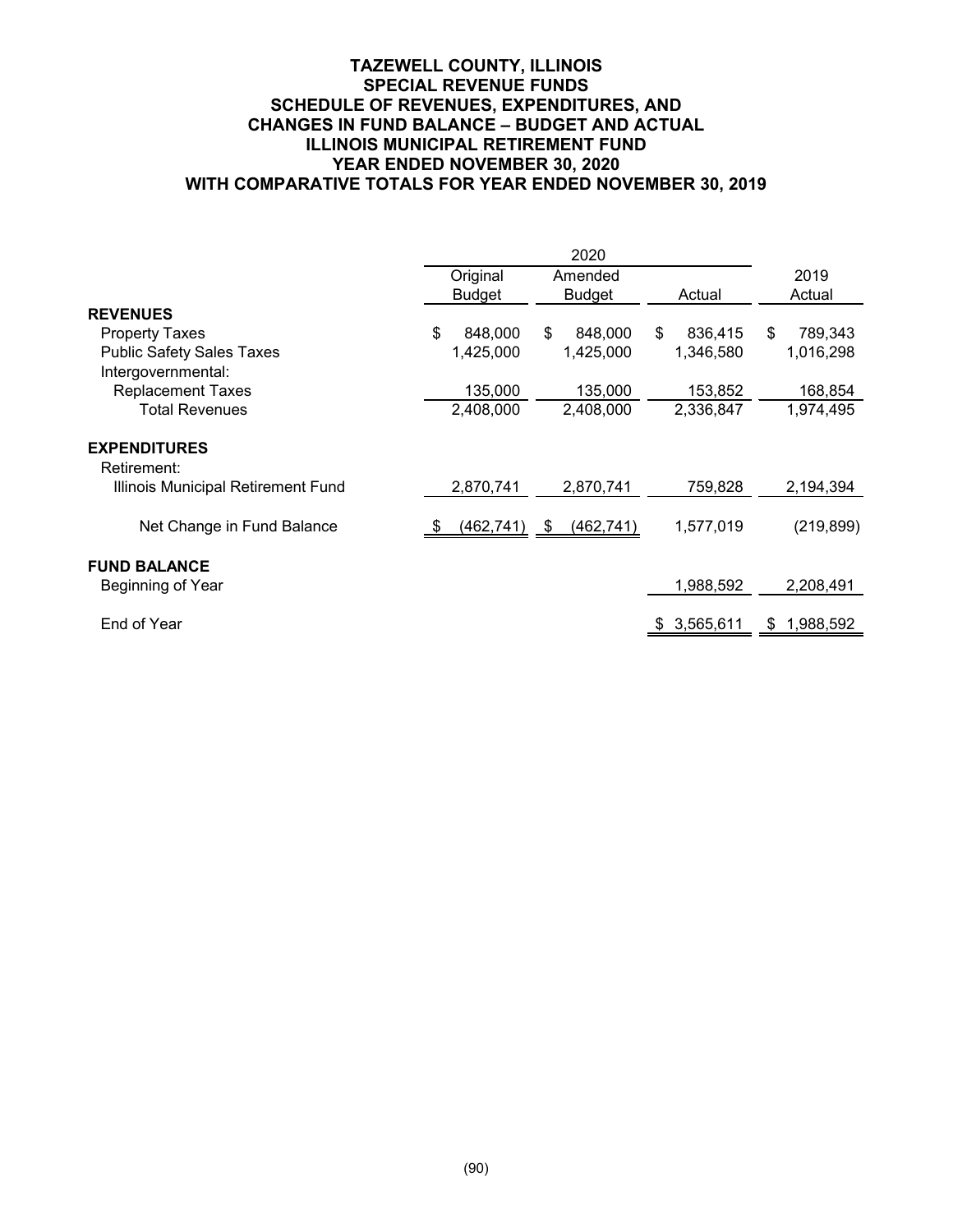# TAZEWELL COUNTY, ILLINOIS
## SPECIAL REVENUE FUNDS
## SCHEDULE OF REVENUES, EXPENDITURES, AND CHANGES IN FUND BALANCE – BUDGET AND ACTUAL
## ILLINOIS MUNICIPAL RETIREMENT FUND
## YEAR ENDED NOVEMBER 30, 2020
## WITH COMPARATIVE TOTALS FOR YEAR ENDED NOVEMBER 30, 2019

| | 2020 | | | |
|---|---|---|---|---|
| | Original Budget | Amended Budget | Actual | 2019 Actual |
| **REVENUES** | | | | |
| Property Taxes | $ 848,000 | $ 848,000 | $ 836,415 | $ 789,343 |
| Public Safety Sales Taxes | 1,425,000 | 1,425,000 | 1,346,580 | 1,016,298 |
| Intergovernmental: | | | | |
| Replacement Taxes | 135,000 | 135,000 | 153,852 | 168,854 |
| Total Revenues | 2,408,000 | 2,408,000 | 2,336,847 | 1,974,495 |
| **EXPENDITURES** | | | | |
| Retirement: | | | | |
| Illinois Municipal Retirement Fund | 2,870,741 | 2,870,741 | 759,828 | 2,194,394 |
| Net Change in Fund Balance | $ (462,741) | $ (462,741) | 1,577,019 | (219,899) |
| **FUND BALANCE** | | | | |
| Beginning of Year | | | 1,988,592 | 2,208,491 |
| End of Year | | | $ 3,565,611 | $ 1,988,592 |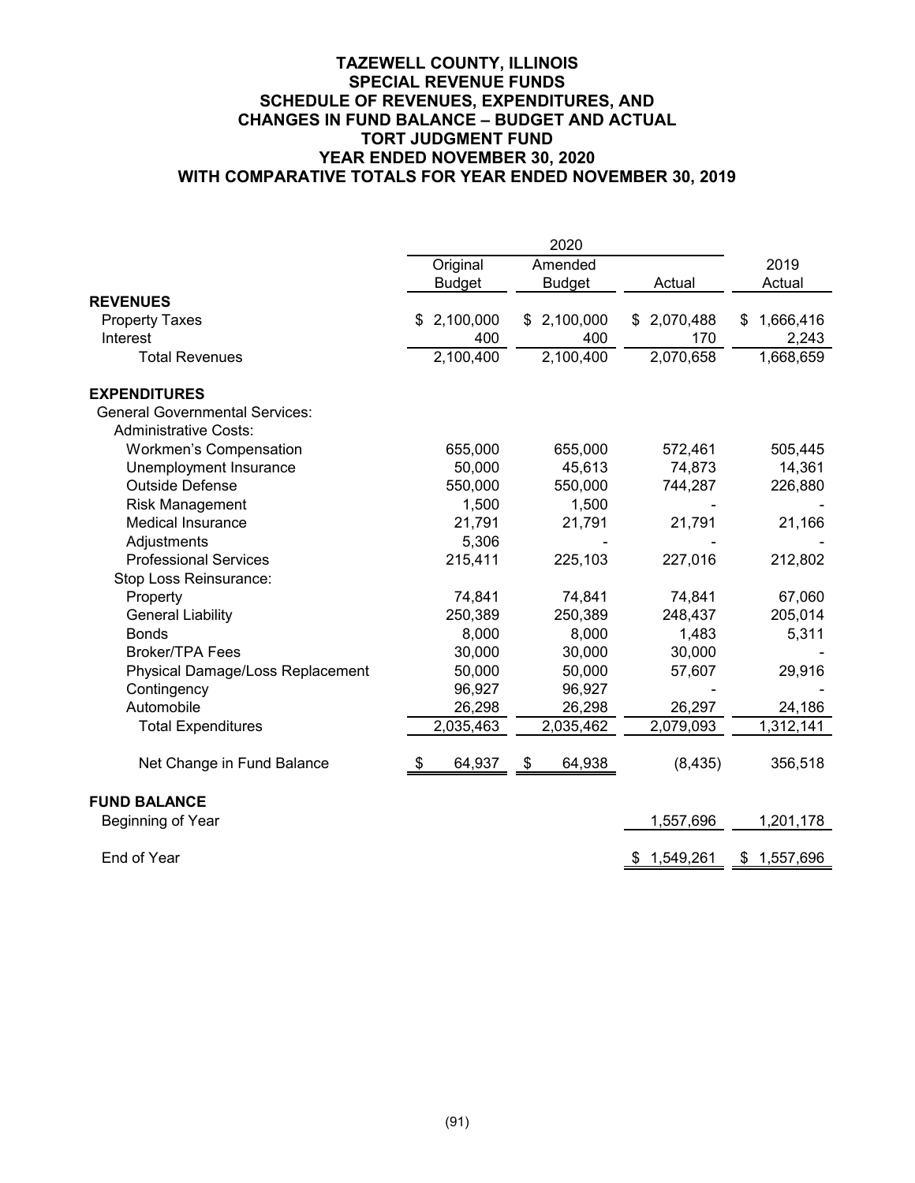# TAZEWELL COUNTY, ILLINOIS
## SPECIAL REVENUE FUNDS
## SCHEDULE OF REVENUES, EXPENDITURES, AND CHANGES IN FUND BALANCE – BUDGET AND ACTUAL
## TORT JUDGMENT FUND
## YEAR ENDED NOVEMBER 30, 2020
## WITH COMPARATIVE TOTALS FOR YEAR ENDED NOVEMBER 30, 2019

| | 2020 | | | |
|---|---|---|---|---|
| | Original Budget | Amended Budget | Actual | 2019 Actual |
| **REVENUES** | | | | |
| Property Taxes | $ 2,100,000 | $ 2,100,000 | $ 2,070,488 | $ 1,666,416 |
| Interest | 400 | 400 | 170 | 2,243 |
| Total Revenues | 2,100,400 | 2,100,400 | 2,070,658 | 1,668,659 |
| **EXPENDITURES** | | | | |
| General Governmental Services: | | | | |
| Administrative Costs: | | | | |
| Workmen's Compensation | 655,000 | 655,000 | 572,461 | 505,445 |
| Unemployment Insurance | 50,000 | 45,613 | 74,873 | 14,361 |
| Outside Defense | 550,000 | 550,000 | 744,287 | 226,880 |
| Risk Management | 1,500 | 1,500 | - | - |
| Medical Insurance | 21,791 | 21,791 | 21,791 | 21,166 |
| Adjustments | 5,306 | - | - | - |
| Professional Services | 215,411 | 225,103 | 227,016 | 212,802 |
| Stop Loss Reinsurance: | | | | |
| Property | 74,841 | 74,841 | 74,841 | 67,060 |
| General Liability | 250,389 | 250,389 | 248,437 | 205,014 |
| Bonds | 8,000 | 8,000 | 1,483 | 5,311 |
| Broker/TPA Fees | 30,000 | 30,000 | 30,000 | - |
| Physical Damage/Loss Replacement | 50,000 | 50,000 | 57,607 | 29,916 |
| Contingency | 96,927 | 96,927 | - | - |
| Automobile | 26,298 | 26,298 | 26,297 | 24,186 |
| Total Expenditures | 2,035,463 | 2,035,462 | 2,079,093 | 1,312,141 |
| Net Change in Fund Balance | $ 64,937 | $ 64,938 | (8,435) | 356,518 |
| **FUND BALANCE** | | | | |
| Beginning of Year | | | 1,557,696 | 1,201,178 |
| End of Year | | | $ 1,549,261 | $ 1,557,696 |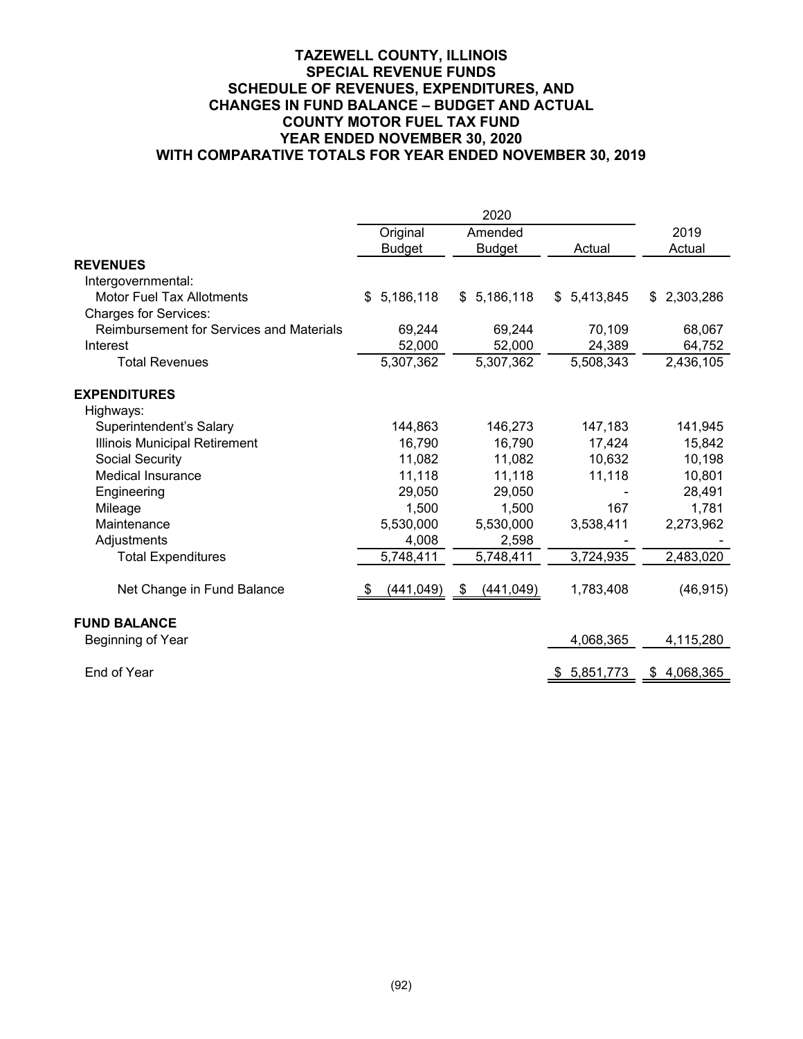# TAZEWELL COUNTY, ILLINOIS
## SPECIAL REVENUE FUNDS
## SCHEDULE OF REVENUES, EXPENDITURES, AND CHANGES IN FUND BALANCE – BUDGET AND ACTUAL
## COUNTY MOTOR FUEL TAX FUND
## YEAR ENDED NOVEMBER 30, 2020
## WITH COMPARATIVE TOTALS FOR YEAR ENDED NOVEMBER 30, 2019

| | 2020 | | | |
|---|---|---|---|---|
| | Original Budget | Amended Budget | Actual | 2019 Actual |
| **REVENUES** | | | | |
| Intergovernmental: | | | | |
| Motor Fuel Tax Allotments | $ 5,186,118 | $ 5,186,118 | $ 5,413,845 | $ 2,303,286 |
| Charges for Services: | | | | |
| Reimbursement for Services and Materials | 69,244 | 69,244 | 70,109 | 68,067 |
| Interest | 52,000 | 52,000 | 24,389 | 64,752 |
| Total Revenues | 5,307,362 | 5,307,362 | 5,508,343 | 2,436,105 |
| **EXPENDITURES** | | | | |
| Highways: | | | | |
| Superintendent's Salary | 144,863 | 146,273 | 147,183 | 141,945 |
| Illinois Municipal Retirement | 16,790 | 16,790 | 17,424 | 15,842 |
| Social Security | 11,082 | 11,082 | 10,632 | 10,198 |
| Medical Insurance | 11,118 | 11,118 | 11,118 | 10,801 |
| Engineering | 29,050 | 29,050 | - | 28,491 |
| Mileage | 1,500 | 1,500 | 167 | 1,781 |
| Maintenance | 5,530,000 | 5,530,000 | 3,538,411 | 2,273,962 |
| Adjustments | 4,008 | 2,598 | - | - |
| Total Expenditures | 5,748,411 | 5,748,411 | 3,724,935 | 2,483,020 |
| Net Change in Fund Balance | $ (441,049) | $ (441,049) | 1,783,408 | (46,915) |
| **FUND BALANCE** | | | | |
| Beginning of Year | | | 4,068,365 | 4,115,280 |
| End of Year | | | $ 5,851,773 | $ 4,068,365 |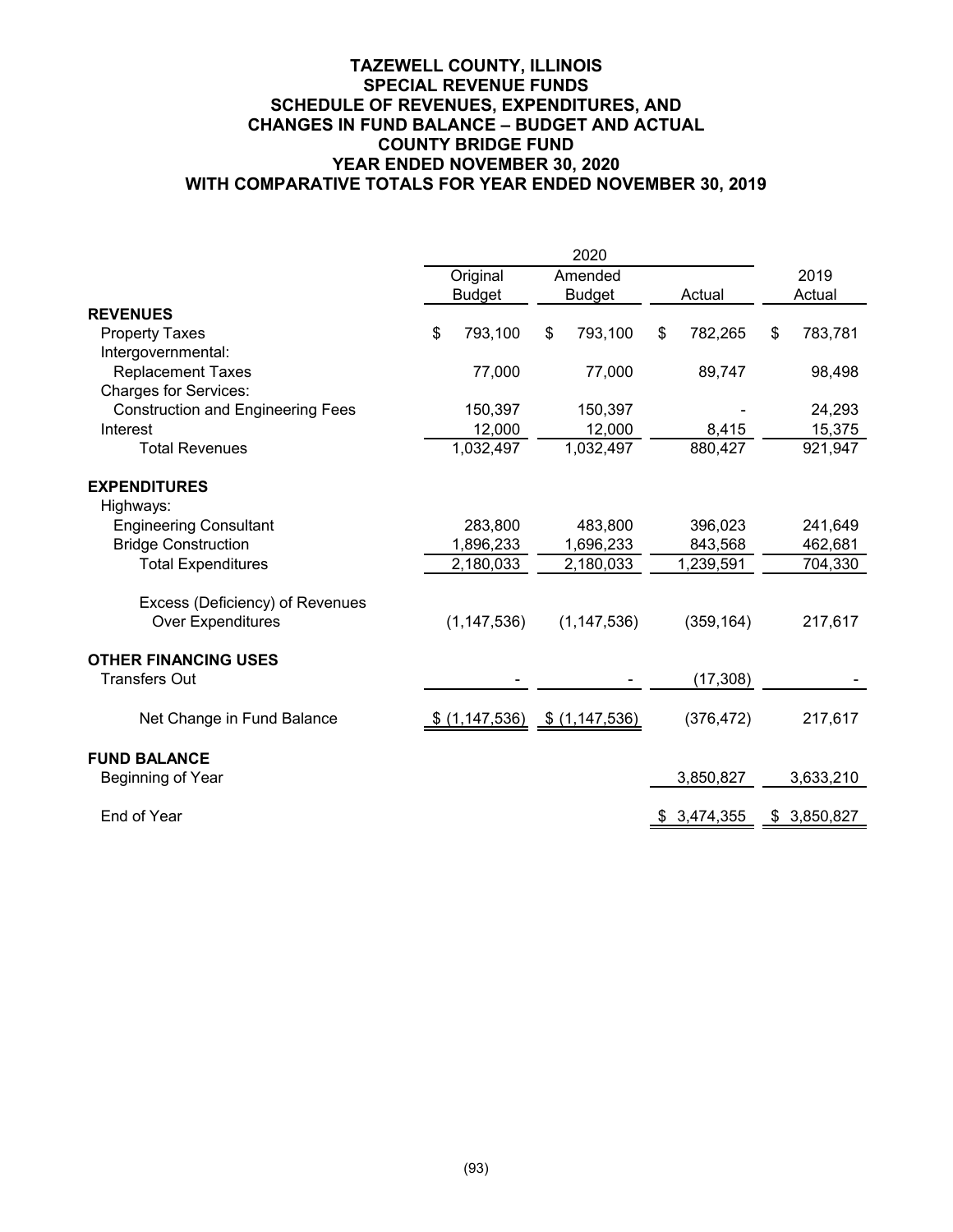# TAZEWELL COUNTY, ILLINOIS
## SPECIAL REVENUE FUNDS
## SCHEDULE OF REVENUES, EXPENDITURES, AND CHANGES IN FUND BALANCE – BUDGET AND ACTUAL
## COUNTY BRIDGE FUND
## YEAR ENDED NOVEMBER 30, 2020
## WITH COMPARATIVE TOTALS FOR YEAR ENDED NOVEMBER 30, 2019

| | 2020 | | | |
|---|---|---|---|---|
| | Original Budget | Amended Budget | Actual | 2019 Actual |
| **REVENUES** | | | | |
| Property Taxes | $ 793,100 | $ 793,100 | $ 782,265 | $ 783,781 |
| Intergovernmental: | | | | |
| Replacement Taxes | 77,000 | 77,000 | 89,747 | 98,498 |
| Charges for Services: | | | | |
| Construction and Engineering Fees | 150,397 | 150,397 | - | 24,293 |
| Interest | 12,000 | 12,000 | 8,415 | 15,375 |
| Total Revenues | 1,032,497 | 1,032,497 | 880,427 | 921,947 |
| **EXPENDITURES** | | | | |
| Highways: | | | | |
| Engineering Consultant | 283,800 | 483,800 | 396,023 | 241,649 |
| Bridge Construction | 1,896,233 | 1,696,233 | 843,568 | 462,681 |
| Total Expenditures | 2,180,033 | 2,180,033 | 1,239,591 | 704,330 |
| Excess (Deficiency) of Revenues Over Expenditures | (1,147,536) | (1,147,536) | (359,164) | 217,617 |
| **OTHER FINANCING USES** | | | | |
| Transfers Out | - | - | (17,308) | - |
| Net Change in Fund Balance | $ (1,147,536) | $ (1,147,536) | (376,472) | 217,617 |
| **FUND BALANCE** | | | | |
| Beginning of Year | | | 3,850,827 | 3,633,210 |
| End of Year | | | $ 3,474,355 | $ 3,850,827 |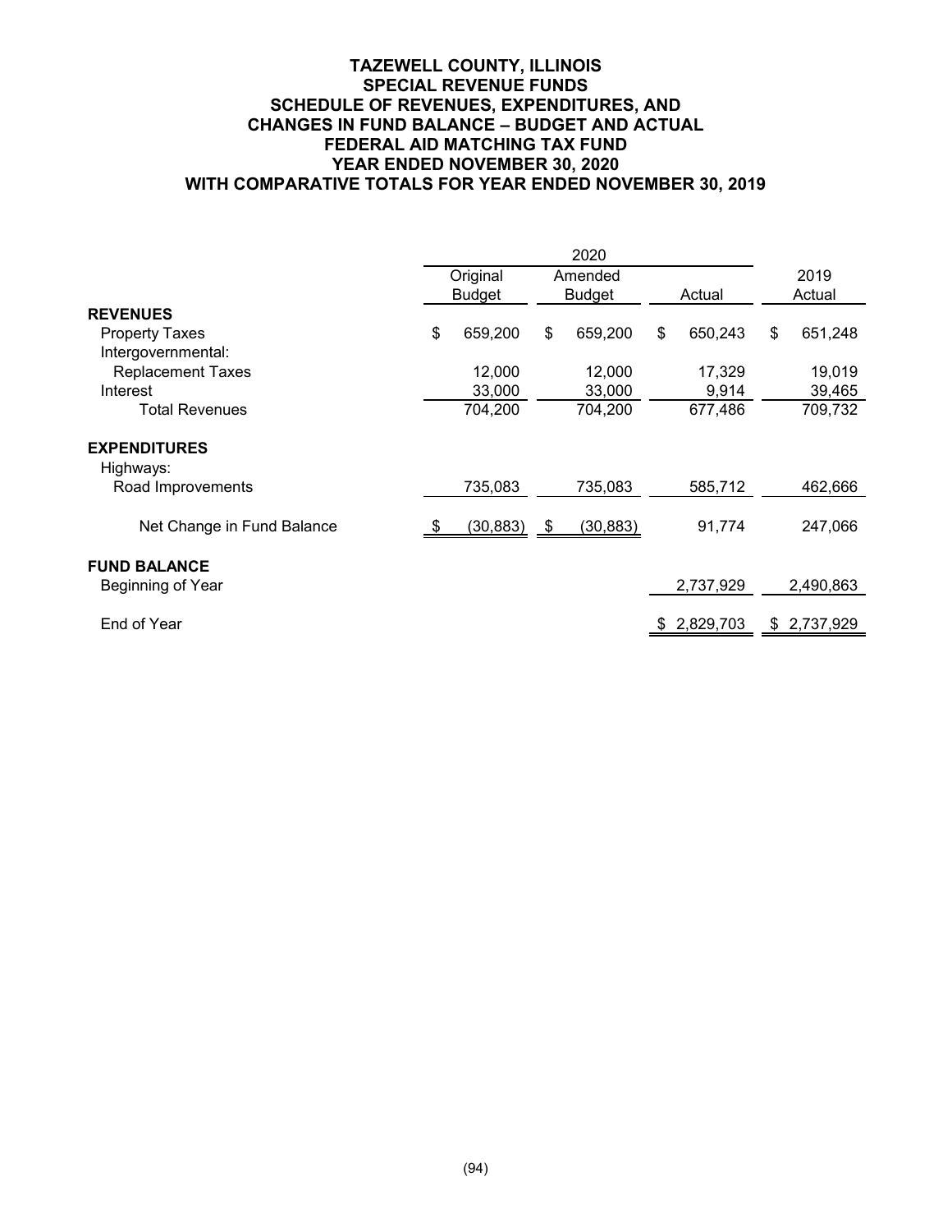# TAZEWELL COUNTY, ILLINOIS
## SPECIAL REVENUE FUNDS
## SCHEDULE OF REVENUES, EXPENDITURES, AND CHANGES IN FUND BALANCE – BUDGET AND ACTUAL
## FEDERAL AID MATCHING TAX FUND
## YEAR ENDED NOVEMBER 30, 2020
## WITH COMPARATIVE TOTALS FOR YEAR ENDED NOVEMBER 30, 2019

| | 2020 | | | |
|---|---|---|---|---|
| | Original Budget | Amended Budget | Actual | 2019 Actual |
| **REVENUES** | | | | |
| Property Taxes | $ 659,200 | $ 659,200 | $ 650,243 | $ 651,248 |
| Intergovernmental: | | | | |
| Replacement Taxes | 12,000 | 12,000 | 17,329 | 19,019 |
| Interest | 33,000 | 33,000 | 9,914 | 39,465 |
| Total Revenues | 704,200 | 704,200 | 677,486 | 709,732 |
| **EXPENDITURES** | | | | |
| Highways: | | | | |
| Road Improvements | 735,083 | 735,083 | 585,712 | 462,666 |
| Net Change in Fund Balance | $ (30,883) | $ (30,883) | 91,774 | 247,066 |
| **FUND BALANCE** | | | | |
| Beginning of Year | | | 2,737,929 | 2,490,863 |
| End of Year | | | $ 2,829,703 | $ 2,737,929 |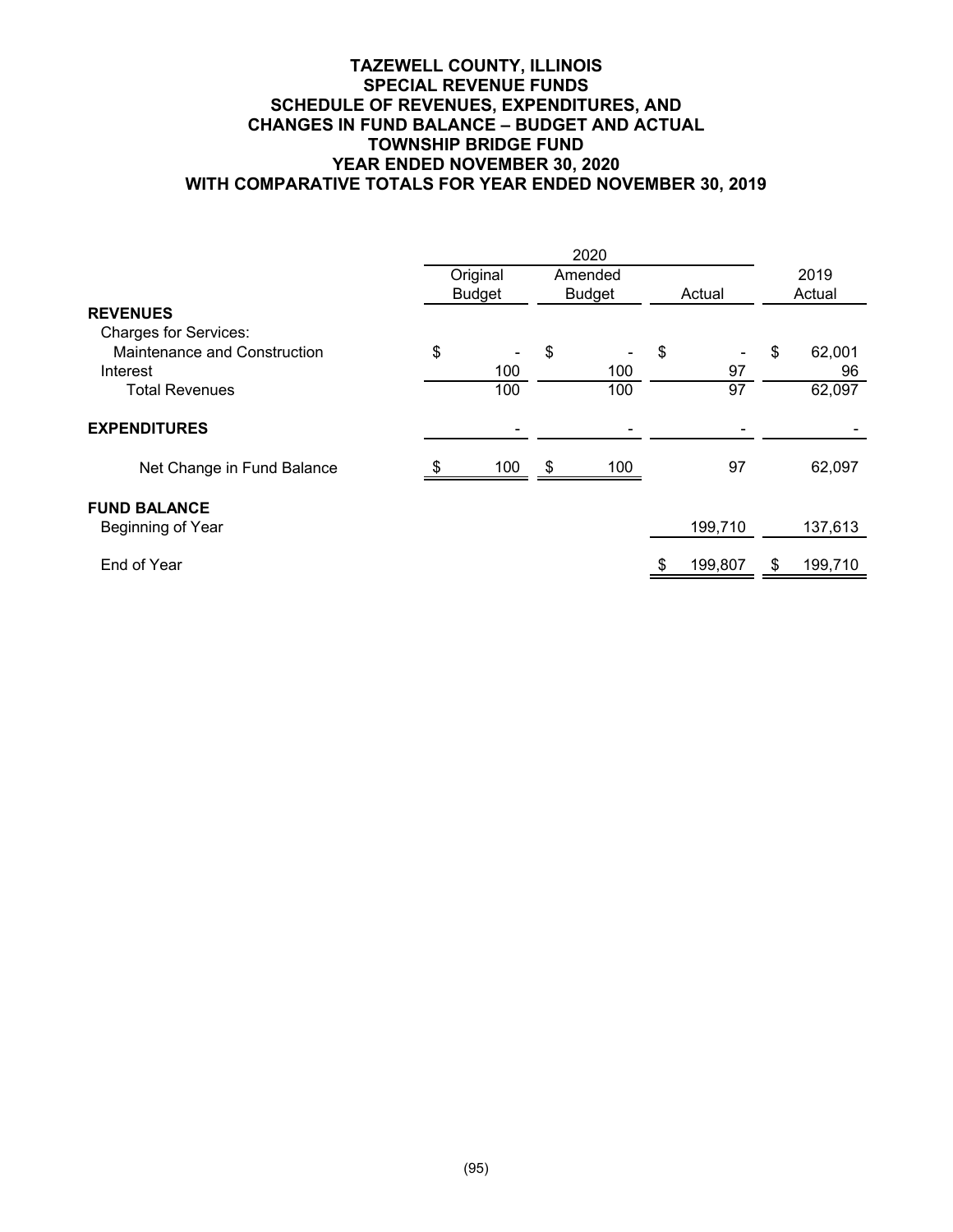# TAZEWELL COUNTY, ILLINOIS
## SPECIAL REVENUE FUNDS
## SCHEDULE OF REVENUES, EXPENDITURES, AND CHANGES IN FUND BALANCE – BUDGET AND ACTUAL
## TOWNSHIP BRIDGE FUND
## YEAR ENDED NOVEMBER 30, 2020
## WITH COMPARATIVE TOTALS FOR YEAR ENDED NOVEMBER 30, 2019

| | 2020 | | | |
|---|---|---|---|---|
| | Original Budget | Amended Budget | Actual | 2019 Actual |
| **REVENUES** | | | | |
| Charges for Services: | | | | |
| Maintenance and Construction | $ - | $ - | $ - | $ 62,001 |
| Interest | 100 | 100 | 97 | 96 |
| Total Revenues | 100 | 100 | 97 | 62,097 |
| **EXPENDITURES** | - | - | - | - |
| Net Change in Fund Balance | $ 100 | $ 100 | 97 | 62,097 |
| **FUND BALANCE** | | | | |
| Beginning of Year | | | 199,710 | 137,613 |
| End of Year | | | $ 199,807 | $ 199,710 |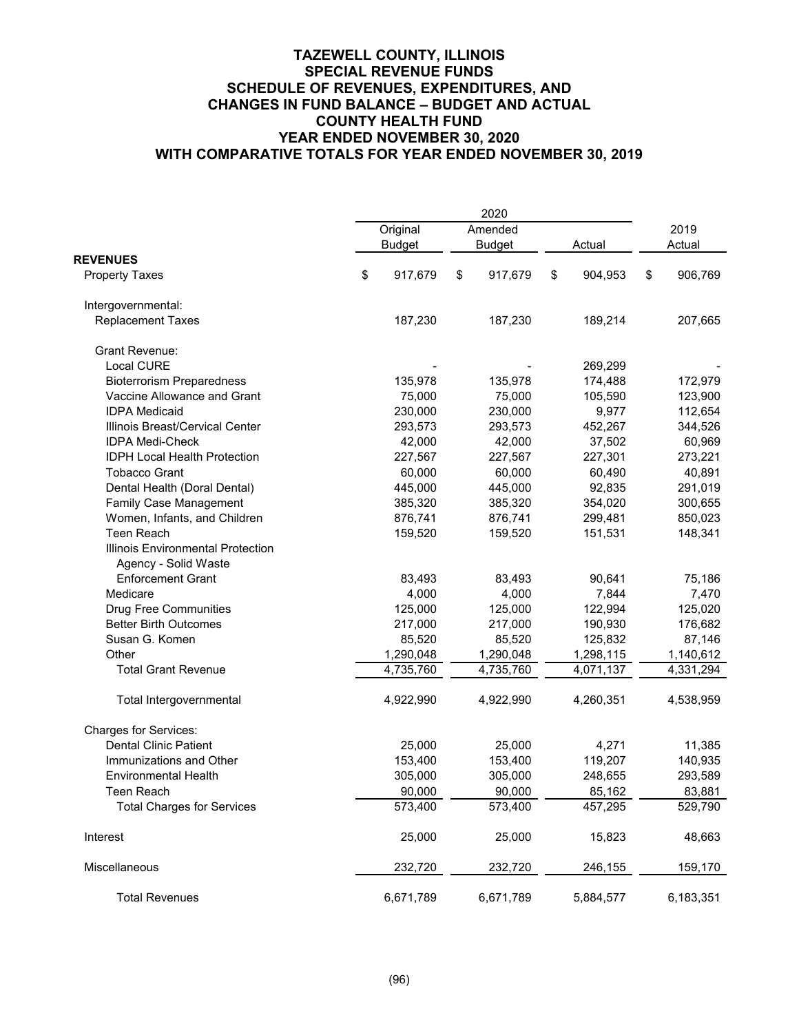# TAZEWELL COUNTY, ILLINOIS
## SPECIAL REVENUE FUNDS
## SCHEDULE OF REVENUES, EXPENDITURES, AND CHANGES IN FUND BALANCE – BUDGET AND ACTUAL
## COUNTY HEALTH FUND
## YEAR ENDED NOVEMBER 30, 2020
## WITH COMPARATIVE TOTALS FOR YEAR ENDED NOVEMBER 30, 2019

| | 2020 | | | |
|---|---|---|---|---|
| | Original Budget | Amended Budget | Actual | 2019 Actual |
| **REVENUES** | | | | |
| Property Taxes | $ 917,679 | $ 917,679 | $ 904,953 | $ 906,769 |
| Intergovernmental: | | | | |
| Replacement Taxes | 187,230 | 187,230 | 189,214 | 207,665 |
| Grant Revenue: | | | | |
| Local CURE | - | - | 269,299 | - |
| Bioterrorism Preparedness | 135,978 | 135,978 | 174,488 | 172,979 |
| Vaccine Allowance and Grant | 75,000 | 75,000 | 105,590 | 123,900 |
| IDPA Medicaid | 230,000 | 230,000 | 9,977 | 112,654 |
| Illinois Breast/Cervical Center | 293,573 | 293,573 | 452,267 | 344,526 |
| IDPA Medi-Check | 42,000 | 42,000 | 37,502 | 60,969 |
| IDPH Local Health Protection | 227,567 | 227,567 | 227,301 | 273,221 |
| Tobacco Grant | 60,000 | 60,000 | 60,490 | 40,891 |
| Dental Health (Doral Dental) | 445,000 | 445,000 | 92,835 | 291,019 |
| Family Case Management | 385,320 | 385,320 | 354,020 | 300,655 |
| Women, Infants, and Children | 876,741 | 876,741 | 299,481 | 850,023 |
| Teen Reach | 159,520 | 159,520 | 151,531 | 148,341 |
| Illinois Environmental Protection Agency - Solid Waste Enforcement Grant | 83,493 | 83,493 | 90,641 | 75,186 |
| Medicare | 4,000 | 4,000 | 7,844 | 7,470 |
| Drug Free Communities | 125,000 | 125,000 | 122,994 | 125,020 |
| Better Birth Outcomes | 217,000 | 217,000 | 190,930 | 176,682 |
| Susan G. Komen | 85,520 | 85,520 | 125,832 | 87,146 |
| Other | 1,290,048 | 1,290,048 | 1,298,115 | 1,140,612 |
| Total Grant Revenue | 4,735,760 | 4,735,760 | 4,071,137 | 4,331,294 |
| Total Intergovernmental | 4,922,990 | 4,922,990 | 4,260,351 | 4,538,959 |
| Charges for Services: | | | | |
| Dental Clinic Patient | 25,000 | 25,000 | 4,271 | 11,385 |
| Immunizations and Other | 153,400 | 153,400 | 119,207 | 140,935 |
| Environmental Health | 305,000 | 305,000 | 248,655 | 293,589 |
| Teen Reach | 90,000 | 90,000 | 85,162 | 83,881 |
| Total Charges for Services | 573,400 | 573,400 | 457,295 | 529,790 |
| Interest | 25,000 | 25,000 | 15,823 | 48,663 |
| Miscellaneous | 232,720 | 232,720 | 246,155 | 159,170 |
| Total Revenues | 6,671,789 | 6,671,789 | 5,884,577 | 6,183,351 |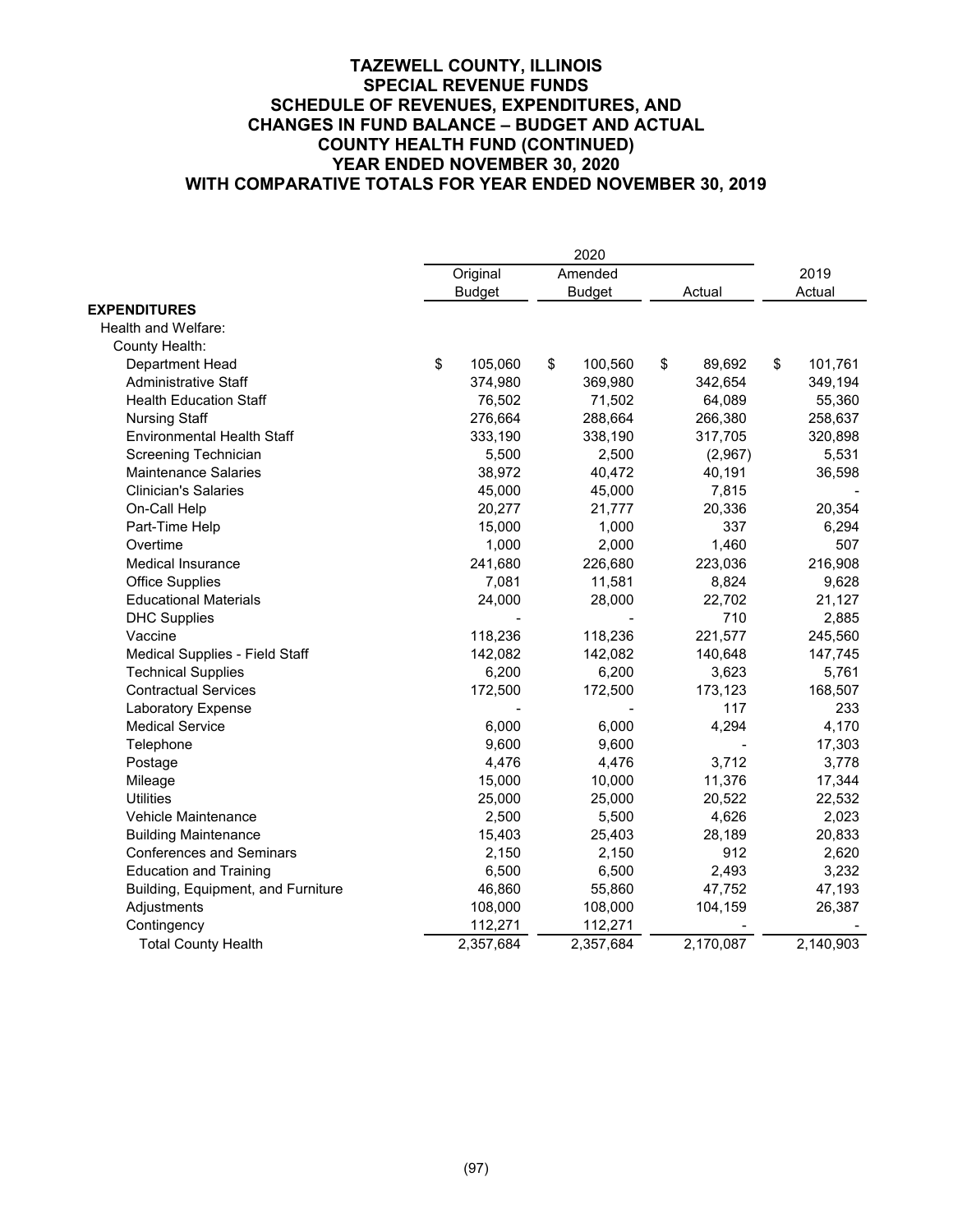# TAZEWELL COUNTY, ILLINOIS
## SPECIAL REVENUE FUNDS
## SCHEDULE OF REVENUES, EXPENDITURES, AND CHANGES IN FUND BALANCE – BUDGET AND ACTUAL
## COUNTY HEALTH FUND (CONTINUED)
## YEAR ENDED NOVEMBER 30, 2020
## WITH COMPARATIVE TOTALS FOR YEAR ENDED NOVEMBER 30, 2019

| | 2020 | | | |
|---|---|---|---|---|
| | Original Budget | Amended Budget | Actual | 2019 Actual |
| **EXPENDITURES** | | | | |
| Health and Welfare: | | | | |
| County Health: | | | | |
| Department Head | $ 105,060 | $ 100,560 | $ 89,692 | $ 101,761 |
| Administrative Staff | 374,980 | 369,980 | 342,654 | 349,194 |
| Health Education Staff | 76,502 | 71,502 | 64,089 | 55,360 |
| Nursing Staff | 276,664 | 288,664 | 266,380 | 258,637 |
| Environmental Health Staff | 333,190 | 338,190 | 317,705 | 320,898 |
| Screening Technician | 5,500 | 2,500 | (2,967) | 5,531 |
| Maintenance Salaries | 38,972 | 40,472 | 40,191 | 36,598 |
| Clinician's Salaries | 45,000 | 45,000 | 7,815 | - |
| On-Call Help | 20,277 | 21,777 | 20,336 | 20,354 |
| Part-Time Help | 15,000 | 1,000 | 337 | 6,294 |
| Overtime | 1,000 | 2,000 | 1,460 | 507 |
| Medical Insurance | 241,680 | 226,680 | 223,036 | 216,908 |
| Office Supplies | 7,081 | 11,581 | 8,824 | 9,628 |
| Educational Materials | 24,000 | 28,000 | 22,702 | 21,127 |
| DHC Supplies | - | - | 710 | 2,885 |
| Vaccine | 118,236 | 118,236 | 221,577 | 245,560 |
| Medical Supplies - Field Staff | 142,082 | 142,082 | 140,648 | 147,745 |
| Technical Supplies | 6,200 | 6,200 | 3,623 | 5,761 |
| Contractual Services | 172,500 | 172,500 | 173,123 | 168,507 |
| Laboratory Expense | - | - | 117 | 233 |
| Medical Service | 6,000 | 6,000 | 4,294 | 4,170 |
| Telephone | 9,600 | 9,600 | - | 17,303 |
| Postage | 4,476 | 4,476 | 3,712 | 3,778 |
| Mileage | 15,000 | 10,000 | 11,376 | 17,344 |
| Utilities | 25,000 | 25,000 | 20,522 | 22,532 |
| Vehicle Maintenance | 2,500 | 5,500 | 4,626 | 2,023 |
| Building Maintenance | 15,403 | 25,403 | 28,189 | 20,833 |
| Conferences and Seminars | 2,150 | 2,150 | 912 | 2,620 |
| Education and Training | 6,500 | 6,500 | 2,493 | 3,232 |
| Building, Equipment, and Furniture | 46,860 | 55,860 | 47,752 | 47,193 |
| Adjustments | 108,000 | 108,000 | 104,159 | 26,387 |
| Contingency | 112,271 | 112,271 | - | - |
| Total County Health | 2,357,684 | 2,357,684 | 2,170,087 | 2,140,903 |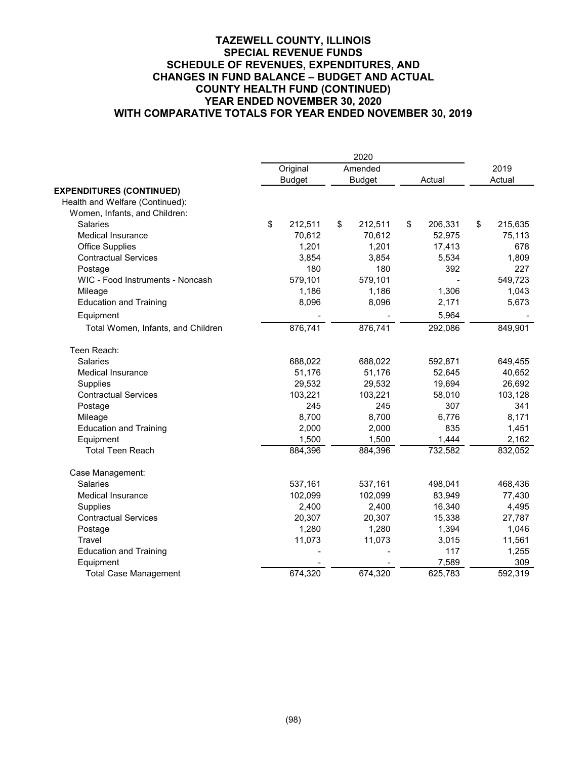# TAZEWELL COUNTY, ILLINOIS
## SPECIAL REVENUE FUNDS
## SCHEDULE OF REVENUES, EXPENDITURES, AND CHANGES IN FUND BALANCE – BUDGET AND ACTUAL
## COUNTY HEALTH FUND (CONTINUED)
## YEAR ENDED NOVEMBER 30, 2020
## WITH COMPARATIVE TOTALS FOR YEAR ENDED NOVEMBER 30, 2019

| | 2020 | | | |
|---|---|---|---|---|
| | Original Budget | Amended Budget | Actual | 2019 Actual |
| **EXPENDITURES (CONTINUED)** | | | | |
| Health and Welfare (Continued): | | | | |
| Women, Infants, and Children: | | | | |
| Salaries | $ 212,511 | $ 212,511 | $ 206,331 | $ 215,635 |
| Medical Insurance | 70,612 | 70,612 | 52,975 | 75,113 |
| Office Supplies | 1,201 | 1,201 | 17,413 | 678 |
| Contractual Services | 3,854 | 3,854 | 5,534 | 1,809 |
| Postage | 180 | 180 | 392 | 227 |
| WIC - Food Instruments - Noncash | 579,101 | 579,101 | - | 549,723 |
| Mileage | 1,186 | 1,186 | 1,306 | 1,043 |
| Education and Training | 8,096 | 8,096 | 2,171 | 5,673 |
| Equipment | - | - | 5,964 | - |
| Total Women, Infants, and Children | 876,741 | 876,741 | 292,086 | 849,901 |
| Teen Reach: | | | | |
| Salaries | 688,022 | 688,022 | 592,871 | 649,455 |
| Medical Insurance | 51,176 | 51,176 | 52,645 | 40,652 |
| Supplies | 29,532 | 29,532 | 19,694 | 26,692 |
| Contractual Services | 103,221 | 103,221 | 58,010 | 103,128 |
| Postage | 245 | 245 | 307 | 341 |
| Mileage | 8,700 | 8,700 | 6,776 | 8,171 |
| Education and Training | 2,000 | 2,000 | 835 | 1,451 |
| Equipment | 1,500 | 1,500 | 1,444 | 2,162 |
| Total Teen Reach | 884,396 | 884,396 | 732,582 | 832,052 |
| Case Management: | | | | |
| Salaries | 537,161 | 537,161 | 498,041 | 468,436 |
| Medical Insurance | 102,099 | 102,099 | 83,949 | 77,430 |
| Supplies | 2,400 | 2,400 | 16,340 | 4,495 |
| Contractual Services | 20,307 | 20,307 | 15,338 | 27,787 |
| Postage | 1,280 | 1,280 | 1,394 | 1,046 |
| Travel | 11,073 | 11,073 | 3,015 | 11,561 |
| Education and Training | - | - | 117 | 1,255 |
| Equipment | - | - | 7,589 | 309 |
| Total Case Management | 674,320 | 674,320 | 625,783 | 592,319 |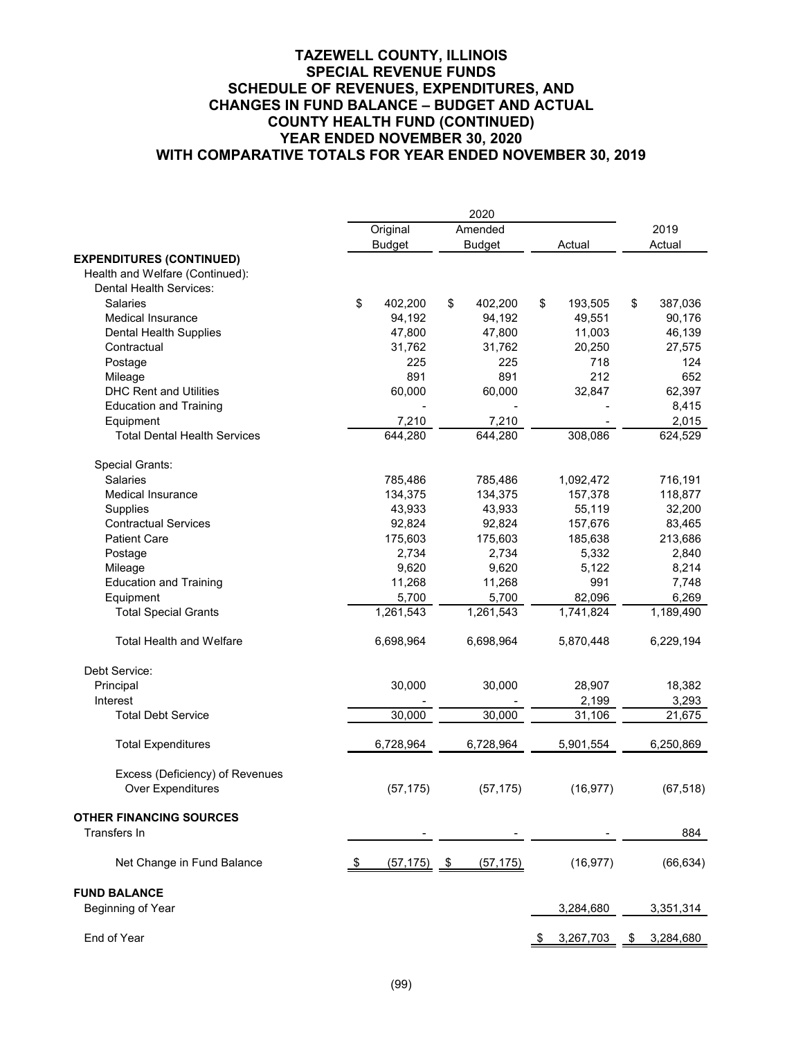# TAZEWELL COUNTY, ILLINOIS
## SPECIAL REVENUE FUNDS
## SCHEDULE OF REVENUES, EXPENDITURES, AND CHANGES IN FUND BALANCE – BUDGET AND ACTUAL
## COUNTY HEALTH FUND (CONTINUED)
## YEAR ENDED NOVEMBER 30, 2020
## WITH COMPARATIVE TOTALS FOR YEAR ENDED NOVEMBER 30, 2019

| | 2020 | | | |
|---|---|---|---|---|
| | Original Budget | Amended Budget | Actual | 2019 Actual |
| **EXPENDITURES (CONTINUED)** | | | | |
| Health and Welfare (Continued): | | | | |
| Dental Health Services: | | | | |
| Salaries | $ 402,200 | $ 402,200 | $ 193,505 | $ 387,036 |
| Medical Insurance | 94,192 | 94,192 | 49,551 | 90,176 |
| Dental Health Supplies | 47,800 | 47,800 | 11,003 | 46,139 |
| Contractual | 31,762 | 31,762 | 20,250 | 27,575 |
| Postage | 225 | 225 | 718 | 124 |
| Mileage | 891 | 891 | 212 | 652 |
| DHC Rent and Utilities | 60,000 | 60,000 | 32,847 | 62,397 |
| Education and Training | - | - | - | 8,415 |
| Equipment | 7,210 | 7,210 | - | 2,015 |
| Total Dental Health Services | 644,280 | 644,280 | 308,086 | 624,529 |
| Special Grants: | | | | |
| Salaries | 785,486 | 785,486 | 1,092,472 | 716,191 |
| Medical Insurance | 134,375 | 134,375 | 157,378 | 118,877 |
| Supplies | 43,933 | 43,933 | 55,119 | 32,200 |
| Contractual Services | 92,824 | 92,824 | 157,676 | 83,465 |
| Patient Care | 175,603 | 175,603 | 185,638 | 213,686 |
| Postage | 2,734 | 2,734 | 5,332 | 2,840 |
| Mileage | 9,620 | 9,620 | 5,122 | 8,214 |
| Education and Training | 11,268 | 11,268 | 991 | 7,748 |
| Equipment | 5,700 | 5,700 | 82,096 | 6,269 |
| Total Special Grants | 1,261,543 | 1,261,543 | 1,741,824 | 1,189,490 |
| Total Health and Welfare | 6,698,964 | 6,698,964 | 5,870,448 | 6,229,194 |
| Debt Service: | | | | |
| Principal | 30,000 | 30,000 | 28,907 | 18,382 |
| Interest | - | - | 2,199 | 3,293 |
| Total Debt Service | 30,000 | 30,000 | 31,106 | 21,675 |
| Total Expenditures | 6,728,964 | 6,728,964 | 5,901,554 | 6,250,869 |
| Excess (Deficiency) of Revenues Over Expenditures | (57,175) | (57,175) | (16,977) | (67,518) |
| **OTHER FINANCING SOURCES** | | | | |
| Transfers In | - | - | - | 884 |
| Net Change in Fund Balance | $ (57,175) | $ (57,175) | (16,977) | (66,634) |
| **FUND BALANCE** | | | | |
| Beginning of Year | | | 3,284,680 | 3,351,314 |
| End of Year | | | $ 3,267,703 | $ 3,284,680 |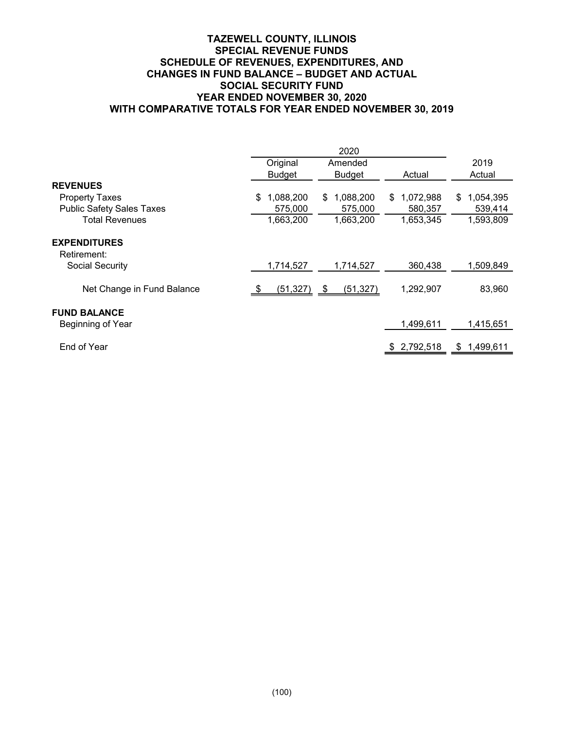# TAZEWELL COUNTY, ILLINOIS
## SPECIAL REVENUE FUNDS
## SCHEDULE OF REVENUES, EXPENDITURES, AND CHANGES IN FUND BALANCE – BUDGET AND ACTUAL
## SOCIAL SECURITY FUND
## YEAR ENDED NOVEMBER 30, 2020
## WITH COMPARATIVE TOTALS FOR YEAR ENDED NOVEMBER 30, 2019

| | 2020 | | | |
|---|---|---|---|---|
| | Original Budget | Amended Budget | Actual | 2019 Actual |
| **REVENUES** | | | | |
| Property Taxes | $ 1,088,200 | $ 1,088,200 | $ 1,072,988 | $ 1,054,395 |
| Public Safety Sales Taxes | 575,000 | 575,000 | 580,357 | 539,414 |
| Total Revenues | 1,663,200 | 1,663,200 | 1,653,345 | 1,593,809 |
| **EXPENDITURES** | | | | |
| Retirement: | | | | |
| Social Security | 1,714,527 | 1,714,527 | 360,438 | 1,509,849 |
| Net Change in Fund Balance | $ (51,327) | $ (51,327) | 1,292,907 | 83,960 |
| **FUND BALANCE** | | | | |
| Beginning of Year | | | 1,499,611 | 1,415,651 |
| End of Year | | | $ 2,792,518 | $ 1,499,611 |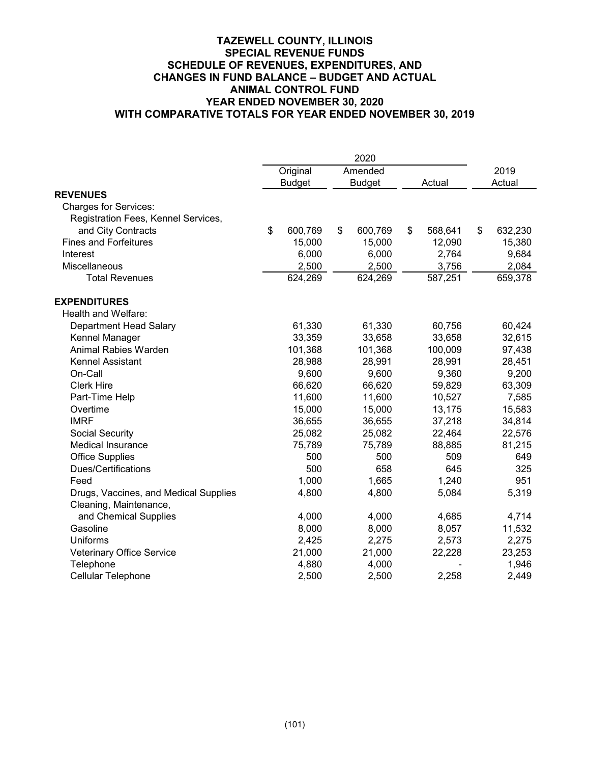**TAZEWELL COUNTY, ILLINOIS**
**SPECIAL REVENUE FUNDS**
**SCHEDULE OF REVENUES, EXPENDITURES, AND CHANGES IN FUND BALANCE – BUDGET AND ACTUAL**
**ANIMAL CONTROL FUND**
**YEAR ENDED NOVEMBER 30, 2020**
**WITH COMPARATIVE TOTALS FOR YEAR ENDED NOVEMBER 30, 2019**

| | 2020 | | | |
|---|---|---|---|---|
| | Original Budget | Amended Budget | Actual | 2019 Actual |
| **REVENUES** | | | | |
| Charges for Services: | | | | |
| Registration Fees, Kennel Services, and City Contracts | $ 600,769 | $ 600,769 | $ 568,641 | $ 632,230 |
| Fines and Forfeitures | 15,000 | 15,000 | 12,090 | 15,380 |
| Interest | 6,000 | 6,000 | 2,764 | 9,684 |
| Miscellaneous | 2,500 | 2,500 | 3,756 | 2,084 |
| Total Revenues | 624,269 | 624,269 | 587,251 | 659,378 |
| **EXPENDITURES** | | | | |
| Health and Welfare: | | | | |
| Department Head Salary | 61,330 | 61,330 | 60,756 | 60,424 |
| Kennel Manager | 33,359 | 33,658 | 33,658 | 32,615 |
| Animal Rabies Warden | 101,368 | 101,368 | 100,009 | 97,438 |
| Kennel Assistant | 28,988 | 28,991 | 28,991 | 28,451 |
| On-Call | 9,600 | 9,600 | 9,360 | 9,200 |
| Clerk Hire | 66,620 | 66,620 | 59,829 | 63,309 |
| Part-Time Help | 11,600 | 11,600 | 10,527 | 7,585 |
| Overtime | 15,000 | 15,000 | 13,175 | 15,583 |
| IMRF | 36,655 | 36,655 | 37,218 | 34,814 |
| Social Security | 25,082 | 25,082 | 22,464 | 22,576 |
| Medical Insurance | 75,789 | 75,789 | 88,885 | 81,215 |
| Office Supplies | 500 | 500 | 509 | 649 |
| Dues/Certifications | 500 | 658 | 645 | 325 |
| Feed | 1,000 | 1,665 | 1,240 | 951 |
| Drugs, Vaccines, and Medical Supplies | 4,800 | 4,800 | 5,084 | 5,319 |
| Cleaning, Maintenance, and Chemical Supplies | 4,000 | 4,000 | 4,685 | 4,714 |
| Gasoline | 8,000 | 8,000 | 8,057 | 11,532 |
| Uniforms | 2,425 | 2,275 | 2,573 | 2,275 |
| Veterinary Office Service | 21,000 | 21,000 | 22,228 | 23,253 |
| Telephone | 4,880 | 4,000 | - | 1,946 |
| Cellular Telephone | 2,500 | 2,500 | 2,258 | 2,449 |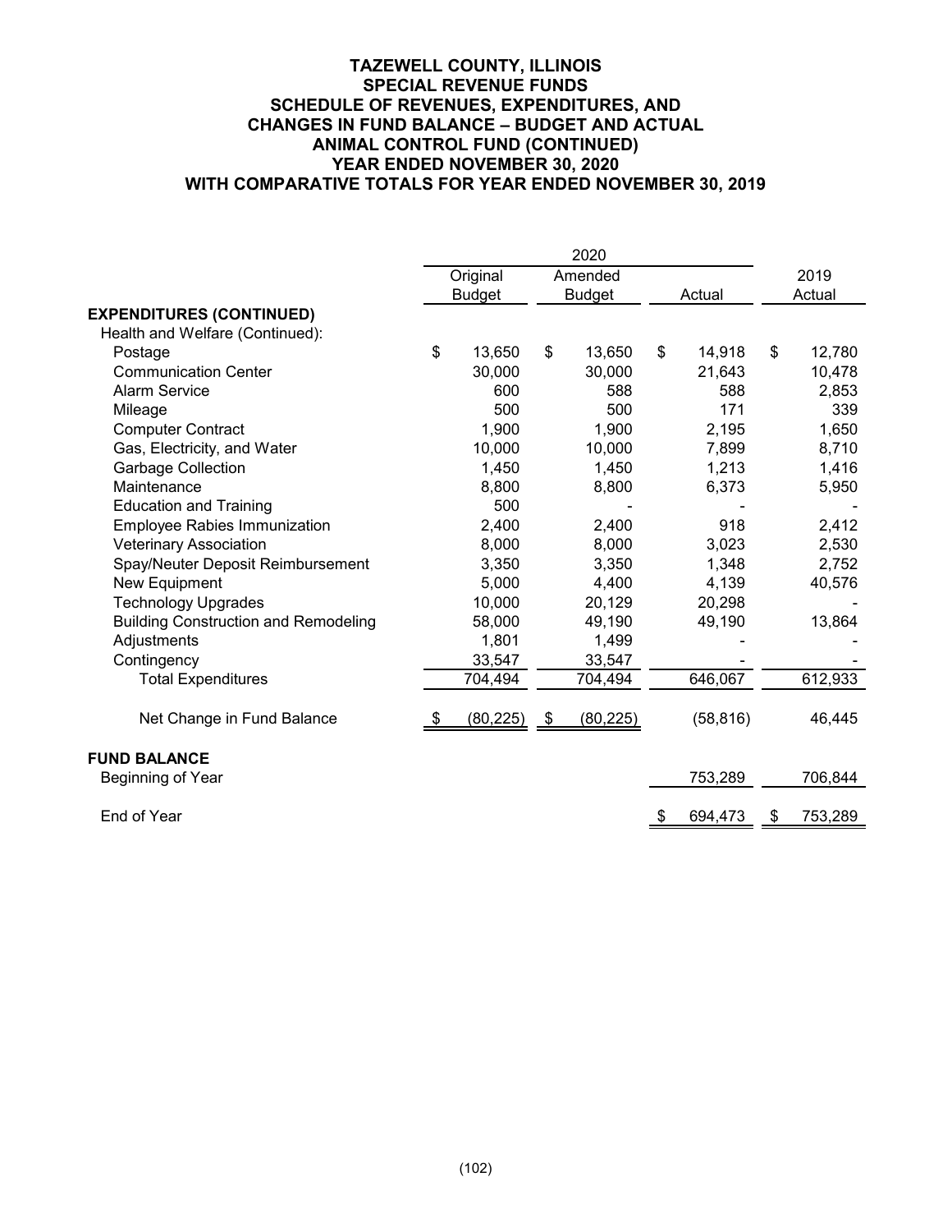# TAZEWELL COUNTY, ILLINOIS
## SPECIAL REVENUE FUNDS
## SCHEDULE OF REVENUES, EXPENDITURES, AND CHANGES IN FUND BALANCE – BUDGET AND ACTUAL
## ANIMAL CONTROL FUND (CONTINUED)
## YEAR ENDED NOVEMBER 30, 2020
## WITH COMPARATIVE TOTALS FOR YEAR ENDED NOVEMBER 30, 2019

| | 2020 | | | |
|---|---|---|---|---|
| | Original Budget | Amended Budget | Actual | 2019 Actual |
| **EXPENDITURES (CONTINUED)** | | | | |
| Health and Welfare (Continued): | | | | |
| Postage | $ 13,650 | $ 13,650 | $ 14,918 | $ 12,780 |
| Communication Center | 30,000 | 30,000 | 21,643 | 10,478 |
| Alarm Service | 600 | 588 | 588 | 2,853 |
| Mileage | 500 | 500 | 171 | 339 |
| Computer Contract | 1,900 | 1,900 | 2,195 | 1,650 |
| Gas, Electricity, and Water | 10,000 | 10,000 | 7,899 | 8,710 |
| Garbage Collection | 1,450 | 1,450 | 1,213 | 1,416 |
| Maintenance | 8,800 | 8,800 | 6,373 | 5,950 |
| Education and Training | 500 | - | - | - |
| Employee Rabies Immunization | 2,400 | 2,400 | 918 | 2,412 |
| Veterinary Association | 8,000 | 8,000 | 3,023 | 2,530 |
| Spay/Neuter Deposit Reimbursement | 3,350 | 3,350 | 1,348 | 2,752 |
| New Equipment | 5,000 | 4,400 | 4,139 | 40,576 |
| Technology Upgrades | 10,000 | 20,129 | 20,298 | - |
| Building Construction and Remodeling | 58,000 | 49,190 | 49,190 | 13,864 |
| Adjustments | 1,801 | 1,499 | - | - |
| Contingency | 33,547 | 33,547 | - | - |
| Total Expenditures | 704,494 | 704,494 | 646,067 | 612,933 |
| Net Change in Fund Balance | $ (80,225) | $ (80,225) | (58,816) | 46,445 |
| **FUND BALANCE** | | | | |
| Beginning of Year | | | 753,289 | 706,844 |
| End of Year | | | $ 694,473 | $ 753,289 |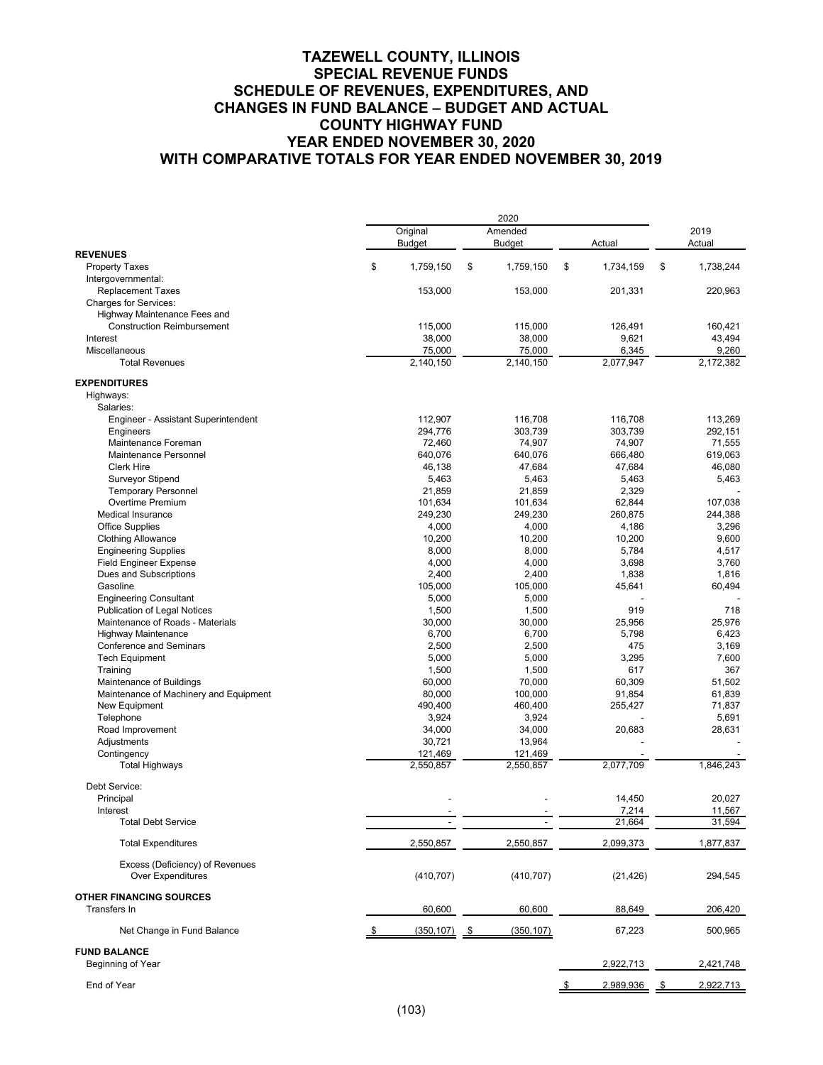# TAZEWELL COUNTY, ILLINOIS
## SPECIAL REVENUE FUNDS
## SCHEDULE OF REVENUES, EXPENDITURES, AND CHANGES IN FUND BALANCE – BUDGET AND ACTUAL
## COUNTY HIGHWAY FUND
## YEAR ENDED NOVEMBER 30, 2020
## WITH COMPARATIVE TOTALS FOR YEAR ENDED NOVEMBER 30, 2019

| | 2020 | | | 2019 |
|---|---|---|---|---|
| | Original Budget | Amended Budget | Actual | Actual |
| **REVENUES** | | | | |
| Property Taxes | $ 1,759,150 | $ 1,759,150 | $ 1,734,159 | $ 1,738,244 |
| Intergovernmental: | | | | |
| Replacement Taxes | 153,000 | 153,000 | 201,331 | 220,963 |
| Charges for Services: | | | | |
| Highway Maintenance Fees and Construction Reimbursement | 115,000 | 115,000 | 126,491 | 160,421 |
| Interest | 38,000 | 38,000 | 9,621 | 43,494 |
| Miscellaneous | 75,000 | 75,000 | 6,345 | 9,260 |
| Total Revenues | 2,140,150 | 2,140,150 | 2,077,947 | 2,172,382 |
| **EXPENDITURES** | | | | |
| Highways: | | | | |
| Salaries: | | | | |
| Engineer - Assistant Superintendent | 112,907 | 116,708 | 116,708 | 113,269 |
| Engineers | 294,776 | 303,739 | 303,739 | 292,151 |
| Maintenance Foreman | 72,460 | 74,907 | 74,907 | 71,555 |
| Maintenance Personnel | 640,076 | 640,076 | 666,480 | 619,063 |
| Clerk Hire | 46,138 | 47,684 | 47,684 | 46,080 |
| Surveyor Stipend | 5,463 | 5,463 | 5,463 | 5,463 |
| Temporary Personnel | 21,859 | 21,859 | 2,329 | - |
| Overtime Premium | 101,634 | 101,634 | 62,844 | 107,038 |
| Medical Insurance | 249,230 | 249,230 | 260,875 | 244,388 |
| Office Supplies | 4,000 | 4,000 | 4,186 | 3,296 |
| Clothing Allowance | 10,200 | 10,200 | 10,200 | 9,600 |
| Engineering Supplies | 8,000 | 8,000 | 5,784 | 4,517 |
| Field Engineer Expense | 4,000 | 4,000 | 3,698 | 3,760 |
| Dues and Subscriptions | 2,400 | 2,400 | 1,838 | 1,816 |
| Gasoline | 105,000 | 105,000 | 45,641 | 60,494 |
| Engineering Consultant | 5,000 | 5,000 | - | - |
| Publication of Legal Notices | 1,500 | 1,500 | 919 | 718 |
| Maintenance of Roads - Materials | 30,000 | 30,000 | 25,956 | 25,976 |
| Highway Maintenance | 6,700 | 6,700 | 5,798 | 6,423 |
| Conference and Seminars | 2,500 | 2,500 | 475 | 3,169 |
| Tech Equipment | 5,000 | 5,000 | 3,295 | 7,600 |
| Training | 1,500 | 1,500 | 617 | 367 |
| Maintenance of Buildings | 60,000 | 70,000 | 60,309 | 51,502 |
| Maintenance of Machinery and Equipment | 80,000 | 100,000 | 91,854 | 61,839 |
| New Equipment | 490,400 | 460,400 | 255,427 | 71,837 |
| Telephone | 3,924 | 3,924 | - | 5,691 |
| Road Improvement | 34,000 | 34,000 | 20,683 | 28,631 |
| Adjustments | 30,721 | 13,964 | - | - |
| Contingency | 121,469 | 121,469 | - | - |
| Total Highways | 2,550,857 | 2,550,857 | 2,077,709 | 1,846,243 |
| Debt Service: | | | | |
| Principal | - | - | 14,450 | 20,027 |
| Interest | - | - | 7,214 | 11,567 |
| Total Debt Service | - | - | 21,664 | 31,594 |
| Total Expenditures | 2,550,857 | 2,550,857 | 2,099,373 | 1,877,837 |
| Excess (Deficiency) of Revenues Over Expenditures | (410,707) | (410,707) | (21,426) | 294,545 |
| **OTHER FINANCING SOURCES** | | | | |
| Transfers In | 60,600 | 60,600 | 88,649 | 206,420 |
| Net Change in Fund Balance | $ (350,107) | $ (350,107) | 67,223 | 500,965 |
| **FUND BALANCE** | | | | |
| Beginning of Year | | | 2,922,713 | 2,421,748 |
| End of Year | | | $ 2,989,936 | $ 2,922,713 |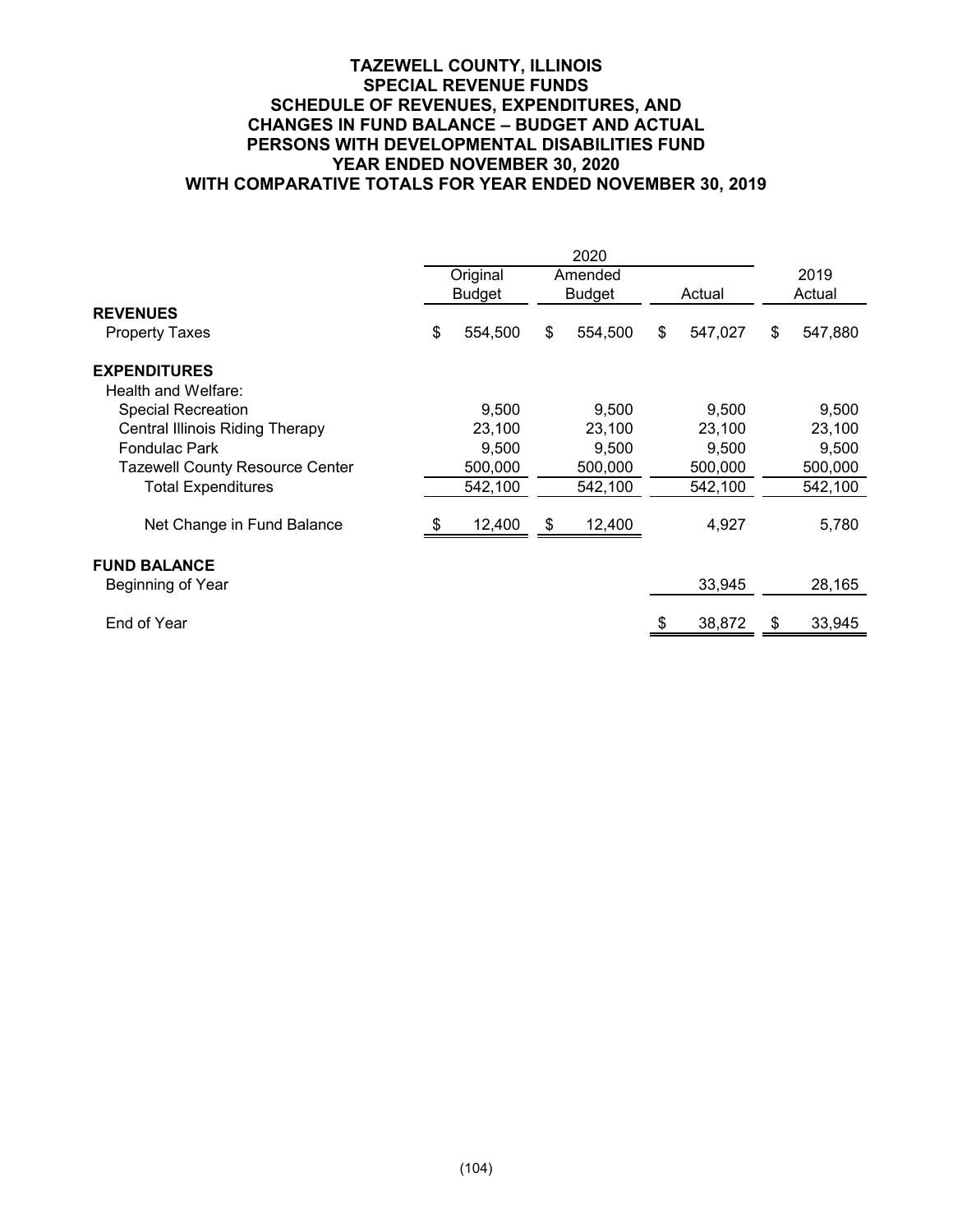# TAZEWELL COUNTY, ILLINOIS
## SPECIAL REVENUE FUNDS
## SCHEDULE OF REVENUES, EXPENDITURES, AND CHANGES IN FUND BALANCE – BUDGET AND ACTUAL
## PERSONS WITH DEVELOPMENTAL DISABILITIES FUND
## YEAR ENDED NOVEMBER 30, 2020
## WITH COMPARATIVE TOTALS FOR YEAR ENDED NOVEMBER 30, 2019

| | 2020 | | | |
|---|---|---|---|---|
| | Original Budget | Amended Budget | Actual | 2019 Actual |
| **REVENUES** | | | | |
| Property Taxes | $ 554,500 | $ 554,500 | $ 547,027 | $ 547,880 |
| **EXPENDITURES** | | | | |
| Health and Welfare: | | | | |
| Special Recreation | 9,500 | 9,500 | 9,500 | 9,500 |
| Central Illinois Riding Therapy | 23,100 | 23,100 | 23,100 | 23,100 |
| Fondulac Park | 9,500 | 9,500 | 9,500 | 9,500 |
| Tazewell County Resource Center | 500,000 | 500,000 | 500,000 | 500,000 |
| Total Expenditures | 542,100 | 542,100 | 542,100 | 542,100 |
| Net Change in Fund Balance | $ 12,400 | $ 12,400 | 4,927 | 5,780 |
| **FUND BALANCE** | | | | |
| Beginning of Year | | | 33,945 | 28,165 |
| End of Year | | | $ 38,872 | $ 33,945 |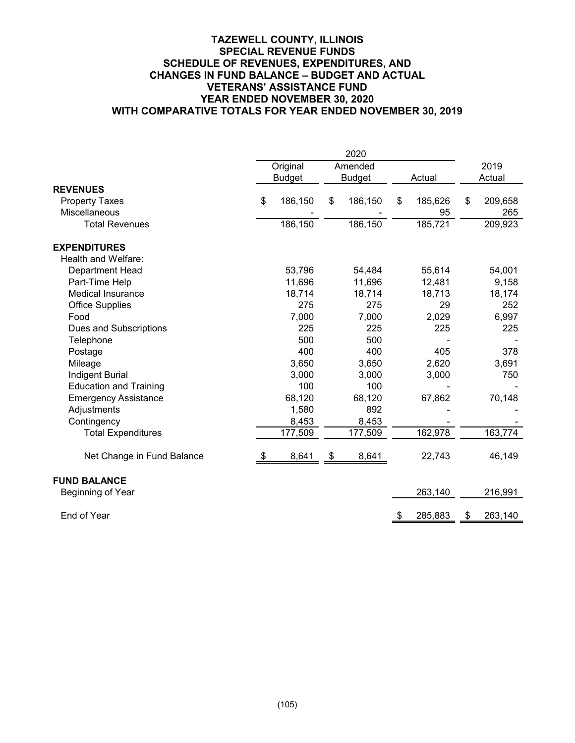# TAZEWELL COUNTY, ILLINOIS
## SPECIAL REVENUE FUNDS
## SCHEDULE OF REVENUES, EXPENDITURES, AND CHANGES IN FUND BALANCE – BUDGET AND ACTUAL
## VETERANS' ASSISTANCE FUND
## YEAR ENDED NOVEMBER 30, 2020
## WITH COMPARATIVE TOTALS FOR YEAR ENDED NOVEMBER 30, 2019

| | 2020 | | | |
|---|---|---|---|---|
| | Original Budget | Amended Budget | Actual | 2019 Actual |
| **REVENUES** | | | | |
| Property Taxes | $ 186,150 | $ 186,150 | $ 185,626 | $ 209,658 |
| Miscellaneous | - | - | 95 | 265 |
| Total Revenues | 186,150 | 186,150 | 185,721 | 209,923 |
| **EXPENDITURES** | | | | |
| Health and Welfare: | | | | |
| Department Head | 53,796 | 54,484 | 55,614 | 54,001 |
| Part-Time Help | 11,696 | 11,696 | 12,481 | 9,158 |
| Medical Insurance | 18,714 | 18,714 | 18,713 | 18,174 |
| Office Supplies | 275 | 275 | 29 | 252 |
| Food | 7,000 | 7,000 | 2,029 | 6,997 |
| Dues and Subscriptions | 225 | 225 | 225 | 225 |
| Telephone | 500 | 500 | - | - |
| Postage | 400 | 400 | 405 | 378 |
| Mileage | 3,650 | 3,650 | 2,620 | 3,691 |
| Indigent Burial | 3,000 | 3,000 | 3,000 | 750 |
| Education and Training | 100 | 100 | - | - |
| Emergency Assistance | 68,120 | 68,120 | 67,862 | 70,148 |
| Adjustments | 1,580 | 892 | - | - |
| Contingency | 8,453 | 8,453 | - | - |
| Total Expenditures | 177,509 | 177,509 | 162,978 | 163,774 |
| Net Change in Fund Balance | $ 8,641 | $ 8,641 | 22,743 | 46,149 |
| **FUND BALANCE** | | | | |
| Beginning of Year | | | 263,140 | 216,991 |
| End of Year | | | $ 285,883 | $ 263,140 |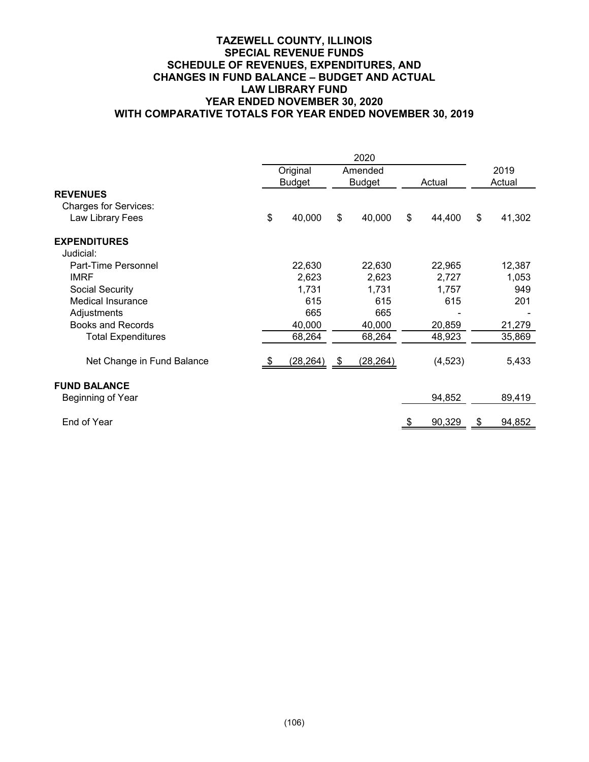# TAZEWELL COUNTY, ILLINOIS
## SPECIAL REVENUE FUNDS
## SCHEDULE OF REVENUES, EXPENDITURES, AND CHANGES IN FUND BALANCE – BUDGET AND ACTUAL
## LAW LIBRARY FUND
## YEAR ENDED NOVEMBER 30, 2020
## WITH COMPARATIVE TOTALS FOR YEAR ENDED NOVEMBER 30, 2019

| | 2020 | | | |
|---|---|---|---|---|
| | Original Budget | Amended Budget | Actual | 2019 Actual |
| **REVENUES** | | | | |
| Charges for Services: | | | | |
| Law Library Fees | $ 40,000 | $ 40,000 | $ 44,400 | $ 41,302 |
| **EXPENDITURES** | | | | |
| Judicial: | | | | |
| Part-Time Personnel | 22,630 | 22,630 | 22,965 | 12,387 |
| IMRF | 2,623 | 2,623 | 2,727 | 1,053 |
| Social Security | 1,731 | 1,731 | 1,757 | 949 |
| Medical Insurance | 615 | 615 | 615 | 201 |
| Adjustments | 665 | 665 | - | - |
| Books and Records | 40,000 | 40,000 | 20,859 | 21,279 |
| Total Expenditures | 68,264 | 68,264 | 48,923 | 35,869 |
| Net Change in Fund Balance | $ (28,264) | $ (28,264) | (4,523) | 5,433 |
| **FUND BALANCE** | | | | |
| Beginning of Year | | | 94,852 | 89,419 |
| End of Year | | | $ 90,329 | $ 94,852 |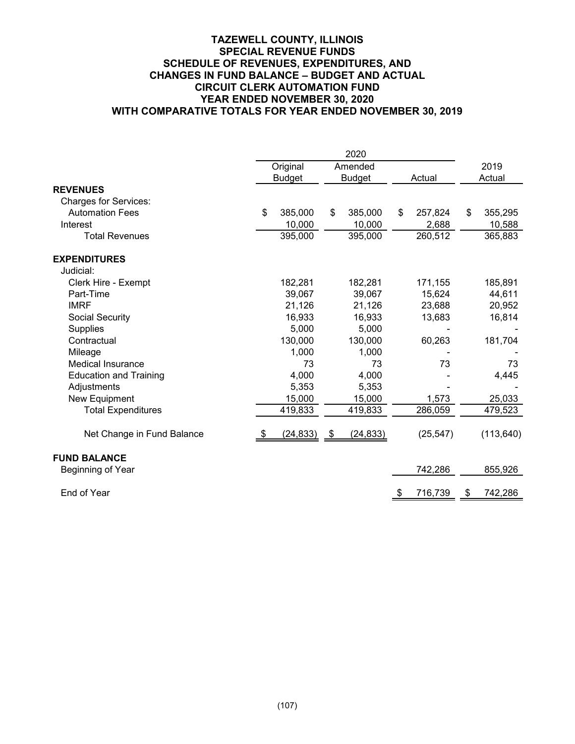# TAZEWELL COUNTY, ILLINOIS
## SPECIAL REVENUE FUNDS
## SCHEDULE OF REVENUES, EXPENDITURES, AND CHANGES IN FUND BALANCE – BUDGET AND ACTUAL
## CIRCUIT CLERK AUTOMATION FUND
## YEAR ENDED NOVEMBER 30, 2020
## WITH COMPARATIVE TOTALS FOR YEAR ENDED NOVEMBER 30, 2019

| | 2020 | | | |
|---|---|---|---|---|
| | Original Budget | Amended Budget | Actual | 2019 Actual |
| **REVENUES** | | | | |
| Charges for Services: | | | | |
| Automation Fees | $ 385,000 | $ 385,000 | $ 257,824 | $ 355,295 |
| Interest | 10,000 | 10,000 | 2,688 | 10,588 |
| Total Revenues | 395,000 | 395,000 | 260,512 | 365,883 |
| **EXPENDITURES** | | | | |
| Judicial: | | | | |
| Clerk Hire - Exempt | 182,281 | 182,281 | 171,155 | 185,891 |
| Part-Time | 39,067 | 39,067 | 15,624 | 44,611 |
| IMRF | 21,126 | 21,126 | 23,688 | 20,952 |
| Social Security | 16,933 | 16,933 | 13,683 | 16,814 |
| Supplies | 5,000 | 5,000 | - | - |
| Contractual | 130,000 | 130,000 | 60,263 | 181,704 |
| Mileage | 1,000 | 1,000 | - | - |
| Medical Insurance | 73 | 73 | 73 | 73 |
| Education and Training | 4,000 | 4,000 | - | 4,445 |
| Adjustments | 5,353 | 5,353 | - | - |
| New Equipment | 15,000 | 15,000 | 1,573 | 25,033 |
| Total Expenditures | 419,833 | 419,833 | 286,059 | 479,523 |
| Net Change in Fund Balance | $ (24,833) | $ (24,833) | (25,547) | (113,640) |
| **FUND BALANCE** | | | | |
| Beginning of Year | | | 742,286 | 855,926 |
| End of Year | | | $ 716,739 | $ 742,286 |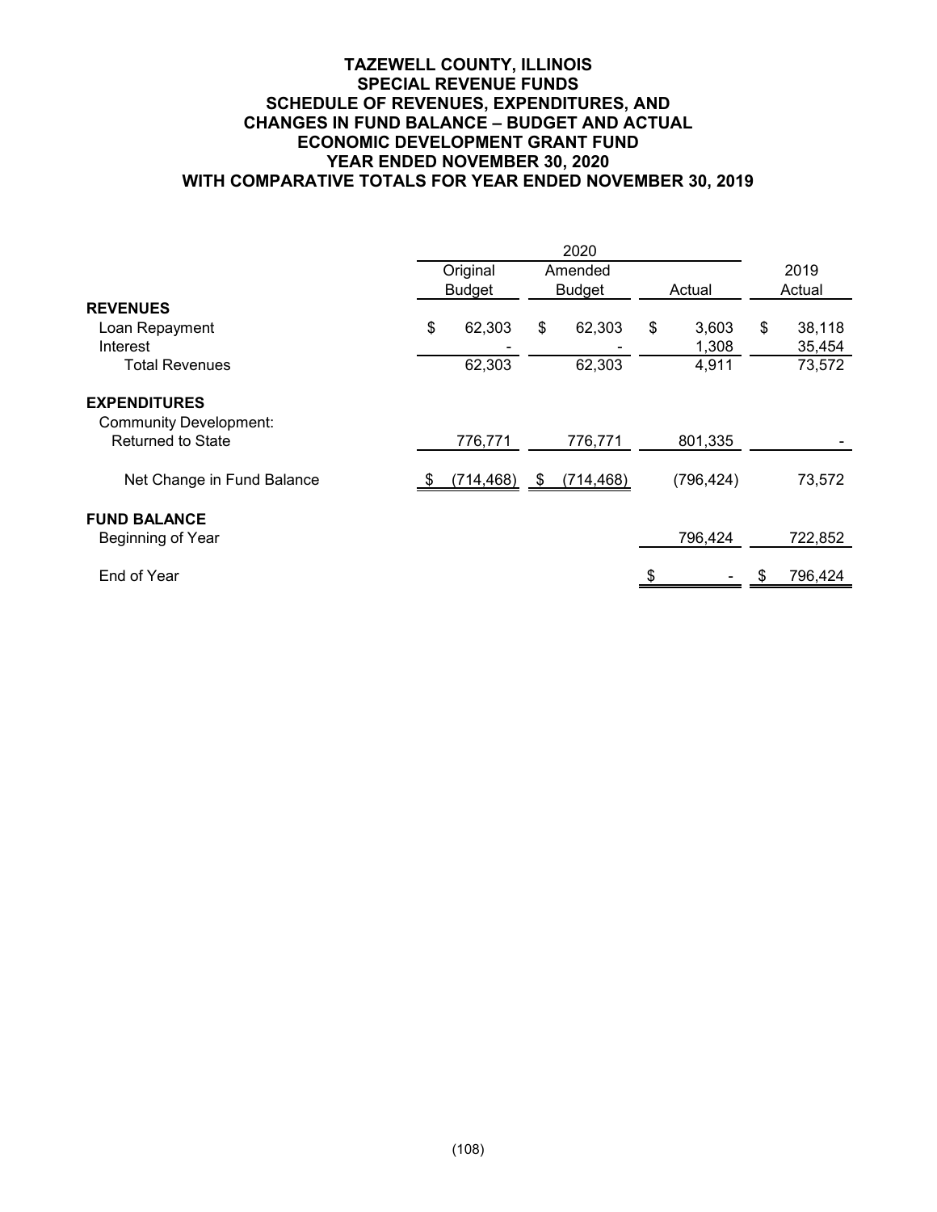# TAZEWELL COUNTY, ILLINOIS
## SPECIAL REVENUE FUNDS
## SCHEDULE OF REVENUES, EXPENDITURES, AND CHANGES IN FUND BALANCE – BUDGET AND ACTUAL
## ECONOMIC DEVELOPMENT GRANT FUND
## YEAR ENDED NOVEMBER 30, 2020
## WITH COMPARATIVE TOTALS FOR YEAR ENDED NOVEMBER 30, 2019

| | 2020 | | | |
|---|---|---|---|---|
| | Original Budget | Amended Budget | Actual | 2019 Actual |
| **REVENUES** | | | | |
| Loan Repayment | $ 62,303 | $ 62,303 | $ 3,603 | $ 38,118 |
| Interest | - | - | 1,308 | 35,454 |
| Total Revenues | 62,303 | 62,303 | 4,911 | 73,572 |
| **EXPENDITURES** | | | | |
| Community Development: | | | | |
| Returned to State | 776,771 | 776,771 | 801,335 | - |
| Net Change in Fund Balance | $ (714,468) | $ (714,468) | (796,424) | 73,572 |
| **FUND BALANCE** | | | | |
| Beginning of Year | | | 796,424 | 722,852 |
| End of Year | | | $ - | $ 796,424 |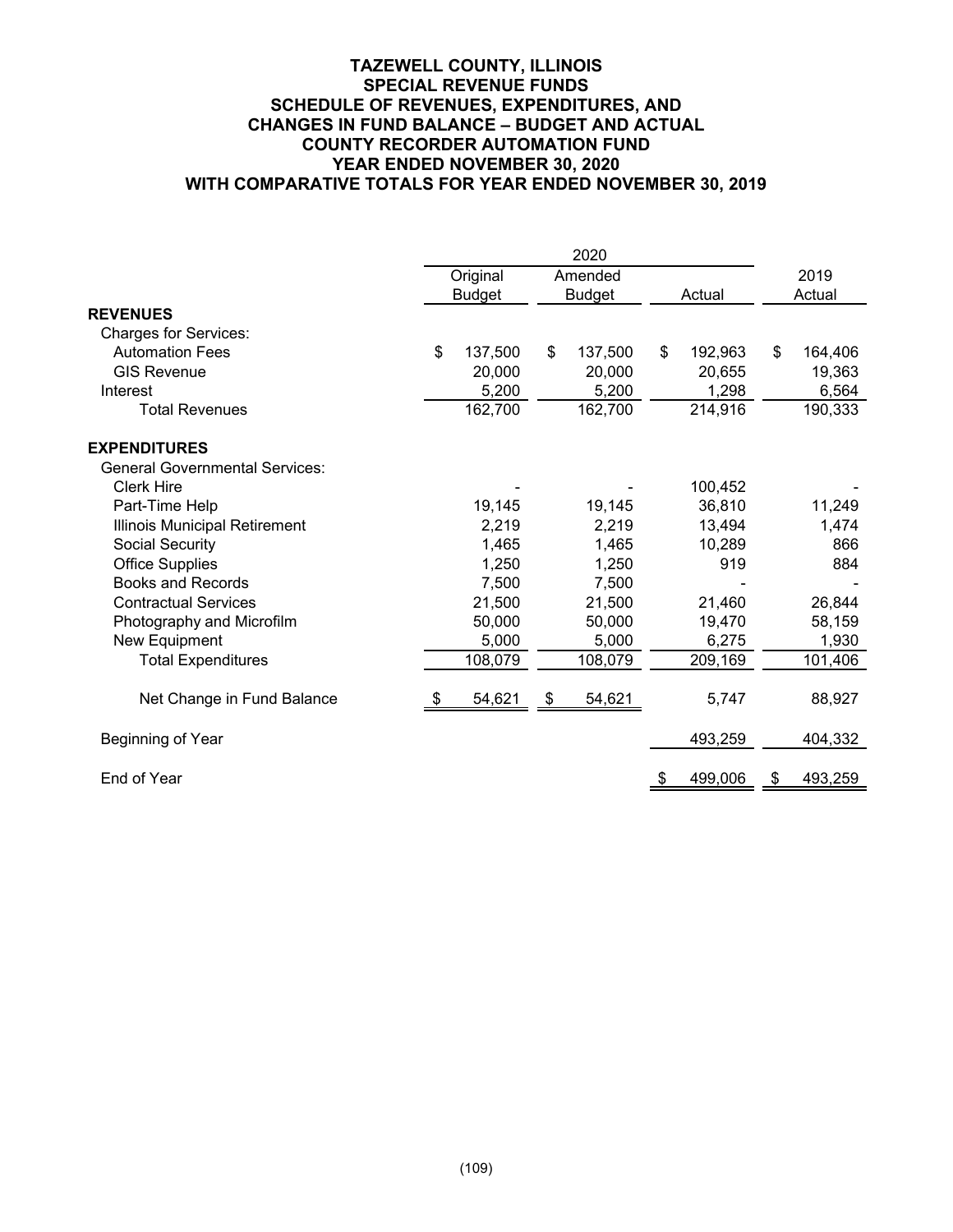# TAZEWELL COUNTY, ILLINOIS
## SPECIAL REVENUE FUNDS
## SCHEDULE OF REVENUES, EXPENDITURES, AND CHANGES IN FUND BALANCE – BUDGET AND ACTUAL
## COUNTY RECORDER AUTOMATION FUND
## YEAR ENDED NOVEMBER 30, 2020
## WITH COMPARATIVE TOTALS FOR YEAR ENDED NOVEMBER 30, 2019

| | 2020 | | | |
|---|---|---|---|---|
| | Original Budget | Amended Budget | Actual | 2019 Actual |
| **REVENUES** | | | | |
| Charges for Services: | | | | |
| Automation Fees | $ 137,500 | $ 137,500 | $ 192,963 | $ 164,406 |
| GIS Revenue | 20,000 | 20,000 | 20,655 | 19,363 |
| Interest | 5,200 | 5,200 | 1,298 | 6,564 |
| Total Revenues | 162,700 | 162,700 | 214,916 | 190,333 |
| **EXPENDITURES** | | | | |
| General Governmental Services: | | | | |
| Clerk Hire | - | - | 100,452 | - |
| Part-Time Help | 19,145 | 19,145 | 36,810 | 11,249 |
| Illinois Municipal Retirement | 2,219 | 2,219 | 13,494 | 1,474 |
| Social Security | 1,465 | 1,465 | 10,289 | 866 |
| Office Supplies | 1,250 | 1,250 | 919 | 884 |
| Books and Records | 7,500 | 7,500 | - | - |
| Contractual Services | 21,500 | 21,500 | 21,460 | 26,844 |
| Photography and Microfilm | 50,000 | 50,000 | 19,470 | 58,159 |
| New Equipment | 5,000 | 5,000 | 6,275 | 1,930 |
| Total Expenditures | 108,079 | 108,079 | 209,169 | 101,406 |
| Net Change in Fund Balance | $ 54,621 | $ 54,621 | 5,747 | 88,927 |
| Beginning of Year | | | 493,259 | 404,332 |
| End of Year | | | $ 499,006 | $ 493,259 |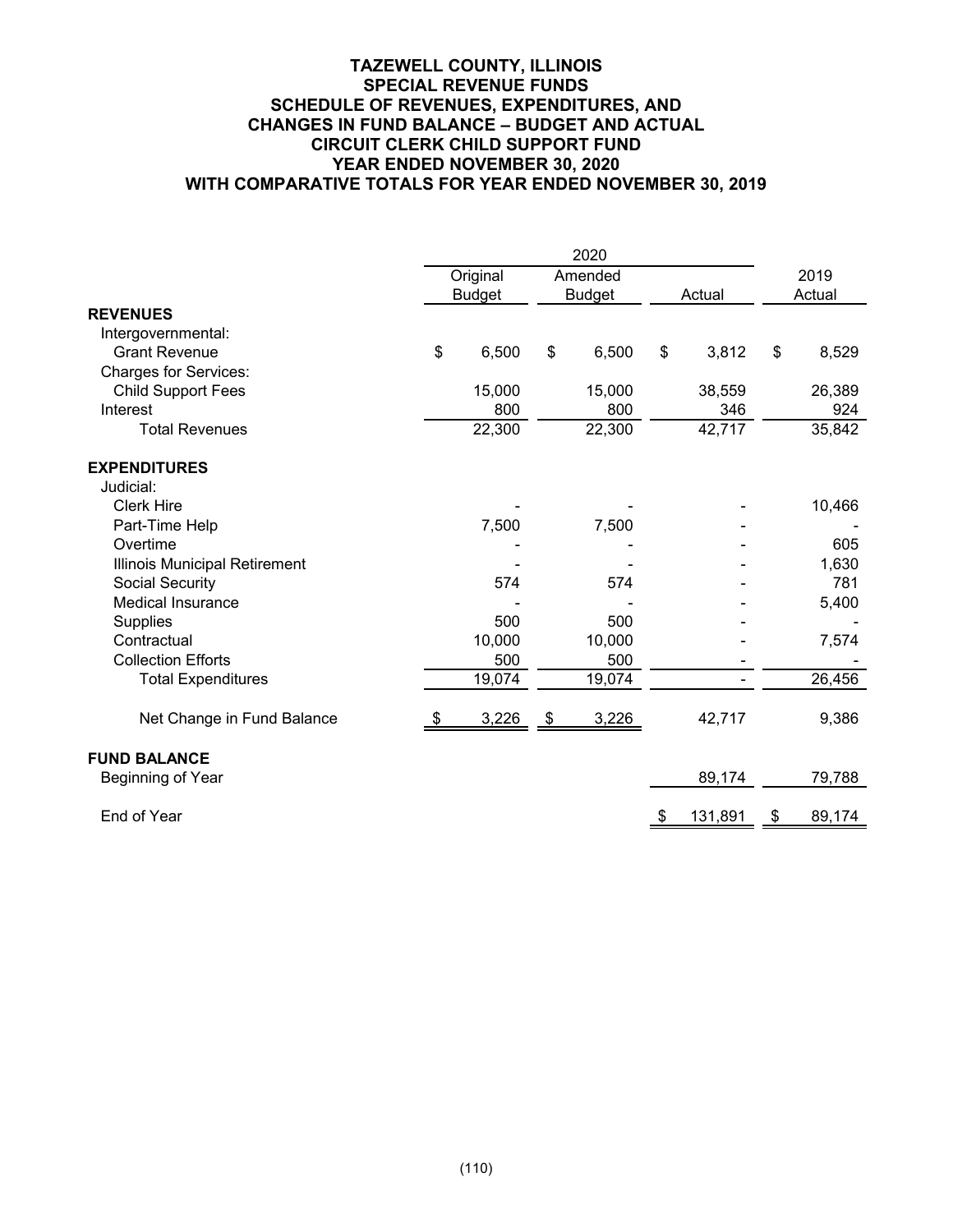# TAZEWELL COUNTY, ILLINOIS
## SPECIAL REVENUE FUNDS
## SCHEDULE OF REVENUES, EXPENDITURES, AND CHANGES IN FUND BALANCE – BUDGET AND ACTUAL
## CIRCUIT CLERK CHILD SUPPORT FUND
## YEAR ENDED NOVEMBER 30, 2020
## WITH COMPARATIVE TOTALS FOR YEAR ENDED NOVEMBER 30, 2019

| | 2020 | | | |
|---|---|---|---|---|
| | Original Budget | Amended Budget | Actual | 2019 Actual |
| **REVENUES** | | | | |
| Intergovernmental: | | | | |
| Grant Revenue | $ 6,500 | $ 6,500 | $ 3,812 | $ 8,529 |
| Charges for Services: | | | | |
| Child Support Fees | 15,000 | 15,000 | 38,559 | 26,389 |
| Interest | 800 | 800 | 346 | 924 |
| Total Revenues | 22,300 | 22,300 | 42,717 | 35,842 |
| **EXPENDITURES** | | | | |
| Judicial: | | | | |
| Clerk Hire | - | - | - | 10,466 |
| Part-Time Help | 7,500 | 7,500 | - | - |
| Overtime | - | - | - | 605 |
| Illinois Municipal Retirement | - | - | - | 1,630 |
| Social Security | 574 | 574 | - | 781 |
| Medical Insurance | - | - | - | 5,400 |
| Supplies | 500 | 500 | - | - |
| Contractual | 10,000 | 10,000 | - | 7,574 |
| Collection Efforts | 500 | 500 | - | - |
| Total Expenditures | 19,074 | 19,074 | - | 26,456 |
| Net Change in Fund Balance | $ 3,226 | $ 3,226 | 42,717 | 9,386 |
| **FUND BALANCE** | | | | |
| Beginning of Year | | | 89,174 | 79,788 |
| End of Year | | | $ 131,891 | $ 89,174 |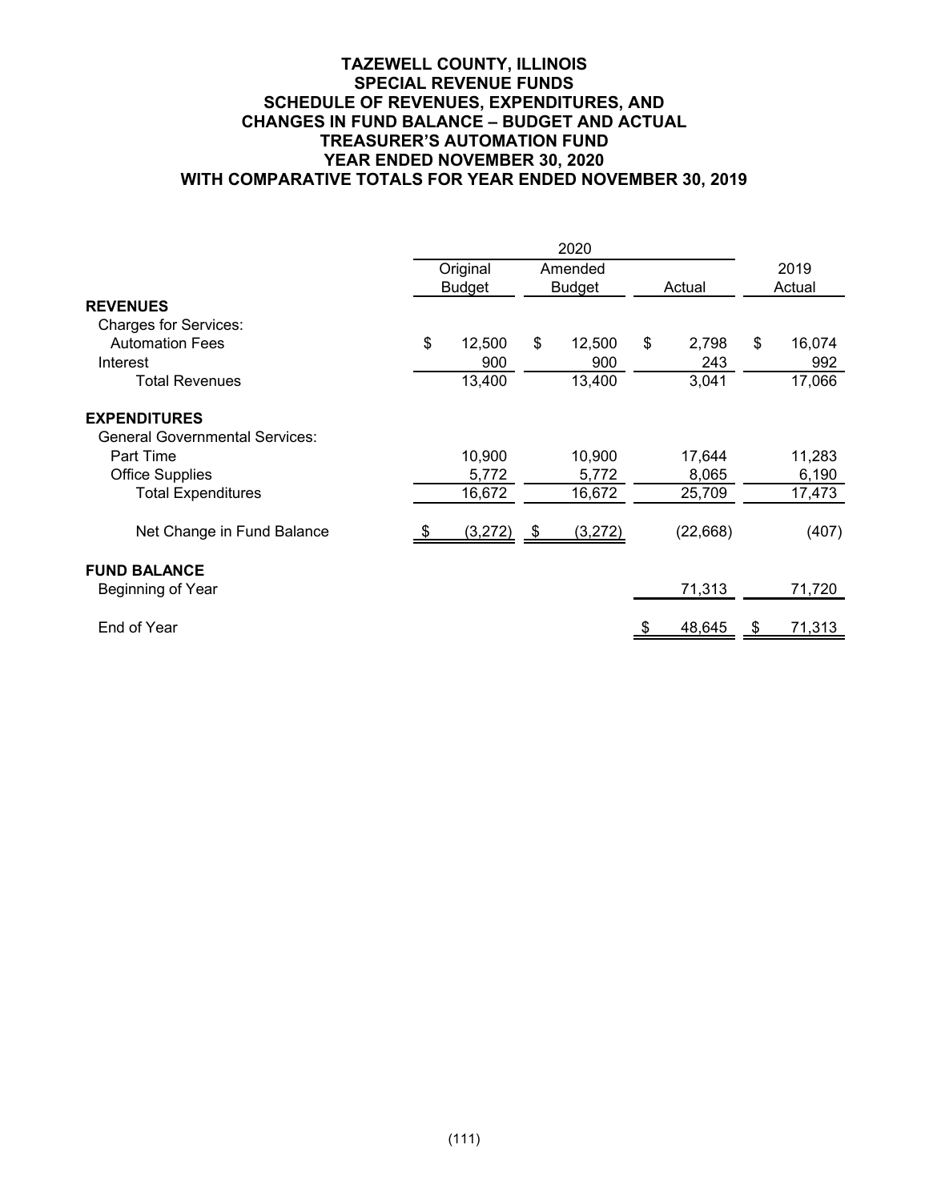# TAZEWELL COUNTY, ILLINOIS
## SPECIAL REVENUE FUNDS
## SCHEDULE OF REVENUES, EXPENDITURES, AND CHANGES IN FUND BALANCE – BUDGET AND ACTUAL
## TREASURER'S AUTOMATION FUND
## YEAR ENDED NOVEMBER 30, 2020
## WITH COMPARATIVE TOTALS FOR YEAR ENDED NOVEMBER 30, 2019

| | 2020 | | | |
|---|---|---|---|---|
| | Original Budget | Amended Budget | Actual | 2019 Actual |
| **REVENUES** | | | | |
| Charges for Services: | | | | |
| Automation Fees | $ 12,500 | $ 12,500 | $ 2,798 | $ 16,074 |
| Interest | 900 | 900 | 243 | 992 |
| Total Revenues | 13,400 | 13,400 | 3,041 | 17,066 |
| **EXPENDITURES** | | | | |
| General Governmental Services: | | | | |
| Part Time | 10,900 | 10,900 | 17,644 | 11,283 |
| Office Supplies | 5,772 | 5,772 | 8,065 | 6,190 |
| Total Expenditures | 16,672 | 16,672 | 25,709 | 17,473 |
| Net Change in Fund Balance | $ (3,272) | $ (3,272) | (22,668) | (407) |
| **FUND BALANCE** | | | | |
| Beginning of Year | | | 71,313 | 71,720 |
| End of Year | | | $ 48,645 | $ 71,313 |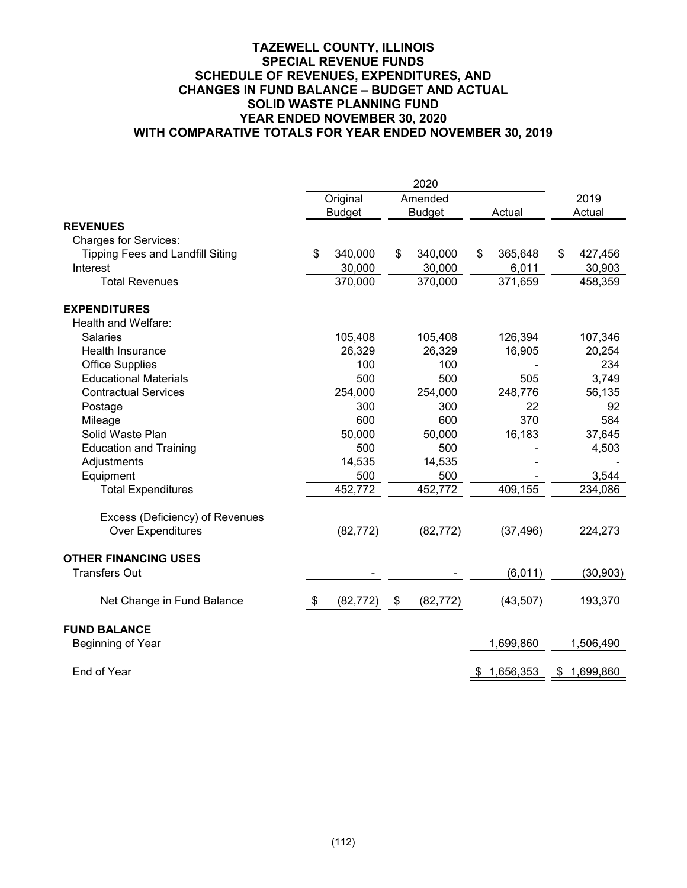# TAZEWELL COUNTY, ILLINOIS
## SPECIAL REVENUE FUNDS
## SCHEDULE OF REVENUES, EXPENDITURES, AND CHANGES IN FUND BALANCE – BUDGET AND ACTUAL
## SOLID WASTE PLANNING FUND
## YEAR ENDED NOVEMBER 30, 2020
## WITH COMPARATIVE TOTALS FOR YEAR ENDED NOVEMBER 30, 2019

| | 2020 | | | |
|---|---|---|---|---|
| | Original Budget | Amended Budget | Actual | 2019 Actual |
| **REVENUES** | | | | |
| Charges for Services: | | | | |
| Tipping Fees and Landfill Siting | $ 340,000 | $ 340,000 | $ 365,648 | $ 427,456 |
| Interest | 30,000 | 30,000 | 6,011 | 30,903 |
| Total Revenues | 370,000 | 370,000 | 371,659 | 458,359 |
| **EXPENDITURES** | | | | |
| Health and Welfare: | | | | |
| Salaries | 105,408 | 105,408 | 126,394 | 107,346 |
| Health Insurance | 26,329 | 26,329 | 16,905 | 20,254 |
| Office Supplies | 100 | 100 | - | 234 |
| Educational Materials | 500 | 500 | 505 | 3,749 |
| Contractual Services | 254,000 | 254,000 | 248,776 | 56,135 |
| Postage | 300 | 300 | 22 | 92 |
| Mileage | 600 | 600 | 370 | 584 |
| Solid Waste Plan | 50,000 | 50,000 | 16,183 | 37,645 |
| Education and Training | 500 | 500 | - | 4,503 |
| Adjustments | 14,535 | 14,535 | - | - |
| Equipment | 500 | 500 | - | 3,544 |
| Total Expenditures | 452,772 | 452,772 | 409,155 | 234,086 |
| Excess (Deficiency) of Revenues Over Expenditures | (82,772) | (82,772) | (37,496) | 224,273 |
| **OTHER FINANCING USES** | | | | |
| Transfers Out | - | - | (6,011) | (30,903) |
| Net Change in Fund Balance | $ (82,772) | $ (82,772) | (43,507) | 193,370 |
| **FUND BALANCE** | | | | |
| Beginning of Year | | | 1,699,860 | 1,506,490 |
| End of Year | | | $ 1,656,353 | $ 1,699,860 |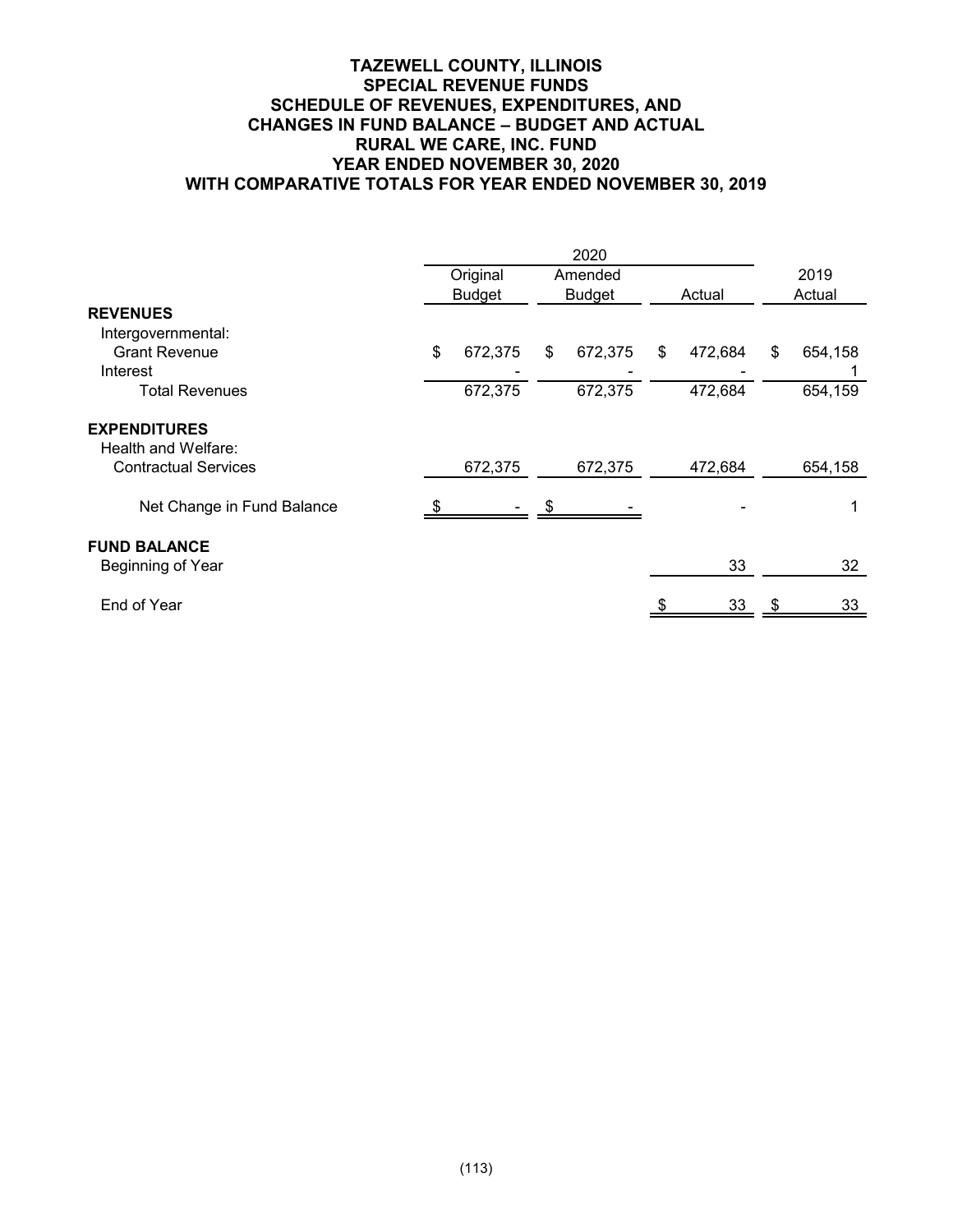# TAZEWELL COUNTY, ILLINOIS
## SPECIAL REVENUE FUNDS
## SCHEDULE OF REVENUES, EXPENDITURES, AND CHANGES IN FUND BALANCE – BUDGET AND ACTUAL
## RURAL WE CARE, INC. FUND
## YEAR ENDED NOVEMBER 30, 2020
## WITH COMPARATIVE TOTALS FOR YEAR ENDED NOVEMBER 30, 2019

| | 2020 | | | |
|---|---|---|---|---|
| | Original Budget | Amended Budget | Actual | 2019 Actual |
| **REVENUES** | | | | |
| Intergovernmental: | | | | |
| Grant Revenue | $ 672,375 | $ 672,375 | $ 472,684 | $ 654,158 |
| Interest | - | - | - | 1 |
| Total Revenues | 672,375 | 672,375 | 472,684 | 654,159 |
| **EXPENDITURES** | | | | |
| Health and Welfare: | | | | |
| Contractual Services | 672,375 | 672,375 | 472,684 | 654,158 |
| Net Change in Fund Balance | $ - | $ - | - | 1 |
| **FUND BALANCE** | | | | |
| Beginning of Year | | | 33 | 32 |
| End of Year | | | $ 33 | $ 33 |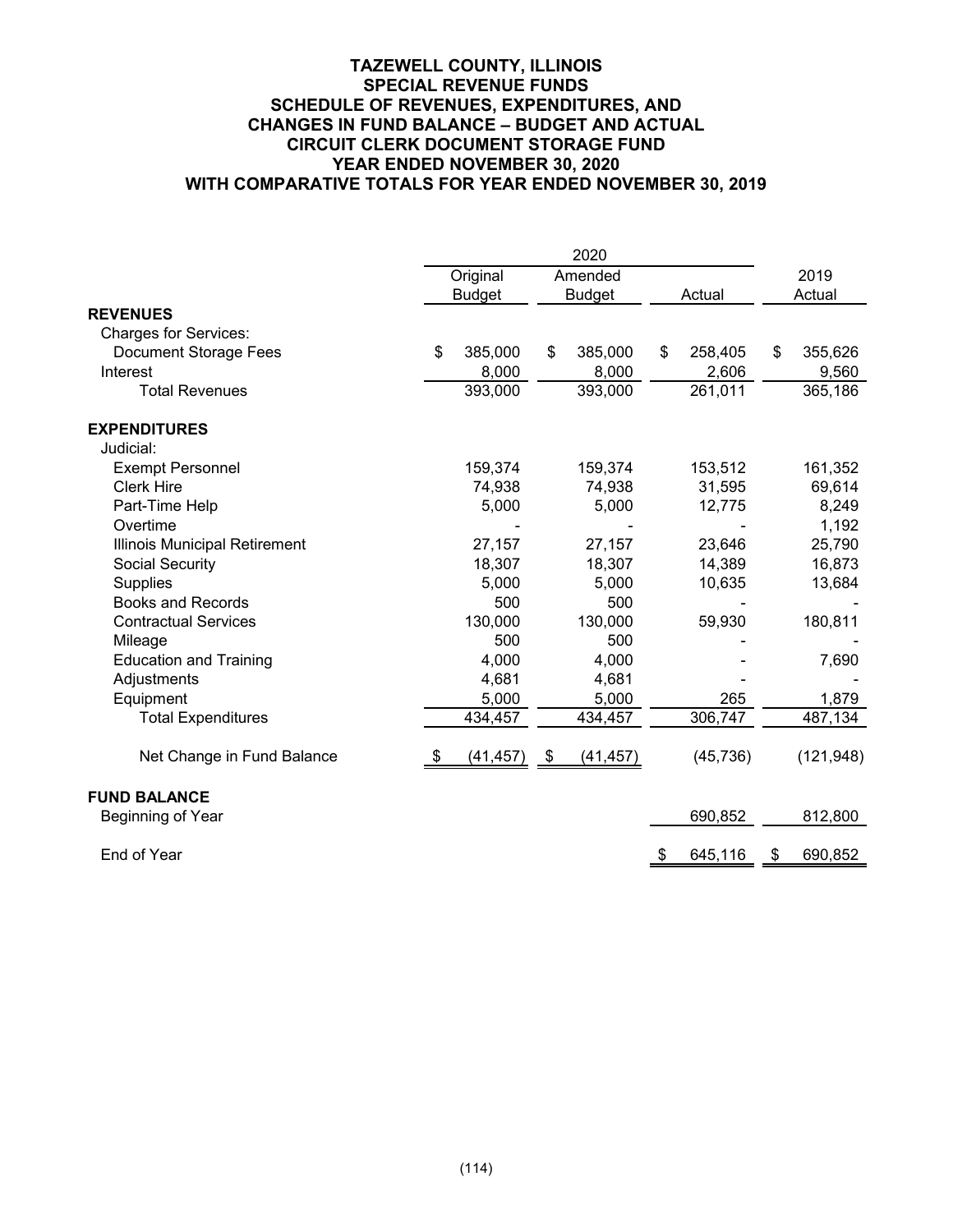# TAZEWELL COUNTY, ILLINOIS
## SPECIAL REVENUE FUNDS
## SCHEDULE OF REVENUES, EXPENDITURES, AND CHANGES IN FUND BALANCE – BUDGET AND ACTUAL
## CIRCUIT CLERK DOCUMENT STORAGE FUND
## YEAR ENDED NOVEMBER 30, 2020
## WITH COMPARATIVE TOTALS FOR YEAR ENDED NOVEMBER 30, 2019

| | 2020 | | | |
|---|---|---|---|---|
| | Original Budget | Amended Budget | Actual | 2019 Actual |
| **REVENUES** | | | | |
| Charges for Services: | | | | |
| Document Storage Fees | $ 385,000 | $ 385,000 | $ 258,405 | $ 355,626 |
| Interest | 8,000 | 8,000 | 2,606 | 9,560 |
| Total Revenues | 393,000 | 393,000 | 261,011 | 365,186 |
| **EXPENDITURES** | | | | |
| Judicial: | | | | |
| Exempt Personnel | 159,374 | 159,374 | 153,512 | 161,352 |
| Clerk Hire | 74,938 | 74,938 | 31,595 | 69,614 |
| Part-Time Help | 5,000 | 5,000 | 12,775 | 8,249 |
| Overtime | - | - | - | 1,192 |
| Illinois Municipal Retirement | 27,157 | 27,157 | 23,646 | 25,790 |
| Social Security | 18,307 | 18,307 | 14,389 | 16,873 |
| Supplies | 5,000 | 5,000 | 10,635 | 13,684 |
| Books and Records | 500 | 500 | - | - |
| Contractual Services | 130,000 | 130,000 | 59,930 | 180,811 |
| Mileage | 500 | 500 | - | - |
| Education and Training | 4,000 | 4,000 | - | 7,690 |
| Adjustments | 4,681 | 4,681 | - | - |
| Equipment | 5,000 | 5,000 | 265 | 1,879 |
| Total Expenditures | 434,457 | 434,457 | 306,747 | 487,134 |
| Net Change in Fund Balance | $ (41,457) | $ (41,457) | (45,736) | (121,948) |
| **FUND BALANCE** | | | | |
| Beginning of Year | | | 690,852 | 812,800 |
| End of Year | | | $ 645,116 | $ 690,852 |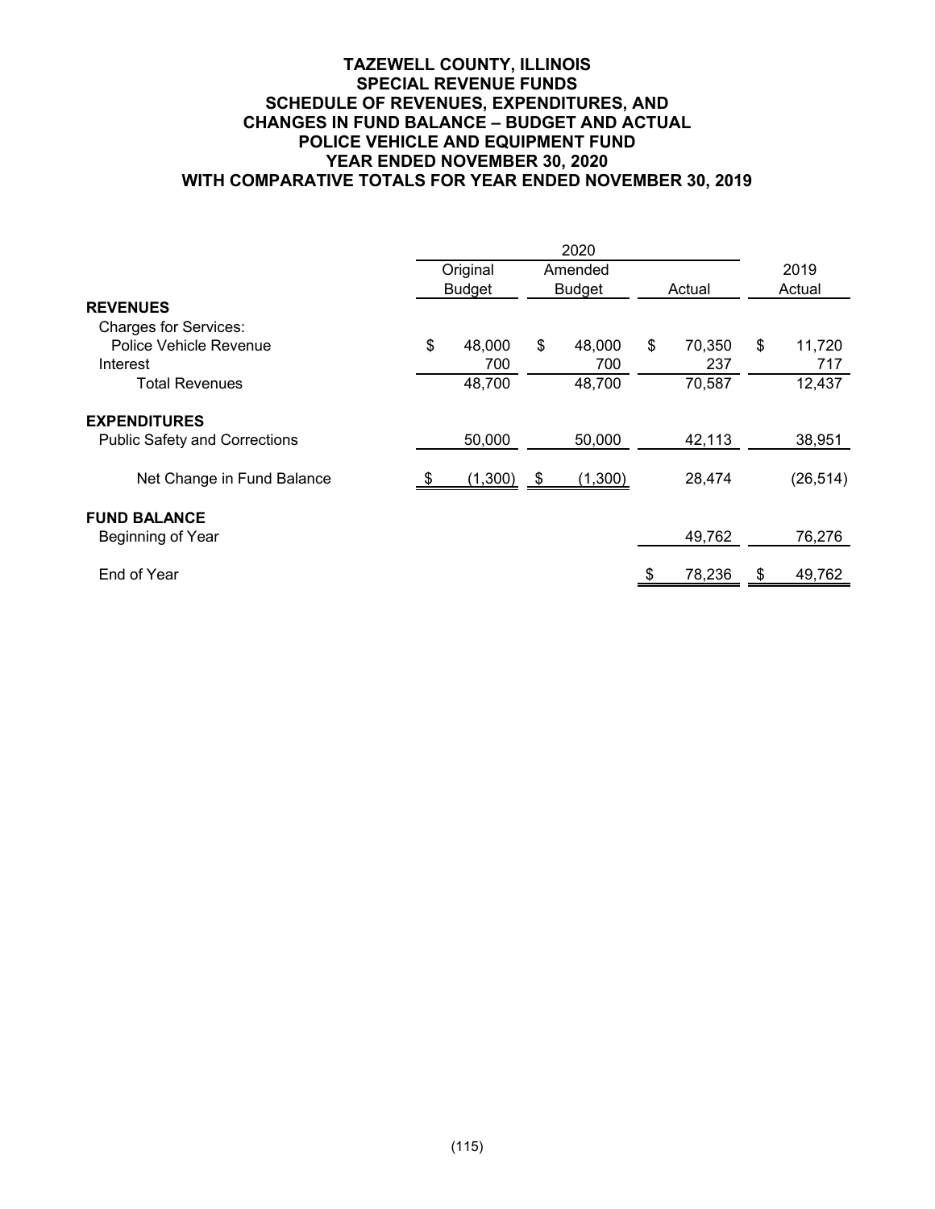# TAZEWELL COUNTY, ILLINOIS
## SPECIAL REVENUE FUNDS
## SCHEDULE OF REVENUES, EXPENDITURES, AND CHANGES IN FUND BALANCE – BUDGET AND ACTUAL
## POLICE VEHICLE AND EQUIPMENT FUND
## YEAR ENDED NOVEMBER 30, 2020
## WITH COMPARATIVE TOTALS FOR YEAR ENDED NOVEMBER 30, 2019

| | 2020 | | | 2019 |
|---|---|---|---|---|
| | Original Budget | Amended Budget | Actual | Actual |
| **REVENUES** | | | | |
| Charges for Services: | | | | |
| Police Vehicle Revenue | $ 48,000 | $ 48,000 | $ 70,350 | $ 11,720 |
| Interest | 700 | 700 | 237 | 717 |
| Total Revenues | 48,700 | 48,700 | 70,587 | 12,437 |
| **EXPENDITURES** | | | | |
| Public Safety and Corrections | 50,000 | 50,000 | 42,113 | 38,951 |
| Net Change in Fund Balance | $ (1,300) | $ (1,300) | 28,474 | (26,514) |
| **FUND BALANCE** | | | | |
| Beginning of Year | | | 49,762 | 76,276 |
| End of Year | | | $ 78,236 | $ 49,762 |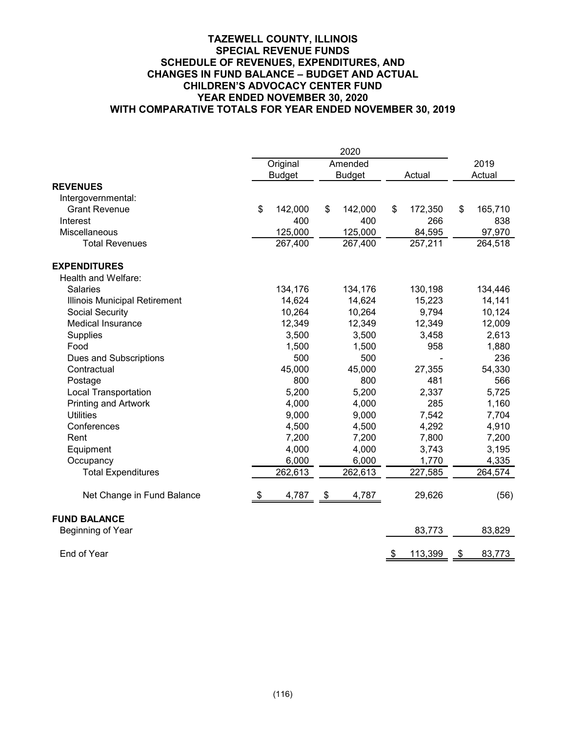# TAZEWELL COUNTY, ILLINOIS
## SPECIAL REVENUE FUNDS
## SCHEDULE OF REVENUES, EXPENDITURES, AND CHANGES IN FUND BALANCE – BUDGET AND ACTUAL
## CHILDREN'S ADVOCACY CENTER FUND
## YEAR ENDED NOVEMBER 30, 2020
## WITH COMPARATIVE TOTALS FOR YEAR ENDED NOVEMBER 30, 2019

| | 2020 | | | |
|---|---|---|---|---|
| | Original Budget | Amended Budget | Actual | 2019 Actual |
| **REVENUES** | | | | |
| Intergovernmental: | | | | |
| Grant Revenue | $ 142,000 | $ 142,000 | $ 172,350 | $ 165,710 |
| Interest | 400 | 400 | 266 | 838 |
| Miscellaneous | 125,000 | 125,000 | 84,595 | 97,970 |
| Total Revenues | 267,400 | 267,400 | 257,211 | 264,518 |
| **EXPENDITURES** | | | | |
| Health and Welfare: | | | | |
| Salaries | 134,176 | 134,176 | 130,198 | 134,446 |
| Illinois Municipal Retirement | 14,624 | 14,624 | 15,223 | 14,141 |
| Social Security | 10,264 | 10,264 | 9,794 | 10,124 |
| Medical Insurance | 12,349 | 12,349 | 12,349 | 12,009 |
| Supplies | 3,500 | 3,500 | 3,458 | 2,613 |
| Food | 1,500 | 1,500 | 958 | 1,880 |
| Dues and Subscriptions | 500 | 500 | - | 236 |
| Contractual | 45,000 | 45,000 | 27,355 | 54,330 |
| Postage | 800 | 800 | 481 | 566 |
| Local Transportation | 5,200 | 5,200 | 2,337 | 5,725 |
| Printing and Artwork | 4,000 | 4,000 | 285 | 1,160 |
| Utilities | 9,000 | 9,000 | 7,542 | 7,704 |
| Conferences | 4,500 | 4,500 | 4,292 | 4,910 |
| Rent | 7,200 | 7,200 | 7,800 | 7,200 |
| Equipment | 4,000 | 4,000 | 3,743 | 3,195 |
| Occupancy | 6,000 | 6,000 | 1,770 | 4,335 |
| Total Expenditures | 262,613 | 262,613 | 227,585 | 264,574 |
| Net Change in Fund Balance | $ 4,787 | $ 4,787 | 29,626 | (56) |
| **FUND BALANCE** | | | | |
| Beginning of Year | | | 83,773 | 83,829 |
| End of Year | | | $ 113,399 | $ 83,773 |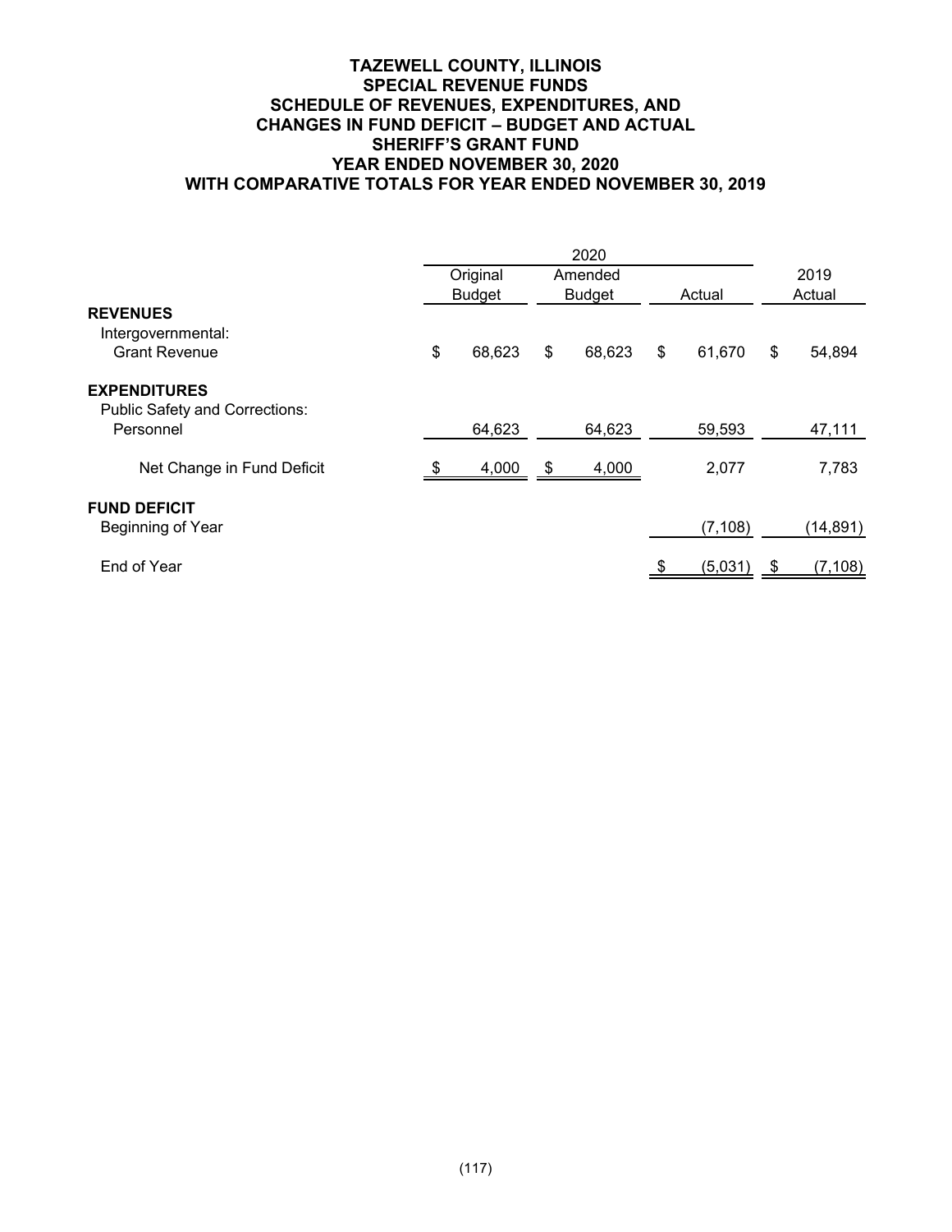# TAZEWELL COUNTY, ILLINOIS
## SPECIAL REVENUE FUNDS
## SCHEDULE OF REVENUES, EXPENDITURES, AND CHANGES IN FUND DEFICIT – BUDGET AND ACTUAL
## SHERIFF'S GRANT FUND
## YEAR ENDED NOVEMBER 30, 2020
## WITH COMPARATIVE TOTALS FOR YEAR ENDED NOVEMBER 30, 2019

| | 2020 | | | |
|---|---|---|---|---|
| | Original Budget | Amended Budget | Actual | 2019 Actual |
| **REVENUES** | | | | |
| Intergovernmental: | | | | |
| Grant Revenue | $ 68,623 | $ 68,623 | $ 61,670 | $ 54,894 |
| **EXPENDITURES** | | | | |
| Public Safety and Corrections: | | | | |
| Personnel | 64,623 | 64,623 | 59,593 | 47,111 |
| Net Change in Fund Deficit | $ 4,000 | $ 4,000 | 2,077 | 7,783 |
| **FUND DEFICIT** | | | | |
| Beginning of Year | | | (7,108) | (14,891) |
| End of Year | | | $ (5,031) | $ (7,108) |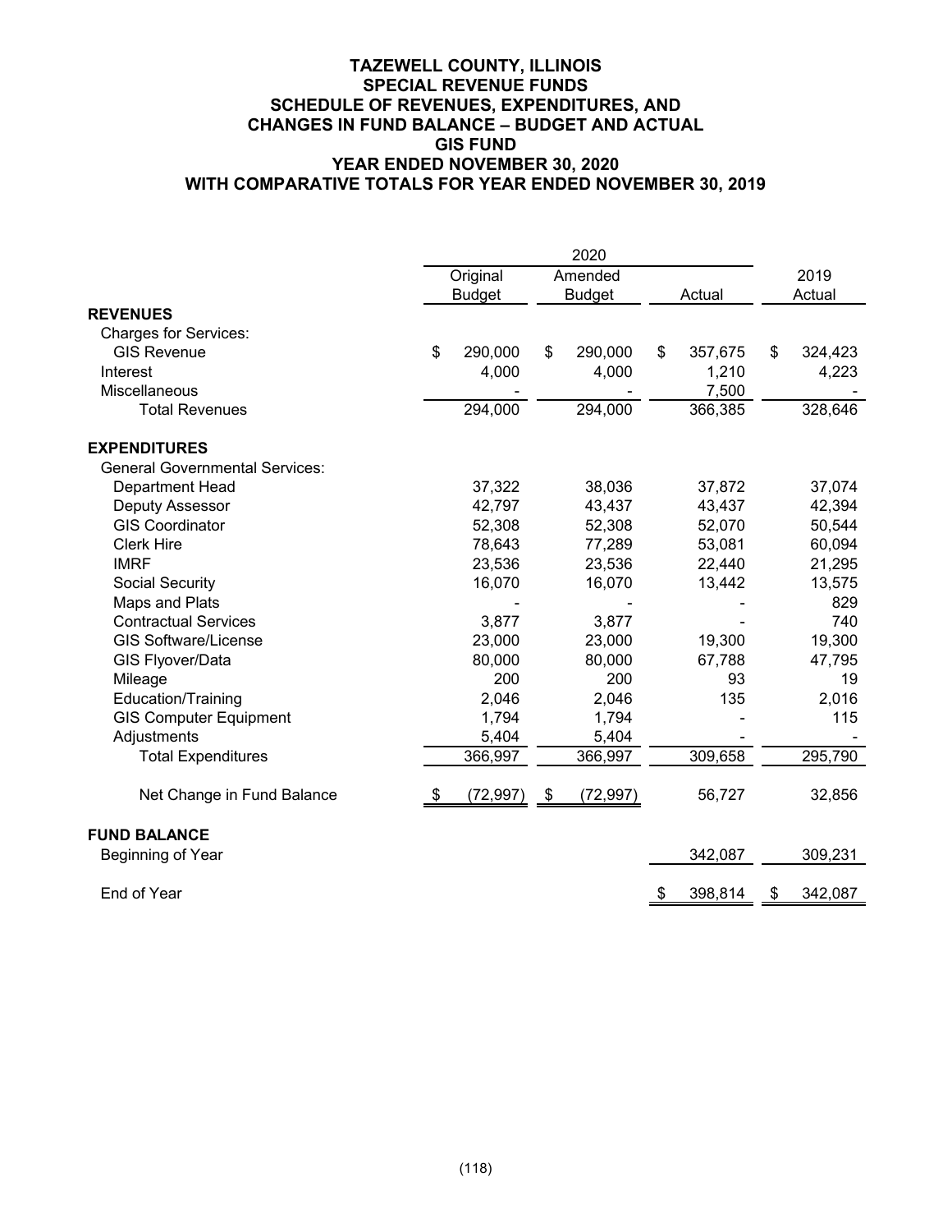# TAZEWELL COUNTY, ILLINOIS
## SPECIAL REVENUE FUNDS
## SCHEDULE OF REVENUES, EXPENDITURES, AND CHANGES IN FUND BALANCE – BUDGET AND ACTUAL
## GIS FUND
## YEAR ENDED NOVEMBER 30, 2020
## WITH COMPARATIVE TOTALS FOR YEAR ENDED NOVEMBER 30, 2019

| | 2020 | | | |
|---|---|---|---|---|
| | Original Budget | Amended Budget | Actual | 2019 Actual |
| **REVENUES** | | | | |
| Charges for Services: | | | | |
| GIS Revenue | $ 290,000 | $ 290,000 | $ 357,675 | $ 324,423 |
| Interest | 4,000 | 4,000 | 1,210 | 4,223 |
| Miscellaneous | - | - | 7,500 | - |
| Total Revenues | 294,000 | 294,000 | 366,385 | 328,646 |
| **EXPENDITURES** | | | | |
| General Governmental Services: | | | | |
| Department Head | 37,322 | 38,036 | 37,872 | 37,074 |
| Deputy Assessor | 42,797 | 43,437 | 43,437 | 42,394 |
| GIS Coordinator | 52,308 | 52,308 | 52,070 | 50,544 |
| Clerk Hire | 78,643 | 77,289 | 53,081 | 60,094 |
| IMRF | 23,536 | 23,536 | 22,440 | 21,295 |
| Social Security | 16,070 | 16,070 | 13,442 | 13,575 |
| Maps and Plats | - | - | - | 829 |
| Contractual Services | 3,877 | 3,877 | - | 740 |
| GIS Software/License | 23,000 | 23,000 | 19,300 | 19,300 |
| GIS Flyover/Data | 80,000 | 80,000 | 67,788 | 47,795 |
| Mileage | 200 | 200 | 93 | 19 |
| Education/Training | 2,046 | 2,046 | 135 | 2,016 |
| GIS Computer Equipment | 1,794 | 1,794 | - | 115 |
| Adjustments | 5,404 | 5,404 | - | - |
| Total Expenditures | 366,997 | 366,997 | 309,658 | 295,790 |
| Net Change in Fund Balance | $ (72,997) | $ (72,997) | 56,727 | 32,856 |
| **FUND BALANCE** | | | | |
| Beginning of Year | | | 342,087 | 309,231 |
| End of Year | | | $ 398,814 | $ 342,087 |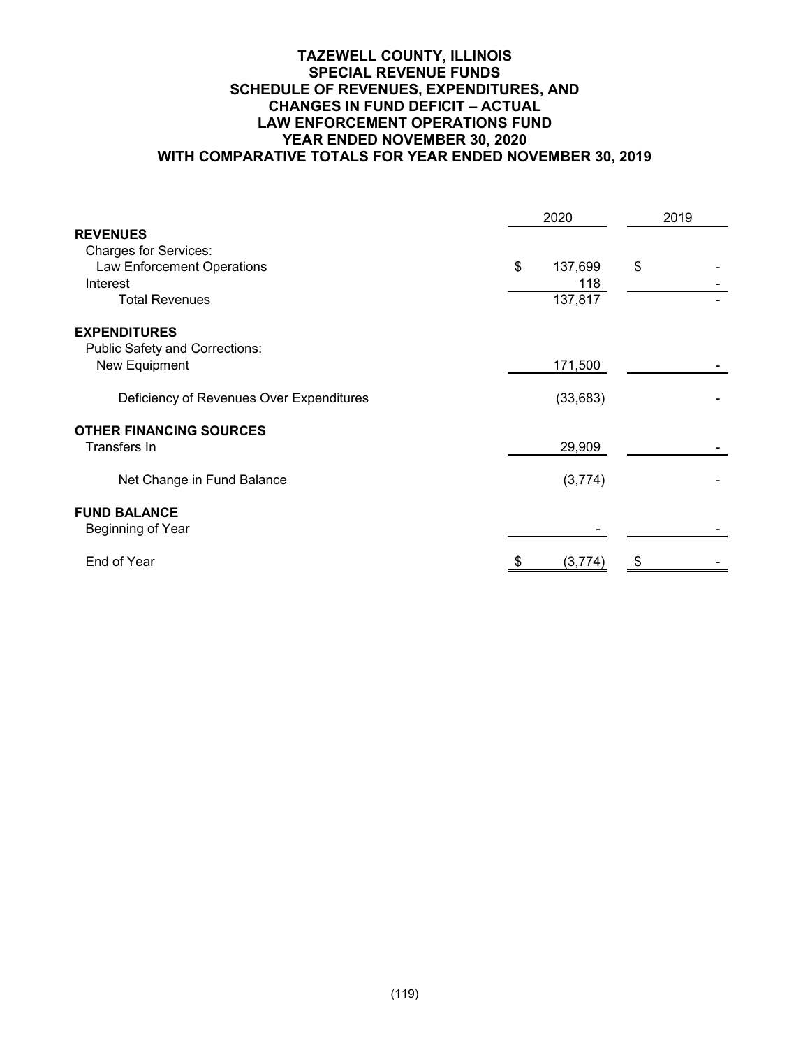# TAZEWELL COUNTY, ILLINOIS
## SPECIAL REVENUE FUNDS
## SCHEDULE OF REVENUES, EXPENDITURES, AND CHANGES IN FUND DEFICIT – ACTUAL
## LAW ENFORCEMENT OPERATIONS FUND
## YEAR ENDED NOVEMBER 30, 2020
## WITH COMPARATIVE TOTALS FOR YEAR ENDED NOVEMBER 30, 2019

| | 2020 | 2019 |
|---|---|---|
| **REVENUES** | | |
| Charges for Services: | | |
| Law Enforcement Operations | $ 137,699 | $ - |
| Interest | 118 | - |
| Total Revenues | 137,817 | - |
| **EXPENDITURES** | | |
| Public Safety and Corrections: | | |
| New Equipment | 171,500 | - |
| Deficiency of Revenues Over Expenditures | (33,683) | - |
| **OTHER FINANCING SOURCES** | | |
| Transfers In | 29,909 | - |
| Net Change in Fund Balance | (3,774) | - |
| **FUND BALANCE** | | |
| Beginning of Year | - | - |
| End of Year | $ (3,774) | $ - |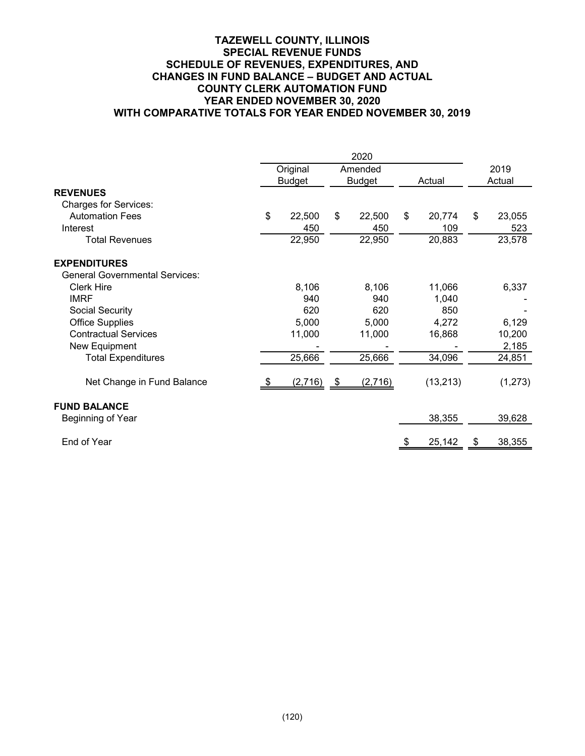# TAZEWELL COUNTY, ILLINOIS
## SPECIAL REVENUE FUNDS
## SCHEDULE OF REVENUES, EXPENDITURES, AND CHANGES IN FUND BALANCE – BUDGET AND ACTUAL
## COUNTY CLERK AUTOMATION FUND
## YEAR ENDED NOVEMBER 30, 2020
## WITH COMPARATIVE TOTALS FOR YEAR ENDED NOVEMBER 30, 2019

| | 2020 | | | |
|---|---|---|---|---|
| | Original Budget | Amended Budget | Actual | 2019 Actual |
| **REVENUES** | | | | |
| Charges for Services: | | | | |
| Automation Fees | $ 22,500 | $ 22,500 | $ 20,774 | $ 23,055 |
| Interest | 450 | 450 | 109 | 523 |
| Total Revenues | 22,950 | 22,950 | 20,883 | 23,578 |
| **EXPENDITURES** | | | | |
| General Governmental Services: | | | | |
| Clerk Hire | 8,106 | 8,106 | 11,066 | 6,337 |
| IMRF | 940 | 940 | 1,040 | - |
| Social Security | 620 | 620 | 850 | - |
| Office Supplies | 5,000 | 5,000 | 4,272 | 6,129 |
| Contractual Services | 11,000 | 11,000 | 16,868 | 10,200 |
| New Equipment | - | - | - | 2,185 |
| Total Expenditures | 25,666 | 25,666 | 34,096 | 24,851 |
| Net Change in Fund Balance | $ (2,716) | $ (2,716) | (13,213) | (1,273) |
| **FUND BALANCE** | | | | |
| Beginning of Year | | | 38,355 | 39,628 |
| End of Year | | | $ 25,142 | $ 38,355 |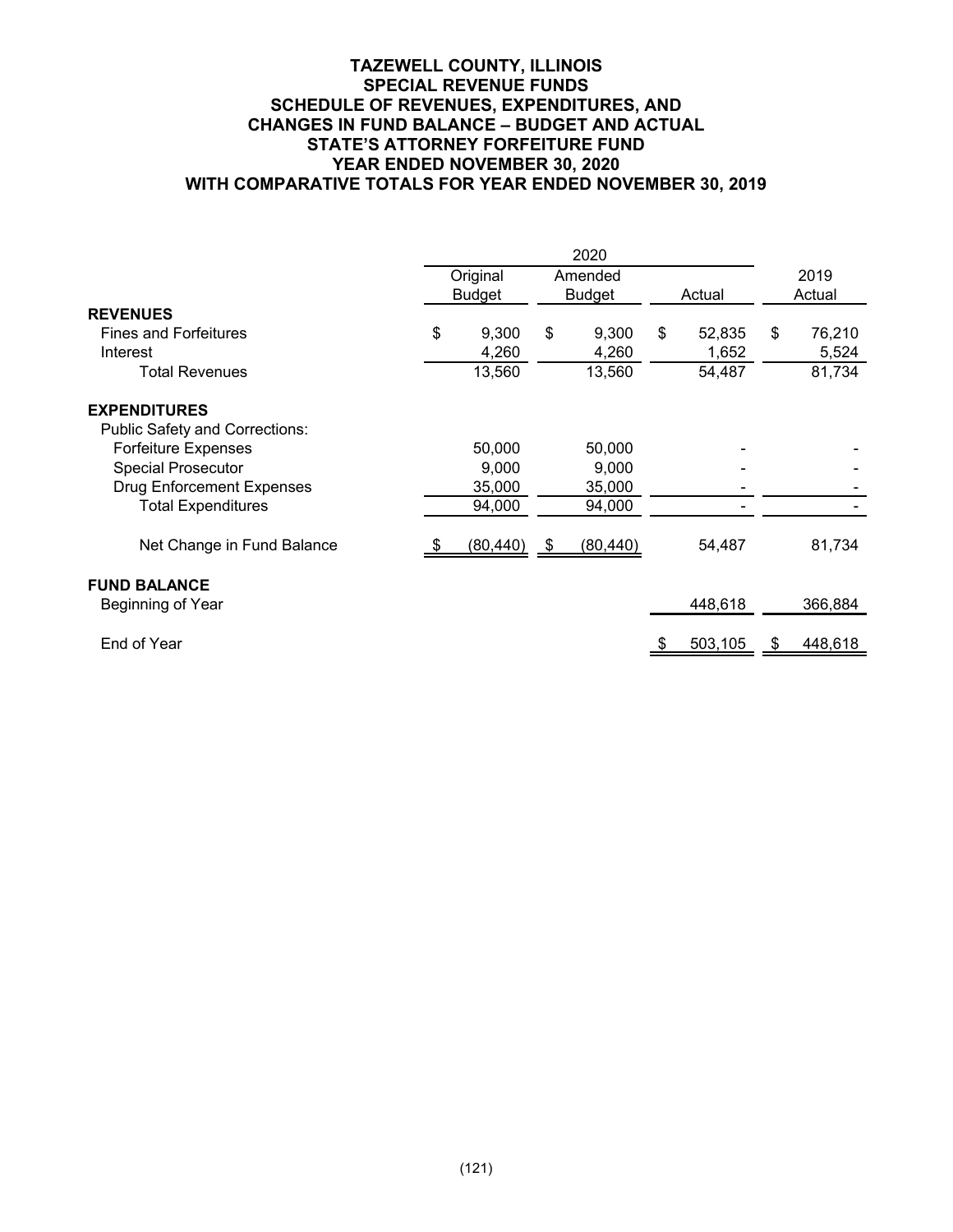# TAZEWELL COUNTY, ILLINOIS
## SPECIAL REVENUE FUNDS
## SCHEDULE OF REVENUES, EXPENDITURES, AND CHANGES IN FUND BALANCE – BUDGET AND ACTUAL
## STATE'S ATTORNEY FORFEITURE FUND
## YEAR ENDED NOVEMBER 30, 2020
## WITH COMPARATIVE TOTALS FOR YEAR ENDED NOVEMBER 30, 2019

| | 2020 | | | |
|---|---|---|---|---|
| | Original Budget | Amended Budget | Actual | 2019 Actual |
| **REVENUES** | | | | |
| Fines and Forfeitures | $ 9,300 | $ 9,300 | $ 52,835 | $ 76,210 |
| Interest | 4,260 | 4,260 | 1,652 | 5,524 |
| Total Revenues | 13,560 | 13,560 | 54,487 | 81,734 |
| **EXPENDITURES** | | | | |
| Public Safety and Corrections: | | | | |
| Forfeiture Expenses | 50,000 | 50,000 | - | - |
| Special Prosecutor | 9,000 | 9,000 | - | - |
| Drug Enforcement Expenses | 35,000 | 35,000 | - | - |
| Total Expenditures | 94,000 | 94,000 | - | - |
| Net Change in Fund Balance | $ (80,440) | $ (80,440) | 54,487 | 81,734 |
| **FUND BALANCE** | | | | |
| Beginning of Year | | | 448,618 | 366,884 |
| End of Year | | | $ 503,105 | $ 448,618 |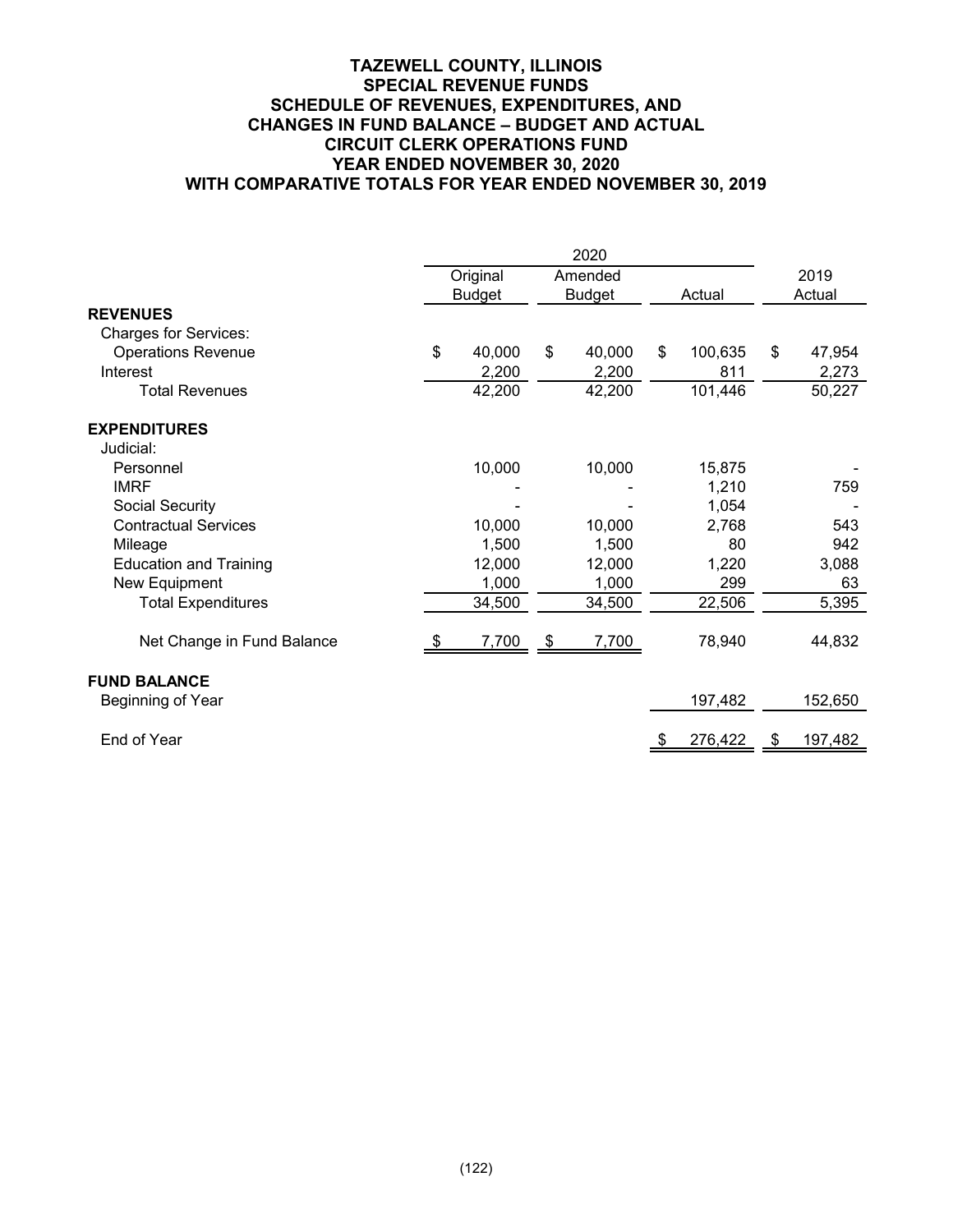# TAZEWELL COUNTY, ILLINOIS
## SPECIAL REVENUE FUNDS
## SCHEDULE OF REVENUES, EXPENDITURES, AND CHANGES IN FUND BALANCE – BUDGET AND ACTUAL
## CIRCUIT CLERK OPERATIONS FUND
## YEAR ENDED NOVEMBER 30, 2020
## WITH COMPARATIVE TOTALS FOR YEAR ENDED NOVEMBER 30, 2019

| | 2020 | | | |
|---|---|---|---|---|
| | Original Budget | Amended Budget | Actual | 2019 Actual |
| **REVENUES** | | | | |
| Charges for Services: | | | | |
| Operations Revenue | $ 40,000 | $ 40,000 | $ 100,635 | $ 47,954 |
| Interest | 2,200 | 2,200 | 811 | 2,273 |
| Total Revenues | 42,200 | 42,200 | 101,446 | 50,227 |
| **EXPENDITURES** | | | | |
| Judicial: | | | | |
| Personnel | 10,000 | 10,000 | 15,875 | - |
| IMRF | - | - | 1,210 | 759 |
| Social Security | - | - | 1,054 | - |
| Contractual Services | 10,000 | 10,000 | 2,768 | 543 |
| Mileage | 1,500 | 1,500 | 80 | 942 |
| Education and Training | 12,000 | 12,000 | 1,220 | 3,088 |
| New Equipment | 1,000 | 1,000 | 299 | 63 |
| Total Expenditures | 34,500 | 34,500 | 22,506 | 5,395 |
| Net Change in Fund Balance | $ 7,700 | $ 7,700 | 78,940 | 44,832 |
| **FUND BALANCE** | | | | |
| Beginning of Year | | | 197,482 | 152,650 |
| End of Year | | | $ 276,422 | $ 197,482 |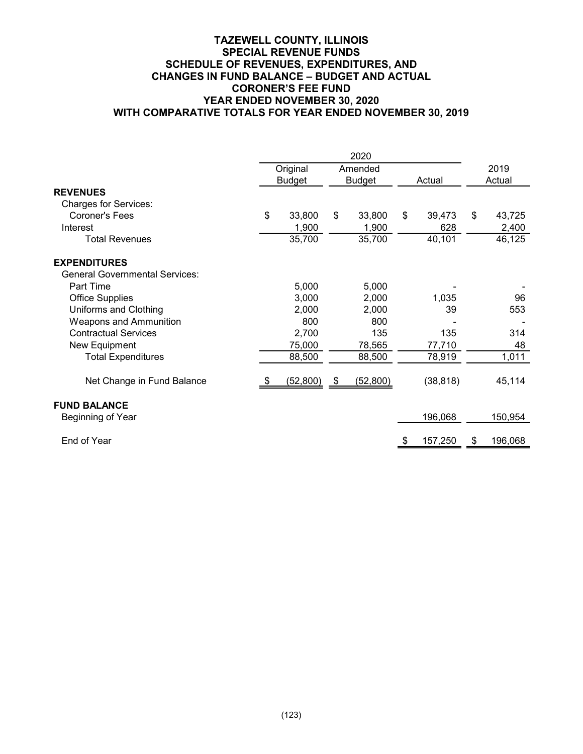**TAZEWELL COUNTY, ILLINOIS**
**SPECIAL REVENUE FUNDS**
**SCHEDULE OF REVENUES, EXPENDITURES, AND**
**CHANGES IN FUND BALANCE – BUDGET AND ACTUAL**
**CORONER'S FEE FUND**
**YEAR ENDED NOVEMBER 30, 2020**
**WITH COMPARATIVE TOTALS FOR YEAR ENDED NOVEMBER 30, 2019**

| | 2020 | | | |
|---|---|---|---|---|
| | Original Budget | Amended Budget | Actual | 2019 Actual |
| **REVENUES** | | | | |
| Charges for Services: | | | | |
| Coroner's Fees | $ 33,800 | $ 33,800 | $ 39,473 | $ 43,725 |
| Interest | 1,900 | 1,900 | 628 | 2,400 |
| Total Revenues | 35,700 | 35,700 | 40,101 | 46,125 |
| **EXPENDITURES** | | | | |
| General Governmental Services: | | | | |
| Part Time | 5,000 | 5,000 | - | - |
| Office Supplies | 3,000 | 2,000 | 1,035 | 96 |
| Uniforms and Clothing | 2,000 | 2,000 | 39 | 553 |
| Weapons and Ammunition | 800 | 800 | - | - |
| Contractual Services | 2,700 | 135 | 135 | 314 |
| New Equipment | 75,000 | 78,565 | 77,710 | 48 |
| Total Expenditures | 88,500 | 88,500 | 78,919 | 1,011 |
| Net Change in Fund Balance | $ (52,800) | $ (52,800) | (38,818) | 45,114 |
| **FUND BALANCE** | | | | |
| Beginning of Year | | | 196,068 | 150,954 |
| End of Year | | | $ 157,250 | $ 196,068 |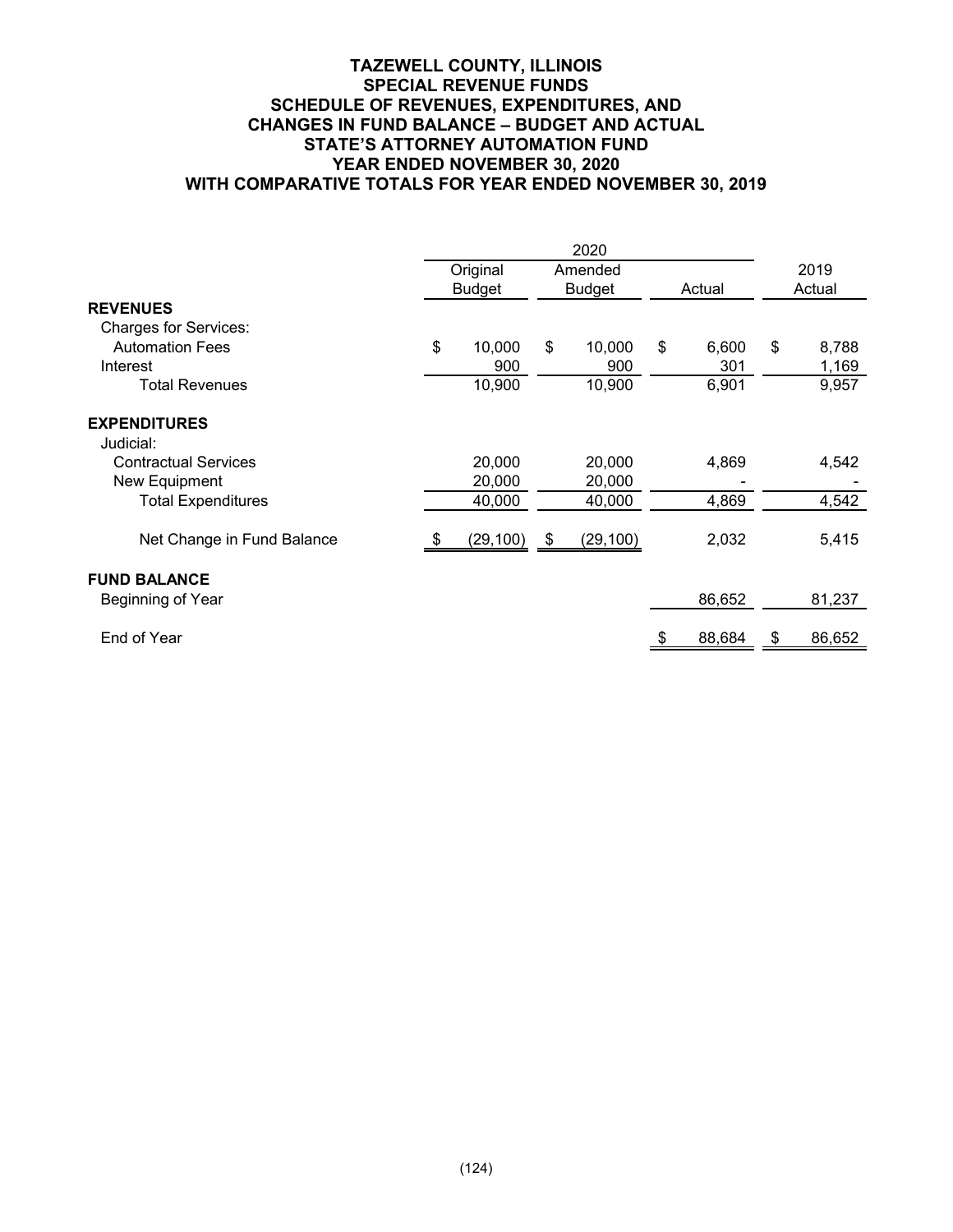# TAZEWELL COUNTY, ILLINOIS
## SPECIAL REVENUE FUNDS
## SCHEDULE OF REVENUES, EXPENDITURES, AND CHANGES IN FUND BALANCE – BUDGET AND ACTUAL
## STATE'S ATTORNEY AUTOMATION FUND
## YEAR ENDED NOVEMBER 30, 2020
## WITH COMPARATIVE TOTALS FOR YEAR ENDED NOVEMBER 30, 2019

| | 2020 | | | |
|---|---|---|---|---|
| | Original Budget | Amended Budget | Actual | 2019 Actual |
| **REVENUES** | | | | |
| Charges for Services: | | | | |
| Automation Fees | $ 10,000 | $ 10,000 | $ 6,600 | $ 8,788 |
| Interest | 900 | 900 | 301 | 1,169 |
| Total Revenues | 10,900 | 10,900 | 6,901 | 9,957 |
| **EXPENDITURES** | | | | |
| Judicial: | | | | |
| Contractual Services | 20,000 | 20,000 | 4,869 | 4,542 |
| New Equipment | 20,000 | 20,000 | - | - |
| Total Expenditures | 40,000 | 40,000 | 4,869 | 4,542 |
| Net Change in Fund Balance | $ (29,100) | $ (29,100) | 2,032 | 5,415 |
| **FUND BALANCE** | | | | |
| Beginning of Year | | | 86,652 | 81,237 |
| End of Year | | | $ 88,684 | $ 86,652 |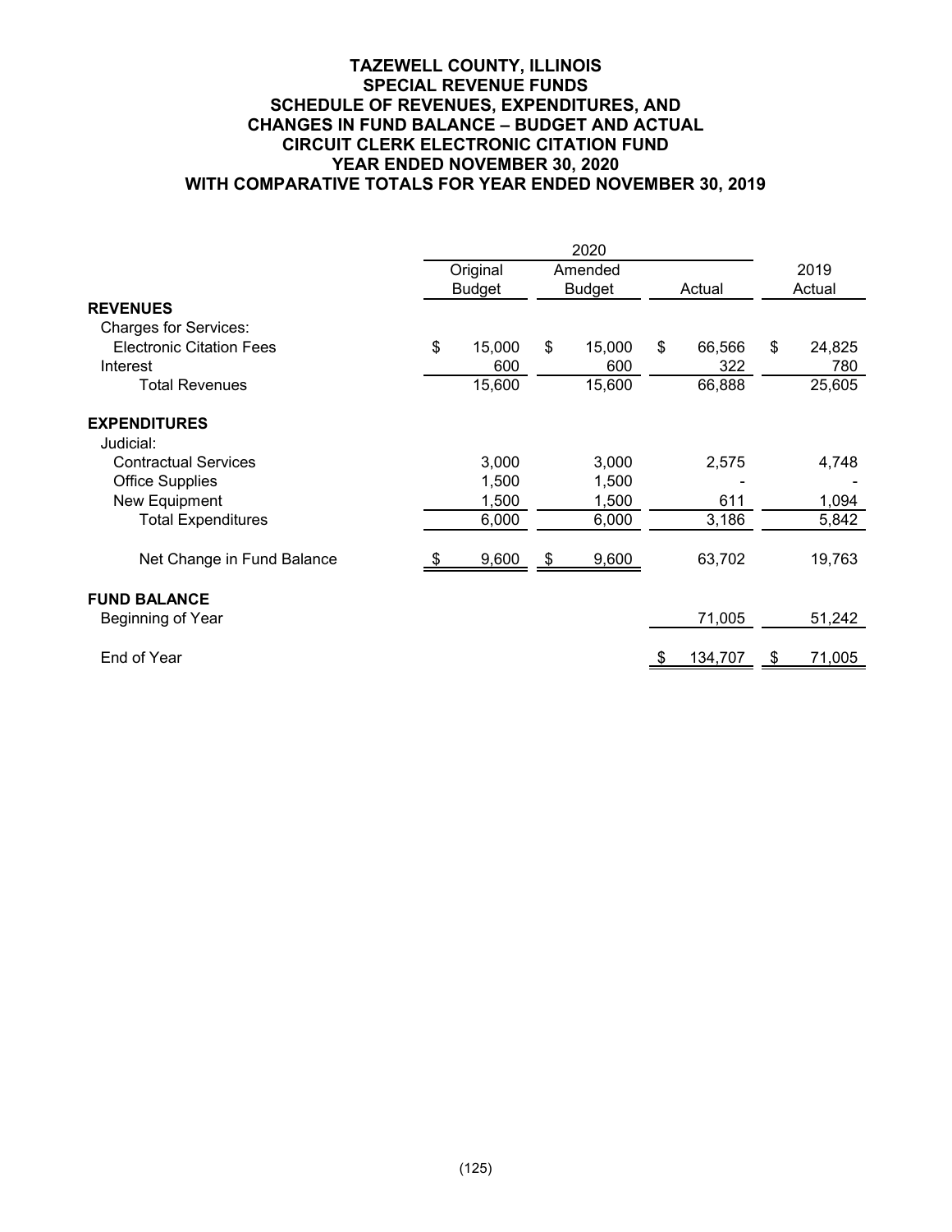# TAZEWELL COUNTY, ILLINOIS
## SPECIAL REVENUE FUNDS
## SCHEDULE OF REVENUES, EXPENDITURES, AND CHANGES IN FUND BALANCE – BUDGET AND ACTUAL
## CIRCUIT CLERK ELECTRONIC CITATION FUND
## YEAR ENDED NOVEMBER 30, 2020
## WITH COMPARATIVE TOTALS FOR YEAR ENDED NOVEMBER 30, 2019

| | 2020 | | | |
|---|---|---|---|---|
| | Original Budget | Amended Budget | Actual | 2019 Actual |
| **REVENUES** | | | | |
| Charges for Services: | | | | |
| Electronic Citation Fees | $ 15,000 | $ 15,000 | $ 66,566 | $ 24,825 |
| Interest | 600 | 600 | 322 | 780 |
| Total Revenues | 15,600 | 15,600 | 66,888 | 25,605 |
| **EXPENDITURES** | | | | |
| Judicial: | | | | |
| Contractual Services | 3,000 | 3,000 | 2,575 | 4,748 |
| Office Supplies | 1,500 | 1,500 | - | - |
| New Equipment | 1,500 | 1,500 | 611 | 1,094 |
| Total Expenditures | 6,000 | 6,000 | 3,186 | 5,842 |
| Net Change in Fund Balance | $ 9,600 | $ 9,600 | 63,702 | 19,763 |
| **FUND BALANCE** | | | | |
| Beginning of Year | | | 71,005 | 51,242 |
| End of Year | | | $ 134,707 | $ 71,005 |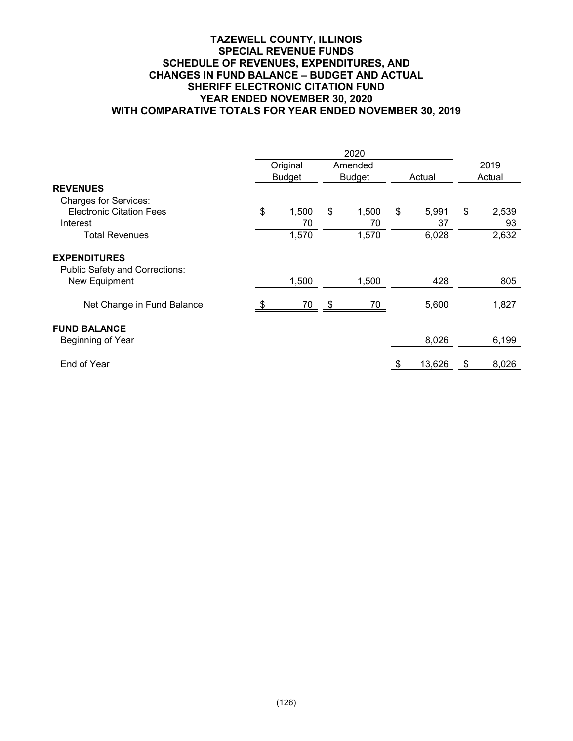**TAZEWELL COUNTY, ILLINOIS**
**SPECIAL REVENUE FUNDS**
**SCHEDULE OF REVENUES, EXPENDITURES, AND CHANGES IN FUND BALANCE – BUDGET AND ACTUAL**
**SHERIFF ELECTRONIC CITATION FUND**
**YEAR ENDED NOVEMBER 30, 2020**
**WITH COMPARATIVE TOTALS FOR YEAR ENDED NOVEMBER 30, 2019**

| | 2020 | | | |
|---|---|---|---|---|
| | Original Budget | Amended Budget | Actual | 2019 Actual |
| **REVENUES** | | | | |
| Charges for Services: | | | | |
| Electronic Citation Fees | $ 1,500 | $ 1,500 | $ 5,991 | $ 2,539 |
| Interest | 70 | 70 | 37 | 93 |
| Total Revenues | 1,570 | 1,570 | 6,028 | 2,632 |
| **EXPENDITURES** | | | | |
| Public Safety and Corrections: | | | | |
| New Equipment | 1,500 | 1,500 | 428 | 805 |
| Net Change in Fund Balance | $ 70 | $ 70 | 5,600 | 1,827 |
| **FUND BALANCE** | | | | |
| Beginning of Year | | | 8,026 | 6,199 |
| End of Year | | | $ 13,626 | $ 8,026 |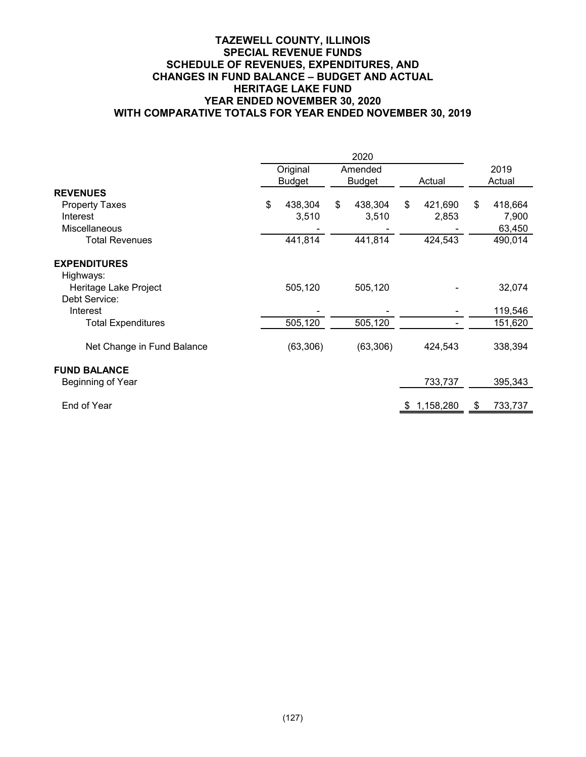# TAZEWELL COUNTY, ILLINOIS
## SPECIAL REVENUE FUNDS
## SCHEDULE OF REVENUES, EXPENDITURES, AND CHANGES IN FUND BALANCE – BUDGET AND ACTUAL
## HERITAGE LAKE FUND
## YEAR ENDED NOVEMBER 30, 2020
## WITH COMPARATIVE TOTALS FOR YEAR ENDED NOVEMBER 30, 2019

| | 2020 | | | |
|---|---|---|---|---|
| | Original Budget | Amended Budget | Actual | 2019 Actual |
| **REVENUES** | | | | |
| Property Taxes | $ 438,304 | $ 438,304 | $ 421,690 | $ 418,664 |
| Interest | 3,510 | 3,510 | 2,853 | 7,900 |
| Miscellaneous | - | - | - | 63,450 |
| Total Revenues | 441,814 | 441,814 | 424,543 | 490,014 |
| **EXPENDITURES** | | | | |
| Highways: | | | | |
| Heritage Lake Project | 505,120 | 505,120 | - | 32,074 |
| Debt Service: | | | | |
| Interest | - | - | - | 119,546 |
| Total Expenditures | 505,120 | 505,120 | - | 151,620 |
| Net Change in Fund Balance | (63,306) | (63,306) | 424,543 | 338,394 |
| **FUND BALANCE** | | | | |
| Beginning of Year | | | 733,737 | 395,343 |
| End of Year | | | $ 1,158,280 | $ 733,737 |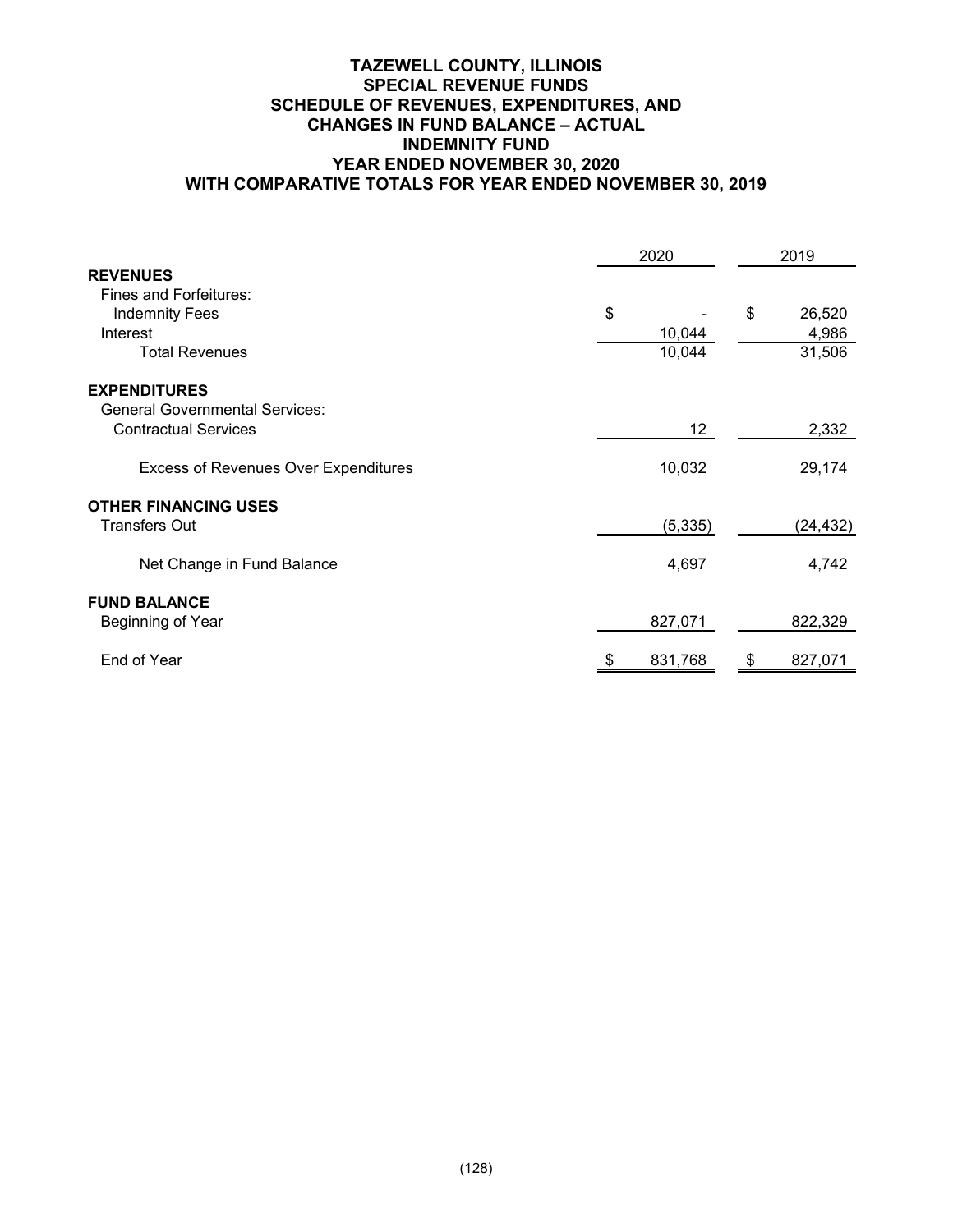# TAZEWELL COUNTY, ILLINOIS
## SPECIAL REVENUE FUNDS
## SCHEDULE OF REVENUES, EXPENDITURES, AND CHANGES IN FUND BALANCE – ACTUAL
## INDEMNITY FUND
## YEAR ENDED NOVEMBER 30, 2020
## WITH COMPARATIVE TOTALS FOR YEAR ENDED NOVEMBER 30, 2019

| | 2020 | 2019 |
|---|---|---|
| **REVENUES** | | |
| Fines and Forfeitures: | | |
| Indemnity Fees | $ - | $ 26,520 |
| Interest | 10,044 | 4,986 |
| Total Revenues | 10,044 | 31,506 |
| | | |
| **EXPENDITURES** | | |
| General Governmental Services: | | |
| Contractual Services | 12 | 2,332 |
| | | |
| Excess of Revenues Over Expenditures | 10,032 | 29,174 |
| | | |
| **OTHER FINANCING USES** | | |
| Transfers Out | (5,335) | (24,432) |
| | | |
| Net Change in Fund Balance | 4,697 | 4,742 |
| | | |
| **FUND BALANCE** | | |
| Beginning of Year | 827,071 | 822,329 |
| | | |
| End of Year | $ 831,768 | $ 827,071 |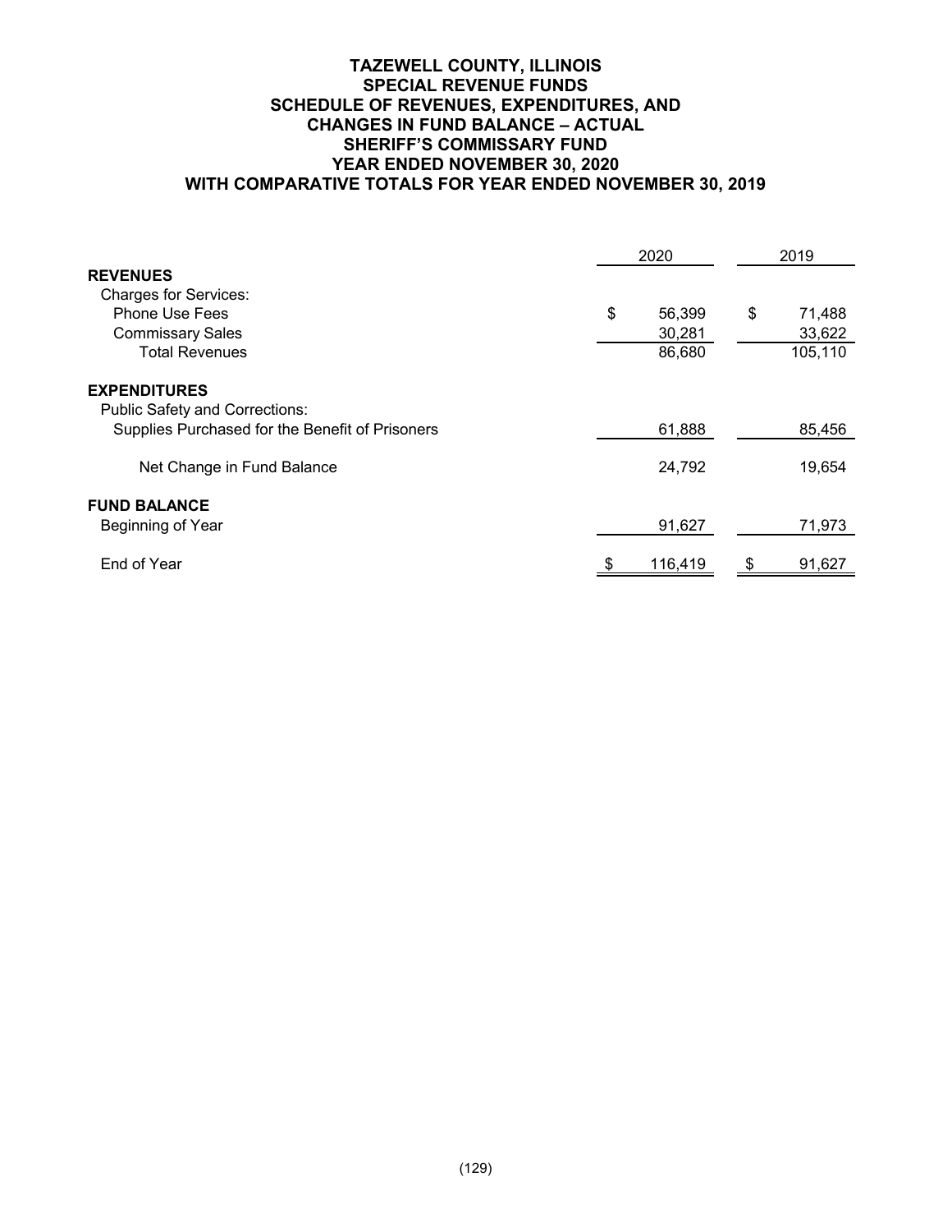# TAZEWELL COUNTY, ILLINOIS
## SPECIAL REVENUE FUNDS
## SCHEDULE OF REVENUES, EXPENDITURES, AND CHANGES IN FUND BALANCE – ACTUAL
## SHERIFF'S COMMISSARY FUND
## YEAR ENDED NOVEMBER 30, 2020
## WITH COMPARATIVE TOTALS FOR YEAR ENDED NOVEMBER 30, 2019

| | 2020 | 2019 |
|---|---|---|
| **REVENUES** | | |
| Charges for Services: | | |
| Phone Use Fees | $ 56,399 | $ 71,488 |
| Commissary Sales | 30,281 | 33,622 |
| Total Revenues | 86,680 | 105,110 |
| **EXPENDITURES** | | |
| Public Safety and Corrections: | | |
| Supplies Purchased for the Benefit of Prisoners | 61,888 | 85,456 |
| Net Change in Fund Balance | 24,792 | 19,654 |
| **FUND BALANCE** | | |
| Beginning of Year | 91,627 | 71,973 |
| End of Year | $ 116,419 | $ 91,627 |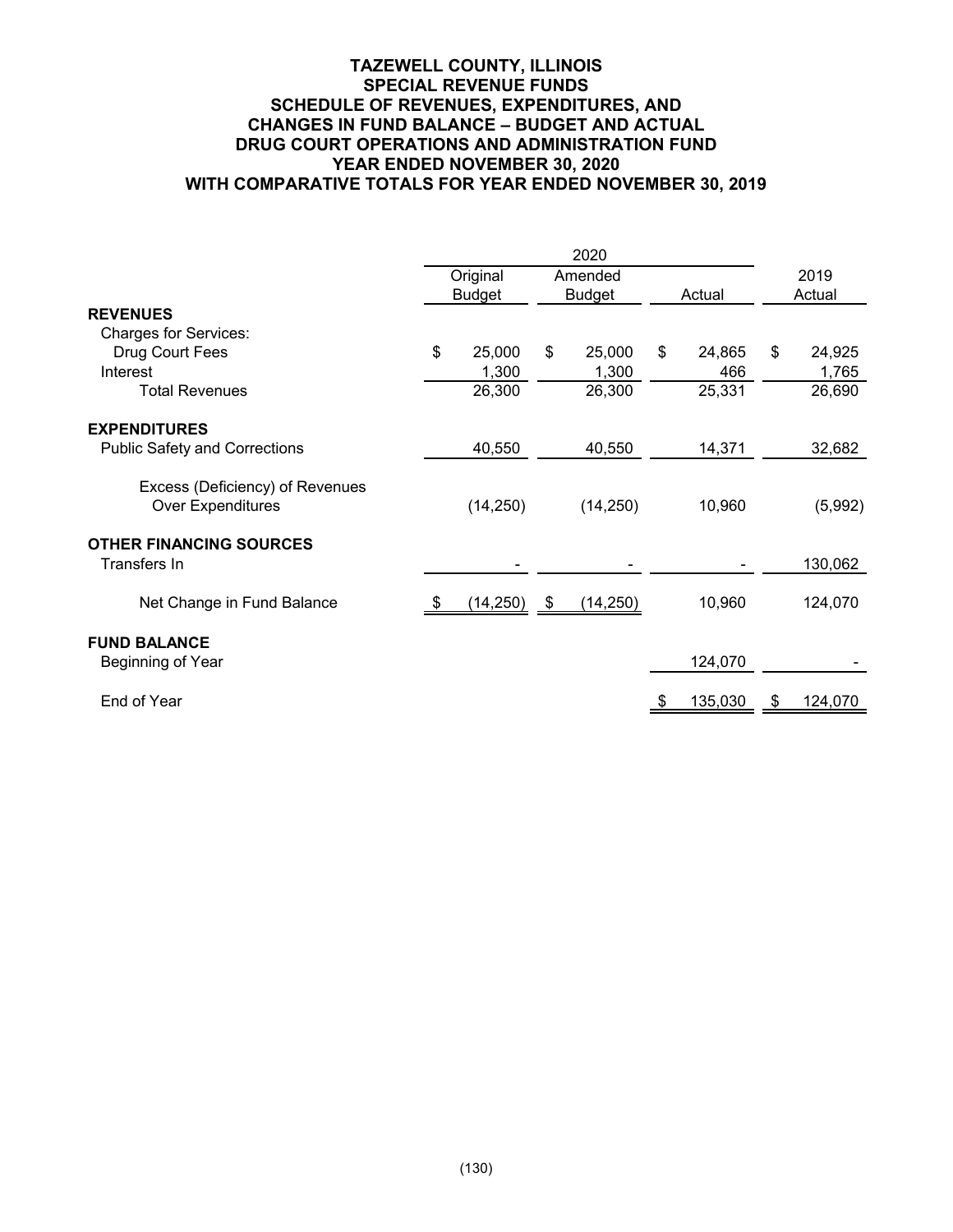**TAZEWELL COUNTY, ILLINOIS**
**SPECIAL REVENUE FUNDS**
**SCHEDULE OF REVENUES, EXPENDITURES, AND CHANGES IN FUND BALANCE – BUDGET AND ACTUAL**
**DRUG COURT OPERATIONS AND ADMINISTRATION FUND**
**YEAR ENDED NOVEMBER 30, 2020**
**WITH COMPARATIVE TOTALS FOR YEAR ENDED NOVEMBER 30, 2019**

| | 2020 | | | |
|---|---|---|---|---|
| | Original Budget | Amended Budget | Actual | 2019 Actual |
| **REVENUES** | | | | |
| Charges for Services: | | | | |
| Drug Court Fees | $ 25,000 | $ 25,000 | $ 24,865 | $ 24,925 |
| Interest | 1,300 | 1,300 | 466 | 1,765 |
| Total Revenues | 26,300 | 26,300 | 25,331 | 26,690 |
| **EXPENDITURES** | | | | |
| Public Safety and Corrections | 40,550 | 40,550 | 14,371 | 32,682 |
| Excess (Deficiency) of Revenues Over Expenditures | (14,250) | (14,250) | 10,960 | (5,992) |
| **OTHER FINANCING SOURCES** | | | | |
| Transfers In | - | - | - | 130,062 |
| Net Change in Fund Balance | $ (14,250) | $ (14,250) | 10,960 | 124,070 |
| **FUND BALANCE** | | | | |
| Beginning of Year | | | 124,070 | - |
| End of Year | | | $ 135,030 | $ 124,070 |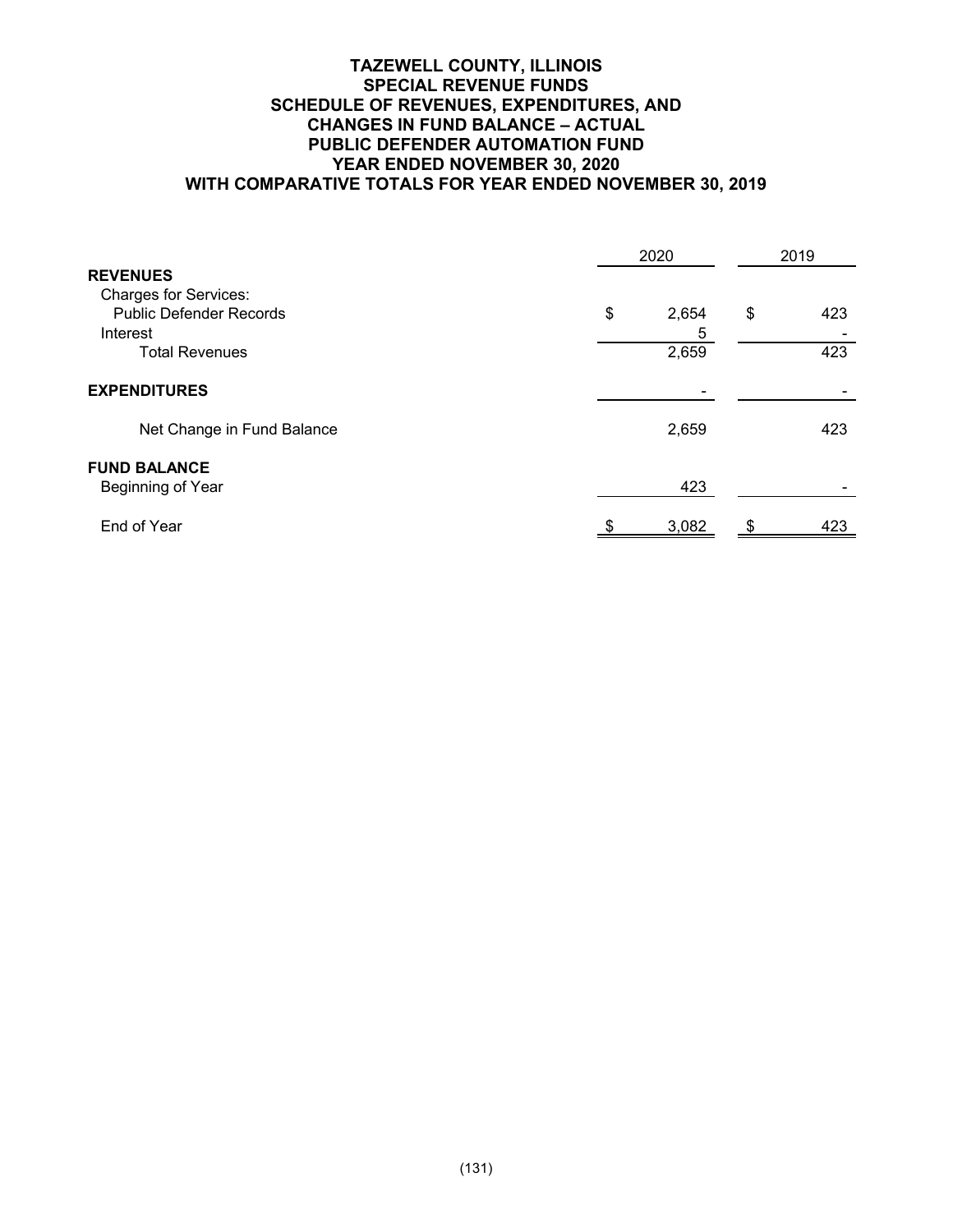# TAZEWELL COUNTY, ILLINOIS
## SPECIAL REVENUE FUNDS
## SCHEDULE OF REVENUES, EXPENDITURES, AND CHANGES IN FUND BALANCE – ACTUAL
## PUBLIC DEFENDER AUTOMATION FUND
## YEAR ENDED NOVEMBER 30, 2020
## WITH COMPARATIVE TOTALS FOR YEAR ENDED NOVEMBER 30, 2019

| | 2020 | 2019 |
|---|---|---|
| **REVENUES** | | |
| Charges for Services: | | |
| Public Defender Records | $ 2,654 | $ 423 |
| Interest | 5 | - |
| Total Revenues | 2,659 | 423 |
| **EXPENDITURES** | - | - |
| Net Change in Fund Balance | 2,659 | 423 |
| **FUND BALANCE** | | |
| Beginning of Year | 423 | - |
| End of Year | $ 3,082 | $ 423 |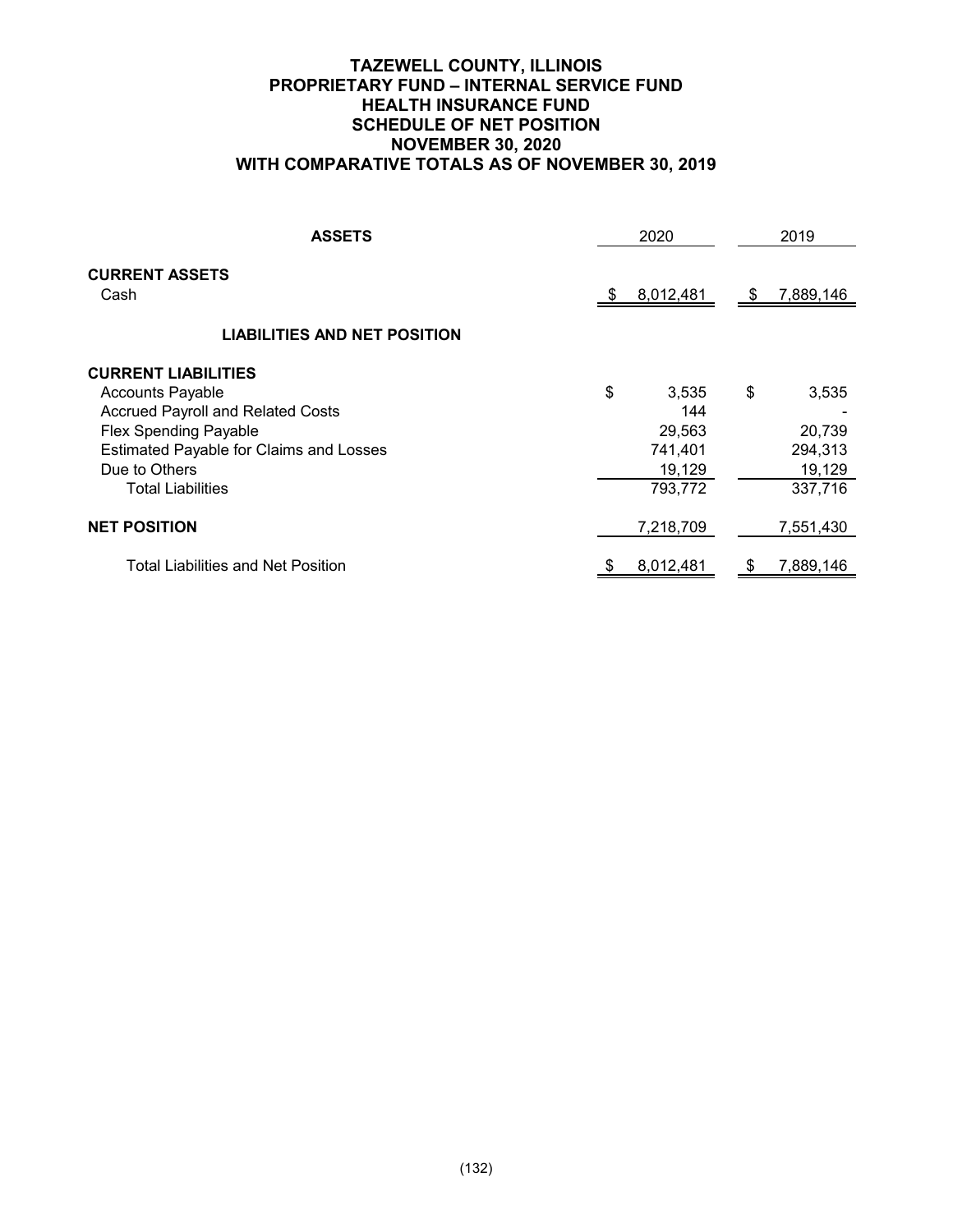# TAZEWELL COUNTY, ILLINOIS
## PROPRIETARY FUND – INTERNAL SERVICE FUND
## HEALTH INSURANCE FUND
## SCHEDULE OF NET POSITION
## NOVEMBER 30, 2020
## WITH COMPARATIVE TOTALS AS OF NOVEMBER 30, 2019

| ASSETS | 2020 | 2019 |
|---|---|---|
| **CURRENT ASSETS** | | |
| Cash | $ 8,012,481 | $ 7,889,146 |
| **LIABILITIES AND NET POSITION** | | |
| **CURRENT LIABILITIES** | | |
| Accounts Payable | $ 3,535 | $ 3,535 |
| Accrued Payroll and Related Costs | 144 | - |
| Flex Spending Payable | 29,563 | 20,739 |
| Estimated Payable for Claims and Losses | 741,401 | 294,313 |
| Due to Others | 19,129 | 19,129 |
| Total Liabilities | 793,772 | 337,716 |
| **NET POSITION** | 7,218,709 | 7,551,430 |
| Total Liabilities and Net Position | $ 8,012,481 | $ 7,889,146 |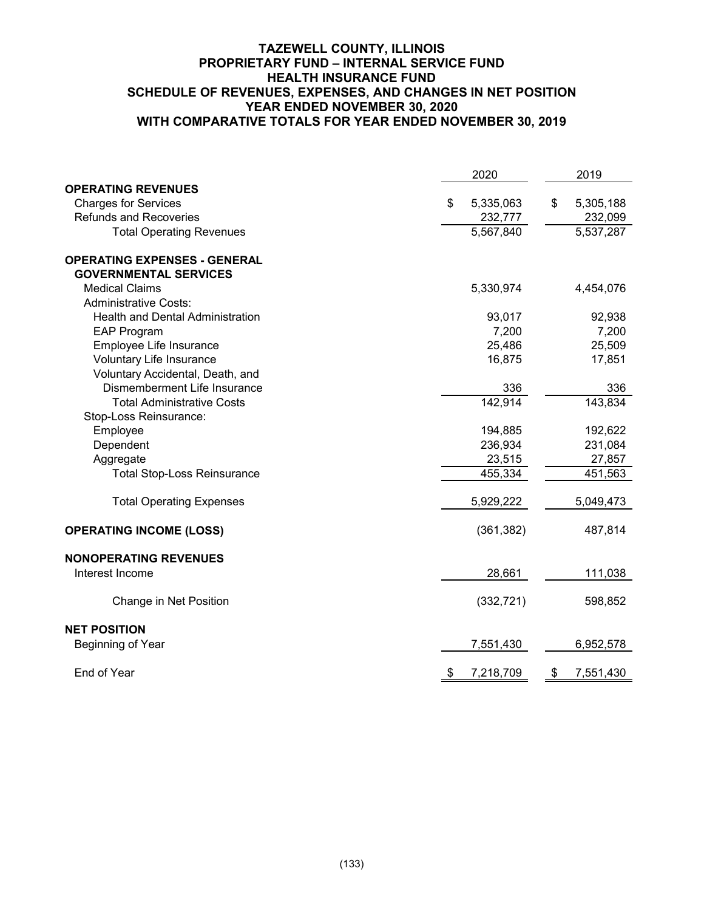# TAZEWELL COUNTY, ILLINOIS
## PROPRIETARY FUND – INTERNAL SERVICE FUND
## HEALTH INSURANCE FUND
## SCHEDULE OF REVENUES, EXPENSES, AND CHANGES IN NET POSITION
## YEAR ENDED NOVEMBER 30, 2020
## WITH COMPARATIVE TOTALS FOR YEAR ENDED NOVEMBER 30, 2019

| | 2020 | 2019 |
|---|---|---|
| **OPERATING REVENUES** | | |
| Charges for Services | $ 5,335,063 | $ 5,305,188 |
| Refunds and Recoveries | 232,777 | 232,099 |
| Total Operating Revenues | 5,567,840 | 5,537,287 |
| **OPERATING EXPENSES - GENERAL GOVERNMENTAL SERVICES** | | |
| Medical Claims | 5,330,974 | 4,454,076 |
| Administrative Costs: | | |
| Health and Dental Administration | 93,017 | 92,938 |
| EAP Program | 7,200 | 7,200 |
| Employee Life Insurance | 25,486 | 25,509 |
| Voluntary Life Insurance | 16,875 | 17,851 |
| Voluntary Accidental, Death, and Dismemberment Life Insurance | 336 | 336 |
| Total Administrative Costs | 142,914 | 143,834 |
| Stop-Loss Reinsurance: | | |
| Employee | 194,885 | 192,622 |
| Dependent | 236,934 | 231,084 |
| Aggregate | 23,515 | 27,857 |
| Total Stop-Loss Reinsurance | 455,334 | 451,563 |
| Total Operating Expenses | 5,929,222 | 5,049,473 |
| **OPERATING INCOME (LOSS)** | (361,382) | 487,814 |
| **NONOPERATING REVENUES** | | |
| Interest Income | 28,661 | 111,038 |
| Change in Net Position | (332,721) | 598,852 |
| **NET POSITION** | | |
| Beginning of Year | 7,551,430 | 6,952,578 |
| End of Year | $ 7,218,709 | $ 7,551,430 |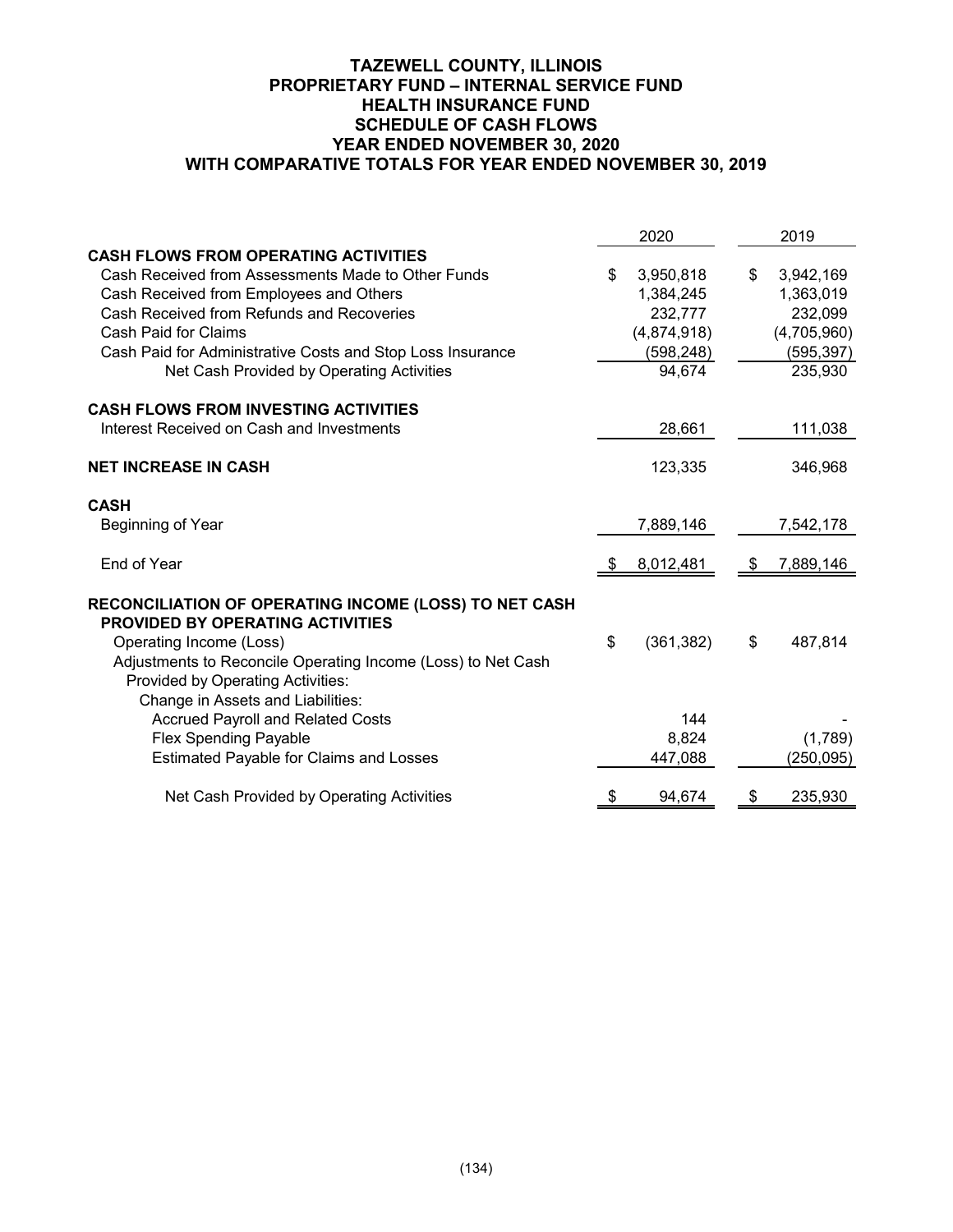# TAZEWELL COUNTY, ILLINOIS
## PROPRIETARY FUND – INTERNAL SERVICE FUND
## HEALTH INSURANCE FUND
## SCHEDULE OF CASH FLOWS
## YEAR ENDED NOVEMBER 30, 2020
## WITH COMPARATIVE TOTALS FOR YEAR ENDED NOVEMBER 30, 2019

| | 2020 | 2019 |
|---|---|---|
| **CASH FLOWS FROM OPERATING ACTIVITIES** | | |
| Cash Received from Assessments Made to Other Funds | $ 3,950,818 | $ 3,942,169 |
| Cash Received from Employees and Others | 1,384,245 | 1,363,019 |
| Cash Received from Refunds and Recoveries | 232,777 | 232,099 |
| Cash Paid for Claims | (4,874,918) | (4,705,960) |
| Cash Paid for Administrative Costs and Stop Loss Insurance | (598,248) | (595,397) |
| Net Cash Provided by Operating Activities | 94,674 | 235,930 |
| **CASH FLOWS FROM INVESTING ACTIVITIES** | | |
| Interest Received on Cash and Investments | 28,661 | 111,038 |
| **NET INCREASE IN CASH** | 123,335 | 346,968 |
| **CASH** | | |
| Beginning of Year | 7,889,146 | 7,542,178 |
| End of Year | $ 8,012,481 | $ 7,889,146 |
| **RECONCILIATION OF OPERATING INCOME (LOSS) TO NET CASH PROVIDED BY OPERATING ACTIVITIES** | | |
| Operating Income (Loss) | $ (361,382) | $ 487,814 |
| Adjustments to Reconcile Operating Income (Loss) to Net Cash Provided by Operating Activities: | | |
| Change in Assets and Liabilities: | | |
| Accrued Payroll and Related Costs | 144 | - |
| Flex Spending Payable | 8,824 | (1,789) |
| Estimated Payable for Claims and Losses | 447,088 | (250,095) |
| Net Cash Provided by Operating Activities | $ 94,674 | $ 235,930 |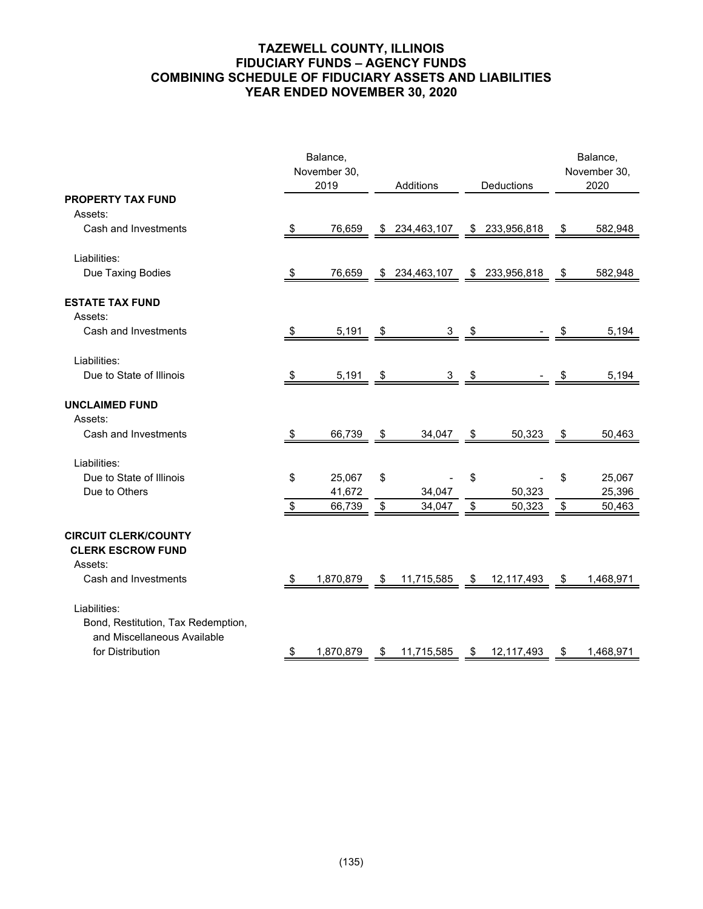# TAZEWELL COUNTY, ILLINOIS
## FIDUCIARY FUNDS – AGENCY FUNDS
## COMBINING SCHEDULE OF FIDUCIARY ASSETS AND LIABILITIES
## YEAR ENDED NOVEMBER 30, 2020

| | Balance, November 30, 2019 | Additions | Deductions | Balance, November 30, 2020 |
|---|---|---|---|---|
| **PROPERTY TAX FUND** | | | | |
| Assets: | | | | |
| Cash and Investments | $ 76,659 | $ 234,463,107 | $ 233,956,818 | $ 582,948 |
| Liabilities: | | | | |
| Due Taxing Bodies | $ 76,659 | $ 234,463,107 | $ 233,956,818 | $ 582,948 |
| **ESTATE TAX FUND** | | | | |
| Assets: | | | | |
| Cash and Investments | $ 5,191 | $ 3 | $ - | $ 5,194 |
| Liabilities: | | | | |
| Due to State of Illinois | $ 5,191 | $ 3 | $ - | $ 5,194 |
| **UNCLAIMED FUND** | | | | |
| Assets: | | | | |
| Cash and Investments | $ 66,739 | $ 34,047 | $ 50,323 | $ 50,463 |
| Liabilities: | | | | |
| Due to State of Illinois | $ 25,067 | $ - | $ - | $ 25,067 |
| Due to Others | 41,672 | 34,047 | 50,323 | 25,396 |
| | $ 66,739 | $ 34,047 | $ 50,323 | $ 50,463 |
| **CIRCUIT CLERK/COUNTY CLERK ESCROW FUND** | | | | |
| Assets: | | | | |
| Cash and Investments | $ 1,870,879 | $ 11,715,585 | $ 12,117,493 | $ 1,468,971 |
| Liabilities: | | | | |
| Bond, Restitution, Tax Redemption, and Miscellaneous Available for Distribution | $ 1,870,879 | $ 11,715,585 | $ 12,117,493 | $ 1,468,971 |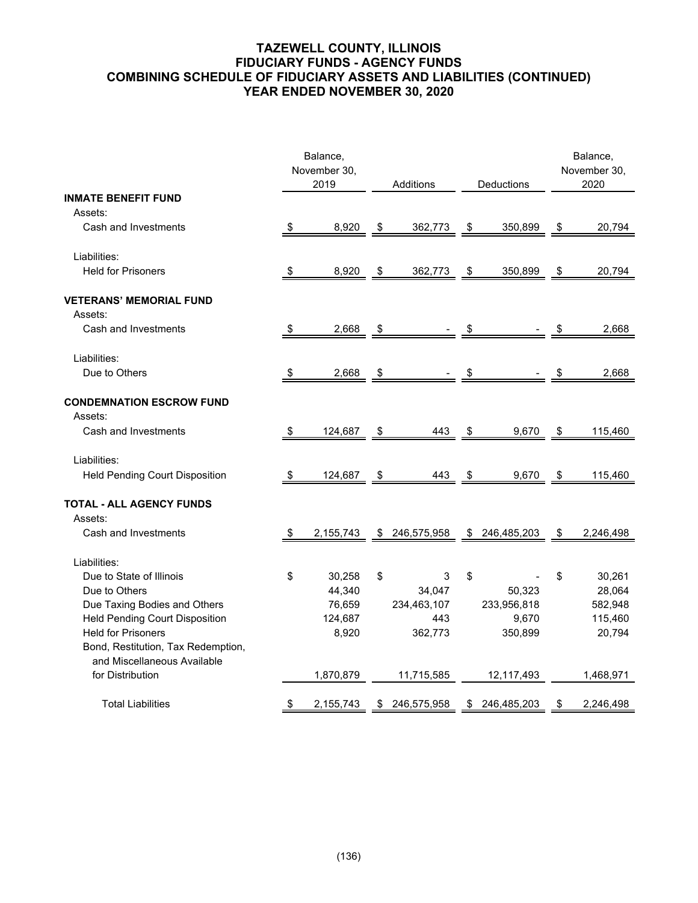# TAZEWELL COUNTY, ILLINOIS
## FIDUCIARY FUNDS - AGENCY FUNDS
## COMBINING SCHEDULE OF FIDUCIARY ASSETS AND LIABILITIES (CONTINUED)
## YEAR ENDED NOVEMBER 30, 2020

| | Balance, November 30, 2019 | Additions | Deductions | Balance, November 30, 2020 |
|---|---|---|---|---|
| **INMATE BENEFIT FUND** | | | | |
| Assets: | | | | |
| Cash and Investments | $ 8,920 | $ 362,773 | $ 350,899 | $ 20,794 |
| Liabilities: | | | | |
| Held for Prisoners | $ 8,920 | $ 362,773 | $ 350,899 | $ 20,794 |
| **VETERANS' MEMORIAL FUND** | | | | |
| Assets: | | | | |
| Cash and Investments | $ 2,668 | $ - | $ - | $ 2,668 |
| Liabilities: | | | | |
| Due to Others | $ 2,668 | $ - | $ - | $ 2,668 |
| **CONDEMNATION ESCROW FUND** | | | | |
| Assets: | | | | |
| Cash and Investments | $ 124,687 | $ 443 | $ 9,670 | $ 115,460 |
| Liabilities: | | | | |
| Held Pending Court Disposition | $ 124,687 | $ 443 | $ 9,670 | $ 115,460 |
| **TOTAL - ALL AGENCY FUNDS** | | | | |
| Assets: | | | | |
| Cash and Investments | $ 2,155,743 | $ 246,575,958 | $ 246,485,203 | $ 2,246,498 |
| Liabilities: | | | | |
| Due to State of Illinois | $ 30,258 | $ 3 | $ - | $ 30,261 |
| Due to Others | 44,340 | 34,047 | 50,323 | 28,064 |
| Due Taxing Bodies and Others | 76,659 | 234,463,107 | 233,956,818 | 582,948 |
| Held Pending Court Disposition | 124,687 | 443 | 9,670 | 115,460 |
| Held for Prisoners | 8,920 | 362,773 | 350,899 | 20,794 |
| Bond, Restitution, Tax Redemption, and Miscellaneous Available for Distribution | 1,870,879 | 11,715,585 | 12,117,493 | 1,468,971 |
| Total Liabilities | $ 2,155,743 | $ 246,575,958 | $ 246,485,203 | $ 2,246,498 |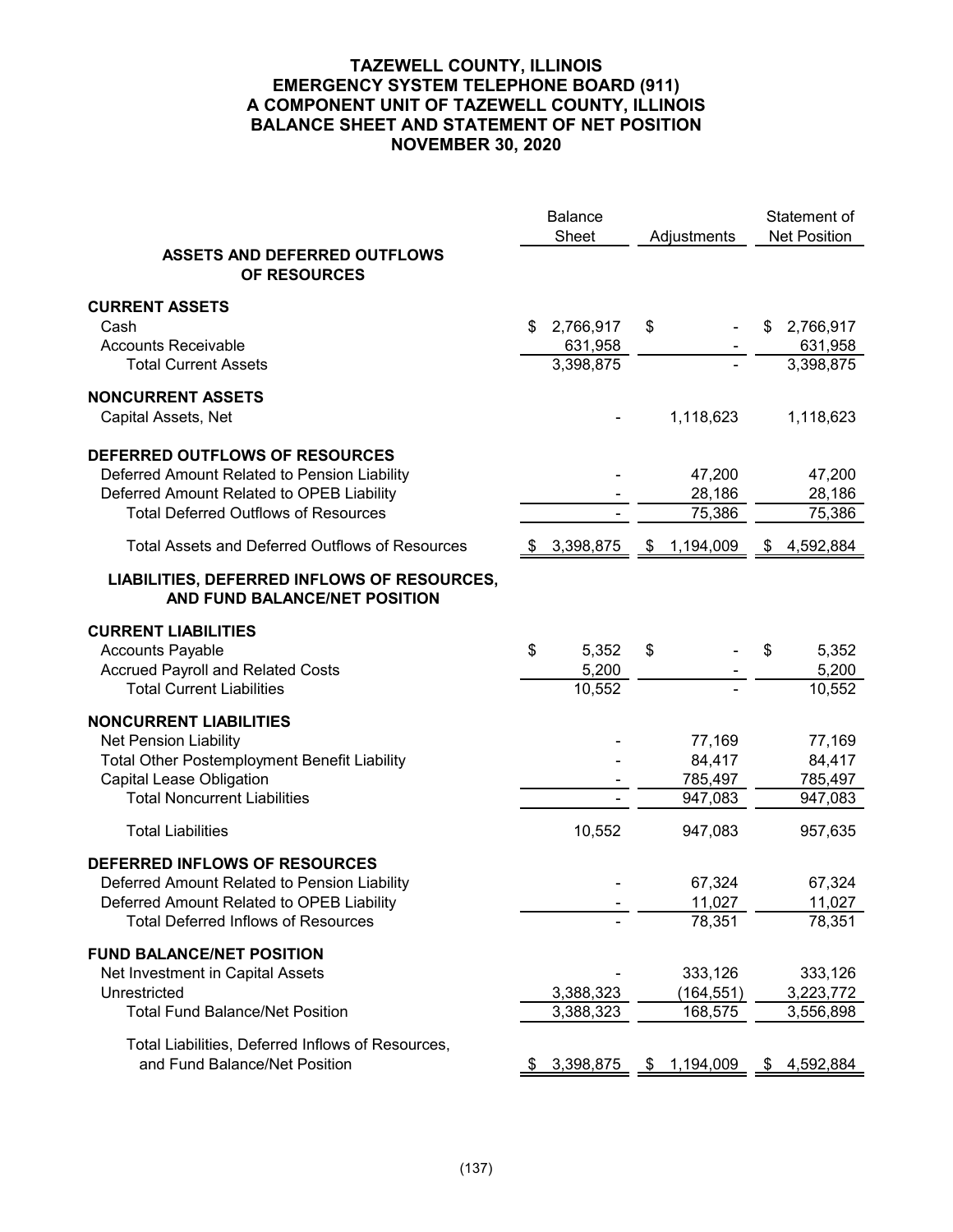# TAZEWELL COUNTY, ILLINOIS
## EMERGENCY SYSTEM TELEPHONE BOARD (911)
## A COMPONENT UNIT OF TAZEWELL COUNTY, ILLINOIS
## BALANCE SHEET AND STATEMENT OF NET POSITION
## NOVEMBER 30, 2020

| | Balance Sheet | Adjustments | Statement of Net Position |
|---|---|---|---|
| **ASSETS AND DEFERRED OUTFLOWS OF RESOURCES** | | | |
| **CURRENT ASSETS** | | | |
| Cash | $ 2,766,917 | $ - | $ 2,766,917 |
| Accounts Receivable | 631,958 | - | 631,958 |
| Total Current Assets | 3,398,875 | - | 3,398,875 |
| **NONCURRENT ASSETS** | | | |
| Capital Assets, Net | - | 1,118,623 | 1,118,623 |
| **DEFERRED OUTFLOWS OF RESOURCES** | | | |
| Deferred Amount Related to Pension Liability | - | 47,200 | 47,200 |
| Deferred Amount Related to OPEB Liability | - | 28,186 | 28,186 |
| Total Deferred Outflows of Resources | - | 75,386 | 75,386 |
| Total Assets and Deferred Outflows of Resources | $ 3,398,875 | $ 1,194,009 | $ 4,592,884 |
| **LIABILITIES, DEFERRED INFLOWS OF RESOURCES, AND FUND BALANCE/NET POSITION** | | | |
| **CURRENT LIABILITIES** | | | |
| Accounts Payable | $ 5,352 | $ - | $ 5,352 |
| Accrued Payroll and Related Costs | 5,200 | - | 5,200 |
| Total Current Liabilities | 10,552 | - | 10,552 |
| **NONCURRENT LIABILITIES** | | | |
| Net Pension Liability | - | 77,169 | 77,169 |
| Total Other Postemployment Benefit Liability | - | 84,417 | 84,417 |
| Capital Lease Obligation | - | 785,497 | 785,497 |
| Total Noncurrent Liabilities | - | 947,083 | 947,083 |
| Total Liabilities | 10,552 | 947,083 | 957,635 |
| **DEFERRED INFLOWS OF RESOURCES** | | | |
| Deferred Amount Related to Pension Liability | - | 67,324 | 67,324 |
| Deferred Amount Related to OPEB Liability | - | 11,027 | 11,027 |
| Total Deferred Inflows of Resources | - | 78,351 | 78,351 |
| **FUND BALANCE/NET POSITION** | | | |
| Net Investment in Capital Assets | - | 333,126 | 333,126 |
| Unrestricted | 3,388,323 | (164,551) | 3,223,772 |
| Total Fund Balance/Net Position | 3,388,323 | 168,575 | 3,556,898 |
| Total Liabilities, Deferred Inflows of Resources, and Fund Balance/Net Position | $ 3,398,875 | $ 1,194,009 | $ 4,592,884 |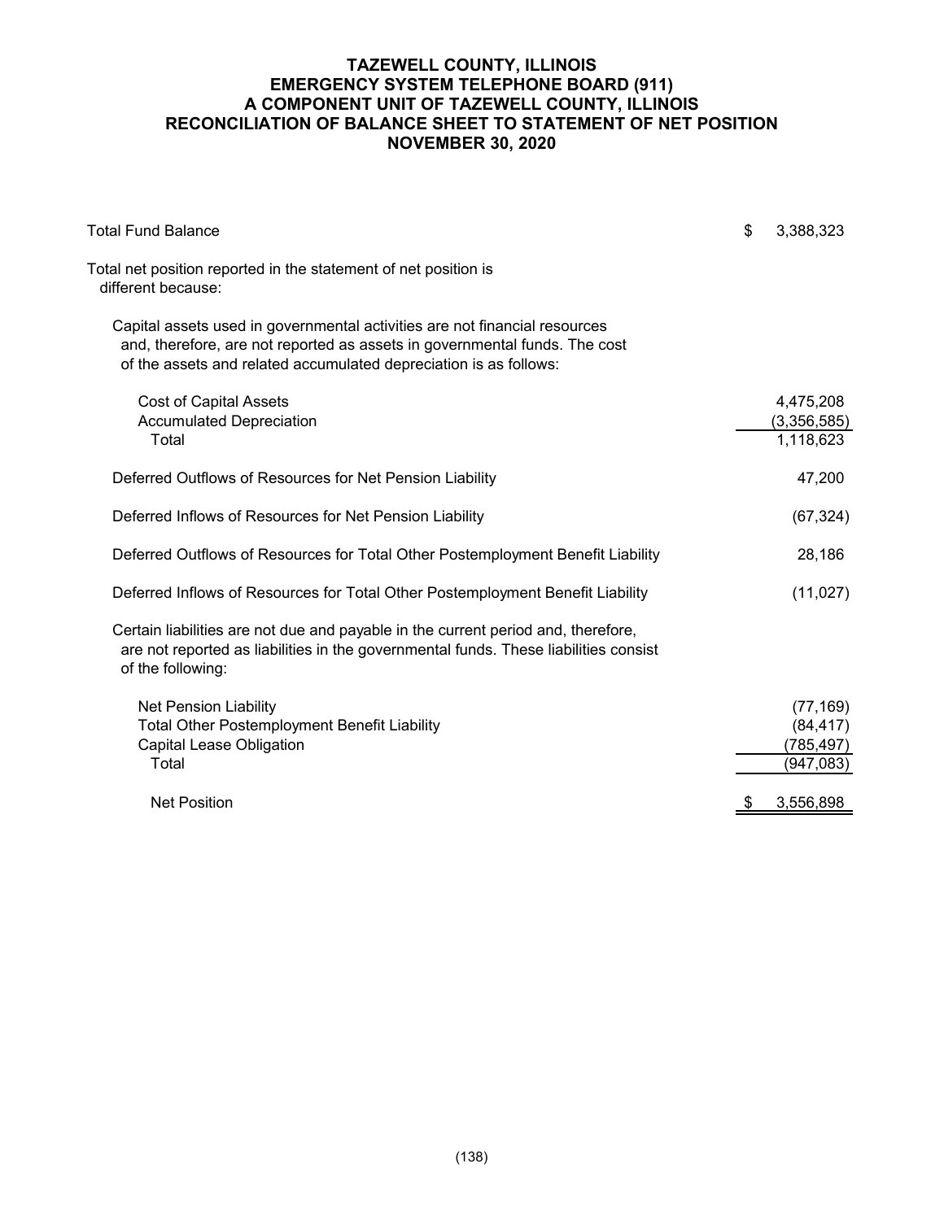# TAZEWELL COUNTY, ILLINOIS
# EMERGENCY SYSTEM TELEPHONE BOARD (911)
# A COMPONENT UNIT OF TAZEWELL COUNTY, ILLINOIS
# RECONCILIATION OF BALANCE SHEET TO STATEMENT OF NET POSITION
# NOVEMBER 30, 2020

| | |
|---|---|
| Total Fund Balance | $ 3,388,323 |
| Total net position reported in the statement of net position is different because: | |
| Capital assets used in governmental activities are not financial resources and, therefore, are not reported as assets in governmental funds. The cost of the assets and related accumulated depreciation is as follows: | |
| Cost of Capital Assets | 4,475,208 |
| Accumulated Depreciation | (3,356,585) |
| Total | 1,118,623 |
| Deferred Outflows of Resources for Net Pension Liability | 47,200 |
| Deferred Inflows of Resources for Net Pension Liability | (67,324) |
| Deferred Outflows of Resources for Total Other Postemployment Benefit Liability | 28,186 |
| Deferred Inflows of Resources for Total Other Postemployment Benefit Liability | (11,027) |
| Certain liabilities are not due and payable in the current period and, therefore, are not reported as liabilities in the governmental funds. These liabilities consist of the following: | |
| Net Pension Liability | (77,169) |
| Total Other Postemployment Benefit Liability | (84,417) |
| Capital Lease Obligation | (785,497) |
| Total | (947,083) |
| Net Position | $ 3,556,898 |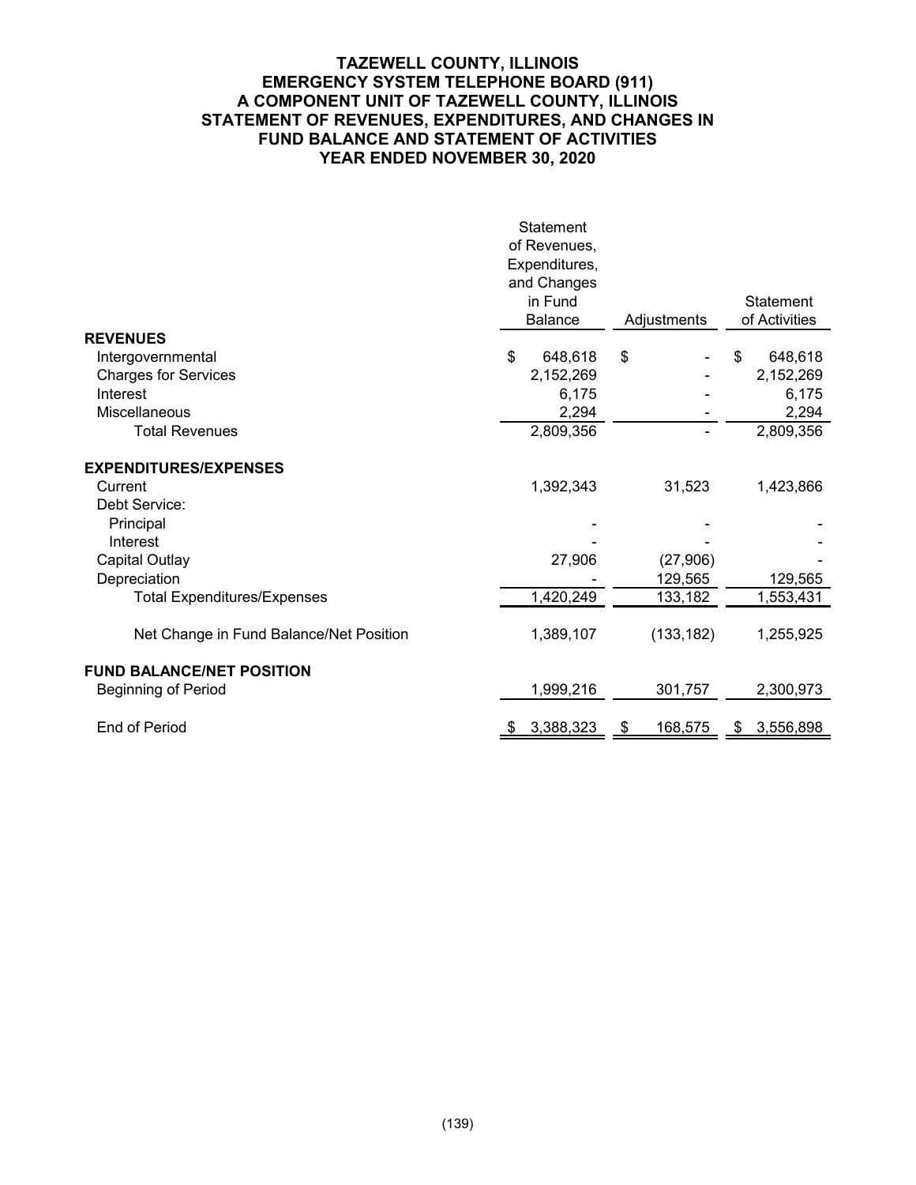# TAZEWELL COUNTY, ILLINOIS
## EMERGENCY SYSTEM TELEPHONE BOARD (911)
## A COMPONENT UNIT OF TAZEWELL COUNTY, ILLINOIS
## STATEMENT OF REVENUES, EXPENDITURES, AND CHANGES IN FUND BALANCE AND STATEMENT OF ACTIVITIES
## YEAR ENDED NOVEMBER 30, 2020

| | Statement of Revenues, Expenditures, and Changes in Fund Balance | Adjustments | Statement of Activities |
|---|---|---|---|
| **REVENUES** | | | |
| Intergovernmental | $ 648,618 | $ - | $ 648,618 |
| Charges for Services | 2,152,269 | - | 2,152,269 |
| Interest | 6,175 | - | 6,175 |
| Miscellaneous | 2,294 | - | 2,294 |
| Total Revenues | 2,809,356 | - | 2,809,356 |
| **EXPENDITURES/EXPENSES** | | | |
| Current | 1,392,343 | 31,523 | 1,423,866 |
| Debt Service: | | | |
| Principal | - | - | - |
| Interest | - | - | - |
| Capital Outlay | 27,906 | (27,906) | - |
| Depreciation | - | 129,565 | 129,565 |
| Total Expenditures/Expenses | 1,420,249 | 133,182 | 1,553,431 |
| Net Change in Fund Balance/Net Position | 1,389,107 | (133,182) | 1,255,925 |
| **FUND BALANCE/NET POSITION** | | | |
| Beginning of Period | 1,999,216 | 301,757 | 2,300,973 |
| End of Period | $ 3,388,323 | $ 168,575 | $ 3,556,898 |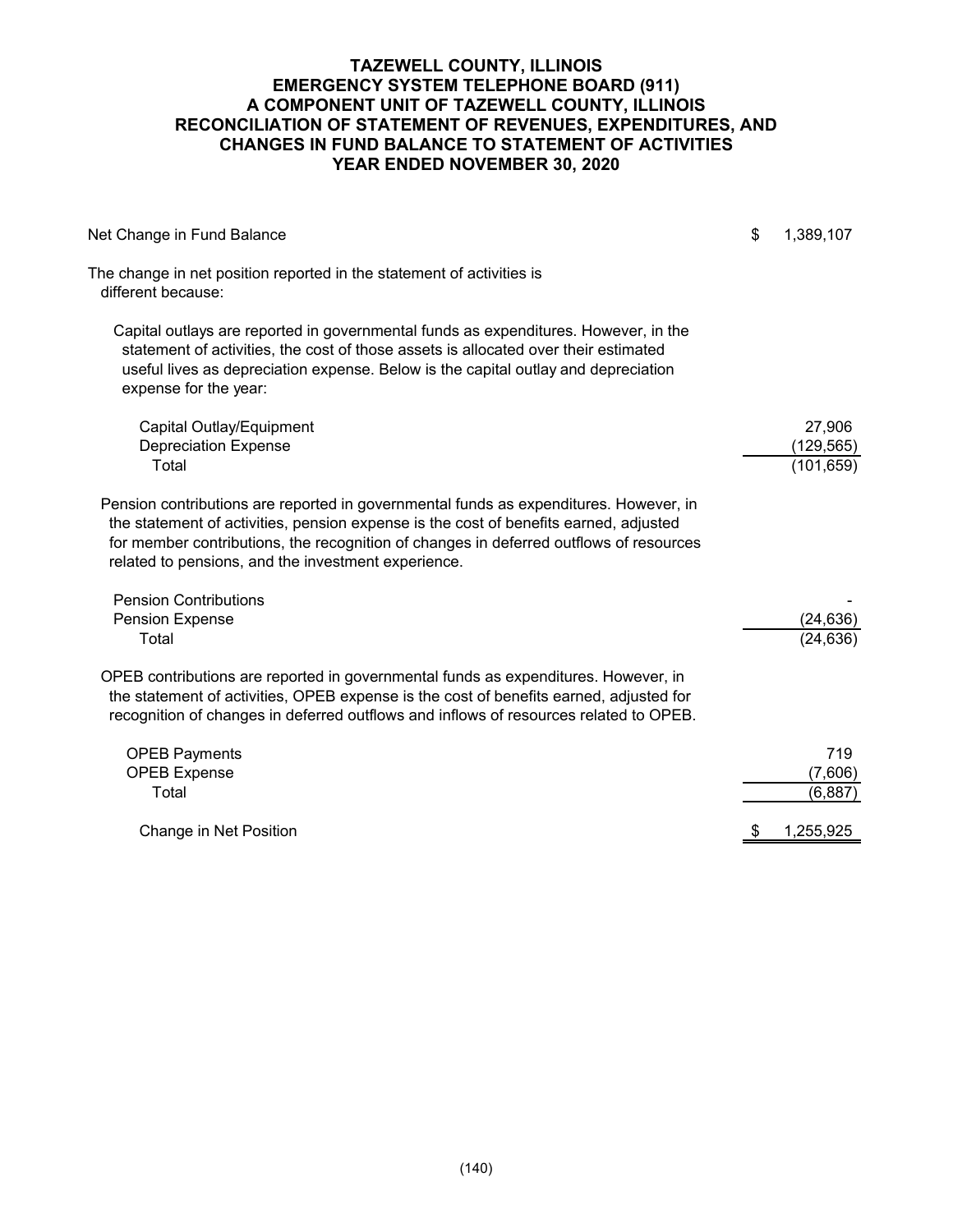# TAZEWELL COUNTY, ILLINOIS
## EMERGENCY SYSTEM TELEPHONE BOARD (911)
## A COMPONENT UNIT OF TAZEWELL COUNTY, ILLINOIS
## RECONCILIATION OF STATEMENT OF REVENUES, EXPENDITURES, AND CHANGES IN FUND BALANCE TO STATEMENT OF ACTIVITIES
## YEAR ENDED NOVEMBER 30, 2020

| | |
|---|---|
| Net Change in Fund Balance | $ 1,389,107 |
| The change in net position reported in the statement of activities is different because: | |
| Capital outlays are reported in governmental funds as expenditures. However, in the statement of activities, the cost of those assets is allocated over their estimated useful lives as depreciation expense. Below is the capital outlay and depreciation expense for the year: | |
| Capital Outlay/Equipment | 27,906 |
| Depreciation Expense | (129,565) |
| Total | (101,659) |
| Pension contributions are reported in governmental funds as expenditures. However, in the statement of activities, pension expense is the cost of benefits earned, adjusted for member contributions, the recognition of changes in deferred outflows of resources related to pensions, and the investment experience. | |
| Pension Contributions | - |
| Pension Expense | (24,636) |
| Total | (24,636) |
| OPEB contributions are reported in governmental funds as expenditures. However, in the statement of activities, OPEB expense is the cost of benefits earned, adjusted for recognition of changes in deferred outflows and inflows of resources related to OPEB. | |
| OPEB Payments | 719 |
| OPEB Expense | (7,606) |
| Total | (6,887) |
| Change in Net Position | $ 1,255,925 |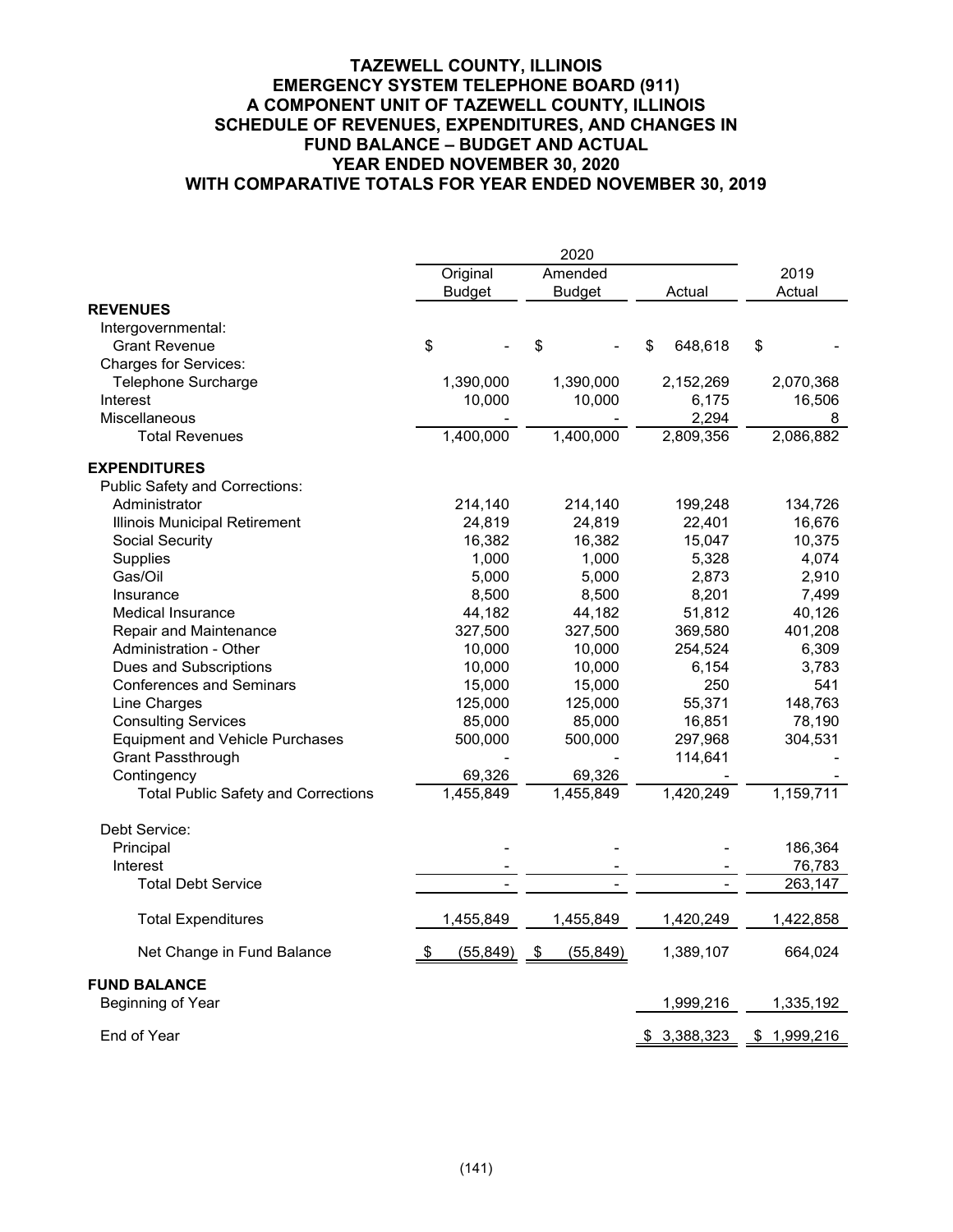# TAZEWELL COUNTY, ILLINOIS
## EMERGENCY SYSTEM TELEPHONE BOARD (911)
## A COMPONENT UNIT OF TAZEWELL COUNTY, ILLINOIS
## SCHEDULE OF REVENUES, EXPENDITURES, AND CHANGES IN FUND BALANCE – BUDGET AND ACTUAL
## YEAR ENDED NOVEMBER 30, 2020
## WITH COMPARATIVE TOTALS FOR YEAR ENDED NOVEMBER 30, 2019

| | 2020 | | | |
|---|---|---|---|---|
| | Original Budget | Amended Budget | Actual | 2019 Actual |
| **REVENUES** | | | | |
| Intergovernmental: | | | | |
| Grant Revenue | $ - | $ - | $ 648,618 | $ - |
| Charges for Services: | | | | |
| Telephone Surcharge | 1,390,000 | 1,390,000 | 2,152,269 | 2,070,368 |
| Interest | 10,000 | 10,000 | 6,175 | 16,506 |
| Miscellaneous | - | - | 2,294 | 8 |
| Total Revenues | 1,400,000 | 1,400,000 | 2,809,356 | 2,086,882 |
| **EXPENDITURES** | | | | |
| Public Safety and Corrections: | | | | |
| Administrator | 214,140 | 214,140 | 199,248 | 134,726 |
| Illinois Municipal Retirement | 24,819 | 24,819 | 22,401 | 16,676 |
| Social Security | 16,382 | 16,382 | 15,047 | 10,375 |
| Supplies | 1,000 | 1,000 | 5,328 | 4,074 |
| Gas/Oil | 5,000 | 5,000 | 2,873 | 2,910 |
| Insurance | 8,500 | 8,500 | 8,201 | 7,499 |
| Medical Insurance | 44,182 | 44,182 | 51,812 | 40,126 |
| Repair and Maintenance | 327,500 | 327,500 | 369,580 | 401,208 |
| Administration - Other | 10,000 | 10,000 | 254,524 | 6,309 |
| Dues and Subscriptions | 10,000 | 10,000 | 6,154 | 3,783 |
| Conferences and Seminars | 15,000 | 15,000 | 250 | 541 |
| Line Charges | 125,000 | 125,000 | 55,371 | 148,763 |
| Consulting Services | 85,000 | 85,000 | 16,851 | 78,190 |
| Equipment and Vehicle Purchases | 500,000 | 500,000 | 297,968 | 304,531 |
| Grant Passthrough | - | - | 114,641 | - |
| Contingency | 69,326 | 69,326 | - | - |
| Total Public Safety and Corrections | 1,455,849 | 1,455,849 | 1,420,249 | 1,159,711 |
| Debt Service: | | | | |
| Principal | - | - | - | 186,364 |
| Interest | - | - | - | 76,783 |
| Total Debt Service | - | - | - | 263,147 |
| Total Expenditures | 1,455,849 | 1,455,849 | 1,420,249 | 1,422,858 |
| Net Change in Fund Balance | $ (55,849) | $ (55,849) | 1,389,107 | 664,024 |
| **FUND BALANCE** | | | | |
| Beginning of Year | | | 1,999,216 | 1,335,192 |
| End of Year | | | $ 3,388,323 | $ 1,999,216 |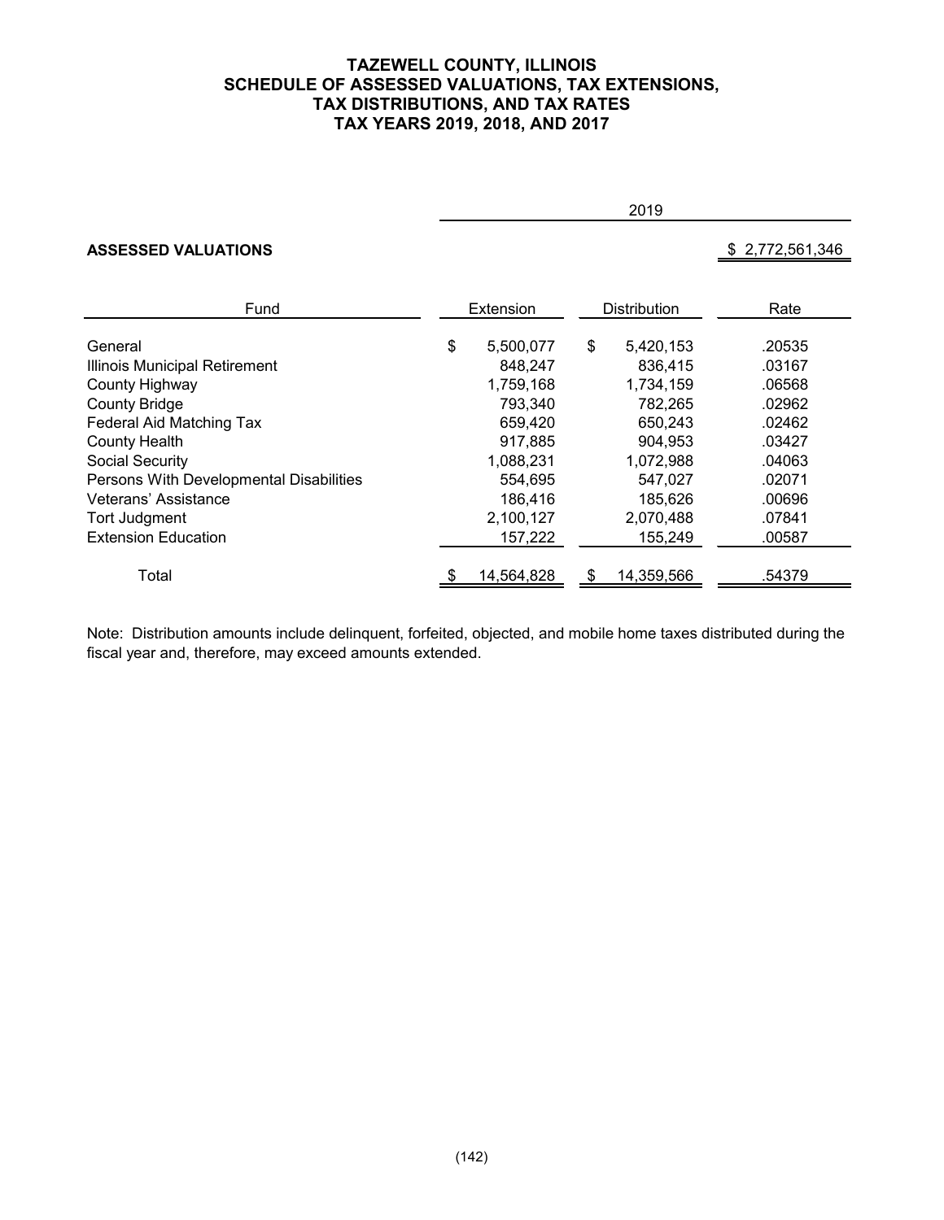# TAZEWELL COUNTY, ILLINOIS
## SCHEDULE OF ASSESSED VALUATIONS, TAX EXTENSIONS, TAX DISTRIBUTIONS, AND TAX RATES
## TAX YEARS 2019, 2018, AND 2017

| | 2019 | | |
|---|---|---|---|
| **ASSESSED VALUATIONS** | | | $ 2,772,561,346 |

| Fund | Extension | Distribution | Rate |
|---|---|---|---|
| General | $ 5,500,077 | $ 5,420,153 | .20535 |
| Illinois Municipal Retirement | 848,247 | 836,415 | .03167 |
| County Highway | 1,759,168 | 1,734,159 | .06568 |
| County Bridge | 793,340 | 782,265 | .02962 |
| Federal Aid Matching Tax | 659,420 | 650,243 | .02462 |
| County Health | 917,885 | 904,953 | .03427 |
| Social Security | 1,088,231 | 1,072,988 | .04063 |
| Persons With Developmental Disabilities | 554,695 | 547,027 | .02071 |
| Veterans' Assistance | 186,416 | 185,626 | .00696 |
| Tort Judgment | 2,100,127 | 2,070,488 | .07841 |
| Extension Education | 157,222 | 155,249 | .00587 |
| Total | $ 14,564,828 | $ 14,359,566 | .54379 |

Note: Distribution amounts include delinquent, forfeited, objected, and mobile home taxes distributed during the fiscal year and, therefore, may exceed amounts extended.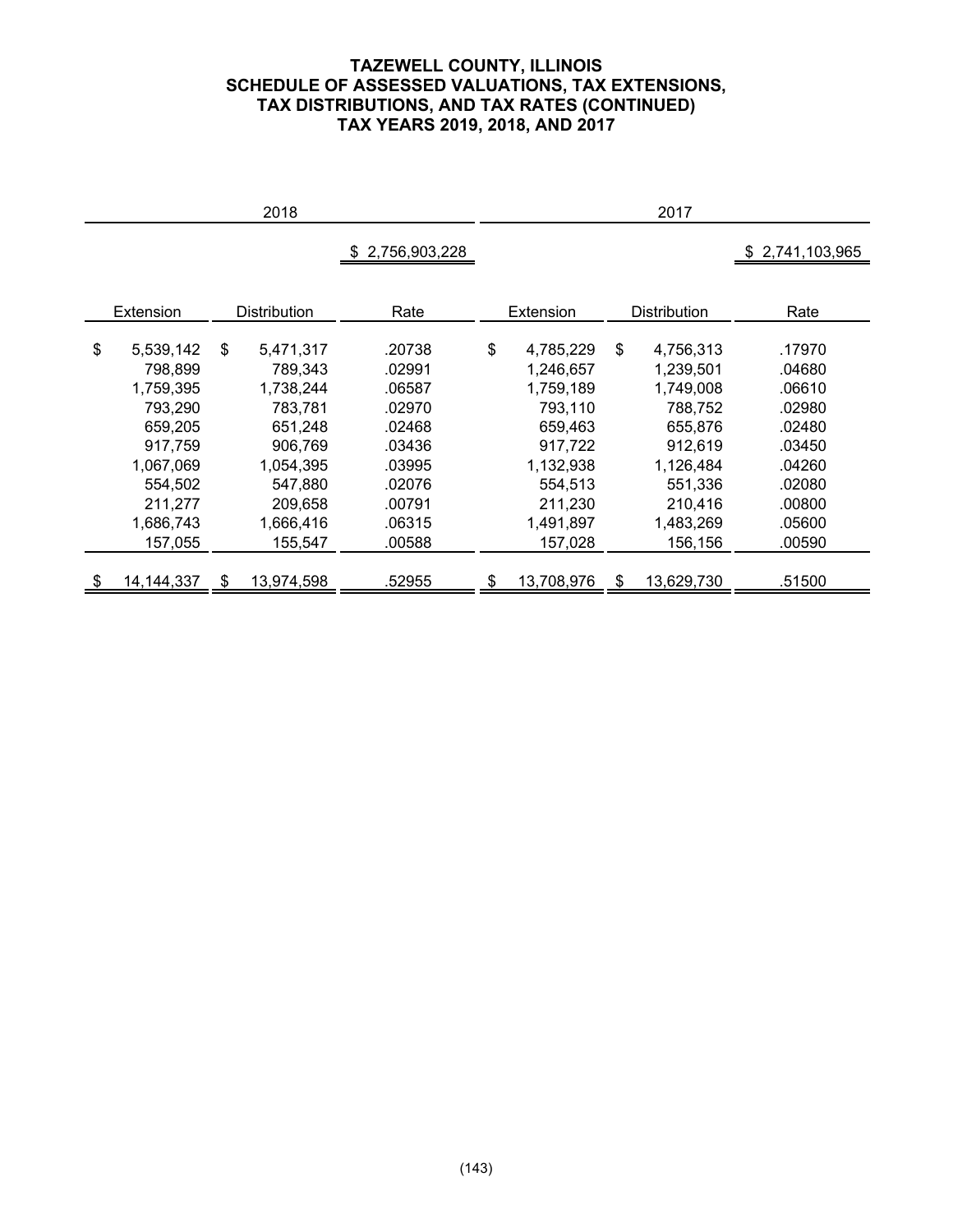# TAZEWELL COUNTY, ILLINOIS
## SCHEDULE OF ASSESSED VALUATIONS, TAX EXTENSIONS, TAX DISTRIBUTIONS, AND TAX RATES (CONTINUED)
### TAX YEARS 2019, 2018, AND 2017

| 2018 | | | 2017 | | |
|---|---|---|---|---|---|
| | | $ 2,756,903,228 | | | $ 2,741,103,965 |
| Extension | Distribution | Rate | Extension | Distribution | Rate |
| $ 5,539,142 | $ 5,471,317 | .20738 | $ 4,785,229 | $ 4,756,313 | .17970 |
| 798,899 | 789,343 | .02991 | 1,246,657 | 1,239,501 | .04680 |
| 1,759,395 | 1,738,244 | .06587 | 1,759,189 | 1,749,008 | .06610 |
| 793,290 | 783,781 | .02970 | 793,110 | 788,752 | .02980 |
| 659,205 | 651,248 | .02468 | 659,463 | 655,876 | .02480 |
| 917,759 | 906,769 | .03436 | 917,722 | 912,619 | .03450 |
| 1,067,069 | 1,054,395 | .03995 | 1,132,938 | 1,126,484 | .04260 |
| 554,502 | 547,880 | .02076 | 554,513 | 551,336 | .02080 |
| 211,277 | 209,658 | .00791 | 211,230 | 210,416 | .00800 |
| 1,686,743 | 1,666,416 | .06315 | 1,491,897 | 1,483,269 | .05600 |
| 157,055 | 155,547 | .00588 | 157,028 | 156,156 | .00590 |
| $ 14,144,337 | $ 13,974,598 | .52955 | $ 13,708,976 | $ 13,629,730 | .51500 |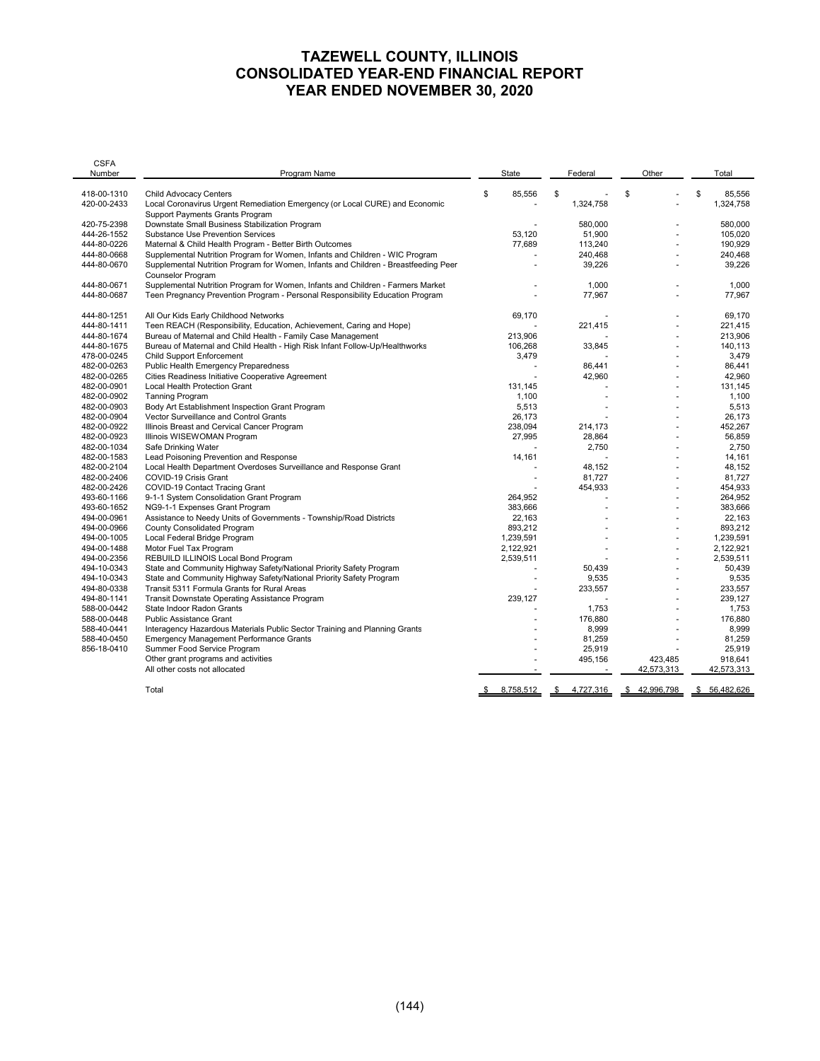# TAZEWELL COUNTY, ILLINOIS
# CONSOLIDATED YEAR-END FINANCIAL REPORT
# YEAR ENDED NOVEMBER 30, 2020

| CSFA Number | Program Name | State | Federal | Other | Total |
|---|---|---|---|---|---|
| 418-00-1310 | Child Advocacy Centers | $ 85,556 | $ - | $ - | $ 85,556 |
| 420-00-2433 | Local Coronavirus Urgent Remediation Emergency (or Local CURE) and Economic Support Payments Grants Program | - | 1,324,758 | - | 1,324,758 |
| 420-75-2398 | Downstate Small Business Stabilization Program | - | 580,000 | - | 580,000 |
| 444-26-1552 | Substance Use Prevention Services | 53,120 | 51,900 | - | 105,020 |
| 444-80-0226 | Maternal & Child Health Program - Better Birth Outcomes | 77,689 | 113,240 | - | 190,929 |
| 444-80-0668 | Supplemental Nutrition Program for Women, Infants and Children - WIC Program | - | 240,468 | - | 240,468 |
| 444-80-0670 | Supplemental Nutrition Program for Women, Infants and Children - Breastfeeding Peer Counselor Program | - | 39,226 | - | 39,226 |
| 444-80-0671 | Supplemental Nutrition Program for Women, Infants and Children - Farmers Market | - | 1,000 | - | 1,000 |
| 444-80-0687 | Teen Pregnancy Prevention Program - Personal Responsibility Education Program | - | 77,967 | - | 77,967 |
| 444-80-1251 | All Our Kids Early Childhood Networks | 69,170 | - | - | 69,170 |
| 444-80-1411 | Teen REACH (Responsibility, Education, Achievement, Caring and Hope) | - | 221,415 | - | 221,415 |
| 444-80-1674 | Bureau of Maternal and Child Health - Family Case Management | 213,906 | - | - | 213,906 |
| 444-80-1675 | Bureau of Maternal and Child Health - High Risk Infant Follow-Up/Healthworks | 106,268 | 33,845 | - | 140,113 |
| 478-00-0245 | Child Support Enforcement | 3,479 | - | - | 3,479 |
| 482-00-0263 | Public Health Emergency Preparedness | - | 86,441 | - | 86,441 |
| 482-00-0265 | Cities Readiness Initiative Cooperative Agreement | - | 42,960 | - | 42,960 |
| 482-00-0901 | Local Health Protection Grant | 131,145 | - | - | 131,145 |
| 482-00-0902 | Tanning Program | 1,100 | - | - | 1,100 |
| 482-00-0903 | Body Art Establishment Inspection Grant Program | 5,513 | - | - | 5,513 |
| 482-00-0904 | Vector Surveillance and Control Grants | 26,173 | - | - | 26,173 |
| 482-00-0922 | Illinois Breast and Cervical Cancer Program | 238,094 | 214,173 | - | 452,267 |
| 482-00-0923 | Illinois WISEWOMAN Program | 27,995 | 28,864 | - | 56,859 |
| 482-00-1034 | Safe Drinking Water | - | 2,750 | - | 2,750 |
| 482-00-1583 | Lead Poisoning Prevention and Response | 14,161 | - | - | 14,161 |
| 482-00-2104 | Local Health Department Overdoses Surveillance and Response Grant | - | 48,152 | - | 48,152 |
| 482-00-2406 | COVID-19 Crisis Grant | - | 81,727 | - | 81,727 |
| 482-00-2426 | COVID-19 Contact Tracing Grant | - | 454,933 | - | 454,933 |
| 493-60-1166 | 9-1-1 System Consolidation Grant Program | 264,952 | - | - | 264,952 |
| 493-60-1652 | NG9-1-1 Expenses Grant Program | 383,666 | - | - | 383,666 |
| 494-00-0961 | Assistance to Needy Units of Governments - Township/Road Districts | 22,163 | - | - | 22,163 |
| 494-00-0966 | County Consolidated Program | 893,212 | - | - | 893,212 |
| 494-00-1005 | Local Federal Bridge Program | 1,239,591 | - | - | 1,239,591 |
| 494-00-1488 | Motor Fuel Tax Program | 2,122,921 | - | - | 2,122,921 |
| 494-00-2356 | REBUILD ILLINOIS Local Bond Program | 2,539,511 | - | - | 2,539,511 |
| 494-10-0343 | State and Community Highway Safety/National Priority Safety Program | - | 50,439 | - | 50,439 |
| 494-10-0343 | State and Community Highway Safety/National Priority Safety Program | - | 9,535 | - | 9,535 |
| 494-80-0338 | Transit 5311 Formula Grants for Rural Areas | - | 233,557 | - | 233,557 |
| 494-80-1141 | Transit Downstate Operating Assistance Program | 239,127 | - | - | 239,127 |
| 588-00-0442 | State Indoor Radon Grants | - | 1,753 | - | 1,753 |
| 588-00-0448 | Public Assistance Grant | - | 176,880 | - | 176,880 |
| 588-40-0441 | Interagency Hazardous Materials Public Sector Training and Planning Grants | - | 8,999 | - | 8,999 |
| 588-40-0450 | Emergency Management Performance Grants | - | 81,259 | - | 81,259 |
| 856-18-0410 | Summer Food Service Program | - | 25,919 | - | 25,919 |
| | Other grant programs and activities | - | 495,156 | 423,485 | 918,641 |
| | All other costs not allocated | - | - | 42,573,313 | 42,573,313 |
| | Total | $ 8,758,512 | $ 4,727,316 | $ 42,996,798 | $ 56,482,626 |